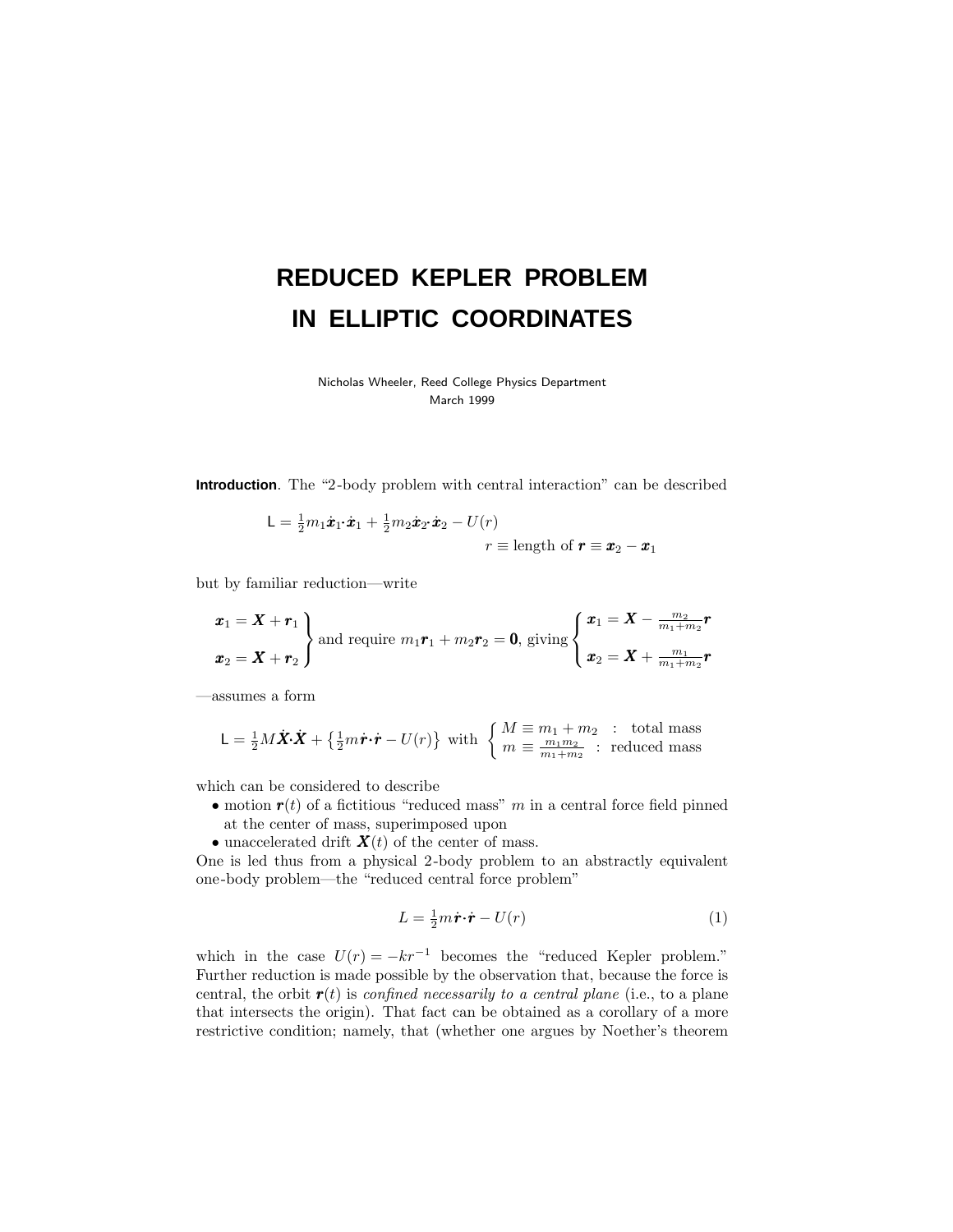# REDUCED KEPLER PROBLEM IN ELLIPTIC COORDINATES

Nicholas Wheeler, Reed College Physics Department
March 1999

**Introduction**. The "2-body problem with central interaction" can be described

$$\mathsf{L} = \tfrac{1}{2}m_1\dot{\boldsymbol{x}}_1\cdot\dot{\boldsymbol{x}}_1 + \tfrac{1}{2}m_2\dot{\boldsymbol{x}}_2\cdot\dot{\boldsymbol{x}}_2 - U(r)$$

$$r \equiv \text{length of } \boldsymbol{r} \equiv \boldsymbol{x}_2 - \boldsymbol{x}_1$$

but by familiar reduction—write

$$\left.\begin{array}{l}\boldsymbol{x}_1 = \boldsymbol{X} + \boldsymbol{r}_1\\[6pt] \boldsymbol{x}_2 = \boldsymbol{X} + \boldsymbol{r}_2\end{array}\right\}\text{ and require } m_1\boldsymbol{r}_1 + m_2\boldsymbol{r}_2 = \boldsymbol{0}\text{, giving }\left\{\begin{array}{l}\boldsymbol{x}_1 = \boldsymbol{X} - \frac{m_2}{m_1+m_2}\boldsymbol{r}\\[6pt] \boldsymbol{x}_2 = \boldsymbol{X} + \frac{m_1}{m_1+m_2}\boldsymbol{r}\end{array}\right.$$

—assumes a form

$$\mathsf{L} = \tfrac{1}{2}M\dot{\boldsymbol{X}}\cdot\dot{\boldsymbol{X}} + \left\{\tfrac{1}{2}m\dot{\boldsymbol{r}}\cdot\dot{\boldsymbol{r}} - U(r)\right\} \text{ with } \left\{\begin{array}{ll}M \equiv m_1 + m_2 & : \text{ total mass}\\ m \equiv \frac{m_1 m_2}{m_1+m_2} & : \text{ reduced mass}\end{array}\right.$$

which can be considered to describe

- motion $\boldsymbol{r}(t)$ of a fictitious "reduced mass" $m$ in a central force field pinned at the center of mass, superimposed upon
- unaccelerated drift $\boldsymbol{X}(t)$ of the center of mass.

One is led thus from a physical 2-body problem to an abstractly equivalent one-body problem—the "reduced central force problem"

$$L = \tfrac{1}{2}m\dot{\boldsymbol{r}}\cdot\dot{\boldsymbol{r}} - U(r) \tag{1}$$

which in the case $U(r) = -kr^{-1}$ becomes the "reduced Kepler problem." Further reduction is made possible by the observation that, because the force is central, the orbit $\boldsymbol{r}(t)$ is *confined necessarily to a central plane* (i.e., to a plane that intersects the origin). That fact can be obtained as a corollary of a more restrictive condition; namely, that (whether one argues by Noether's theorem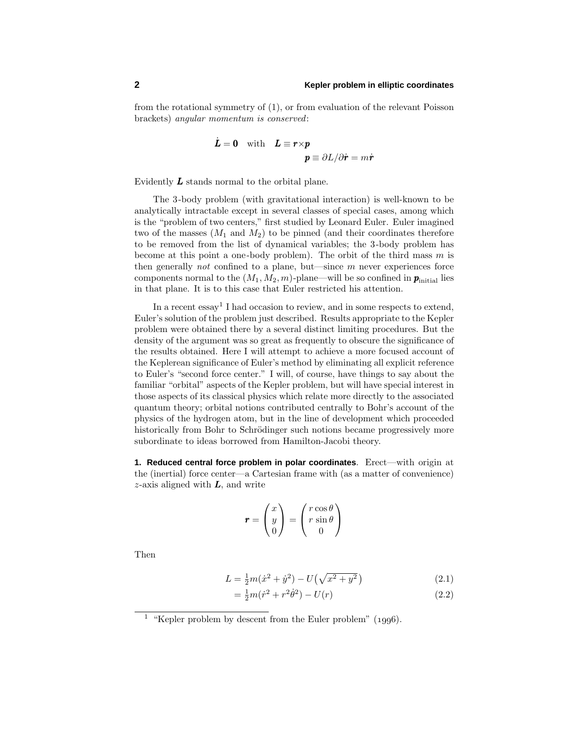from the rotational symmetry of (1), or from evaluation of the relevant Poisson brackets) *angular momentum is conserved*:

$$\dot{\boldsymbol{L}} = \boldsymbol{0} \quad \text{with} \quad \boldsymbol{L} \equiv \boldsymbol{r}\times\boldsymbol{p}$$
$$\boldsymbol{p} \equiv \partial L/\partial\dot{\boldsymbol{r}} = m\dot{\boldsymbol{r}}$$

Evidently $\boldsymbol{L}$ stands normal to the orbital plane.

The 3-body problem (with gravitational interaction) is well-known to be analytically intractable except in several classes of special cases, among which is the "problem of two centers," first studied by Leonard Euler. Euler imagined two of the masses ($M_1$ and $M_2$) to be pinned (and their coordinates therefore to be removed from the list of dynamical variables; the 3-body problem has become at this point a one-body problem). The orbit of the third mass $m$ is then generally *not* confined to a plane, but—since $m$ never experiences force components normal to the $(M_1, M_2, m)$-plane—will be so confined in $\boldsymbol{p}_{\text{initial}}$ lies in that plane. It is to this case that Euler restricted his attention.

In a recent essay[1] I had occasion to review, and in some respects to extend, Euler's solution of the problem just described. Results appropriate to the Kepler problem were obtained there by a several distinct limiting procedures. But the density of the argument was so great as frequently to obscure the significance of the results obtained. Here I will attempt to achieve a more focused account of the Keplerean significance of Euler's method by eliminating all explicit reference to Euler's "second force center." I will, of course, have things to say about the familiar "orbital" aspects of the Kepler problem, but will have special interest in those aspects of its classical physics which relate more directly to the associated quantum theory; orbital notions contributed centrally to Bohr's account of the physics of the hydrogen atom, but in the line of development which proceeded historically from Bohr to Schrödinger such notions became progressively more subordinate to ideas borrowed from Hamilton-Jacobi theory.

**1. Reduced central force problem in polar coordinates**. Erect—with origin at the (inertial) force center—a Cartesian frame with (as a matter of convenience) $z$-axis aligned with $\boldsymbol{L}$, and write

$$\boldsymbol{r} = \begin{pmatrix} x \\ y \\ 0 \end{pmatrix} = \begin{pmatrix} r\cos\theta \\ r\sin\theta \\ 0 \end{pmatrix}$$

Then

$$L = \tfrac{1}{2}m(\dot{x}^2 + \dot{y}^2) - U\big(\sqrt{x^2+y^2}\big) \tag{2.1}$$
$$= \tfrac{1}{2}m(\dot{r}^2 + r^2\dot{\theta}^2) - U(r) \tag{2.2}$$

[1] "Kepler problem by descent from the Euler problem" (1996).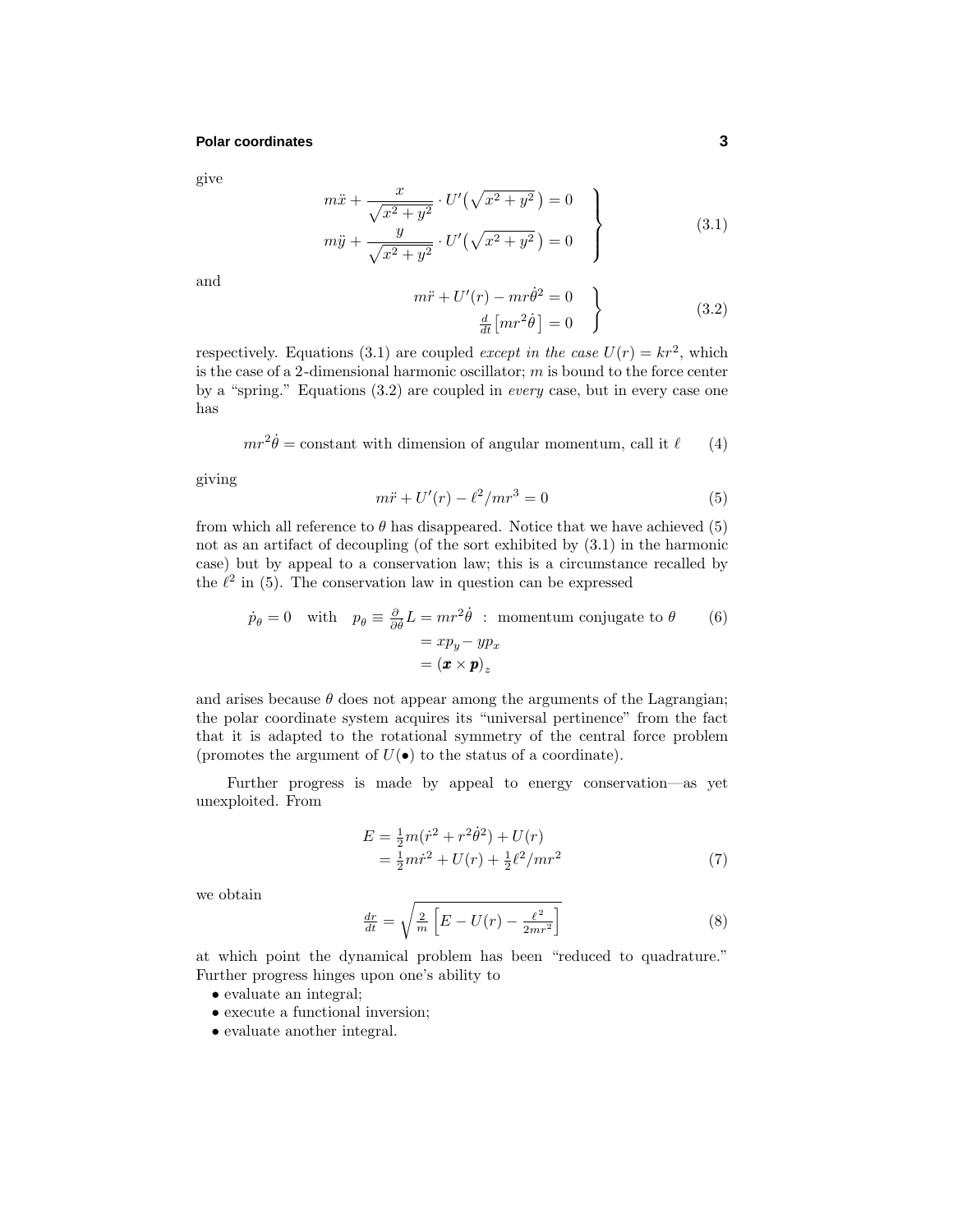give

$$
\left.\begin{aligned}
m\ddot{x} + \frac{x}{\sqrt{x^2+y^2}} \cdot U'\big(\sqrt{x^2+y^2}\,\big) &= 0\\
m\ddot{y} + \frac{y}{\sqrt{x^2+y^2}} \cdot U'\big(\sqrt{x^2+y^2}\,\big) &= 0
\end{aligned}\right\} \tag{3.1}
$$

and

$$
\left.\begin{aligned}
m\ddot{r} + U'(r) - mr\dot{\theta}^2 &= 0\\
\tfrac{d}{dt}\big[mr^2\dot{\theta}\,\big] &= 0
\end{aligned}\right\} \tag{3.2}
$$

respectively. Equations (3.1) are coupled *except in the case* $U(r) = kr^2$, which is the case of a 2-dimensional harmonic oscillator; $m$ is bound to the force center by a "spring." Equations (3.2) are coupled in *every* case, but in every case one has

$$
mr^2\dot{\theta} = \text{constant with dimension of angular momentum, call it } \ell \tag{4}
$$

giving

$$
m\ddot{r} + U'(r) - \ell^2/mr^3 = 0 \tag{5}
$$

from which all reference to $\theta$ has disappeared. Notice that we have achieved (5) not as an artifact of decoupling (of the sort exhibited by (3.1) in the harmonic case) but by appeal to a conservation law; this is a circumstance recalled by the $\ell^2$ in (5). The conservation law in question can be expressed

$$
\begin{aligned}
\dot{p}_\theta = 0 \quad \text{with} \quad p_\theta \equiv \tfrac{\partial}{\partial\dot{\theta}}L &= mr^2\dot{\theta} \;:\; \text{momentum conjugate to } \theta\\
&= xp_y - yp_x\\
&= (\boldsymbol{x}\times\boldsymbol{p})_z
\end{aligned} \tag{6}
$$

and arises because $\theta$ does not appear among the arguments of the Lagrangian; the polar coordinate system acquires its "universal pertinence" from the fact that it is adapted to the rotational symmetry of the central force problem (promotes the argument of $U(\bullet)$ to the status of a coordinate).

Further progress is made by appeal to energy conservation—as yet unexploited. From

$$
\begin{aligned}
E &= \tfrac{1}{2}m(\dot{r}^2 + r^2\dot{\theta}^2) + U(r)\\
&= \tfrac{1}{2}m\dot{r}^2 + U(r) + \tfrac{1}{2}\ell^2/mr^2
\end{aligned} \tag{7}
$$

we obtain

$$
\tfrac{dr}{dt} = \sqrt{\tfrac{2}{m}\Big[E - U(r) - \tfrac{\ell^2}{2mr^2}\Big]} \tag{8}
$$

at which point the dynamical problem has been "reduced to quadrature." Further progress hinges upon one's ability to

- evaluate an integral;
- execute a functional inversion;
- evaluate another integral.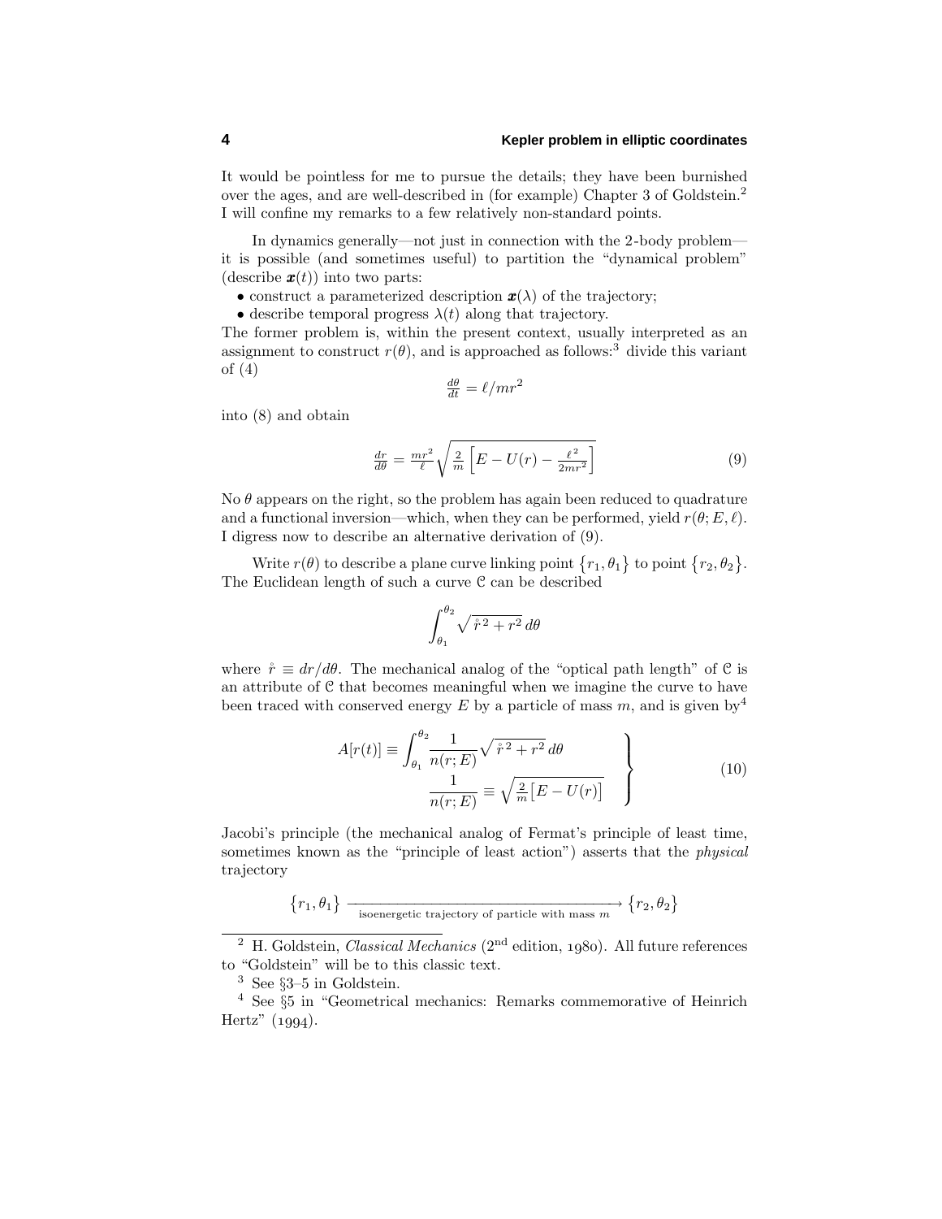It would be pointless for me to pursue the details; they have been burnished over the ages, and are well-described in (for example) Chapter 3 of Goldstein.[2] I will confine my remarks to a few relatively non-standard points.

In dynamics generally—not just in connection with the 2-body problem—it is possible (and sometimes useful) to partition the "dynamical problem" (describe $\boldsymbol{x}(t)$) into two parts:

- construct a parameterized description $\boldsymbol{x}(\lambda)$ of the trajectory;
- describe temporal progress $\lambda(t)$ along that trajectory.

The former problem is, within the present context, usually interpreted as an assignment to construct $r(\theta)$, and is approached as follows:[3] divide this variant of (4)

$$\tfrac{d\theta}{dt} = \ell/mr^2$$

into (8) and obtain

$$\tfrac{dr}{d\theta} = \tfrac{mr^2}{\ell}\sqrt{\tfrac{2}{m}\Big[E - U(r) - \tfrac{\ell^2}{2mr^2}\Big]} \tag{9}$$

No $\theta$ appears on the right, so the problem has again been reduced to quadrature and a functional inversion—which, when they can be performed, yield $r(\theta; E, \ell)$. I digress now to describe an alternative derivation of (9).

Write $r(\theta)$ to describe a plane curve linking point $\{r_1, \theta_1\}$ to point $\{r_2, \theta_2\}$. The Euclidean length of such a curve $\mathcal{C}$ can be described

$$\int_{\theta_1}^{\theta_2}\sqrt{\mathring{r}^{\,2} + r^2}\,d\theta$$

where $\mathring{r} \equiv dr/d\theta$. The mechanical analog of the "optical path length" of $\mathcal{C}$ is an attribute of $\mathcal{C}$ that becomes meaningful when we imagine the curve to have been traced with conserved energy $E$ by a particle of mass $m$, and is given by[4]

$$\left.\begin{aligned} A[r(t)] \equiv \int_{\theta_1}^{\theta_2}\frac{1}{n(r;E)}\sqrt{\mathring{r}^{\,2} + r^2}\,d\theta \\ \frac{1}{n(r;E)} \equiv \sqrt{\tfrac{2}{m}\big[E - U(r)\big]} \end{aligned}\right\} \tag{10}$$

Jacobi's principle (the mechanical analog of Fermat's principle of least time, sometimes known as the "principle of least action") asserts that the *physical* trajectory

$$\{r_1, \theta_1\} \xrightarrow[\text{isoenergetic trajectory of particle with mass } m]{} \{r_2, \theta_2\}$$

---

[2] H. Goldstein, *Classical Mechanics* ($2^{\text{nd}}$ edition, 1980). All future references to "Goldstein" will be to this classic text.

[3] See §3–5 in Goldstein.

[4] See §5 in "Geometrical mechanics: Remarks commemorative of Heinrich Hertz" (1994).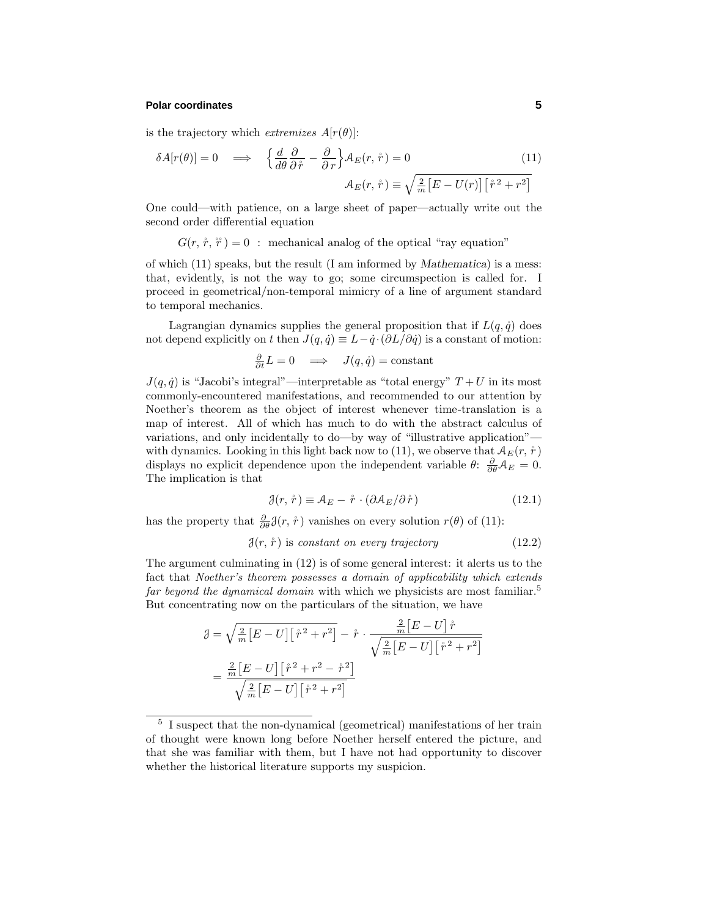is the trajectory which *extremizes* $A[r(\theta)]$:

$$\delta A[r(\theta)] = 0 \quad \Longrightarrow \quad \Big\{\frac{d}{d\theta}\frac{\partial}{\partial \mathring{r}} - \frac{\partial}{\partial r}\Big\}\mathcal{A}_E(r, \mathring{r}) = 0 \tag{11}$$

$$\mathcal{A}_E(r, \mathring{r}) \equiv \sqrt{\tfrac{2}{m}\big[E - U(r)\big]\big[\mathring{r}^{\,2} + r^2\big]}$$

One could—with patience, on a large sheet of paper—actually write out the second order differential equation

$$G(r, \mathring{r}, \mathring{\mathring{r}}) = 0 \;\;:\;\; \text{mechanical analog of the optical "ray equation"}$$

of which (11) speaks, but the result (I am informed by *Mathematica*) is a mess: that, evidently, is not the way to go; some circumspection is called for. I proceed in geometrical/non-temporal mimicry of a line of argument standard to temporal mechanics.

Lagrangian dynamics supplies the general proposition that if $L(q, \dot{q})$ does not depend explicitly on $t$ then $J(q, \dot{q}) \equiv L - \dot{q}\cdot(\partial L/\partial \dot{q})$ is a constant of motion:

$$\tfrac{\partial}{\partial t}L = 0 \quad \Longrightarrow \quad J(q, \dot{q}) = \text{constant}$$

$J(q, \dot{q})$ is "Jacobi's integral"—interpretable as "total energy" $T + U$ in its most commonly-encountered manifestations, and recommended to our attention by Noether's theorem as the object of interest whenever time-translation is a map of interest. All of which has much to do with the abstract calculus of variations, and only incidentally to do—by way of "illustrative application"—with dynamics. Looking in this light back now to (11), we observe that $\mathcal{A}_E(r, \mathring{r})$ displays no explicit dependence upon the independent variable $\theta$: $\frac{\partial}{\partial\theta}\mathcal{A}_E = 0$. The implication is that

$$\mathcal{J}(r, \mathring{r}) \equiv \mathcal{A}_E - \mathring{r}\cdot(\partial\mathcal{A}_E/\partial\mathring{r}) \tag{12.1}$$

has the property that $\frac{\partial}{\partial\theta}\mathcal{J}(r, \mathring{r})$ vanishes on every solution $r(\theta)$ of (11):

$$\mathcal{J}(r, \mathring{r}) \text{ is } \textit{constant on every trajectory} \tag{12.2}$$

The argument culminating in (12) is of some general interest: it alerts us to the fact that *Noether's theorem possesses a domain of applicability which extends far beyond the dynamical domain* with which we physicists are most familiar.[5] But concentrating now on the particulars of the situation, we have

$$\begin{aligned}
\mathcal{J} &= \sqrt{\tfrac{2}{m}\big[E - U\big]\big[\mathring{r}^{\,2} + r^2\big]} - \mathring{r}\cdot\frac{\tfrac{2}{m}\big[E - U\big]\,\mathring{r}}{\sqrt{\tfrac{2}{m}\big[E - U\big]\big[\mathring{r}^{\,2} + r^2\big]}}\\
&= \frac{\tfrac{2}{m}\big[E - U\big]\big[\mathring{r}^{\,2} + r^2 - \mathring{r}^{\,2}\big]}{\sqrt{\tfrac{2}{m}\big[E - U\big]\big[\mathring{r}^{\,2} + r^2\big]}}
\end{aligned}$$

---

[5] I suspect that the non-dynamical (geometrical) manifestations of her train of thought were known long before Noether herself entered the picture, and that she was familiar with them, but I have not had opportunity to discover whether the historical literature supports my suspicion.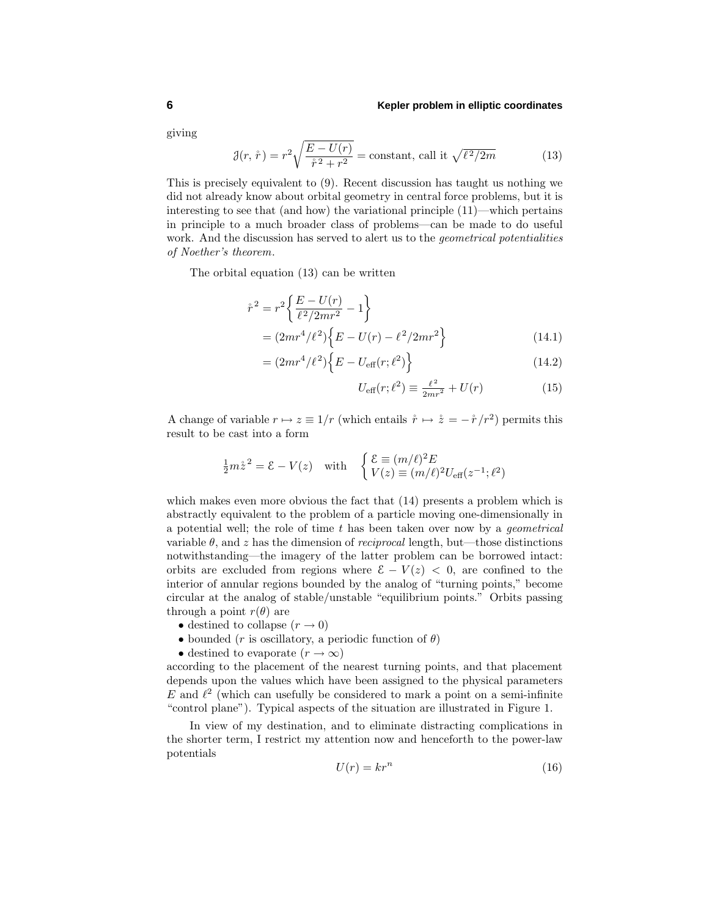giving

$$\mathcal{J}(r, \mathring{r}) = r^2\sqrt{\frac{E - U(r)}{\mathring{r}^2 + r^2}} = \text{constant, call it } \sqrt{\ell^2/2m} \tag{13}$$

This is precisely equivalent to (9). Recent discussion has taught us nothing we did not already know about orbital geometry in central force problems, but it is interesting to see that (and how) the variational principle (11)—which pertains in principle to a much broader class of problems—can be made to do useful work. And the discussion has served to alert us to the *geometrical potentialities of Noether's theorem*.

The orbital equation (13) can be written

$$\begin{aligned}
\mathring{r}^2 &= r^2\left\{\frac{E - U(r)}{\ell^2/2mr^2} - 1\right\} \\
&= (2mr^4/\ell^2)\Big\{E - U(r) - \ell^2/2mr^2\Big\} \qquad (14.1)\\
&= (2mr^4/\ell^2)\Big\{E - U_{\text{eff}}(r;\ell^2)\Big\} \qquad (14.2)
\end{aligned}$$

$$U_{\text{eff}}(r;\ell^2) \equiv \tfrac{\ell^2}{2mr^2} + U(r) \tag{15}$$

A change of variable $r \mapsto z \equiv 1/r$ (which entails $\mathring{r} \mapsto \mathring{z} = -\mathring{r}/r^2$) permits this result to be cast into a form

$$\tfrac{1}{2}m\mathring{z}^2 = \mathcal{E} - V(z) \quad \text{with} \quad \begin{cases} \mathcal{E} \equiv (m/\ell)^2 E \\ V(z) \equiv (m/\ell)^2 U_{\text{eff}}(z^{-1};\ell^2) \end{cases}$$

which makes even more obvious the fact that (14) presents a problem which is abstractly equivalent to the problem of a particle moving one-dimensionally in a potential well; the role of time $t$ has been taken over now by a *geometrical* variable $\theta$, and $z$ has the dimension of *reciprocal* length, but—those distinctions notwithstanding—the imagery of the latter problem can be borrowed intact: orbits are excluded from regions where $\mathcal{E} - V(z) < 0$, are confined to the interior of annular regions bounded by the analog of "turning points," become circular at the analog of stable/unstable "equilibrium points." Orbits passing through a point $r(\theta)$ are

- destined to collapse $(r \to 0)$
- bounded ($r$ is oscillatory, a periodic function of $\theta$)
- destined to evaporate $(r \to \infty)$

according to the placement of the nearest turning points, and that placement depends upon the values which have been assigned to the physical parameters $E$ and $\ell^2$ (which can usefully be considered to mark a point on a semi-infinite "control plane"). Typical aspects of the situation are illustrated in Figure 1.

In view of my destination, and to eliminate distracting complications in the shorter term, I restrict my attention now and henceforth to the power-law potentials

$$U(r) = kr^n \tag{16}$$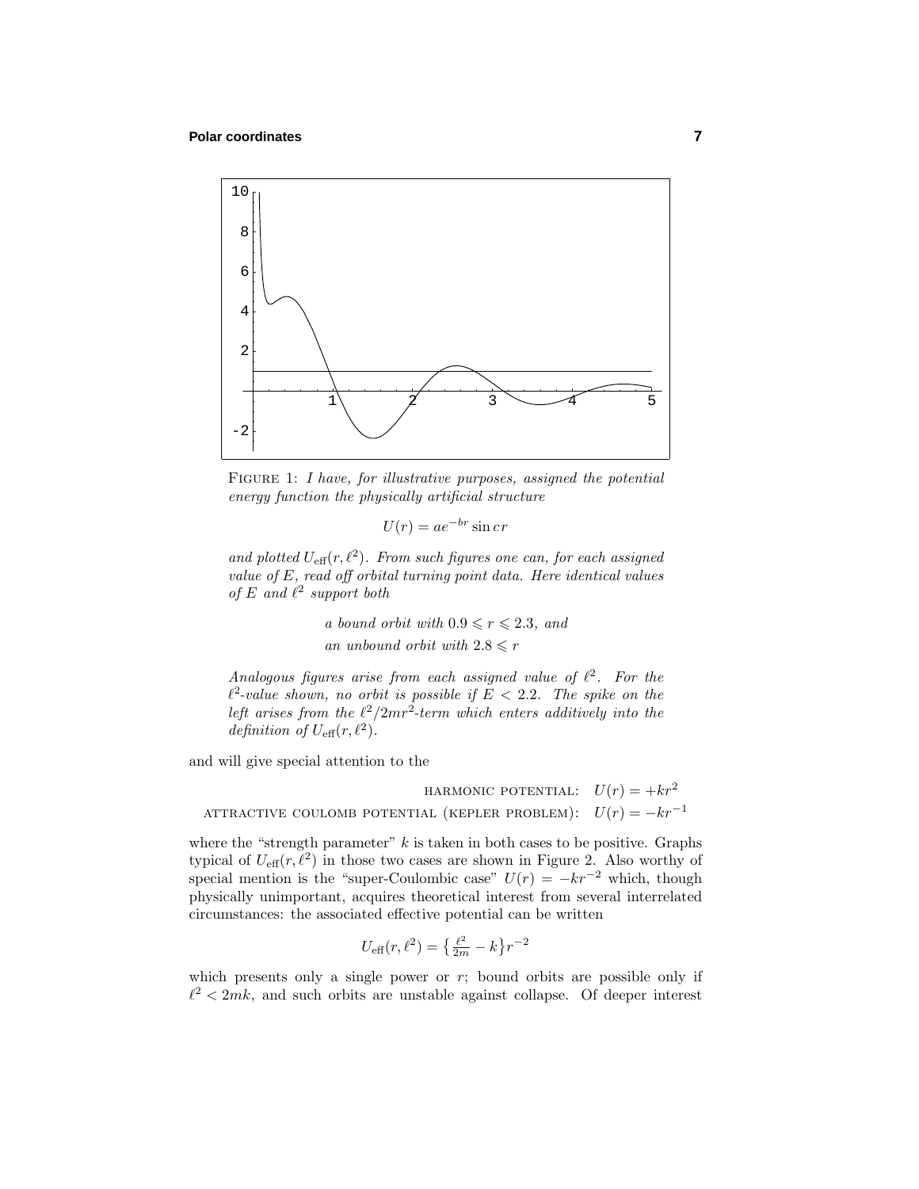FIGURE 1: *I have, for illustrative purposes, assigned the potential energy function the physically artificial structure*

$$U(r) = ae^{-br}\sin cr$$

*and plotted* $U_{\text{eff}}(r, \ell^2)$. *From such figures one can, for each assigned value of* $E$, *read off orbital turning point data. Here identical values of* $E$ *and* $\ell^2$ *support both*

*a bound orbit with* $0.9 \leqslant r \leqslant 2.3$, *and*
*an unbound orbit with* $2.8 \leqslant r$

*Analogous figures arise from each assigned value of* $\ell^2$. *For the* $\ell^2$*-value shown, no orbit is possible if* $E < 2.2$. *The spike on the left arises from the* $\ell^2/2mr^2$*-term which enters additively into the definition of* $U_{\text{eff}}(r, \ell^2)$.

and will give special attention to the

$$\text{HARMONIC POTENTIAL:} \quad U(r) = +kr^2$$

$$\text{ATTRACTIVE COULOMB POTENTIAL (KEPLER PROBLEM):} \quad U(r) = -kr^{-1}$$

where the "strength parameter" $k$ is taken in both cases to be positive. Graphs typical of $U_{\text{eff}}(r, \ell^2)$ in those two cases are shown in Figure 2. Also worthy of special mention is the "super-Coulombic case" $U(r) = -kr^{-2}$ which, though physically unimportant, acquires theoretical interest from several interrelated circumstances: the associated effective potential can be written

$$U_{\text{eff}}(r, \ell^2) = \left\{\tfrac{\ell^2}{2m} - k\right\}r^{-2}$$

which presents only a single power or $r$; bound orbits are possible only if $\ell^2 < 2mk$, and such orbits are unstable against collapse. Of deeper interest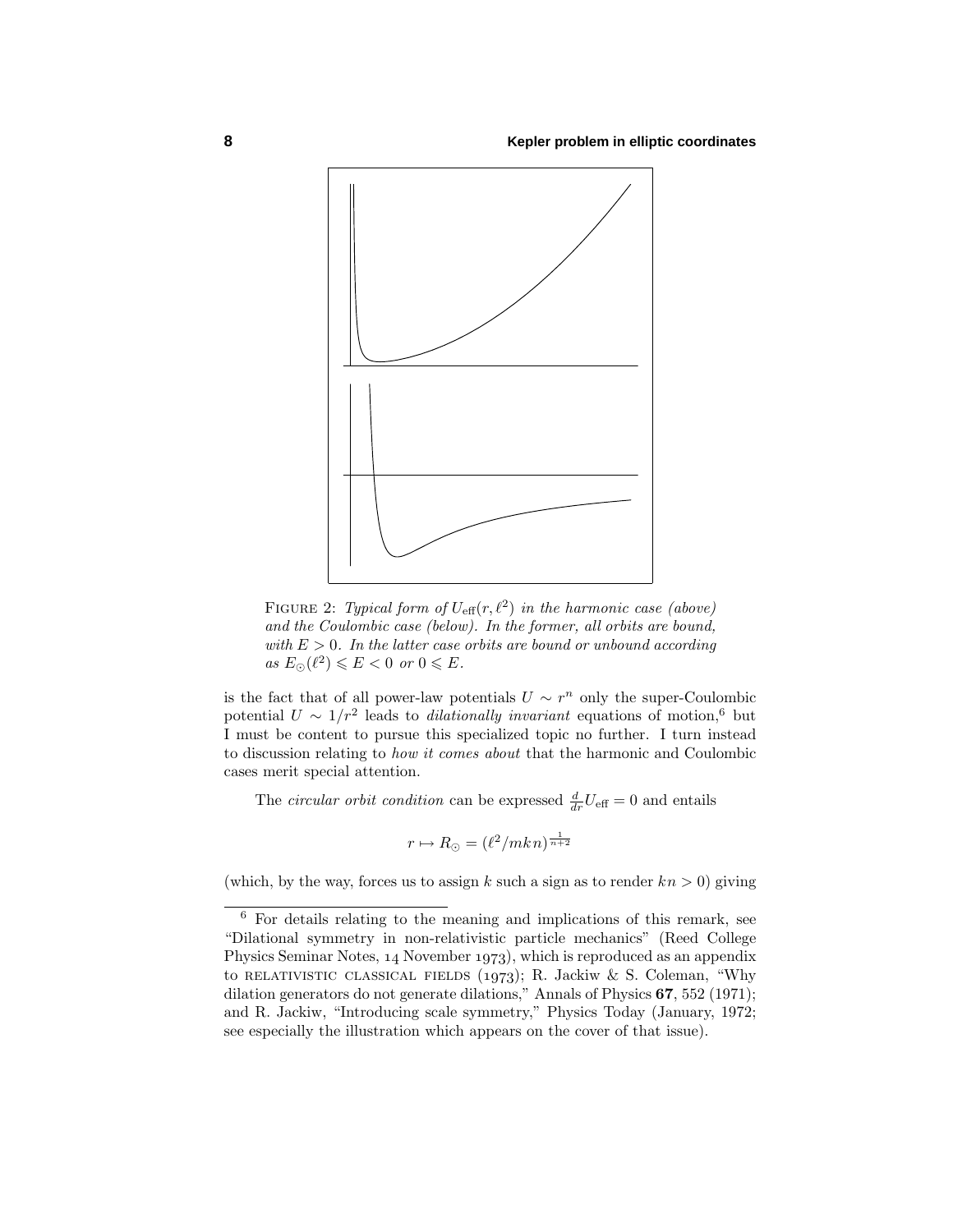FIGURE 2: *Typical form of $U_{\text{eff}}(r,\ell^2)$ in the harmonic case (above) and the Coulombic case (below). In the former, all orbits are bound, with $E>0$. In the latter case orbits are bound or unbound according as $E_\odot(\ell^2)\leqslant E<0$ or $0\leqslant E$.*

is the fact that of all power-law potentials $U\sim r^n$ only the super-Coulombic potential $U\sim 1/r^2$ leads to *dilationally invariant* equations of motion,[6] but I must be content to pursue this specialized topic no further. I turn instead to discussion relating to *how it comes about* that the harmonic and Coulombic cases merit special attention.

The *circular orbit condition* can be expressed $\frac{d}{dr}U_{\text{eff}}=0$ and entails

$$r\mapsto R_\odot=(\ell^2/mkn)^{\frac{1}{n+2}}$$

(which, by the way, forces us to assign $k$ such a sign as to render $kn>0$) giving

[6] For details relating to the meaning and implications of this remark, see "Dilational symmetry in non-relativistic particle mechanics" (Reed College Physics Seminar Notes, 14 November 1973), which is reproduced as an appendix to RELATIVISTIC CLASSICAL FIELDS (1973); R. Jackiw & S. Coleman, "Why dilation generators do not generate dilations," Annals of Physics **67**, 552 (1971); and R. Jackiw, "Introducing scale symmetry," Physics Today (January, 1972; see especially the illustration which appears on the cover of that issue).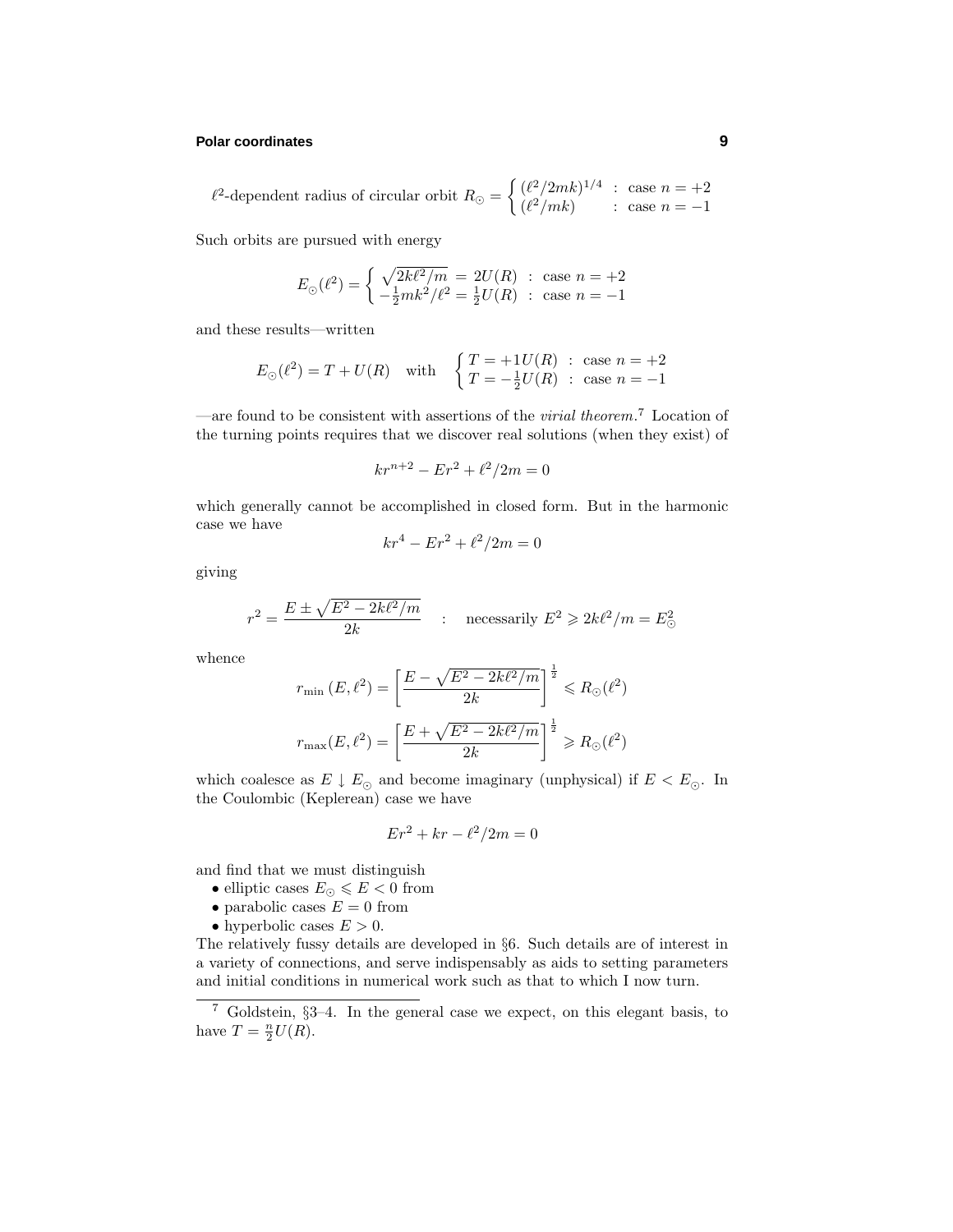$\ell^2$-dependent radius of circular orbit $R_\odot = \begin{cases} (\ell^2/2mk)^{1/4} & : \text{ case } n = +2 \\ (\ell^2/mk) & : \text{ case } n = -1 \end{cases}$

Such orbits are pursued with energy

$$E_\odot(\ell^2) = \begin{cases} \sqrt{2k\ell^2/m} \,=\, 2U(R) & : \text{ case } n = +2 \\ -\frac{1}{2}mk^2/\ell^2 = \frac{1}{2}U(R) & : \text{ case } n = -1 \end{cases}$$

and these results—written

$$E_\odot(\ell^2) = T + U(R) \quad \text{with} \quad \begin{cases} T = +1U(R) & : \text{ case } n = +2 \\ T = -\frac{1}{2}U(R) & : \text{ case } n = -1 \end{cases}$$

—are found to be consistent with assertions of the *virial theorem*.[7] Location of the turning points requires that we discover real solutions (when they exist) of

$$kr^{n+2} - Er^2 + \ell^2/2m = 0$$

which generally cannot be accomplished in closed form. But in the harmonic case we have

$$kr^4 - Er^2 + \ell^2/2m = 0$$

giving

$$r^2 = \frac{E \pm \sqrt{E^2 - 2k\ell^2/m}}{2k} \quad : \quad \text{necessarily } E^2 \geqslant 2k\ell^2/m = E_\odot^2$$

whence

$$r_{\min}(E, \ell^2) = \left[\frac{E - \sqrt{E^2 - 2k\ell^2/m}}{2k}\right]^{\frac{1}{2}} \leqslant R_\odot(\ell^2)$$

$$r_{\max}(E, \ell^2) = \left[\frac{E + \sqrt{E^2 - 2k\ell^2/m}}{2k}\right]^{\frac{1}{2}} \geqslant R_\odot(\ell^2)$$

which coalesce as $E \downarrow E_\odot$ and become imaginary (unphysical) if $E < E_\odot$. In the Coulombic (Keplerean) case we have

$$Er^2 + kr - \ell^2/2m = 0$$

and find that we must distinguish

- elliptic cases $E_\odot \leqslant E < 0$ from
- parabolic cases $E = 0$ from
- hyperbolic cases $E > 0$.

The relatively fussy details are developed in §6. Such details are of interest in a variety of connections, and serve indispensably as aids to setting parameters and initial conditions in numerical work such as that to which I now turn.

---

[7] Goldstein, §3–4. In the general case we expect, on this elegant basis, to have $T = \frac{n}{2}U(R)$.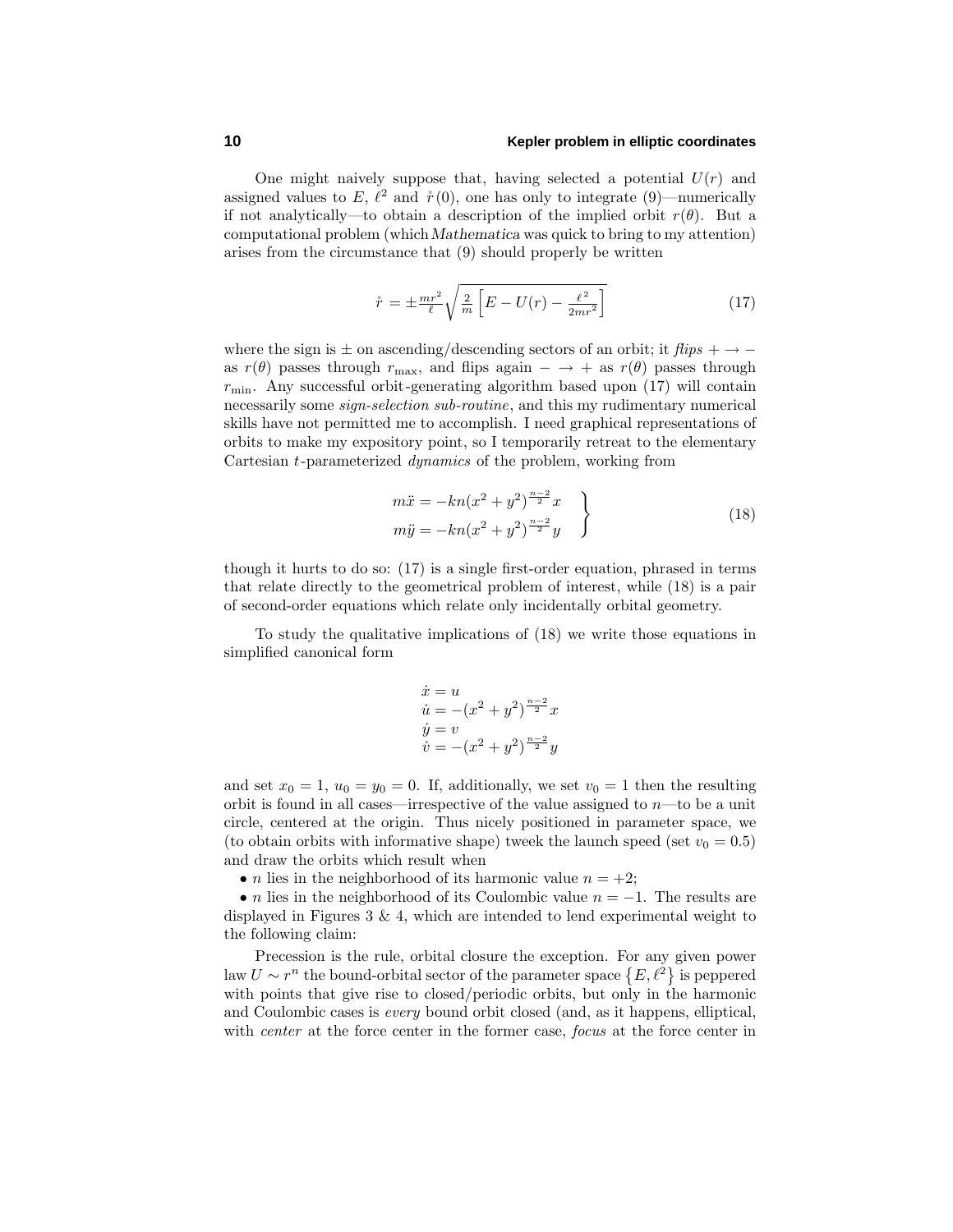One might naively suppose that, having selected a potential $U(r)$ and assigned values to $E$, $\ell^2$ and $\mathring{r}(0)$, one has only to integrate (9)—numerically if not analytically—to obtain a description of the implied orbit $r(\theta)$. But a computational problem (which *Mathematica* was quick to bring to my attention) arises from the circumstance that (9) should properly be written

$$\mathring{r} = \pm\tfrac{mr^2}{\ell}\sqrt{\tfrac{2}{m}\Big[E - U(r) - \tfrac{\ell^2}{2mr^2}\Big]} \tag{17}$$

where the sign is $\pm$ on ascending/descending sectors of an orbit; it *flips* $+ \rightarrow -$ as $r(\theta)$ passes through $r_{\max}$, and flips again $- \rightarrow +$ as $r(\theta)$ passes through $r_{\min}$. Any successful orbit-generating algorithm based upon (17) will contain necessarily some *sign-selection sub-routine*, and this my rudimentary numerical skills have not permitted me to accomplish. I need graphical representations of orbits to make my expository point, so I temporarily retreat to the elementary Cartesian $t$-parameterized *dynamics* of the problem, working from

$$\left.\begin{aligned} m\ddot{x} &= -kn(x^2+y^2)^{\frac{n-2}{2}}x \\ m\ddot{y} &= -kn(x^2+y^2)^{\frac{n-2}{2}}y \end{aligned}\right\} \tag{18}$$

though it hurts to do so: (17) is a single first-order equation, phrased in terms that relate directly to the geometrical problem of interest, while (18) is a pair of second-order equations which relate only incidentally orbital geometry.

To study the qualitative implications of (18) we write those equations in simplified canonical form

$$\begin{aligned} \dot{x} &= u \\ \dot{u} &= -(x^2+y^2)^{\frac{n-2}{2}}x \\ \dot{y} &= v \\ \dot{v} &= -(x^2+y^2)^{\frac{n-2}{2}}y \end{aligned}$$

and set $x_0 = 1$, $u_0 = y_0 = 0$. If, additionally, we set $v_0 = 1$ then the resulting orbit is found in all cases—irrespective of the value assigned to $n$—to be a unit circle, centered at the origin. Thus nicely positioned in parameter space, we (to obtain orbits with informative shape) tweek the launch speed (set $v_0 = 0.5$) and draw the orbits which result when

- $n$ lies in the neighborhood of its harmonic value $n = +2$;
- $n$ lies in the neighborhood of its Coulombic value $n = -1$. The results are displayed in Figures 3 & 4, which are intended to lend experimental weight to the following claim:

Precession is the rule, orbital closure the exception. For any given power law $U \sim r^n$ the bound-orbital sector of the parameter space $\{E, \ell^2\}$ is peppered with points that give rise to closed/periodic orbits, but only in the harmonic and Coulombic cases is *every* bound orbit closed (and, as it happens, elliptical, with *center* at the force center in the former case, *focus* at the force center in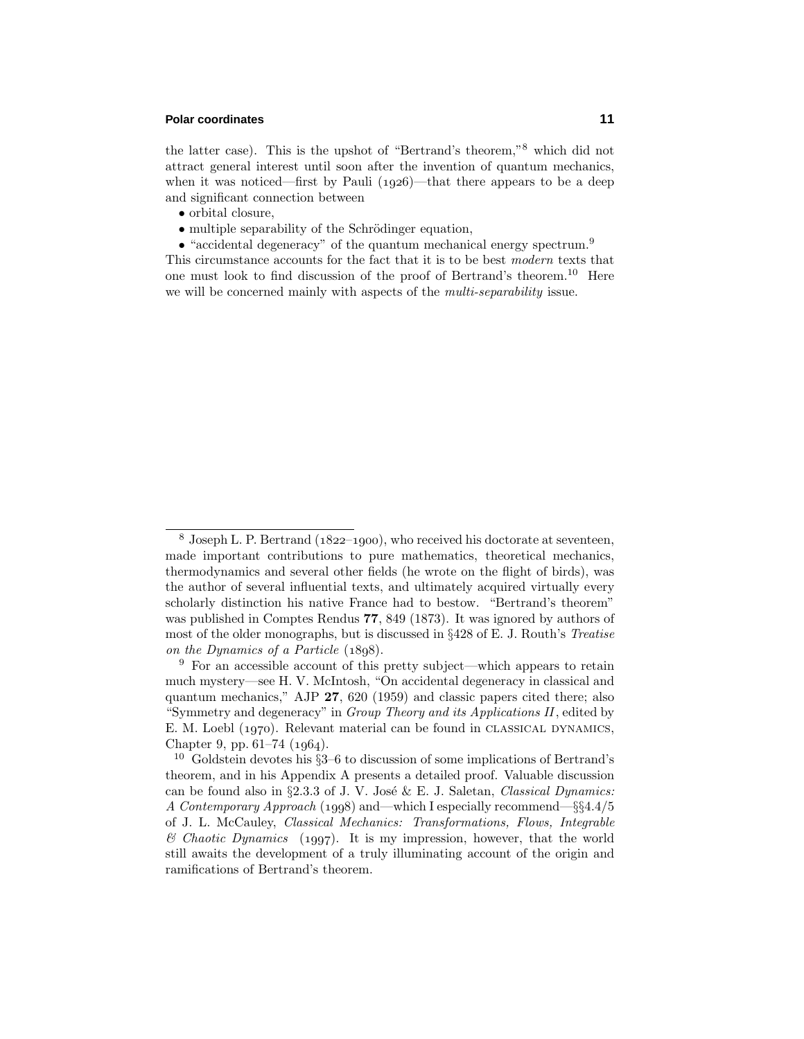the latter case). This is the upshot of "Bertrand's theorem,"[8] which did not attract general interest until soon after the invention of quantum mechanics, when it was noticed—first by Pauli (1926)—that there appears to be a deep and significant connection between

- orbital closure,
- multiple separability of the Schrödinger equation,
- "accidental degeneracy" of the quantum mechanical energy spectrum.[9]

This circumstance accounts for the fact that it is to be best *modern* texts that one must look to find discussion of the proof of Bertrand's theorem.[10] Here we will be concerned mainly with aspects of the *multi-separability* issue.

---

[8] Joseph L. P. Bertrand (1822–1900), who received his doctorate at seventeen, made important contributions to pure mathematics, theoretical mechanics, thermodynamics and several other fields (he wrote on the flight of birds), was the author of several influential texts, and ultimately acquired virtually every scholarly distinction his native France had to bestow. "Bertrand's theorem" was published in Comptes Rendus **77**, 849 (1873). It was ignored by authors of most of the older monographs, but is discussed in §428 of E. J. Routh's *Treatise on the Dynamics of a Particle* (1898).

[9] For an accessible account of this pretty subject—which appears to retain much mystery—see H. V. McIntosh, "On accidental degeneracy in classical and quantum mechanics," AJP **27**, 620 (1959) and classic papers cited there; also "Symmetry and degeneracy" in *Group Theory and its Applications II*, edited by E. M. Loebl (1970). Relevant material can be found in CLASSICAL DYNAMICS, Chapter 9, pp. 61–74 (1964).

[10] Goldstein devotes his §3–6 to discussion of some implications of Bertrand's theorem, and in his Appendix A presents a detailed proof. Valuable discussion can be found also in §2.3.3 of J. V. José & E. J. Saletan, *Classical Dynamics: A Contemporary Approach* (1998) and—which I especially recommend—§§4.4/5 of J. L. McCauley, *Classical Mechanics: Transformations, Flows, Integrable & Chaotic Dynamics* (1997). It is my impression, however, that the world still awaits the development of a truly illuminating account of the origin and ramifications of Bertrand's theorem.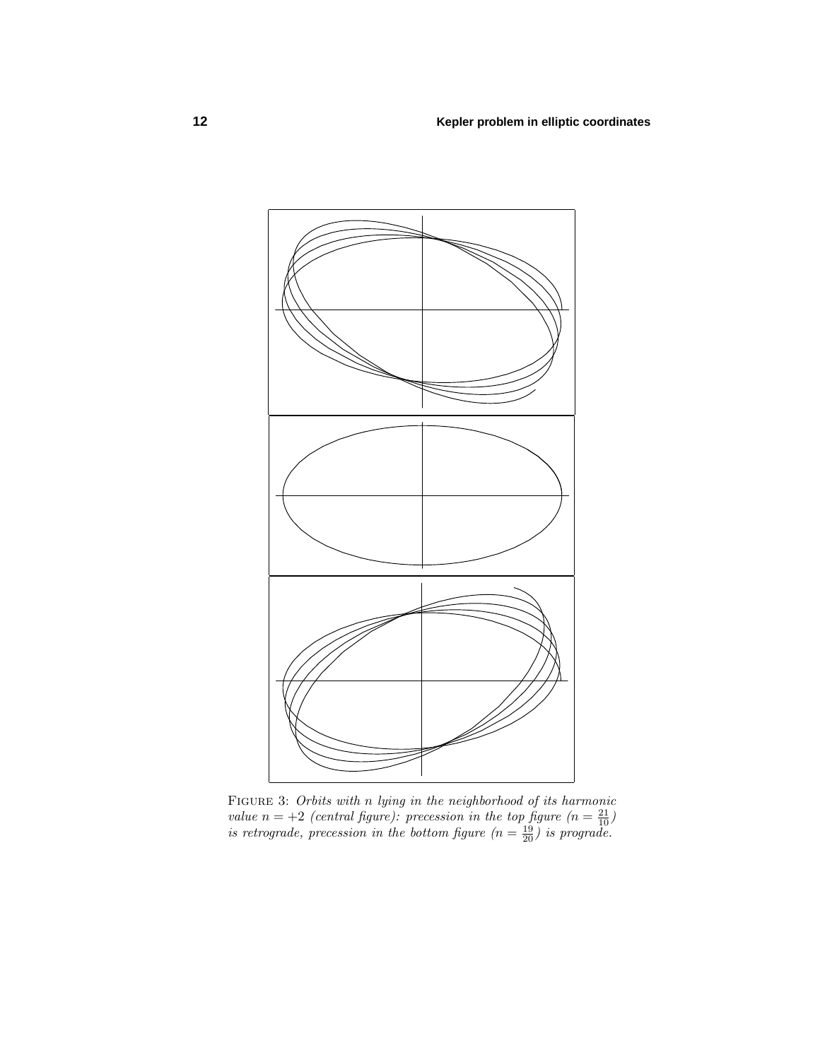FIGURE 3: *Orbits with n lying in the neighborhood of its harmonic value $n = +2$ (central figure): precession in the top figure ($n = \frac{21}{10}$) is retrograde, precession in the bottom figure ($n = \frac{19}{20}$) is prograde.*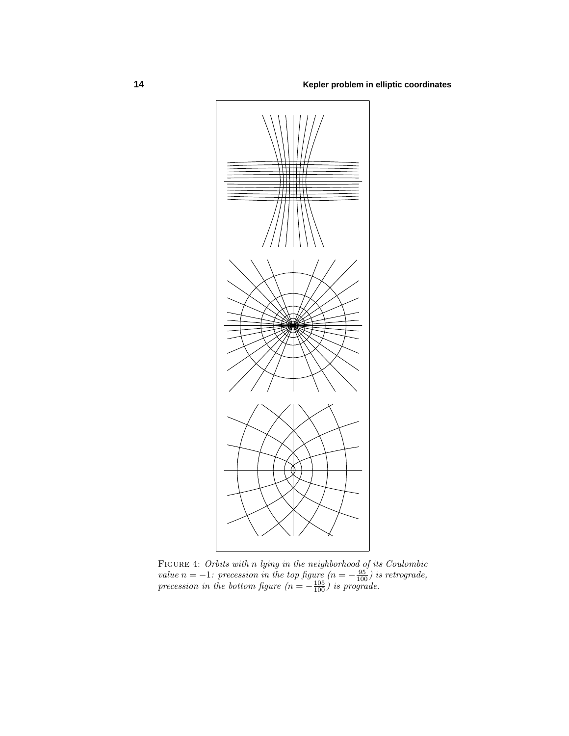Figure 4: *Orbits with $n$ lying in the neighborhood of its Coulombic value $n = -1$: precession in the top figure ($n = -\frac{95}{100}$) is retrograde, precession in the bottom figure ($n = -\frac{105}{100}$) is prograde.*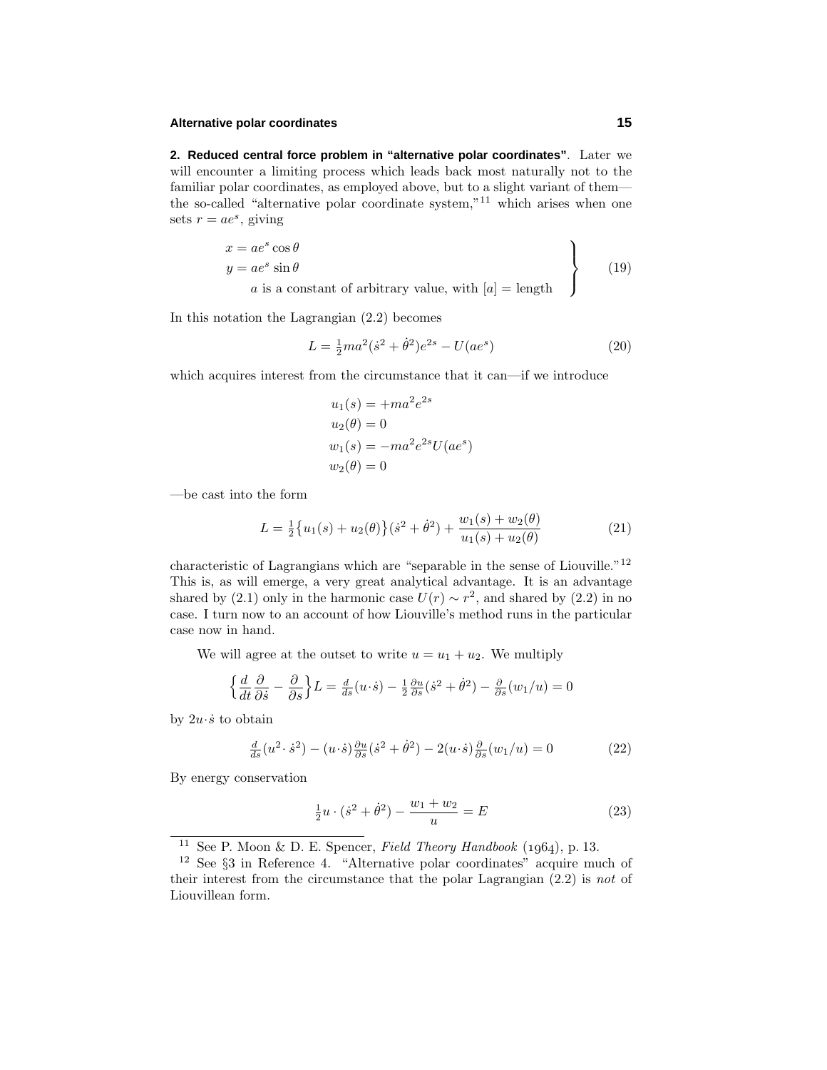**2. Reduced central force problem in "alternative polar coordinates"**. Later we will encounter a limiting process which leads back most naturally not to the familiar polar coordinates, as employed above, but to a slight variant of them—the so-called "alternative polar coordinate system,"[11] which arises when one sets $r = ae^s$, giving

$$\left.\begin{aligned} x &= ae^s \cos\theta \\ y &= ae^s \sin\theta \\ &a \text{ is a constant of arbitrary value, with } [a] = \text{length} \end{aligned}\right\} \tag{19}$$

In this notation the Lagrangian (2.2) becomes

$$L = \tfrac{1}{2}ma^2(\dot{s}^2 + \dot{\theta}^2)e^{2s} - U(ae^s) \tag{20}$$

which acquires interest from the circumstance that it can—if we introduce

$$\begin{aligned} u_1(s) &= +ma^2e^{2s} \\ u_2(\theta) &= 0 \\ w_1(s) &= -ma^2e^{2s}U(ae^s) \\ w_2(\theta) &= 0 \end{aligned}$$

—be cast into the form

$$L = \tfrac{1}{2}\big\{u_1(s) + u_2(\theta)\big\}(\dot{s}^2 + \dot{\theta}^2) + \frac{w_1(s) + w_2(\theta)}{u_1(s) + u_2(\theta)} \tag{21}$$

characteristic of Lagrangians which are "separable in the sense of Liouville."[12] This is, as will emerge, a very great analytical advantage. It is an advantage shared by (2.1) only in the harmonic case $U(r) \sim r^2$, and shared by (2.2) in no case. I turn now to an account of how Liouville's method runs in the particular case now in hand.

We will agree at the outset to write $u = u_1 + u_2$. We multiply

$$\Big\{\frac{d}{dt}\frac{\partial}{\partial \dot{s}} - \frac{\partial}{\partial s}\Big\}L = \tfrac{d}{ds}(u\cdot\dot{s}) - \tfrac{1}{2}\tfrac{\partial u}{\partial s}(\dot{s}^2 + \dot{\theta}^2) - \tfrac{\partial}{\partial s}(w_1/u) = 0$$

by $2u\cdot\dot{s}$ to obtain

$$\tfrac{d}{ds}(u^2\cdot\dot{s}^2) - (u\cdot\dot{s})\tfrac{\partial u}{\partial s}(\dot{s}^2 + \dot{\theta}^2) - 2(u\cdot\dot{s})\tfrac{\partial}{\partial s}(w_1/u) = 0 \tag{22}$$

By energy conservation

$$\tfrac{1}{2}u\cdot(\dot{s}^2 + \dot{\theta}^2) - \frac{w_1 + w_2}{u} = E \tag{23}$$

---

[11] See P. Moon & D. E. Spencer, *Field Theory Handbook* (1964), p. 13.

[12] See §3 in Reference 4. "Alternative polar coordinates" acquire much of their interest from the circumstance that the polar Lagrangian (2.2) is *not* of Liouvillean form.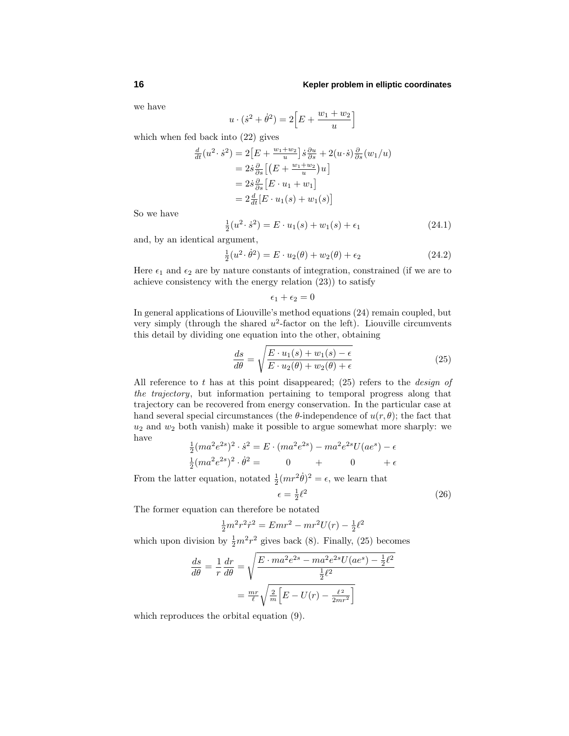we have

$$u\cdot(\dot{s}^2+\dot{\theta}^2) = 2\Big[E+\frac{w_1+w_2}{u}\Big]$$

which when fed back into (22) gives

$$\begin{aligned}
\tfrac{d}{dt}(u^2\cdot\dot{s}^2) &= 2\big[E+\tfrac{w_1+w_2}{u}\big]\,\dot{s}\tfrac{\partial u}{\partial s} + 2(u\cdot\dot{s})\tfrac{\partial}{\partial s}(w_1/u)\\
&= 2\dot{s}\tfrac{\partial}{\partial s}\big[\big(E+\tfrac{w_1+w_2}{u}\big)u\big]\\
&= 2\dot{s}\tfrac{\partial}{\partial s}\big[E\cdot u_1 + w_1\big]\\
&= 2\tfrac{d}{dt}\big[E\cdot u_1(s)+w_1(s)\big]
\end{aligned}$$

So we have

$$\tfrac{1}{2}(u^2\cdot\dot{s}^2) = E\cdot u_1(s) + w_1(s) + \epsilon_1 \tag{24.1}$$

and, by an identical argument,

$$\tfrac{1}{2}(u^2\cdot\dot{\theta}^2) = E\cdot u_2(\theta) + w_2(\theta) + \epsilon_2 \tag{24.2}$$

Here $\epsilon_1$ and $\epsilon_2$ are by nature constants of integration, constrained (if we are to achieve consistency with the energy relation (23)) to satisfy

$$\epsilon_1+\epsilon_2 = 0$$

In general applications of Liouville's method equations (24) remain coupled, but very simply (through the shared $u^2$-factor on the left). Liouville circumvents this detail by dividing one equation into the other, obtaining

$$\frac{ds}{d\theta} = \sqrt{\frac{E\cdot u_1(s)+w_1(s)-\epsilon}{E\cdot u_2(\theta)+w_2(\theta)+\epsilon}} \tag{25}$$

All reference to $t$ has at this point disappeared; (25) refers to the *design of the trajectory*, but information pertaining to temporal progress along that trajectory can be recovered from energy conservation. In the particular case at hand several special circumstances (the $\theta$-independence of $u(r,\theta)$; the fact that $u_2$ and $w_2$ both vanish) make it possible to argue somewhat more sharply: we have

$$\begin{aligned}
\tfrac{1}{2}(ma^2e^{2s})^2\cdot\dot{s}^2 &= E\cdot(ma^2e^{2s}) - ma^2e^{2s}U(ae^s) - \epsilon\\
\tfrac{1}{2}(ma^2e^{2s})^2\cdot\dot{\theta}^2 &= \qquad 0 \qquad\quad + \qquad\quad 0 \qquad\quad + \epsilon
\end{aligned}$$

From the latter equation, notated $\tfrac{1}{2}(mr^2\dot{\theta})^2=\epsilon$, we learn that

$$\epsilon = \tfrac{1}{2}\ell^2 \tag{26}$$

The former equation can therefore be notated

$$\tfrac{1}{2}m^2r^2\dot{r}^2 = Emr^2 - mr^2U(r) - \tfrac{1}{2}\ell^2$$

which upon division by $\tfrac{1}{2}m^2r^2$ gives back (8). Finally, (25) becomes

$$\begin{aligned}
\frac{ds}{d\theta} = \frac{1}{r}\frac{dr}{d\theta} &= \sqrt{\frac{E\cdot ma^2e^{2s} - ma^2e^{2s}U(ae^s) - \tfrac{1}{2}\ell^2}{\tfrac{1}{2}\ell^2}}\\
&= \tfrac{mr}{\ell}\sqrt{\tfrac{2}{m}\Big[E - U(r) - \tfrac{\ell^2}{2mr^2}\Big]}
\end{aligned}$$

which reproduces the orbital equation (9).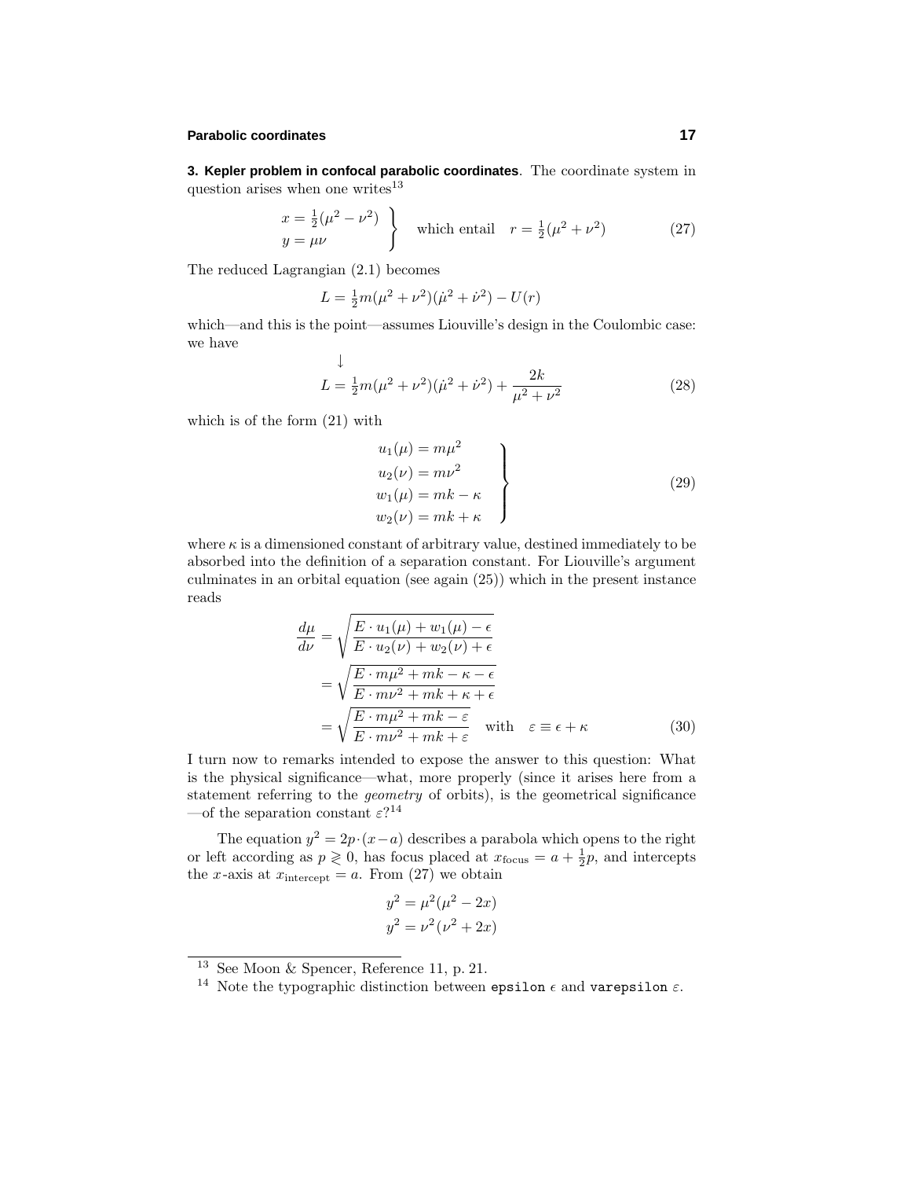**3. Kepler problem in confocal parabolic coordinates**. The coordinate system in question arises when one writes[13]

$$\left.\begin{aligned} x &= \tfrac{1}{2}(\mu^2 - \nu^2)\\ y &= \mu\nu \end{aligned}\right\} \quad \text{which entail} \quad r = \tfrac{1}{2}(\mu^2 + \nu^2) \tag{27}$$

The reduced Lagrangian (2.1) becomes

$$L = \tfrac{1}{2}m(\mu^2 + \nu^2)(\dot\mu^2 + \dot\nu^2) - U(r)$$

which—and this is the point—assumes Liouville's design in the Coulombic case: we have

$$\downarrow$$
$$L = \tfrac{1}{2}m(\mu^2 + \nu^2)(\dot\mu^2 + \dot\nu^2) + \frac{2k}{\mu^2 + \nu^2} \tag{28}$$

which is of the form (21) with

$$\left.\begin{aligned} u_1(\mu) &= m\mu^2\\ u_2(\nu) &= m\nu^2\\ w_1(\mu) &= mk - \kappa\\ w_2(\nu) &= mk + \kappa \end{aligned}\right\} \tag{29}$$

where $\kappa$ is a dimensioned constant of arbitrary value, destined immediately to be absorbed into the definition of a separation constant. For Liouville's argument culminates in an orbital equation (see again (25)) which in the present instance reads

$$\begin{aligned} \frac{d\mu}{d\nu} &= \sqrt{\frac{E\cdot u_1(\mu) + w_1(\mu) - \epsilon}{E\cdot u_2(\nu) + w_2(\nu) + \epsilon}}\\ &= \sqrt{\frac{E\cdot m\mu^2 + mk - \kappa - \epsilon}{E\cdot m\nu^2 + mk + \kappa + \epsilon}}\\ &= \sqrt{\frac{E\cdot m\mu^2 + mk - \varepsilon}{E\cdot m\nu^2 + mk + \varepsilon}} \quad \text{with} \quad \varepsilon \equiv \epsilon + \kappa \end{aligned} \tag{30}$$

I turn now to remarks intended to expose the answer to this question: What is the physical significance—what, more properly (since it arises here from a statement referring to the *geometry* of orbits), is the geometrical significance —of the separation constant $\varepsilon$?[14]

The equation $y^2 = 2p\cdot(x-a)$ describes a parabola which opens to the right or left according as $p \gtrless 0$, has focus placed at $x_{\text{focus}} = a + \frac{1}{2}p$, and intercepts the $x$-axis at $x_{\text{intercept}} = a$. From (27) we obtain

$$\begin{aligned} y^2 &= \mu^2(\mu^2 - 2x)\\ y^2 &= \nu^2(\nu^2 + 2x) \end{aligned}$$

---

[13] See Moon & Spencer, Reference 11, p. 21.

[14] Note the typographic distinction between `epsilon` $\epsilon$ and `varepsilon` $\varepsilon$.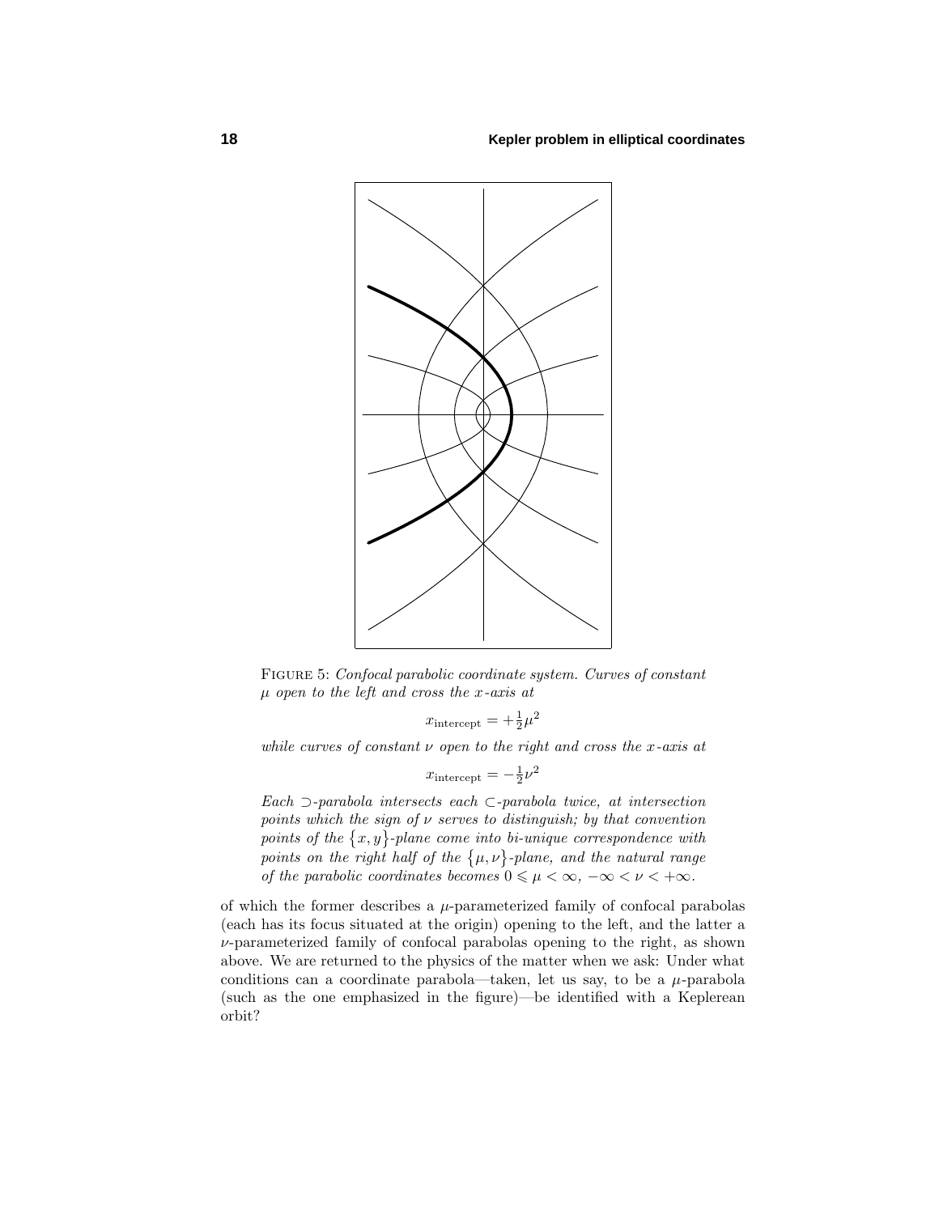FIGURE 5: *Confocal parabolic coordinate system. Curves of constant $\mu$ open to the left and cross the $x$-axis at*

$$x_{\text{intercept}} = +\tfrac{1}{2}\mu^2$$

*while curves of constant $\nu$ open to the right and cross the $x$-axis at*

$$x_{\text{intercept}} = -\tfrac{1}{2}\nu^2$$

*Each $\supset$-parabola intersects each $\subset$-parabola twice, at intersection points which the sign of $\nu$ serves to distinguish; by that convention points of the $\{x, y\}$-plane come into bi-unique correspondence with points on the right half of the $\{\mu, \nu\}$-plane, and the natural range of the parabolic coordinates becomes $0 \leqslant \mu < \infty$, $-\infty < \nu < +\infty$.*

of which the former describes a $\mu$-parameterized family of confocal parabolas (each has its focus situated at the origin) opening to the left, and the latter a $\nu$-parameterized family of confocal parabolas opening to the right, as shown above. We are returned to the physics of the matter when we ask: Under what conditions can a coordinate parabola—taken, let us say, to be a $\mu$-parabola (such as the one emphasized in the figure)—be identified with a Keplerean orbit?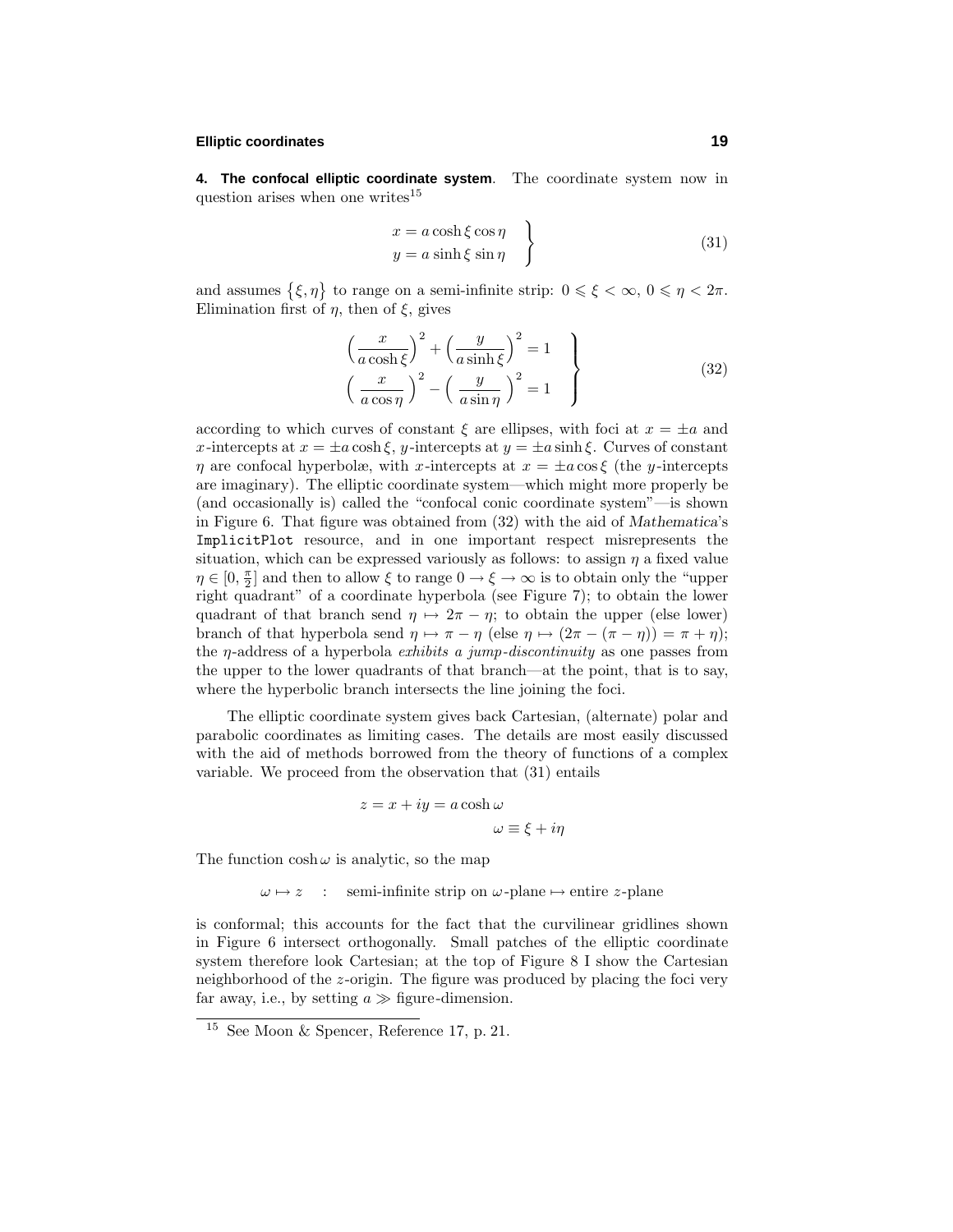**4. The confocal elliptic coordinate system**. The coordinate system now in question arises when one writes[15]

$$\left.\begin{aligned} x &= a\cosh\xi\cos\eta \\ y &= a\sinh\xi\sin\eta \end{aligned}\right\} \tag{31}$$

and assumes $\{\xi,\eta\}$ to range on a semi-infinite strip: $0 \leqslant \xi < \infty$, $0 \leqslant \eta < 2\pi$. Elimination first of $\eta$, then of $\xi$, gives

$$\left.\begin{aligned} \Big(\frac{x}{a\cosh\xi}\Big)^2 + \Big(\frac{y}{a\sinh\xi}\Big)^2 &= 1 \\ \Big(\frac{x}{a\cos\eta}\Big)^2 - \Big(\frac{y}{a\sin\eta}\Big)^2 &= 1 \end{aligned}\right\} \tag{32}$$

according to which curves of constant $\xi$ are ellipses, with foci at $x = \pm a$ and $x$-intercepts at $x = \pm a\cosh\xi$, $y$-intercepts at $y = \pm a\sinh\xi$. Curves of constant $\eta$ are confocal hyperbolæ, with $x$-intercepts at $x = \pm a\cos\xi$ (the $y$-intercepts are imaginary). The elliptic coordinate system—which might more properly be (and occasionally is) called the "confocal conic coordinate system"—is shown in Figure 6. That figure was obtained from (32) with the aid of *Mathematica*'s `ImplicitPlot` resource, and in one important respect misrepresents the situation, which can be expressed variously as follows: to assign $\eta$ a fixed value $\eta \in [0, \frac{\pi}{2}]$ and then to allow $\xi$ to range $0 \to \xi \to \infty$ is to obtain only the "upper right quadrant" of a coordinate hyperbola (see Figure 7); to obtain the lower quadrant of that branch send $\eta \mapsto 2\pi - \eta$; to obtain the upper (else lower) branch of that hyperbola send $\eta \mapsto \pi - \eta$ (else $\eta \mapsto (2\pi - (\pi - \eta)) = \pi + \eta$); the $\eta$-address of a hyperbola *exhibits a jump-discontinuity* as one passes from the upper to the lower quadrants of that branch—at the point, that is to say, where the hyperbolic branch intersects the line joining the foci.

The elliptic coordinate system gives back Cartesian, (alternate) polar and parabolic coordinates as limiting cases. The details are most easily discussed with the aid of methods borrowed from the theory of functions of a complex variable. We proceed from the observation that (31) entails

$$z = x + iy = a\cosh\omega$$
$$\omega \equiv \xi + i\eta$$

The function $\cosh\omega$ is analytic, so the map

$$\omega \mapsto z \quad : \quad \text{semi-infinite strip on } \omega\text{-plane} \mapsto \text{entire } z\text{-plane}$$

is conformal; this accounts for the fact that the curvilinear gridlines shown in Figure 6 intersect orthogonally. Small patches of the elliptic coordinate system therefore look Cartesian; at the top of Figure 8 I show the Cartesian neighborhood of the $z$-origin. The figure was produced by placing the foci very far away, i.e., by setting $a \gg$ figure-dimension.

[15] See Moon & Spencer, Reference 17, p. 21.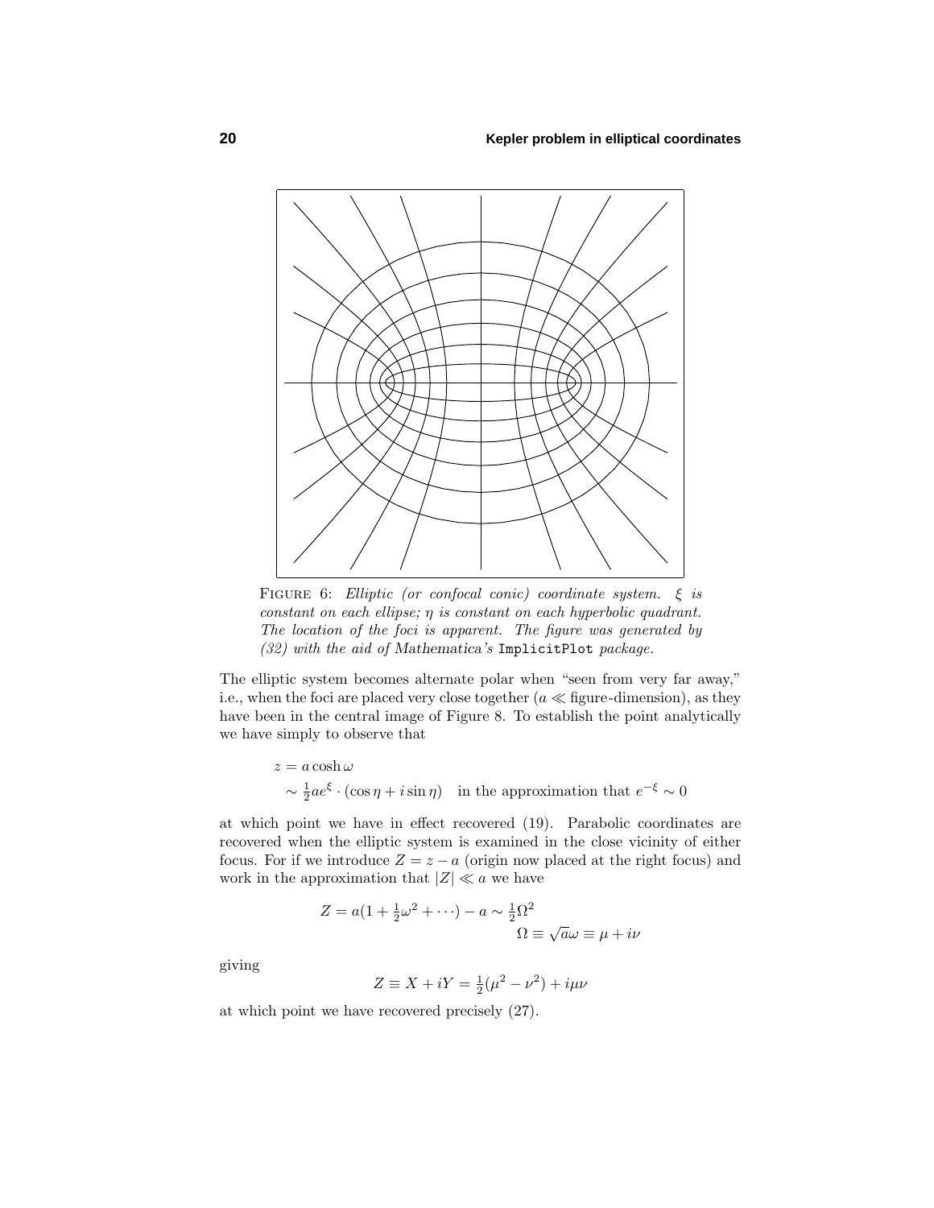FIGURE 6: *Elliptic (or confocal conic) coordinate system. $\xi$ is constant on each ellipse; $\eta$ is constant on each hyperbolic quadrant. The location of the foci is apparent. The figure was generated by (32) with the aid of Mathematica's* `ImplicitPlot` *package.*

The elliptic system becomes alternate polar when "seen from very far away," i.e., when the foci are placed very close together ($a \ll$ figure-dimension), as they have been in the central image of Figure 8. To establish the point analytically we have simply to observe that

$$
\begin{aligned}
z &= a\cosh\omega \\
&\sim \tfrac{1}{2}ae^{\xi}\cdot(\cos\eta + i\sin\eta) \quad \text{in the approximation that } e^{-\xi}\sim 0
\end{aligned}
$$

at which point we have in effect recovered (19). Parabolic coordinates are recovered when the elliptic system is examined in the close vicinity of either focus. For if we introduce $Z = z - a$ (origin now placed at the right focus) and work in the approximation that $|Z| \ll a$ we have

$$
Z = a(1 + \tfrac{1}{2}\omega^2 + \cdots) - a \sim \tfrac{1}{2}\Omega^2
$$

$$
\Omega \equiv \sqrt{a}\omega \equiv \mu + i\nu
$$

giving

$$
Z \equiv X + iY = \tfrac{1}{2}(\mu^2 - \nu^2) + i\mu\nu
$$

at which point we have recovered precisely (27).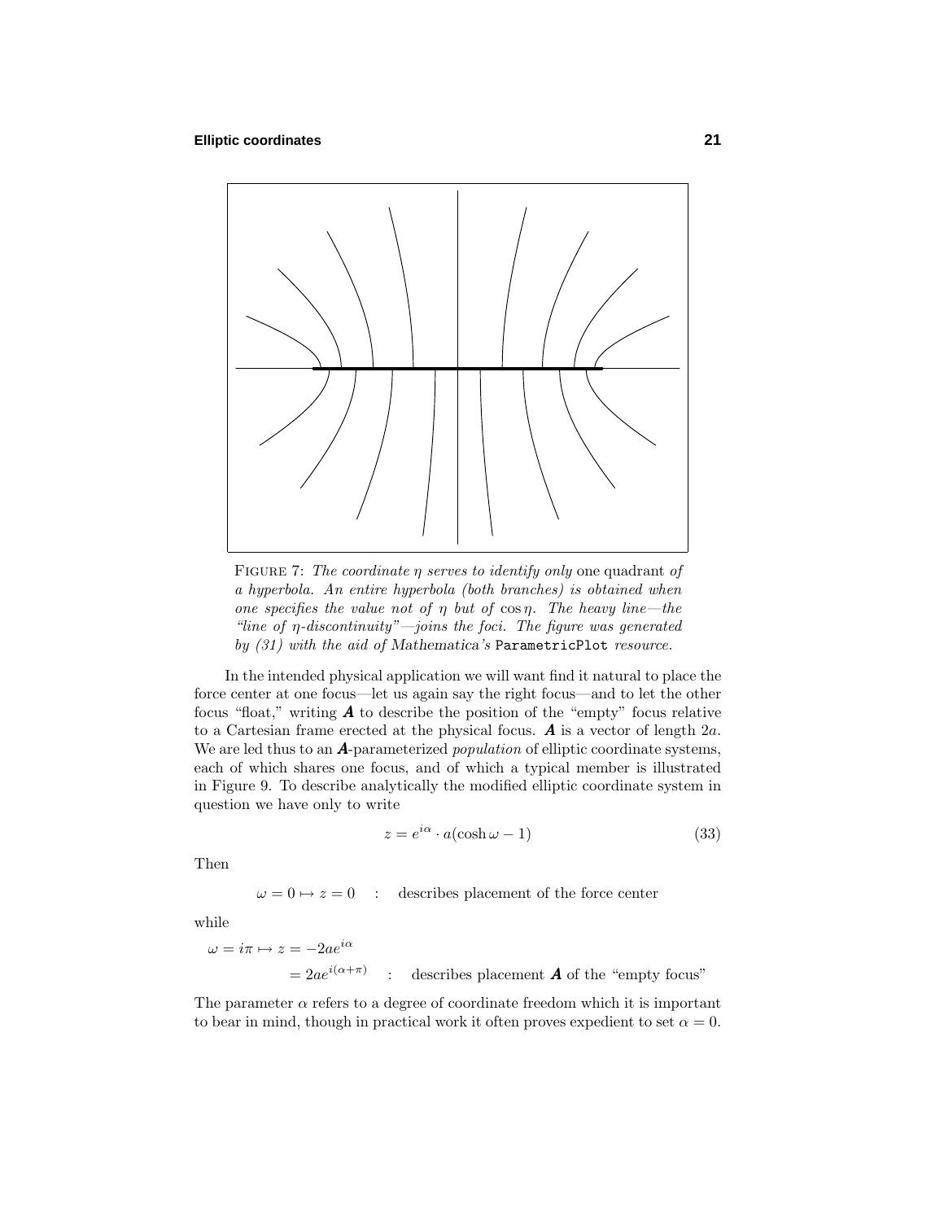FIGURE 7: *The coordinate $\eta$ serves to identify only* one quadrant *of a hyperbola. An entire hyperbola (both branches) is obtained when one specifies the value not of $\eta$ but of $\cos\eta$. The heavy line—the "line of $\eta$-discontinuity"—joins the foci. The figure was generated by (31) with the aid of* Mathematica*'s* `ParametricPlot` *resource.*

In the intended physical application we will want find it natural to place the force center at one focus—let us again say the right focus—and to let the other focus "float," writing $\boldsymbol{A}$ to describe the position of the "empty" focus relative to a Cartesian frame erected at the physical focus. $\boldsymbol{A}$ is a vector of length $2a$. We are led thus to an $\boldsymbol{A}$-parameterized *population* of elliptic coordinate systems, each of which shares one focus, and of which a typical member is illustrated in Figure 9. To describe analytically the modified elliptic coordinate system in question we have only to write

$$z = e^{i\alpha} \cdot a(\cosh\omega - 1) \tag{33}$$

Then

$$\omega = 0 \mapsto z = 0 \quad : \quad \text{describes placement of the force center}$$

while

$$\begin{aligned} \omega = i\pi \mapsto z &= -2ae^{i\alpha} \\ &= 2ae^{i(\alpha+\pi)} \quad : \quad \text{describes placement } \boldsymbol{A} \text{ of the "empty focus"} \end{aligned}$$

The parameter $\alpha$ refers to a degree of coordinate freedom which it is important to bear in mind, though in practical work it often proves expedient to set $\alpha = 0$.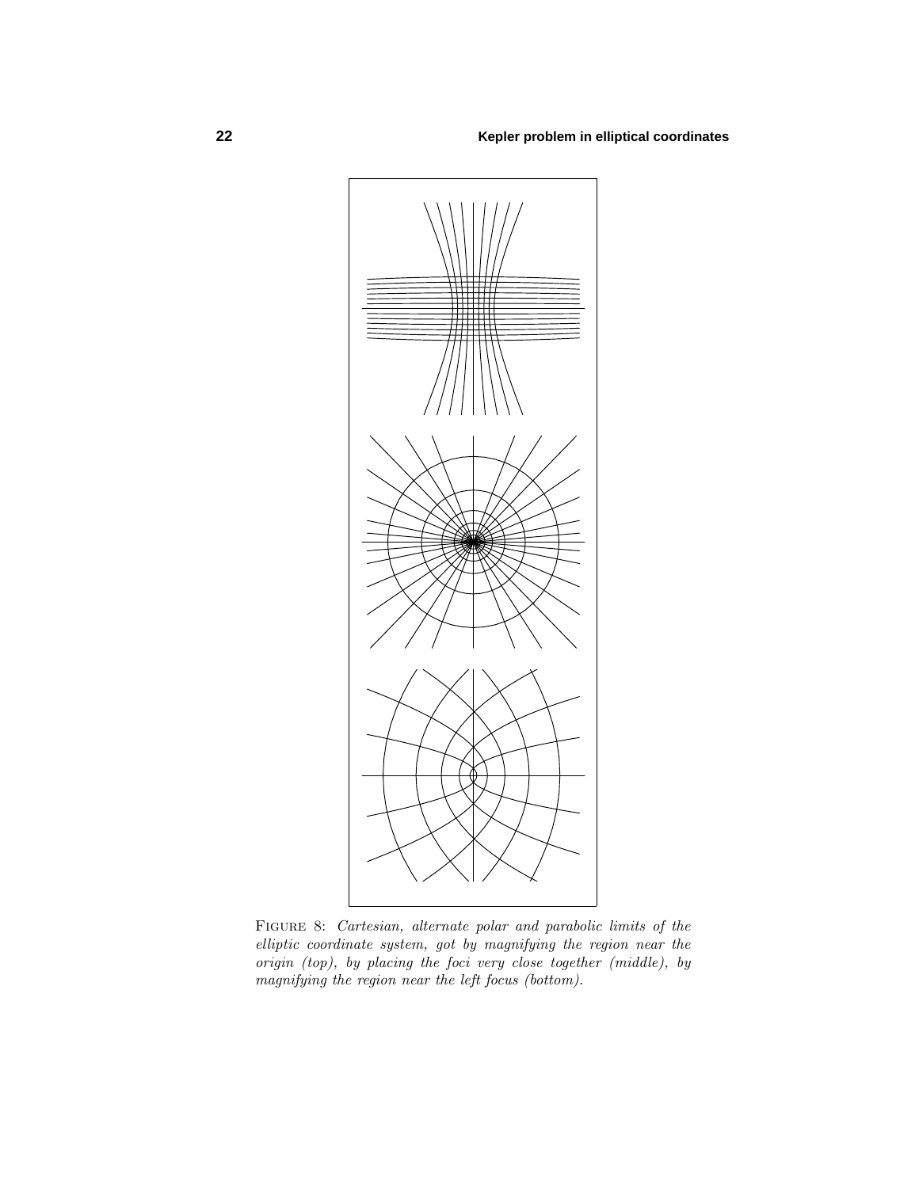Figure 8: *Cartesian, alternate polar and parabolic limits of the elliptic coordinate system, got by magnifying the region near the origin (top), by placing the foci very close together (middle), by magnifying the region near the left focus (bottom).*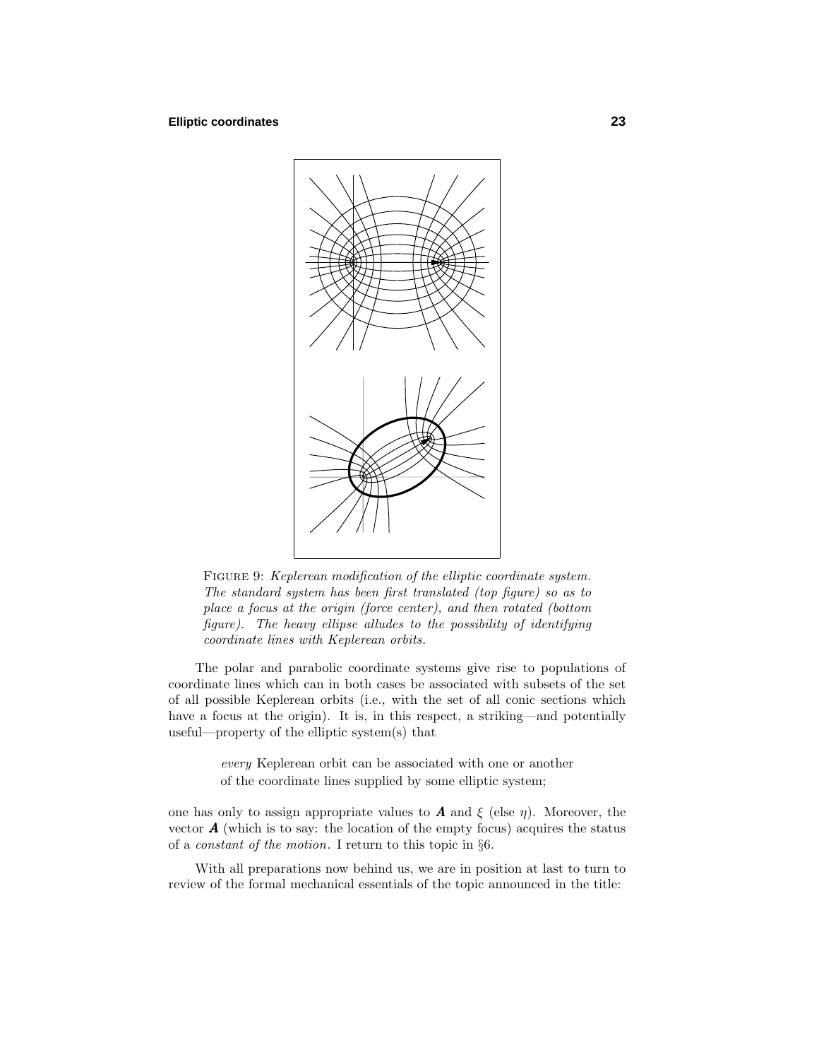FIGURE 9: *Keplerean modification of the elliptic coordinate system. The standard system has been first translated (top figure) so as to place a focus at the origin (force center), and then rotated (bottom figure). The heavy ellipse alludes to the possibility of identifying coordinate lines with Keplerean orbits.*

The polar and parabolic coordinate systems give rise to populations of coordinate lines which can in both cases be associated with subsets of the set of all possible Keplerean orbits (i.e., with the set of all conic sections which have a focus at the origin). It is, in this respect, a striking—and potentially useful—property of the elliptic system(s) that

> *every* Keplerean orbit can be associated with one or another of the coordinate lines supplied by some elliptic system;

one has only to assign appropriate values to $\boldsymbol{A}$ and $\xi$ (else $\eta$). Moreover, the vector $\boldsymbol{A}$ (which is to say: the location of the empty focus) acquires the status of a *constant of the motion*. I return to this topic in §6.

With all preparations now behind us, we are in position at last to turn to review of the formal mechanical essentials of the topic announced in the title: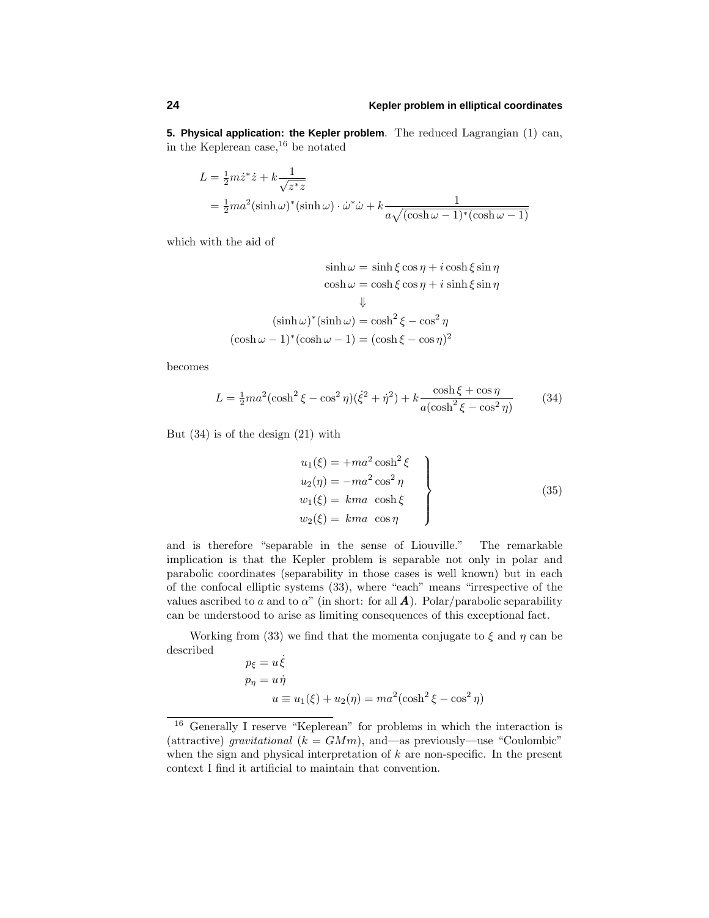**5. Physical application: the Kepler problem**. The reduced Lagrangian (1) can, in the Keplerean case,[16] be notated

$$
\begin{aligned}
L &= \tfrac{1}{2}m\dot{z}^*\dot{z} + k\frac{1}{\sqrt{z^*z}} \\
&= \tfrac{1}{2}ma^2(\sinh\omega)^*(\sinh\omega)\cdot\dot{\omega}^*\dot{\omega} + k\frac{1}{a\sqrt{(\cosh\omega-1)^*(\cosh\omega-1)}}
\end{aligned}
$$

which with the aid of

$$
\begin{aligned}
\sinh\omega &= \sinh\xi\cos\eta + i\cosh\xi\sin\eta \\
\cosh\omega &= \cosh\xi\cos\eta + i\sinh\xi\sin\eta \\
&\Downarrow \\
(\sinh\omega)^*(\sinh\omega) &= \cosh^2\xi - \cos^2\eta \\
(\cosh\omega-1)^*(\cosh\omega-1) &= (\cosh\xi-\cos\eta)^2
\end{aligned}
$$

becomes

$$
L = \tfrac{1}{2}ma^2(\cosh^2\xi - \cos^2\eta)(\dot{\xi}^2+\dot{\eta}^2) + k\frac{\cosh\xi+\cos\eta}{a(\cosh^2\xi-\cos^2\eta)} \tag{34}
$$

But (34) is of the design (21) with

$$
\left.
\begin{aligned}
u_1(\xi) &= +ma^2\cosh^2\xi \\
u_2(\eta) &= -ma^2\cos^2\eta \\
w_1(\xi) &= \ kma\ \ \cosh\xi \\
w_2(\xi) &= \ kma\ \ \cos\eta
\end{aligned}
\right\} \tag{35}
$$

and is therefore "separable in the sense of Liouville." The remarkable implication is that the Kepler problem is separable not only in polar and parabolic coordinates (separability in those cases is well known) but in each of the confocal elliptic systems (33), where "each" means "irrespective of the values ascribed to $a$ and to $\alpha$" (in short: for all $\boldsymbol{A}$). Polar/parabolic separability can be understood to arise as limiting consequences of this exceptional fact.

Working from (33) we find that the momenta conjugate to $\xi$ and $\eta$ can be described

$$
\begin{aligned}
p_\xi &= u\dot{\xi} \\
p_\eta &= u\dot{\eta} \\
&\qquad u \equiv u_1(\xi) + u_2(\eta) = ma^2(\cosh^2\xi - \cos^2\eta)
\end{aligned}
$$

[16] Generally I reserve "Keplerean" for problems in which the interaction is (attractive) *gravitational* ($k = GMm$), and—as previously—use "Coulombic" when the sign and physical interpretation of $k$ are non-specific. In the present context I find it artificial to maintain that convention.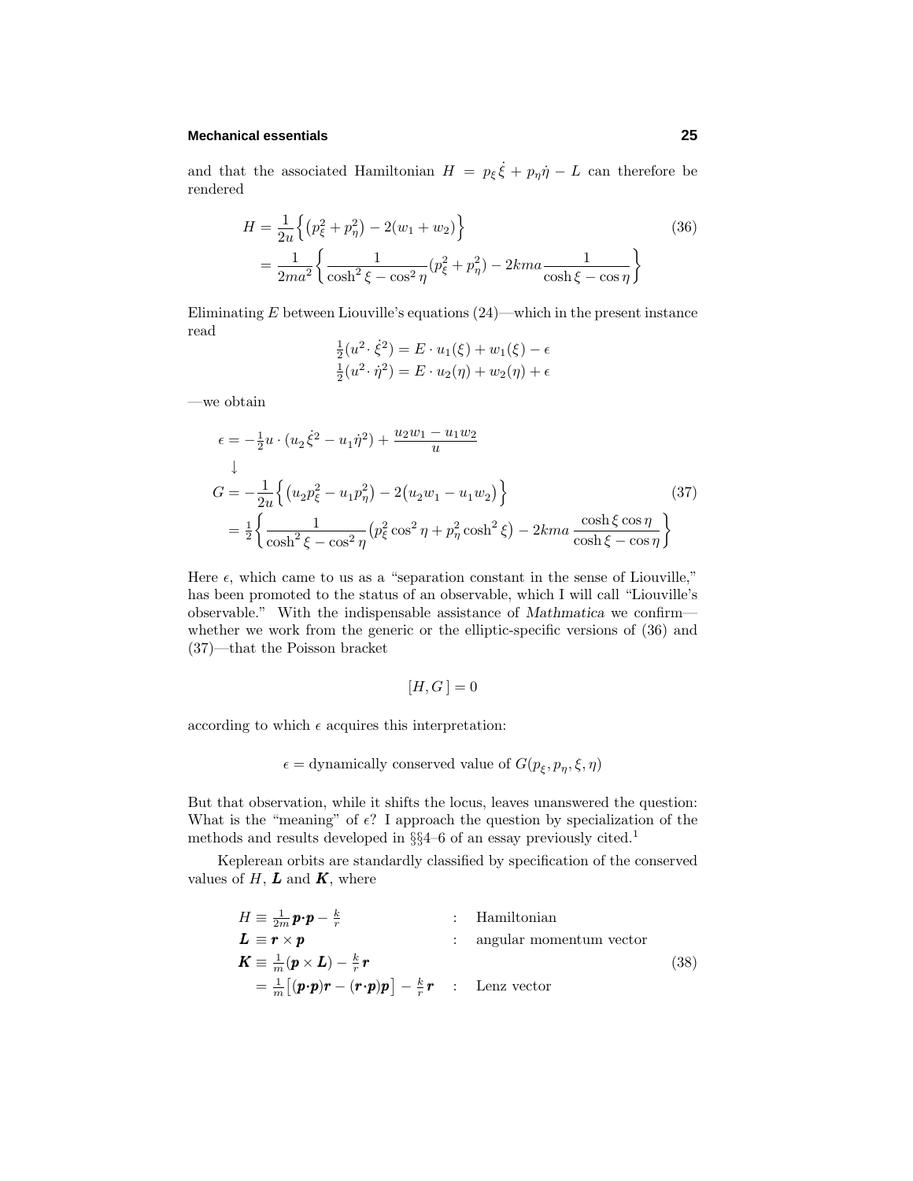and that the associated Hamiltonian $H = p_\xi \dot{\xi} + p_\eta \dot{\eta} - L$ can therefore be rendered

$$
\begin{aligned}
H &= \frac{1}{2u}\Big\{\big(p_\xi^2 + p_\eta^2\big) - 2(w_1 + w_2)\Big\} \\
&= \frac{1}{2ma^2}\left\{\frac{1}{\cosh^2\xi - \cos^2\eta}(p_\xi^2 + p_\eta^2) - 2kma\frac{1}{\cosh\xi - \cos\eta}\right\}
\end{aligned}
\tag{36}
$$

Eliminating $E$ between Liouville's equations (24)—which in the present instance read

$$
\begin{aligned}
\tfrac{1}{2}(u^2\cdot \dot{\xi}^2) &= E\cdot u_1(\xi) + w_1(\xi) - \epsilon \\
\tfrac{1}{2}(u^2\cdot \dot{\eta}^2) &= E\cdot u_2(\eta) + w_2(\eta) + \epsilon
\end{aligned}
$$

—we obtain

$$
\begin{aligned}
\epsilon &= -\tfrac{1}{2}u\cdot(u_2\dot{\xi}^2 - u_1\dot{\eta}^2) + \frac{u_2 w_1 - u_1 w_2}{u} \\
&\downarrow \\
G &= -\frac{1}{2u}\Big\{\big(u_2 p_\xi^2 - u_1 p_\eta^2\big) - 2\big(u_2 w_1 - u_1 w_2\big)\Big\} \\
&= \tfrac{1}{2}\left\{\frac{1}{\cosh^2\xi - \cos^2\eta}\big(p_\xi^2\cos^2\eta + p_\eta^2\cosh^2\xi\big) - 2kma\,\frac{\cosh\xi\cos\eta}{\cosh\xi - \cos\eta}\right\}
\end{aligned}
\tag{37}
$$

Here $\epsilon$, which came to us as a "separation constant in the sense of Liouville," has been promoted to the status of an observable, which I will call "Liouville's observable." With the indispensable assistance of *Mathmatica* we confirm—whether we work from the generic or the elliptic-specific versions of (36) and (37)—that the Poisson bracket

$$
[H, G\,] = 0
$$

according to which $\epsilon$ acquires this interpretation:

$$
\epsilon = \text{dynamically conserved value of } G(p_\xi, p_\eta, \xi, \eta)
$$

But that observation, while it shifts the locus, leaves unanswered the question: What is the "meaning" of $\epsilon$? I approach the question by specialization of the methods and results developed in §§4–6 of an essay previously cited.[1]

Keplerean orbits are standardly classified by specification of the conserved values of $H$, $\boldsymbol{L}$ and $\boldsymbol{K}$, where

$$
\begin{aligned}
H &\equiv \tfrac{1}{2m}\boldsymbol{p}\cdot\boldsymbol{p} - \tfrac{k}{r} && : \quad \text{Hamiltonian} \\
\boldsymbol{L} &\equiv \boldsymbol{r}\times\boldsymbol{p} && : \quad \text{angular momentum vector} \\
\boldsymbol{K} &\equiv \tfrac{1}{m}(\boldsymbol{p}\times\boldsymbol{L}) - \tfrac{k}{r}\boldsymbol{r} && \\
&= \tfrac{1}{m}\big[(\boldsymbol{p}\cdot\boldsymbol{p})\boldsymbol{r} - (\boldsymbol{r}\cdot\boldsymbol{p})\boldsymbol{p}\big] - \tfrac{k}{r}\boldsymbol{r} && : \quad \text{Lenz vector}
\end{aligned}
\tag{38}
$$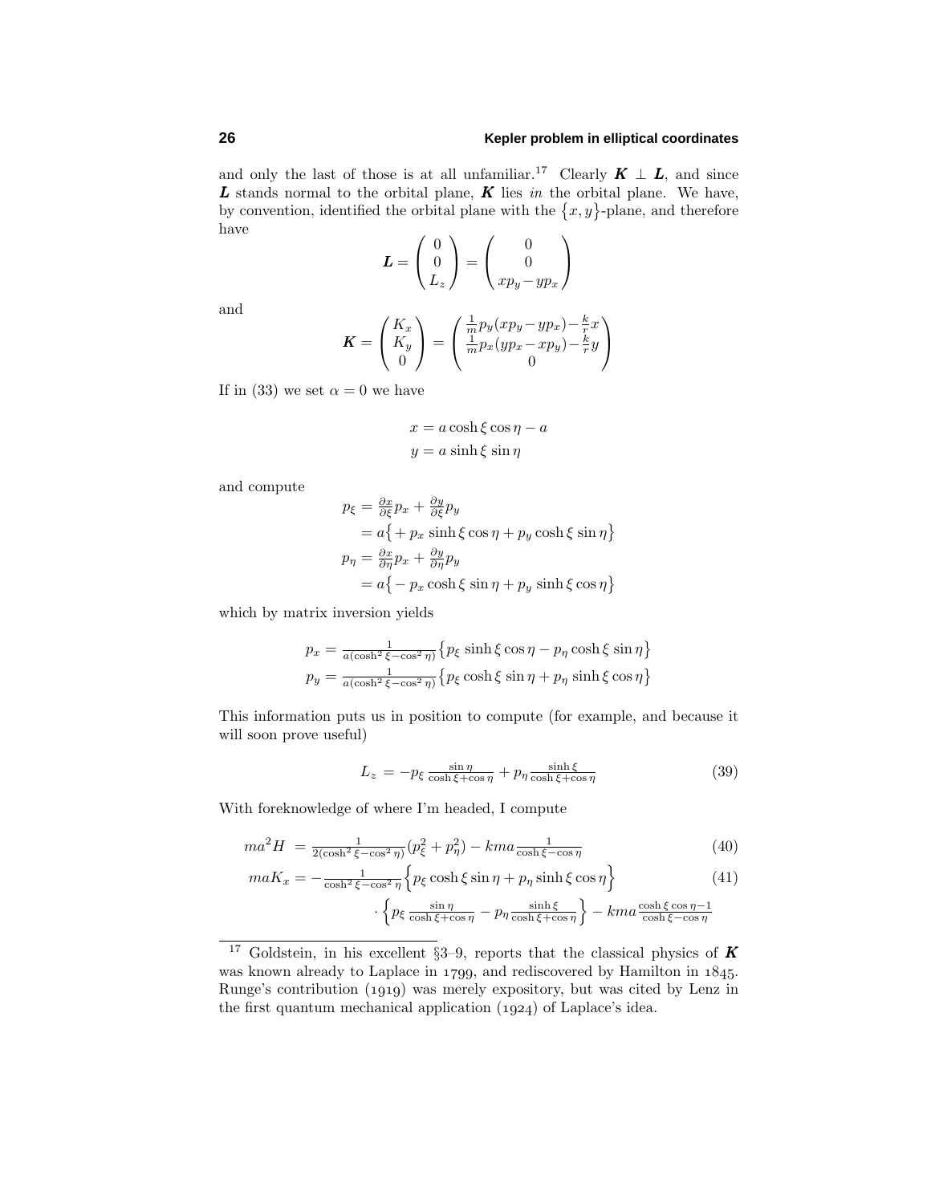and only the last of those is at all unfamiliar.[17] Clearly $\boldsymbol{K} \perp \boldsymbol{L}$, and since $\boldsymbol{L}$ stands normal to the orbital plane, $\boldsymbol{K}$ lies *in* the orbital plane. We have, by convention, identified the orbital plane with the $\{x, y\}$-plane, and therefore have

$$\boldsymbol{L} = \begin{pmatrix} 0 \\ 0 \\ L_z \end{pmatrix} = \begin{pmatrix} 0 \\ 0 \\ xp_y - yp_x \end{pmatrix}$$

and

$$\boldsymbol{K} = \begin{pmatrix} K_x \\ K_y \\ 0 \end{pmatrix} = \begin{pmatrix} \frac{1}{m}p_y(xp_y - yp_x) - \frac{k}{r}x \\ \frac{1}{m}p_x(yp_x - xp_y) - \frac{k}{r}y \\ 0 \end{pmatrix}$$

If in (33) we set $\alpha = 0$ we have

$$\begin{aligned} x &= a\cosh\xi\cos\eta - a \\ y &= a\sinh\xi\sin\eta \end{aligned}$$

and compute

$$\begin{aligned} p_\xi &= \tfrac{\partial x}{\partial \xi}p_x + \tfrac{\partial y}{\partial \xi}p_y \\ &= a\big\{ + p_x \sinh\xi\cos\eta + p_y\cosh\xi\sin\eta\big\} \\ p_\eta &= \tfrac{\partial x}{\partial \eta}p_x + \tfrac{\partial y}{\partial \eta}p_y \\ &= a\big\{ - p_x \cosh\xi\sin\eta + p_y\sinh\xi\cos\eta\big\} \end{aligned}$$

which by matrix inversion yields

$$\begin{aligned} p_x &= \tfrac{1}{a(\cosh^2\xi - \cos^2\eta)}\big\{p_\xi\sinh\xi\cos\eta - p_\eta\cosh\xi\sin\eta\big\} \\ p_y &= \tfrac{1}{a(\cosh^2\xi - \cos^2\eta)}\big\{p_\xi\cosh\xi\sin\eta + p_\eta\sinh\xi\cos\eta\big\} \end{aligned}$$

This information puts us in position to compute (for example, and because it will soon prove useful)

$$L_z = -p_\xi\tfrac{\sin\eta}{\cosh\xi + \cos\eta} + p_\eta\tfrac{\sinh\xi}{\cosh\xi + \cos\eta} \tag{39}$$

With foreknowledge of where I'm headed, I compute

$$ma^2 H = \tfrac{1}{2(\cosh^2\xi - \cos^2\eta)}(p_\xi^2 + p_\eta^2) - kma\tfrac{1}{\cosh\xi - \cos\eta} \tag{40}$$

$$\begin{aligned} maK_x = &-\tfrac{1}{\cosh^2\xi - \cos^2\eta}\Big\{p_\xi\cosh\xi\sin\eta + p_\eta\sinh\xi\cos\eta\Big\} \\ &\cdot\Big\{p_\xi\tfrac{\sin\eta}{\cosh\xi + \cos\eta} - p_\eta\tfrac{\sinh\xi}{\cosh\xi + \cos\eta}\Big\} - kma\tfrac{\cosh\xi\cos\eta - 1}{\cosh\xi - \cos\eta} \end{aligned} \tag{41}$$

---

[17] Goldstein, in his excellent §3–9, reports that the classical physics of $\boldsymbol{K}$ was known already to Laplace in 1799, and rediscovered by Hamilton in 1845. Runge's contribution (1919) was merely expository, but was cited by Lenz in the first quantum mechanical application (1924) of Laplace's idea.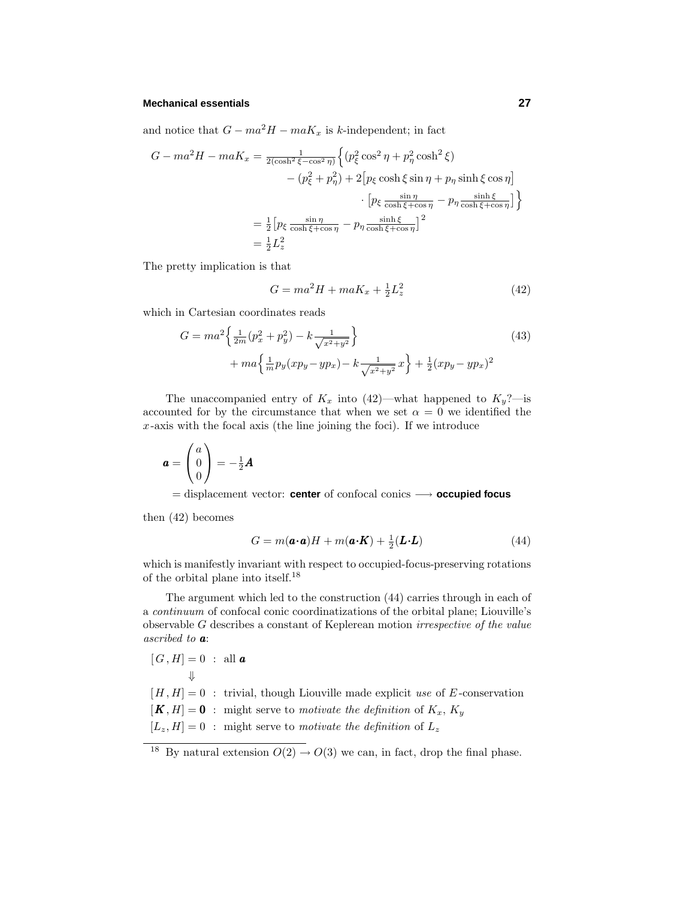and notice that $G - ma^2H - maK_x$ is $k$-independent; in fact

$$
\begin{aligned}
G - ma^2H - maK_x &= \tfrac{1}{2(\cosh^2\xi - \cos^2\eta)}\Big\{(p_\xi^2\cos^2\eta + p_\eta^2\cosh^2\xi) \\
&\qquad - (p_\xi^2 + p_\eta^2) + 2\big[p_\xi\cosh\xi\sin\eta + p_\eta\sinh\xi\cos\eta\big] \\
&\qquad\qquad \cdot\big[p_\xi\tfrac{\sin\eta}{\cosh\xi+\cos\eta} - p_\eta\tfrac{\sinh\xi}{\cosh\xi+\cos\eta}\big]\Big\} \\
&= \tfrac{1}{2}\big[p_\xi\tfrac{\sin\eta}{\cosh\xi+\cos\eta} - p_\eta\tfrac{\sinh\xi}{\cosh\xi+\cos\eta}\big]^2 \\
&= \tfrac{1}{2}L_z^2
\end{aligned}
$$

The pretty implication is that

$$
G = ma^2H + maK_x + \tfrac{1}{2}L_z^2 \tag{42}
$$

which in Cartesian coordinates reads

$$
\begin{aligned}
G = ma^2&\Big\{\tfrac{1}{2m}(p_x^2 + p_y^2) - k\tfrac{1}{\sqrt{x^2+y^2}}\Big\} \\
&+ ma\Big\{\tfrac{1}{m}p_y(xp_y - yp_x) - k\tfrac{1}{\sqrt{x^2+y^2}}x\Big\} + \tfrac{1}{2}(xp_y - yp_x)^2
\end{aligned} \tag{43}
$$

The unaccompanied entry of $K_x$ into (42)—what happened to $K_y$?—is accounted for by the circumstance that when we set $\alpha = 0$ we identified the $x$-axis with the focal axis (the line joining the foci). If we introduce

$$
\boldsymbol{a} = \begin{pmatrix} a \\ 0 \\ 0 \end{pmatrix} = -\tfrac{1}{2}\boldsymbol{A}
$$

= displacement vector: **center** of confocal conics $\longrightarrow$ **occupied focus**

then (42) becomes

$$
G = m(\boldsymbol{a}\cdot\boldsymbol{a})H + m(\boldsymbol{a}\cdot\boldsymbol{K}) + \tfrac{1}{2}(\boldsymbol{L}\cdot\boldsymbol{L}) \tag{44}
$$

which is manifestly invariant with respect to occupied-focus-preserving rotations of the orbital plane into itself.[18]

The argument which led to the construction (44) carries through in each of a *continuum* of confocal conic coordinatizations of the orbital plane; Liouville's observable $G$ describes a constant of Keplerean motion *irrespective of the value ascribed to* $\boldsymbol{a}$:

$[G, H] = 0$ : all $\boldsymbol{a}$

$\Downarrow$

$[H, H] = 0$ : trivial, though Liouville made explicit *use* of $E$-conservation

$[\boldsymbol{K}, H] = \boldsymbol{0}$ : might serve to *motivate the definition* of $K_x$, $K_y$

$[L_z, H] = 0$ : might serve to *motivate the definition* of $L_z$

---

[18] By natural extension $O(2) \to O(3)$ we can, in fact, drop the final phase.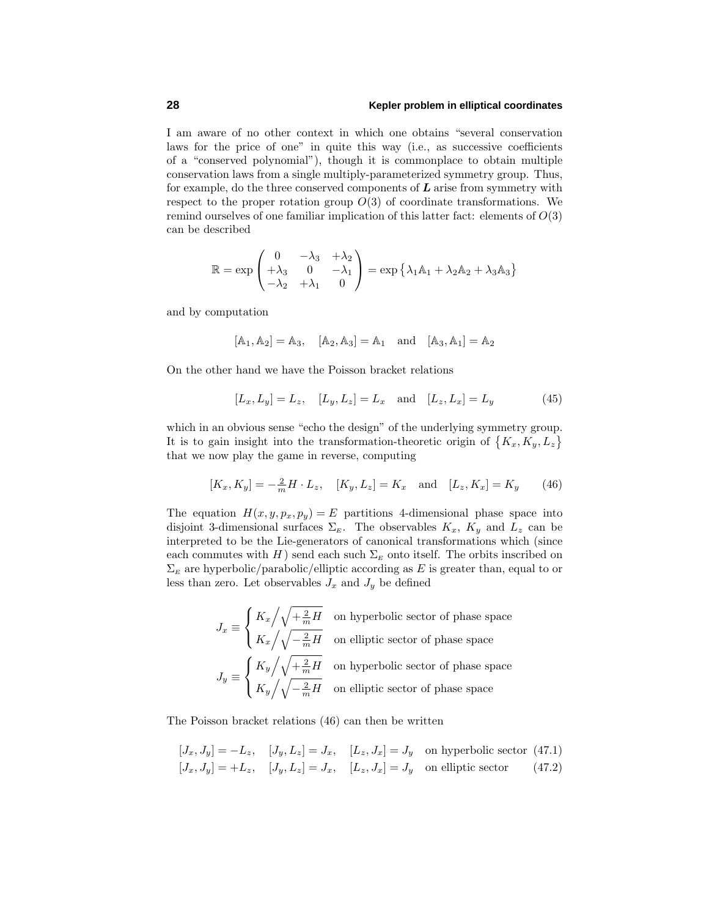I am aware of no other context in which one obtains "several conservation laws for the price of one" in quite this way (i.e., as successive coefficients of a "conserved polynomial"), though it is commonplace to obtain multiple conservation laws from a single multiply-parameterized symmetry group. Thus, for example, do the three conserved components of $\boldsymbol{L}$ arise from symmetry with respect to the proper rotation group $O(3)$ of coordinate transformations. We remind ourselves of one familiar implication of this latter fact: elements of $O(3)$ can be described

$$\mathbb{R} = \exp\begin{pmatrix} 0 & -\lambda_3 & +\lambda_2 \\ +\lambda_3 & 0 & -\lambda_1 \\ -\lambda_2 & +\lambda_1 & 0 \end{pmatrix} = \exp\left\{\lambda_1\mathbb{A}_1 + \lambda_2\mathbb{A}_2 + \lambda_3\mathbb{A}_3\right\}$$

and by computation

$$[\mathbb{A}_1, \mathbb{A}_2] = \mathbb{A}_3, \quad [\mathbb{A}_2, \mathbb{A}_3] = \mathbb{A}_1 \quad \text{and} \quad [\mathbb{A}_3, \mathbb{A}_1] = \mathbb{A}_2$$

On the other hand we have the Poisson bracket relations

$$[L_x, L_y] = L_z, \quad [L_y, L_z] = L_x \quad \text{and} \quad [L_z, L_x] = L_y \tag{45}$$

which in an obvious sense "echo the design" of the underlying symmetry group. It is to gain insight into the transformation-theoretic origin of $\left\{K_x, K_y, L_z\right\}$ that we now play the game in reverse, computing

$$[K_x, K_y] = -\tfrac{2}{m}H\cdot L_z, \quad [K_y, L_z] = K_x \quad \text{and} \quad [L_z, K_x] = K_y \tag{46}$$

The equation $H(x, y, p_x, p_y) = E$ partitions 4-dimensional phase space into disjoint 3-dimensional surfaces $\Sigma_E$. The observables $K_x$, $K_y$ and $L_z$ can be interpreted to be the Lie-generators of canonical transformations which (since each commutes with $H$) send each such $\Sigma_E$ onto itself. The orbits inscribed on $\Sigma_E$ are hyperbolic/parabolic/elliptic according as $E$ is greater than, equal to or less than zero. Let observables $J_x$ and $J_y$ be defined

$$J_x \equiv \begin{cases} K_x\Big/\sqrt{+\frac{2}{m}H} & \text{on hyperbolic sector of phase space} \\ K_x\Big/\sqrt{-\frac{2}{m}H} & \text{on elliptic sector of phase space} \end{cases}$$

$$J_y \equiv \begin{cases} K_y\Big/\sqrt{+\frac{2}{m}H} & \text{on hyperbolic sector of phase space} \\ K_y\Big/\sqrt{-\frac{2}{m}H} & \text{on elliptic sector of phase space} \end{cases}$$

The Poisson bracket relations (46) can then be written

$$[J_x, J_y] = -L_z, \quad [J_y, L_z] = J_x, \quad [L_z, J_x] = J_y \quad \text{on hyperbolic sector} \tag{47.1}$$

$$[J_x, J_y] = +L_z, \quad [J_y, L_z] = J_x, \quad [L_z, J_x] = J_y \quad \text{on elliptic sector} \tag{47.2}$$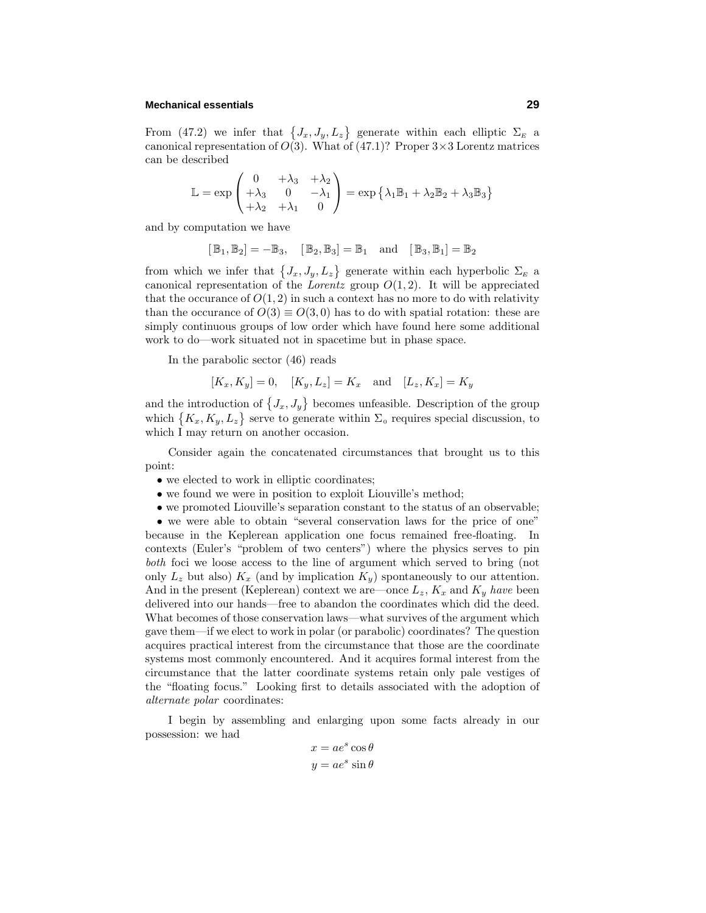From (47.2) we infer that $\{J_x, J_y, L_z\}$ generate within each elliptic $\Sigma_E$ a canonical representation of $O(3)$. What of (47.1)? Proper $3\times3$ Lorentz matrices can be described

$$\mathbb{L} = \exp\begin{pmatrix} 0 & +\lambda_3 & +\lambda_2 \\ +\lambda_3 & 0 & -\lambda_1 \\ +\lambda_2 & +\lambda_1 & 0 \end{pmatrix} = \exp\big\{\lambda_1\mathbb{B}_1 + \lambda_2\mathbb{B}_2 + \lambda_3\mathbb{B}_3\big\}$$

and by computation we have

$$[\,\mathbb{B}_1, \mathbb{B}_2] = -\mathbb{B}_3, \quad [\,\mathbb{B}_2, \mathbb{B}_3] = \mathbb{B}_1 \quad \text{and} \quad [\,\mathbb{B}_3, \mathbb{B}_1] = \mathbb{B}_2$$

from which we infer that $\{J_x, J_y, L_z\}$ generate within each hyperbolic $\Sigma_E$ a canonical representation of the *Lorentz* group $O(1,2)$. It will be appreciated that the occurance of $O(1,2)$ in such a context has no more to do with relativity than the occurance of $O(3) \equiv O(3,0)$ has to do with spatial rotation: these are simply continuous groups of low order which have found here some additional work to do—work situated not in spacetime but in phase space.

In the parabolic sector (46) reads

$$[K_x, K_y] = 0, \quad [K_y, L_z] = K_x \quad \text{and} \quad [L_z, K_x] = K_y$$

and the introduction of $\{J_x, J_y\}$ becomes unfeasible. Description of the group which $\{K_x, K_y, L_z\}$ serve to generate within $\Sigma_0$ requires special discussion, to which I may return on another occasion.

Consider again the concatenated circumstances that brought us to this point:

- we elected to work in elliptic coordinates;
- we found we were in position to exploit Liouville's method;
- we promoted Liouville's separation constant to the status of an observable;
- we were able to obtain "several conservation laws for the price of one" because in the Keplerean application one focus remained free-floating. In contexts (Euler's "problem of two centers") where the physics serves to pin *both* foci we loose access to the line of argument which served to bring (not only $L_z$ but also) $K_x$ (and by implication $K_y$) spontaneously to our attention. And in the present (Keplerean) context we are—once $L_z$, $K_x$ and $K_y$ *have* been delivered into our hands—free to abandon the coordinates which did the deed. What becomes of those conservation laws—what survives of the argument which gave them—if we elect to work in polar (or parabolic) coordinates? The question acquires practical interest from the circumstance that those are the coordinate systems most commonly encountered. And it acquires formal interest from the circumstance that the latter coordinate systems retain only pale vestiges of the "floating focus." Looking first to details associated with the adoption of *alternate polar* coordinates:

I begin by assembling and enlarging upon some facts already in our possession: we had

$$x = ae^s\cos\theta$$
$$y = ae^s\sin\theta$$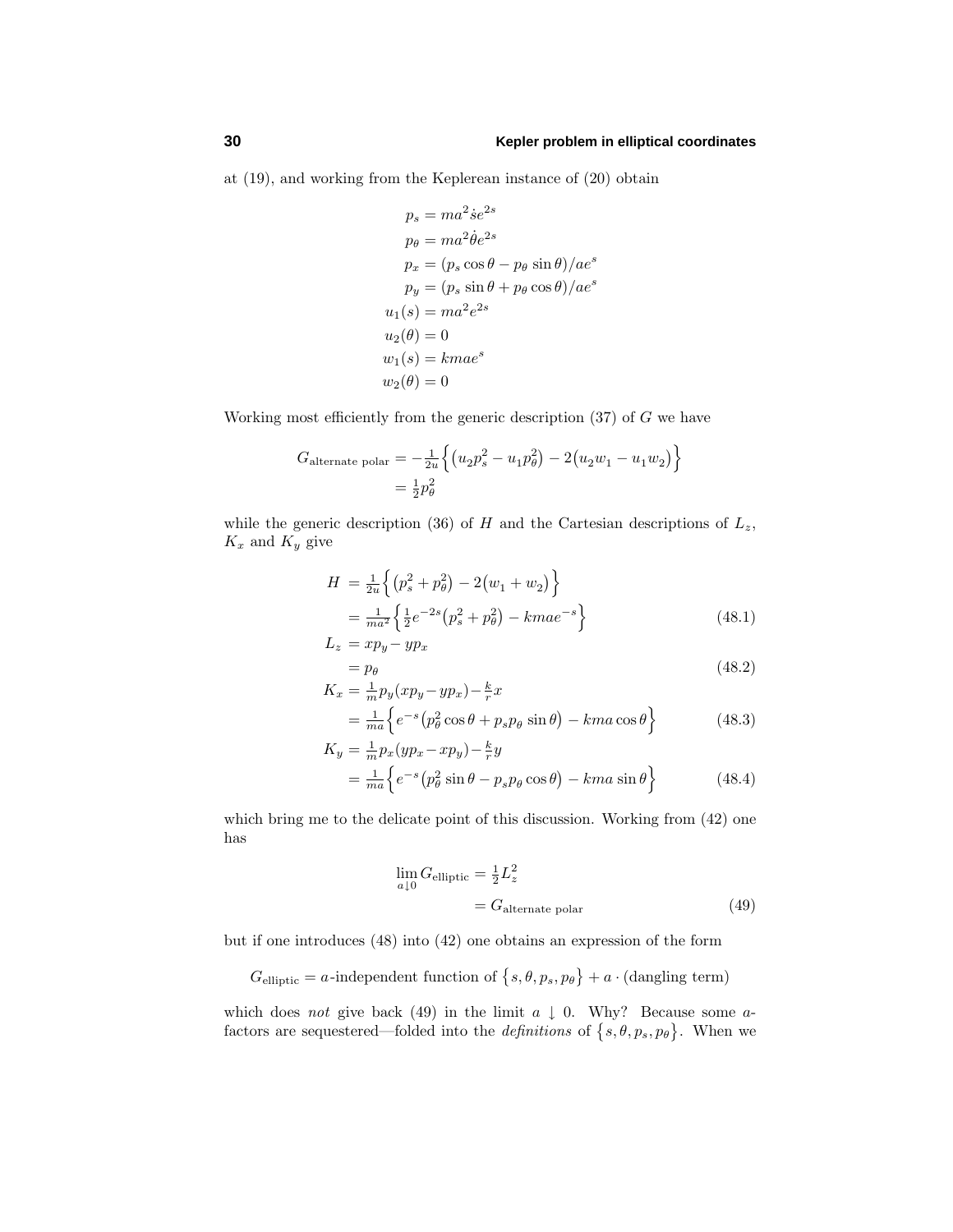at (19), and working from the Keplerean instance of (20) obtain

$$
\begin{aligned}
p_s &= ma^2\dot{s}e^{2s}\\
p_\theta &= ma^2\dot{\theta}e^{2s}\\
p_x &= (p_s\cos\theta - p_\theta\sin\theta)/ae^s\\
p_y &= (p_s\sin\theta + p_\theta\cos\theta)/ae^s\\
u_1(s) &= ma^2e^{2s}\\
u_2(\theta) &= 0\\
w_1(s) &= kmae^s\\
w_2(\theta) &= 0
\end{aligned}
$$

Working most efficiently from the generic description (37) of $G$ we have

$$
\begin{aligned}
G_{\text{alternate polar}} &= -\tfrac{1}{2u}\Big\{\big(u_2p_s^2 - u_1p_\theta^2\big) - 2\big(u_2w_1 - u_1w_2\big)\Big\}\\
&= \tfrac{1}{2}p_\theta^2
\end{aligned}
$$

while the generic description (36) of $H$ and the Cartesian descriptions of $L_z$, $K_x$ and $K_y$ give

$$
\begin{aligned}
H &= \tfrac{1}{2u}\Big\{\big(p_s^2 + p_\theta^2\big) - 2\big(w_1 + w_2\big)\Big\}\\
&= \tfrac{1}{ma^2}\Big\{\tfrac{1}{2}e^{-2s}\big(p_s^2 + p_\theta^2\big) - kmae^{-s}\Big\} \qquad (48.1)\\
L_z &= xp_y - yp_x\\
&= p_\theta \qquad (48.2)\\
K_x &= \tfrac{1}{m}p_y(xp_y - yp_x) - \tfrac{k}{r}x\\
&= \tfrac{1}{ma}\Big\{e^{-s}\big(p_\theta^2\cos\theta + p_sp_\theta\sin\theta\big) - kma\cos\theta\Big\} \qquad (48.3)\\
K_y &= \tfrac{1}{m}p_x(yp_x - xp_y) - \tfrac{k}{r}y\\
&= \tfrac{1}{ma}\Big\{e^{-s}\big(p_\theta^2\sin\theta - p_sp_\theta\cos\theta\big) - kma\sin\theta\Big\} \qquad (48.4)
\end{aligned}
$$

which bring me to the delicate point of this discussion. Working from (42) one has

$$
\begin{aligned}
\lim_{a\downarrow 0} G_{\text{elliptic}} &= \tfrac{1}{2}L_z^2\\
&= G_{\text{alternate polar}} \qquad (49)
\end{aligned}
$$

but if one introduces (48) into (42) one obtains an expression of the form

$$
G_{\text{elliptic}} = a\text{-independent function of } \big\{s,\theta,p_s,p_\theta\big\} + a\cdot(\text{dangling term})
$$

which does *not* give back (49) in the limit $a \downarrow 0$. Why? Because some $a$-factors are sequestered—folded into the *definitions* of $\big\{s,\theta,p_s,p_\theta\big\}$. When we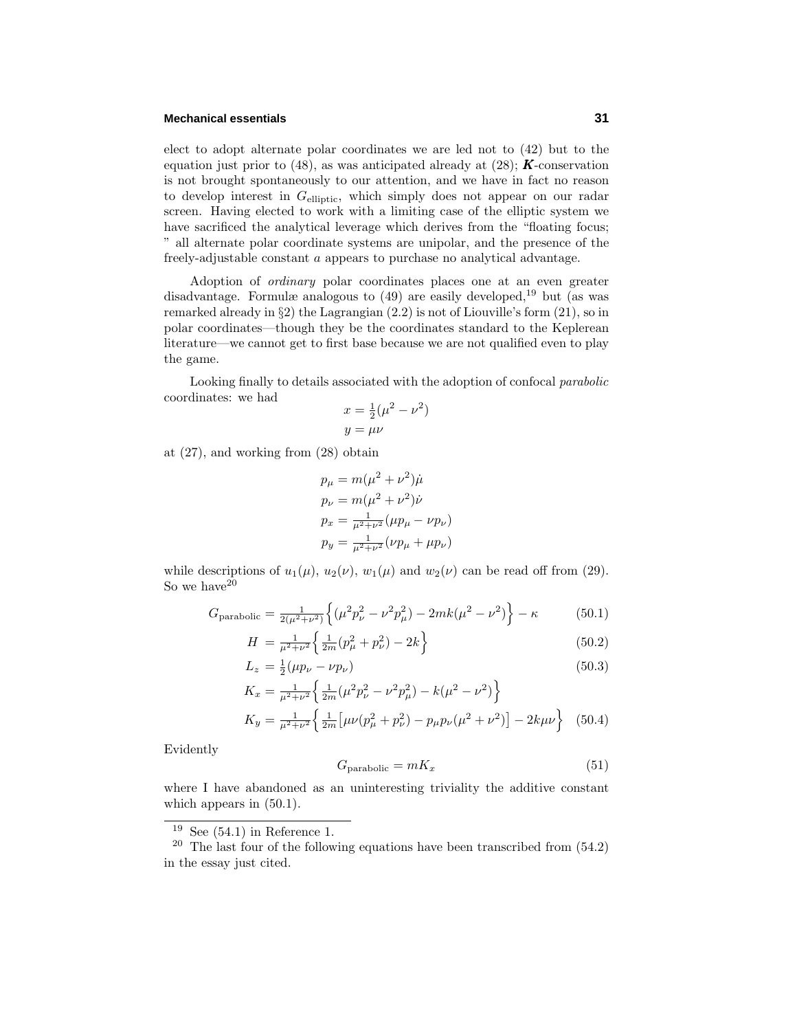elect to adopt alternate polar coordinates we are led not to (42) but to the equation just prior to (48), as was anticipated already at (28); $\boldsymbol{K}$-conservation is not brought spontaneously to our attention, and we have in fact no reason to develop interest in $G_{\text{elliptic}}$, which simply does not appear on our radar screen. Having elected to work with a limiting case of the elliptic system we have sacrificed the analytical leverage which derives from the "floating focus; " all alternate polar coordinate systems are unipolar, and the presence of the freely-adjustable constant $a$ appears to purchase no analytical advantage.

Adoption of *ordinary* polar coordinates places one at an even greater disadvantage. Formulæ analogous to (49) are easily developed,[19] but (as was remarked already in §2) the Lagrangian (2.2) is not of Liouville's form (21), so in polar coordinates—though they be the coordinates standard to the Keplerean literature—we cannot get to first base because we are not qualified even to play the game.

Looking finally to details associated with the adoption of confocal *parabolic* coordinates: we had

$$
\begin{aligned}
x &= \tfrac{1}{2}(\mu^2 - \nu^2) \\
y &= \mu\nu
\end{aligned}
$$

at (27), and working from (28) obtain

$$
\begin{aligned}
p_\mu &= m(\mu^2 + \nu^2)\dot{\mu} \\
p_\nu &= m(\mu^2 + \nu^2)\dot{\nu} \\
p_x &= \tfrac{1}{\mu^2+\nu^2}(\mu p_\mu - \nu p_\nu) \\
p_y &= \tfrac{1}{\mu^2+\nu^2}(\nu p_\mu + \mu p_\nu)
\end{aligned}
$$

while descriptions of $u_1(\mu)$, $u_2(\nu)$, $w_1(\mu)$ and $w_2(\nu)$ can be read off from (29). So we have[20]

$$
G_{\text{parabolic}} = \tfrac{1}{2(\mu^2+\nu^2)}\Big\{(\mu^2 p_\nu^2 - \nu^2 p_\mu^2) - 2mk(\mu^2 - \nu^2)\Big\} - \kappa \tag{50.1}
$$

$$
H = \tfrac{1}{\mu^2+\nu^2}\Big\{\tfrac{1}{2m}(p_\mu^2 + p_\nu^2) - 2k\Big\} \tag{50.2}
$$

$$
L_z = \tfrac{1}{2}(\mu p_\nu - \nu p_\nu) \tag{50.3}
$$

$$
\begin{aligned}
K_x &= \tfrac{1}{\mu^2+\nu^2}\Big\{\tfrac{1}{2m}(\mu^2 p_\nu^2 - \nu^2 p_\mu^2) - k(\mu^2 - \nu^2)\Big\} \\
K_y &= \tfrac{1}{\mu^2+\nu^2}\Big\{\tfrac{1}{2m}\big[\mu\nu(p_\mu^2 + p_\nu^2) - p_\mu p_\nu(\mu^2 + \nu^2)\big] - 2k\mu\nu\Big\}
\end{aligned} \tag{50.4}
$$

Evidently

$$
G_{\text{parabolic}} = mK_x \tag{51}
$$

where I have abandoned as an uninteresting triviality the additive constant which appears in (50.1).

---

[19] See (54.1) in Reference 1.

[20] The last four of the following equations have been transcribed from (54.2) in the essay just cited.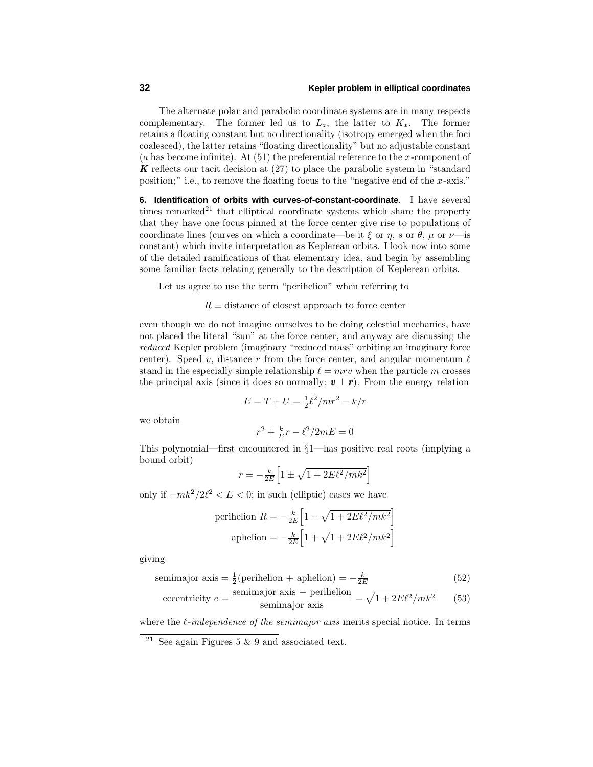The alternate polar and parabolic coordinate systems are in many respects complementary. The former led us to $L_z$, the latter to $K_x$. The former retains a floating constant but no directionality (isotropy emerged when the foci coalesced), the latter retains "floating directionality" but no adjustable constant ($a$ has become infinite). At (51) the preferential reference to the $x$-component of $\boldsymbol{K}$ reflects our tacit decision at (27) to place the parabolic system in "standard position;" i.e., to remove the floating focus to the "negative end of the $x$-axis."

**6. Identification of orbits with curves-of-constant-coordinate**. I have several times remarked[21] that elliptical coordinate systems which share the property that they have one focus pinned at the force center give rise to populations of coordinate lines (curves on which a coordinate—be it $\xi$ or $\eta$, $s$ or $\theta$, $\mu$ or $\nu$—is constant) which invite interpretation as Keplerean orbits. I look now into some of the detailed ramifications of that elementary idea, and begin by assembling some familiar facts relating generally to the description of Keplerean orbits.

Let us agree to use the term "perihelion" when referring to

$$R \equiv \text{distance of closest approach to force center}$$

even though we do not imagine ourselves to be doing celestial mechanics, have not placed the literal "sun" at the force center, and anyway are discussing the *reduced* Kepler problem (imaginary "reduced mass" orbiting an imaginary force center). Speed $v$, distance $r$ from the force center, and angular momentum $\ell$ stand in the especially simple relationship $\ell = mrv$ when the particle $m$ crosses the principal axis (since it does so normally: $\boldsymbol{v} \perp \boldsymbol{r}$). From the energy relation

$$E = T + U = \tfrac{1}{2}\ell^2/mr^2 - k/r$$

we obtain

$$r^2 + \tfrac{k}{E}r - \ell^2/2mE = 0$$

This polynomial—first encountered in §1—has positive real roots (implying a bound orbit)

$$r = -\tfrac{k}{2E}\Big[1 \pm \sqrt{1 + 2E\ell^2/mk^2}\Big]$$

only if $-mk^2/2\ell^2 < E < 0$; in such (elliptic) cases we have

$$\text{perihelion } R = -\tfrac{k}{2E}\Big[1 - \sqrt{1 + 2E\ell^2/mk^2}\Big]$$

$$\text{aphelion} = -\tfrac{k}{2E}\Big[1 + \sqrt{1 + 2E\ell^2/mk^2}\Big]$$

giving

$$\text{semimajor axis} = \tfrac{1}{2}(\text{perihelion} + \text{aphelion}) = -\tfrac{k}{2E} \tag{52}$$

$$\text{eccentricity } e = \frac{\text{semimajor axis} - \text{perihelion}}{\text{semimajor axis}} = \sqrt{1 + 2E\ell^2/mk^2} \tag{53}$$

where the *$\ell$-independence of the semimajor axis* merits special notice. In terms

[21] See again Figures 5 & 9 and associated text.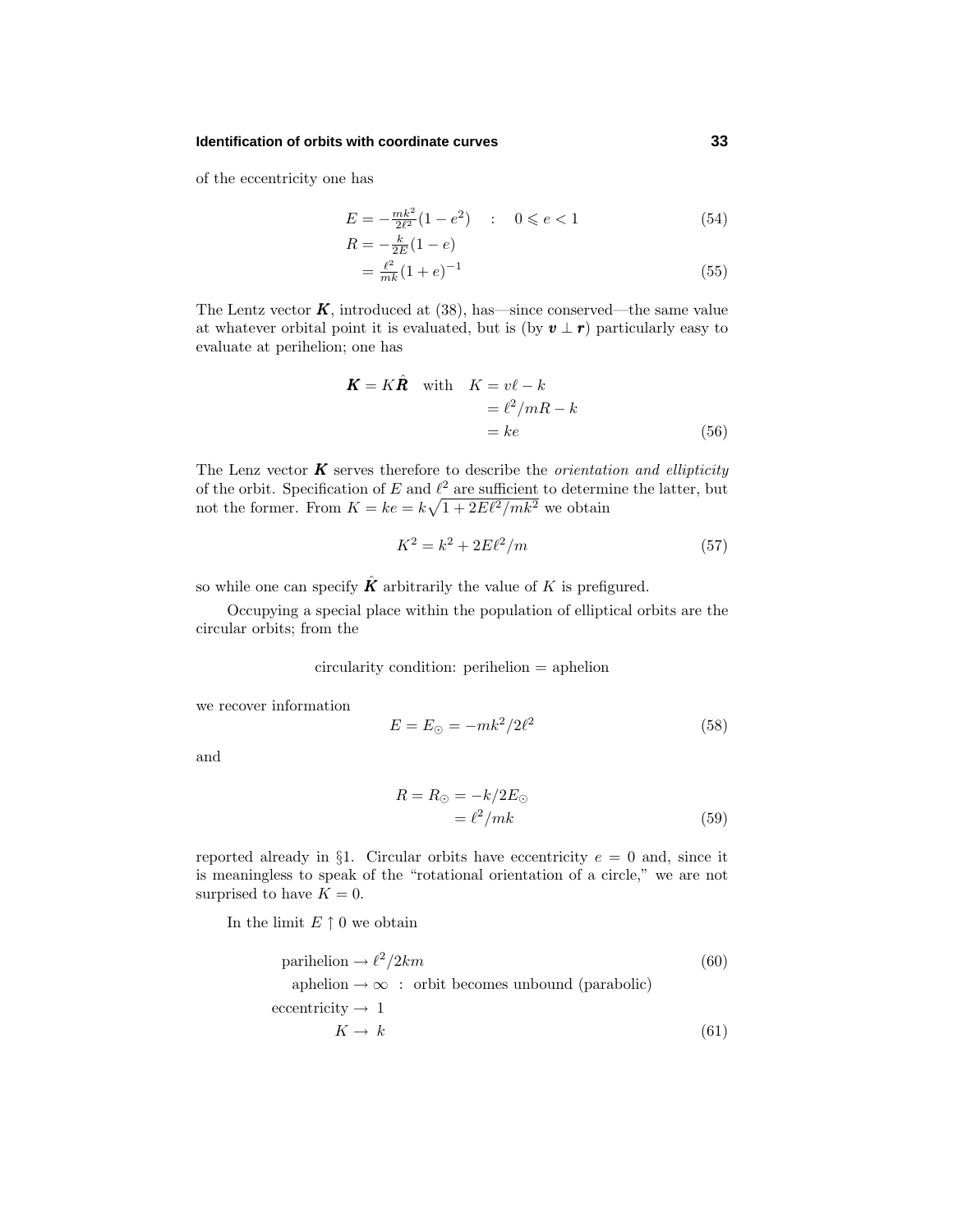of the eccentricity one has

$$E = -\tfrac{mk^2}{2\ell^2}(1-e^2) \quad : \quad 0 \leqslant e < 1 \tag{54}$$

$$\begin{aligned} R &= -\tfrac{k}{2E}(1-e) \\ &= \tfrac{\ell^2}{mk}(1+e)^{-1} \end{aligned} \tag{55}$$

The Lentz vector $\boldsymbol{K}$, introduced at (38), has—since conserved—the same value at whatever orbital point it is evaluated, but is (by $\boldsymbol{v} \perp \boldsymbol{r}$) particularly easy to evaluate at perihelion; one has

$$\boldsymbol{K} = K\hat{\boldsymbol{R}} \quad \text{with} \quad \begin{aligned} K &= v\ell - k \\ &= \ell^2/mR - k \\ &= ke \end{aligned} \tag{56}$$

The Lenz vector $\boldsymbol{K}$ serves therefore to describe the *orientation and ellipticity* of the orbit. Specification of $E$ and $\ell^2$ are sufficient to determine the latter, but not the former. From $K = ke = k\sqrt{1 + 2E\ell^2/mk^2}$ we obtain

$$K^2 = k^2 + 2E\ell^2/m \tag{57}$$

so while one can specify $\hat{\boldsymbol{K}}$ arbitrarily the value of $K$ is prefigured.

Occupying a special place within the population of elliptical orbits are the circular orbits; from the

circularity condition: perihelion = aphelion

we recover information

$$E = E_{\odot} = -mk^2/2\ell^2 \tag{58}$$

and

$$\begin{aligned} R = R_{\odot} &= -k/2E_{\odot} \\ &= \ell^2/mk \end{aligned} \tag{59}$$

reported already in §1. Circular orbits have eccentricity $e = 0$ and, since it is meaningless to speak of the "rotational orientation of a circle," we are not surprised to have $K = 0$.

In the limit $E \uparrow 0$ we obtain

$$\text{parihelion} \rightarrow \ell^2/2km \tag{60}$$

$$\text{aphelion} \rightarrow \infty \ : \ \text{orbit becomes unbound (parabolic)}$$

$$\text{eccentricity} \rightarrow 1$$

$$K \rightarrow k \tag{61}$$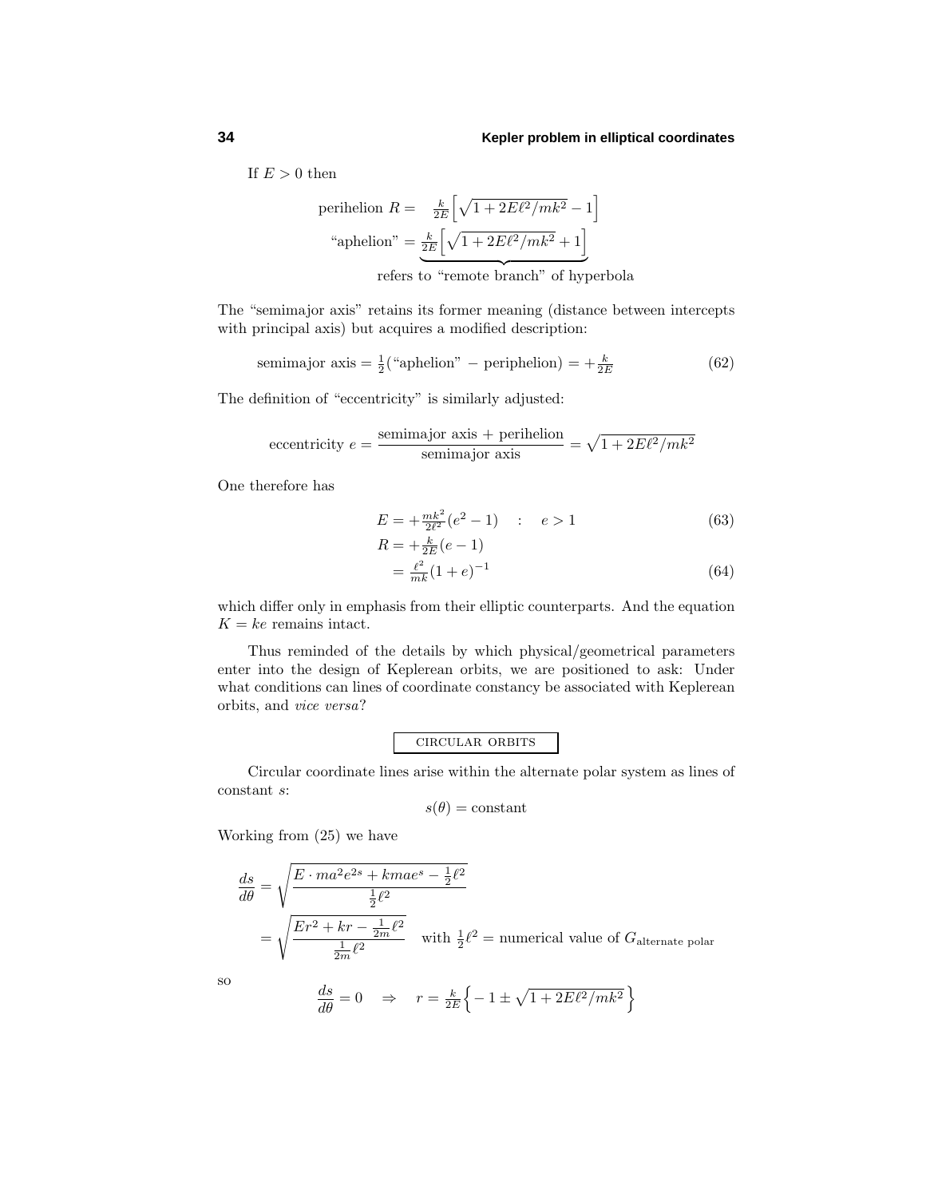If $E > 0$ then

$$\text{perihelion } R = \tfrac{k}{2E}\Big[\sqrt{1+2E\ell^2/mk^2}-1\Big]$$

$$\text{“aphelion”} = \underbrace{\tfrac{k}{2E}\Big[\sqrt{1+2E\ell^2/mk^2}+1\Big]}_{\text{refers to “remote branch” of hyperbola}}$$

The “semimajor axis” retains its former meaning (distance between intercepts with principal axis) but acquires a modified description:

$$\text{semimajor axis} = \tfrac{1}{2}(\text{“aphelion”} - \text{periphelion}) = +\tfrac{k}{2E} \tag{62}$$

The definition of “eccentricity” is similarly adjusted:

$$\text{eccentricity } e = \frac{\text{semimajor axis} + \text{perihelion}}{\text{semimajor axis}} = \sqrt{1+2E\ell^2/mk^2}$$

One therefore has

$$E = +\tfrac{mk^2}{2\ell^2}(e^2-1) \quad : \quad e > 1 \tag{63}$$

$$\begin{aligned} R &= +\tfrac{k}{2E}(e-1) \\ &= \tfrac{\ell^2}{mk}(1+e)^{-1} \end{aligned} \tag{64}$$

which differ only in emphasis from their elliptic counterparts. And the equation $K = ke$ remains intact.

Thus reminded of the details by which physical/geometrical parameters enter into the design of Keplerean orbits, we are positioned to ask: Under what conditions can lines of coordinate constancy be associated with Keplerean orbits, and *vice versa*?

## CIRCULAR ORBITS

Circular coordinate lines arise within the alternate polar system as lines of constant $s$:

$$s(\theta) = \text{constant}$$

Working from (25) we have

$$\begin{aligned} \frac{ds}{d\theta} &= \sqrt{\frac{E\cdot ma^2e^{2s} + kmae^s - \frac{1}{2}\ell^2}{\frac{1}{2}\ell^2}} \\ &= \sqrt{\frac{Er^2 + kr - \frac{1}{2m}\ell^2}{\frac{1}{2m}\ell^2}} \quad \text{with } \tfrac{1}{2}\ell^2 = \text{numerical value of } G_{\text{alternate polar}} \end{aligned}$$

so

$$\frac{ds}{d\theta} = 0 \quad \Rightarrow \quad r = \tfrac{k}{2E}\Big\{-1 \pm \sqrt{1+2E\ell^2/mk^2}\Big\}$$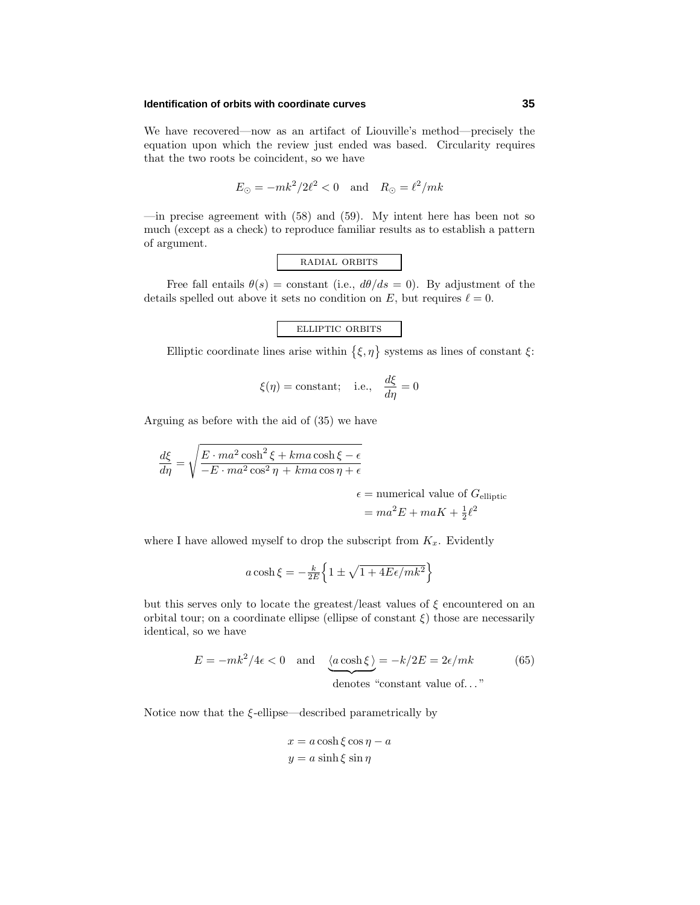We have recovered—now as an artifact of Liouville's method—precisely the equation upon which the review just ended was based. Circularity requires that the two roots be coincident, so we have

$$E_\odot = -mk^2/2\ell^2 < 0 \quad \text{and} \quad R_\odot = \ell^2/mk$$

—in precise agreement with (58) and (59). My intent here has been not so much (except as a check) to reproduce familiar results as to establish a pattern of argument.

### RADIAL ORBITS

Free fall entails $\theta(s) = \text{constant}$ (i.e., $d\theta/ds = 0$). By adjustment of the details spelled out above it sets no condition on $E$, but requires $\ell = 0$.

### ELLIPTIC ORBITS

Elliptic coordinate lines arise within $\{\xi, \eta\}$ systems as lines of constant $\xi$:

$$\xi(\eta) = \text{constant}; \quad \text{i.e.,} \quad \frac{d\xi}{d\eta} = 0$$

Arguing as before with the aid of (35) we have

$$\frac{d\xi}{d\eta} = \sqrt{\frac{E \cdot ma^2 \cosh^2 \xi + kma \cosh \xi - \epsilon}{-E \cdot ma^2 \cos^2 \eta + kma \cos \eta + \epsilon}}$$

$$\begin{aligned} \epsilon &= \text{numerical value of } G_{\text{elliptic}} \\ &= ma^2 E + maK + \tfrac{1}{2}\ell^2 \end{aligned}$$

where I have allowed myself to drop the subscript from $K_x$. Evidently

$$a \cosh \xi = -\tfrac{k}{2E}\Big\{1 \pm \sqrt{1 + 4E\epsilon/mk^2}\Big\}$$

but this serves only to locate the greatest/least values of $\xi$ encountered on an orbital tour; on a coordinate ellipse (ellipse of constant $\xi$) those are necessarily identical, so we have

$$E = -mk^2/4\epsilon < 0 \quad \text{and} \quad \underbrace{\langle a \cosh \xi \rangle}_{\text{denotes "constant value of\ldots"}} = -k/2E = 2\epsilon/mk \tag{65}$$

Notice now that the $\xi$-ellipse—described parametrically by

$$\begin{aligned} x &= a \cosh \xi \cos \eta - a \\ y &= a \sinh \xi \sin \eta \end{aligned}$$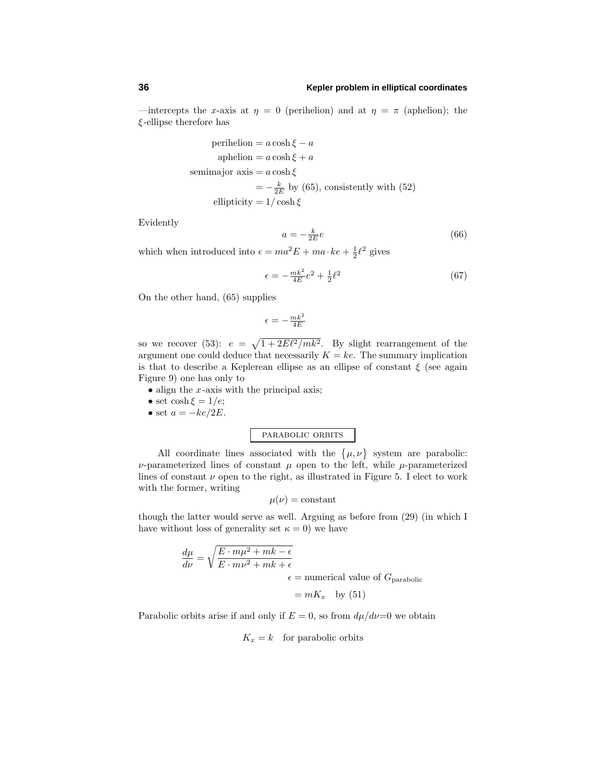—intercepts the $x$-axis at $\eta = 0$ (perihelion) and at $\eta = \pi$ (aphelion); the $\xi$-ellipse therefore has

$$
\begin{aligned}
\text{perihelion} &= a\cosh\xi - a\\
\text{aphelion} &= a\cosh\xi + a\\
\text{semimajor axis} &= a\cosh\xi\\
&= -\tfrac{k}{2E} \text{ by (65), consistently with (52)}\\
\text{ellipticity} &= 1/\cosh\xi
\end{aligned}
$$

Evidently

$$
a = -\tfrac{k}{2E}e \tag{66}
$$

which when introduced into $\epsilon = ma^2E + ma\cdot ke + \frac{1}{2}\ell^2$ gives

$$
\epsilon = -\tfrac{mk^2}{4E}e^2 + \tfrac{1}{2}\ell^2 \tag{67}
$$

On the other hand, (65) supplies

$$
\epsilon = -\tfrac{mk^2}{4E}
$$

so we recover (53): $e = \sqrt{1 + 2E\ell^2/mk^2}$. By slight rearrangement of the argument one could deduce that necessarily $K = ke$. The summary implication is that to describe a Keplerean ellipse as an ellipse of constant $\xi$ (see again Figure 9) one has only to

- align the $x$-axis with the principal axis;
- set $\cosh\xi = 1/e$;
- set $a = -ke/2E$.

## PARABOLIC ORBITS

All coordinate lines associated with the $\{\mu,\nu\}$ system are parabolic: $\nu$-parameterized lines of constant $\mu$ open to the left, while $\mu$-parameterized lines of constant $\nu$ open to the right, as illustrated in Figure 5. I elect to work with the former, writing

$$
\mu(\nu) = \text{constant}
$$

though the latter would serve as well. Arguing as before from (29) (in which I have without loss of generality set $\kappa = 0$) we have

$$
\frac{d\mu}{d\nu} = \sqrt{\frac{E\cdot m\mu^2 + mk - \epsilon}{E\cdot m\nu^2 + mk + \epsilon}}
$$

$$
\begin{aligned}
\epsilon &= \text{numerical value of } G_{\text{parabolic}}\\
&= mK_x \quad \text{by (51)}
\end{aligned}
$$

Parabolic orbits arise if and only if $E = 0$, so from $d\mu/d\nu = 0$ we obtain

$$
K_x = k \quad \text{for parabolic orbits}
$$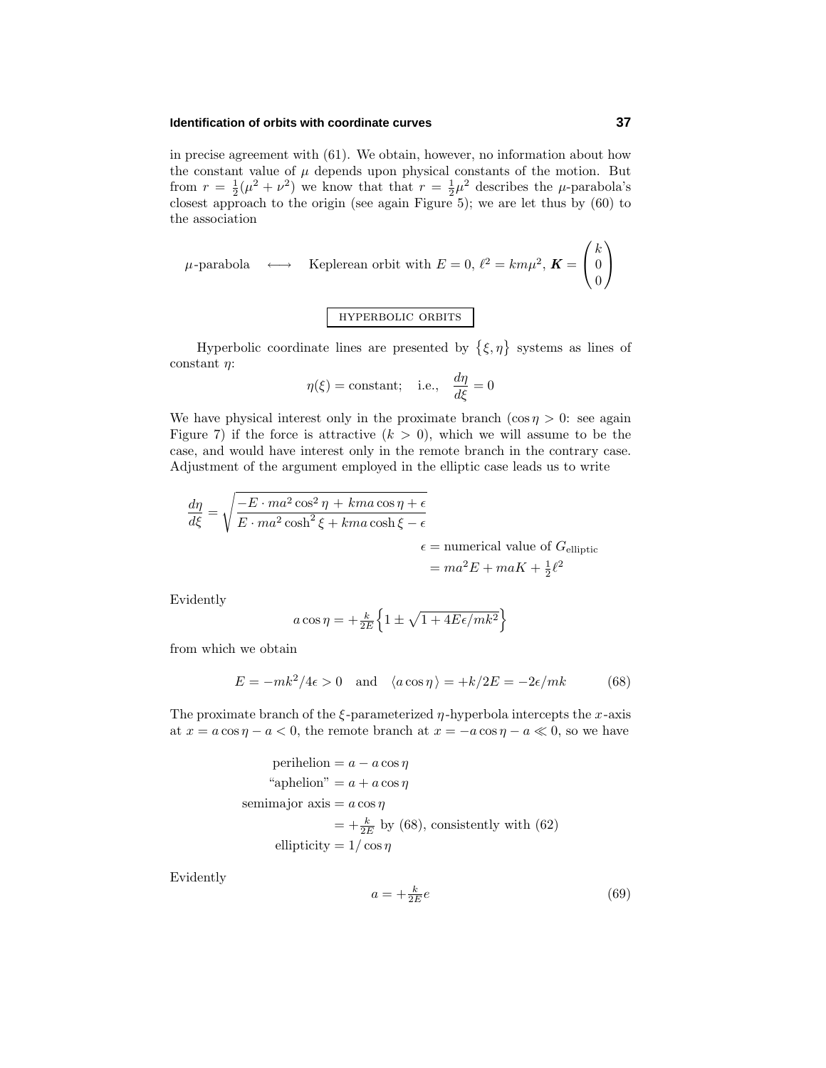in precise agreement with (61). We obtain, however, no information about how the constant value of $\mu$ depends upon physical constants of the motion. But from $r = \frac{1}{2}(\mu^2 + \nu^2)$ we know that that $r = \frac{1}{2}\mu^2$ describes the $\mu$-parabola's closest approach to the origin (see again Figure 5); we are let thus by (60) to the association

$$\mu\text{-parabola} \quad \longleftrightarrow \quad \text{Keplerean orbit with } E = 0,\ \ell^2 = km\mu^2,\ \boldsymbol{K} = \begin{pmatrix} k \\ 0 \\ 0 \end{pmatrix}$$

## HYPERBOLIC ORBITS

Hyperbolic coordinate lines are presented by $\{\xi, \eta\}$ systems as lines of constant $\eta$:

$$\eta(\xi) = \text{constant}; \quad \text{i.e.,} \quad \frac{d\eta}{d\xi} = 0$$

We have physical interest only in the proximate branch ($\cos\eta > 0$: see again Figure 7) if the force is attractive ($k > 0$), which we will assume to be the case, and would have interest only in the remote branch in the contrary case. Adjustment of the argument employed in the elliptic case leads us to write

$$\frac{d\eta}{d\xi} = \sqrt{\frac{-E \cdot ma^2 \cos^2\eta + kma\cos\eta + \epsilon}{E \cdot ma^2 \cosh^2\xi + kma\cosh\xi - \epsilon}}$$

$$\begin{aligned} \epsilon &= \text{numerical value of } G_{\text{elliptic}} \\ &= ma^2E + maK + \tfrac{1}{2}\ell^2 \end{aligned}$$

Evidently

$$a\cos\eta = +\tfrac{k}{2E}\Big\{1 \pm \sqrt{1 + 4E\epsilon/mk^2}\Big\}$$

from which we obtain

$$E = -mk^2/4\epsilon > 0 \quad \text{and} \quad \langle a\cos\eta\rangle = +k/2E = -2\epsilon/mk \tag{68}$$

The proximate branch of the $\xi$-parameterized $\eta$-hyperbola intercepts the $x$-axis at $x = a\cos\eta - a < 0$, the remote branch at $x = -a\cos\eta - a \ll 0$, so we have

$$\begin{aligned} \text{perihelion} &= a - a\cos\eta \\ \text{"aphelion"} &= a + a\cos\eta \\ \text{semimajor axis} &= a\cos\eta \\ &= +\tfrac{k}{2E} \text{ by (68), consistently with (62)} \\ \text{ellipticity} &= 1/\cos\eta \end{aligned}$$

Evidently

$$a = +\tfrac{k}{2E}e \tag{69}$$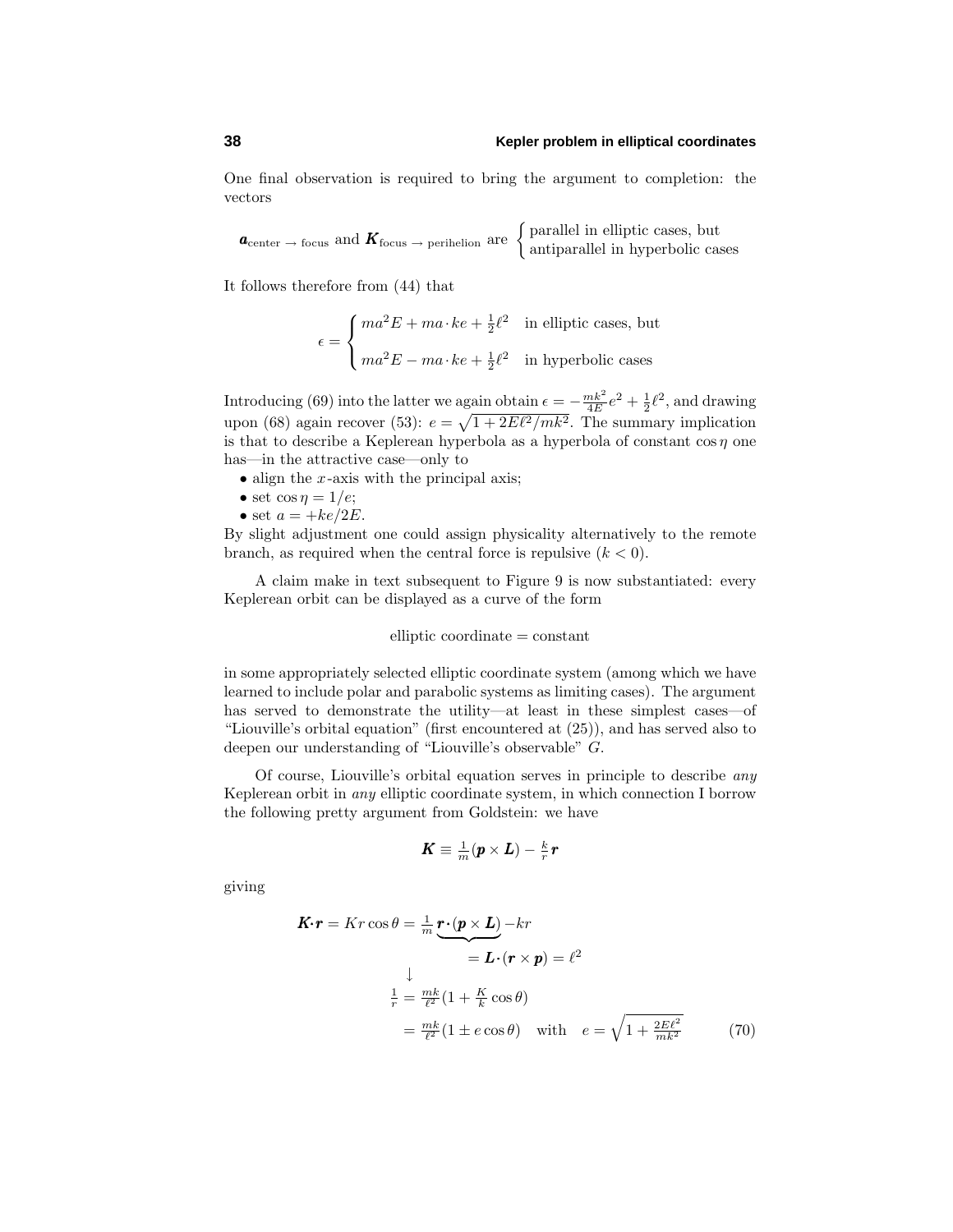One final observation is required to bring the argument to completion: the vectors

$$\boldsymbol{a}_{\text{center}\,\to\,\text{focus}} \text{ and } \boldsymbol{K}_{\text{focus}\,\to\,\text{perihelion}} \text{ are } \begin{cases} \text{parallel in elliptic cases, but} \\ \text{antiparallel in hyperbolic cases} \end{cases}$$

It follows therefore from (44) that

$$\epsilon = \begin{cases} ma^2E + ma\cdot ke + \frac{1}{2}\ell^2 & \text{in elliptic cases, but} \\[6pt] ma^2E - ma\cdot ke + \frac{1}{2}\ell^2 & \text{in hyperbolic cases} \end{cases}$$

Introducing (69) into the latter we again obtain $\epsilon = -\frac{mk^2}{4E}e^2 + \frac{1}{2}\ell^2$, and drawing upon (68) again recover (53): $e = \sqrt{1 + 2E\ell^2/mk^2}$. The summary implication is that to describe a Keplerean hyperbola as a hyperbola of constant $\cos\eta$ one has—in the attractive case—only to

- align the $x$-axis with the principal axis;
- set $\cos\eta = 1/e$;
- set $a = +ke/2E$.

By slight adjustment one could assign physicality alternatively to the remote branch, as required when the central force is repulsive ($k < 0$).

A claim make in text subsequent to Figure 9 is now substantiated: every Keplerean orbit can be displayed as a curve of the form

$$\text{elliptic coordinate} = \text{constant}$$

in some appropriately selected elliptic coordinate system (among which we have learned to include polar and parabolic systems as limiting cases). The argument has served to demonstrate the utility—at least in these simplest cases—of "Liouville's orbital equation" (first encountered at (25)), and has served also to deepen our understanding of "Liouville's observable" $G$.

Of course, Liouville's orbital equation serves in principle to describe *any* Keplerean orbit in *any* elliptic coordinate system, in which connection I borrow the following pretty argument from Goldstein: we have

$$\boldsymbol{K} \equiv \tfrac{1}{m}(\boldsymbol{p}\times\boldsymbol{L}) - \tfrac{k}{r}\boldsymbol{r}$$

giving

$$\begin{aligned}
\boldsymbol{K}\cdot\boldsymbol{r} = Kr\cos\theta &= \tfrac{1}{m}\underbrace{\boldsymbol{r}\cdot(\boldsymbol{p}\times\boldsymbol{L})}_{=\,\boldsymbol{L}\cdot(\boldsymbol{r}\times\boldsymbol{p})\,=\,\ell^2} - kr \\
&\downarrow \\
\tfrac{1}{r} &= \tfrac{mk}{\ell^2}\left(1 + \tfrac{K}{k}\cos\theta\right) \\
&= \tfrac{mk}{\ell^2}(1 \pm e\cos\theta) \quad \text{with} \quad e = \sqrt{1 + \tfrac{2E\ell^2}{mk^2}}
\end{aligned} \tag{70}$$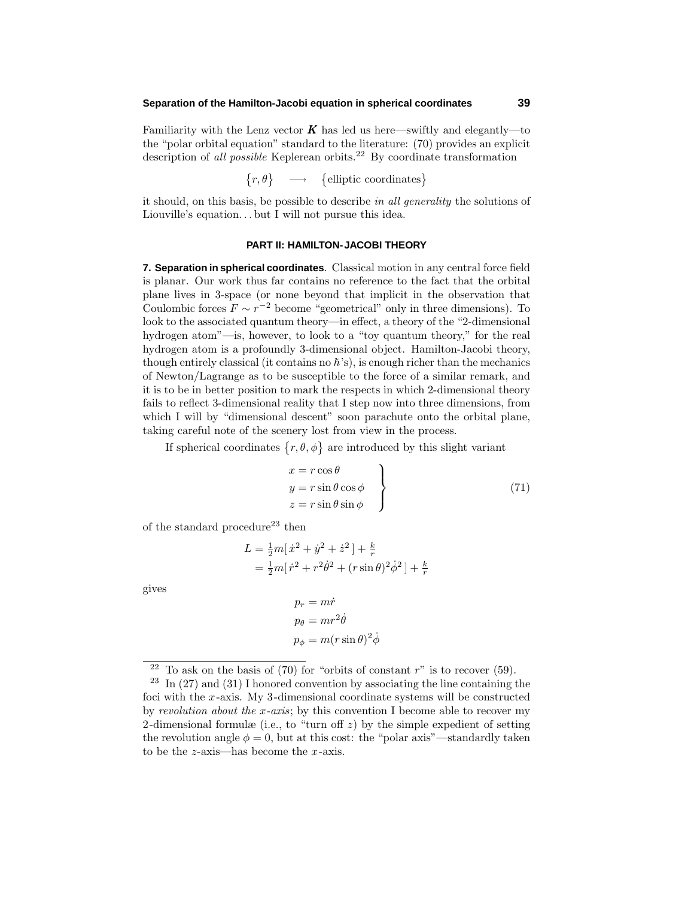Familiarity with the Lenz vector $\boldsymbol{K}$ has led us here—swiftly and elegantly—to the "polar orbital equation" standard to the literature: (70) provides an explicit description of *all possible* Keplerean orbits.[22] By coordinate transformation

$$\{r,\theta\} \quad \longrightarrow \quad \{\text{elliptic coordinates}\}$$

it should, on this basis, be possible to describe *in all generality* the solutions of Liouville's equation... but I will not pursue this idea.

## PART II: HAMILTON-JACOBI THEORY

**7. Separation in spherical coordinates**. Classical motion in any central force field is planar. Our work thus far contains no reference to the fact that the orbital plane lives in 3-space (or none beyond that implicit in the observation that Coulombic forces $F \sim r^{-2}$ become "geometrical" only in three dimensions). To look to the associated quantum theory—in effect, a theory of the "2-dimensional hydrogen atom"—is, however, to look to a "toy quantum theory," for the real hydrogen atom is a profoundly 3-dimensional object. Hamilton-Jacobi theory, though entirely classical (it contains no $\hbar$'s), is enough richer than the mechanics of Newton/Lagrange as to be susceptible to the force of a similar remark, and it is to be in better position to mark the respects in which 2-dimensional theory fails to reflect 3-dimensional reality that I step now into three dimensions, from which I will by "dimensional descent" soon parachute onto the orbital plane, taking careful note of the scenery lost from view in the process.

If spherical coordinates $\{r,\theta,\phi\}$ are introduced by this slight variant

$$\left.\begin{aligned} x &= r\cos\theta \\ y &= r\sin\theta\cos\phi \\ z &= r\sin\theta\sin\phi \end{aligned}\right\} \tag{71}$$

of the standard procedure[23] then

$$\begin{aligned} L &= \tfrac{1}{2}m[\,\dot{x}^2 + \dot{y}^2 + \dot{z}^2\,] + \tfrac{k}{r} \\ &= \tfrac{1}{2}m[\,\dot{r}^2 + r^2\dot{\theta}^2 + (r\sin\theta)^2\dot{\phi}^2\,] + \tfrac{k}{r} \end{aligned}$$

gives

$$\begin{aligned} p_r &= m\dot{r} \\ p_\theta &= mr^2\dot{\theta} \\ p_\phi &= m(r\sin\theta)^2\dot{\phi} \end{aligned}$$

---

[22] To ask on the basis of (70) for "orbits of constant $r$" is to recover (59).

[23] In (27) and (31) I honored convention by associating the line containing the foci with the $x$-axis. My 3-dimensional coordinate systems will be constructed by *revolution about the x-axis*; by this convention I become able to recover my 2-dimensional formulæ (i.e., to "turn off $z$) by the simple expedient of setting the revolution angle $\phi = 0$, but at this cost: the "polar axis"—standardly taken to be the $z$-axis—has become the $x$-axis.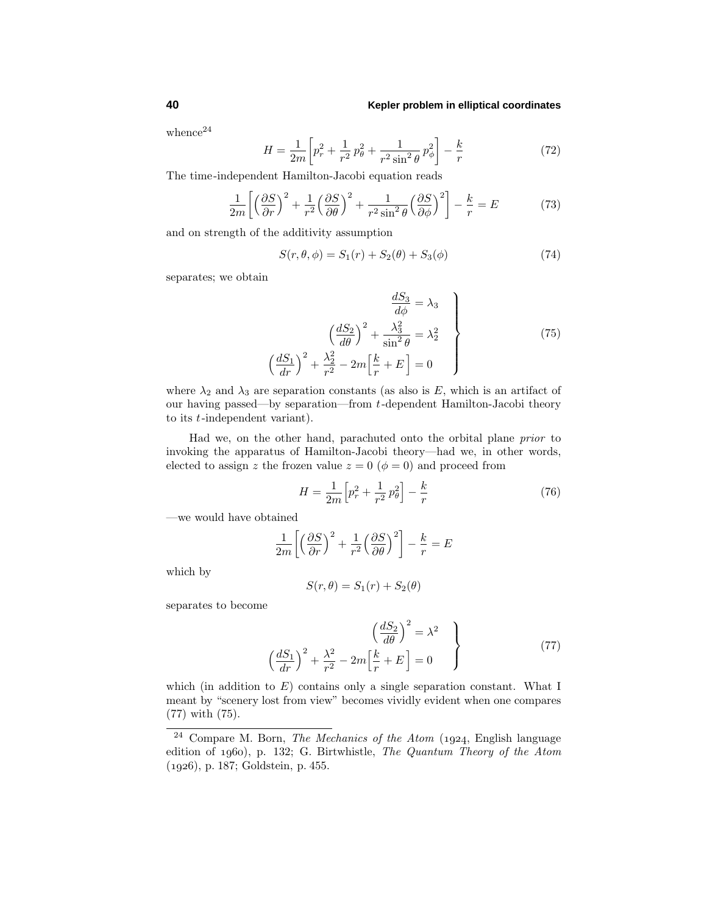whence[24]

$$H = \frac{1}{2m}\left[p_r^2 + \frac{1}{r^2}\,p_\theta^2 + \frac{1}{r^2\sin^2\theta}\,p_\phi^2\right] - \frac{k}{r} \tag{72}$$

The time-independent Hamilton-Jacobi equation reads

$$\frac{1}{2m}\left[\Big(\frac{\partial S}{\partial r}\Big)^2 + \frac{1}{r^2}\Big(\frac{\partial S}{\partial \theta}\Big)^2 + \frac{1}{r^2\sin^2\theta}\Big(\frac{\partial S}{\partial \phi}\Big)^2\right] - \frac{k}{r} = E \tag{73}$$

and on strength of the additivity assumption

$$S(r,\theta,\phi) = S_1(r) + S_2(\theta) + S_3(\phi) \tag{74}$$

separates; we obtain

$$\left.\begin{aligned} \frac{dS_3}{d\phi} &= \lambda_3 \\ \Big(\frac{dS_2}{d\theta}\Big)^2 + \frac{\lambda_3^2}{\sin^2\theta} &= \lambda_2^2 \\ \Big(\frac{dS_1}{dr}\Big)^2 + \frac{\lambda_2^2}{r^2} - 2m\Big[\frac{k}{r} + E\Big] &= 0 \end{aligned}\right\} \tag{75}$$

where $\lambda_2$ and $\lambda_3$ are separation constants (as also is $E$, which is an artifact of our having passed—by separation—from $t$-dependent Hamilton-Jacobi theory to its $t$-independent variant).

Had we, on the other hand, parachuted onto the orbital plane *prior* to invoking the apparatus of Hamilton-Jacobi theory—had we, in other words, elected to assign $z$ the frozen value $z = 0$ ($\phi = 0$) and proceed from

$$H = \frac{1}{2m}\Big[p_r^2 + \frac{1}{r^2}\,p_\theta^2\Big] - \frac{k}{r} \tag{76}$$

—we would have obtained

$$\frac{1}{2m}\left[\Big(\frac{\partial S}{\partial r}\Big)^2 + \frac{1}{r^2}\Big(\frac{\partial S}{\partial \theta}\Big)^2\right] - \frac{k}{r} = E$$

which by

$$S(r,\theta) = S_1(r) + S_2(\theta)$$

separates to become

$$\left.\begin{aligned} \Big(\frac{dS_2}{d\theta}\Big)^2 &= \lambda^2 \\ \Big(\frac{dS_1}{dr}\Big)^2 + \frac{\lambda^2}{r^2} - 2m\Big[\frac{k}{r} + E\Big] &= 0 \end{aligned}\right\} \tag{77}$$

which (in addition to $E$) contains only a single separation constant. What I meant by "scenery lost from view" becomes vividly evident when one compares (77) with (75).

---

[24] Compare M. Born, *The Mechanics of the Atom* (1924, English language edition of 1960), p. 132; G. Birtwhistle, *The Quantum Theory of the Atom* (1926), p. 187; Goldstein, p. 455.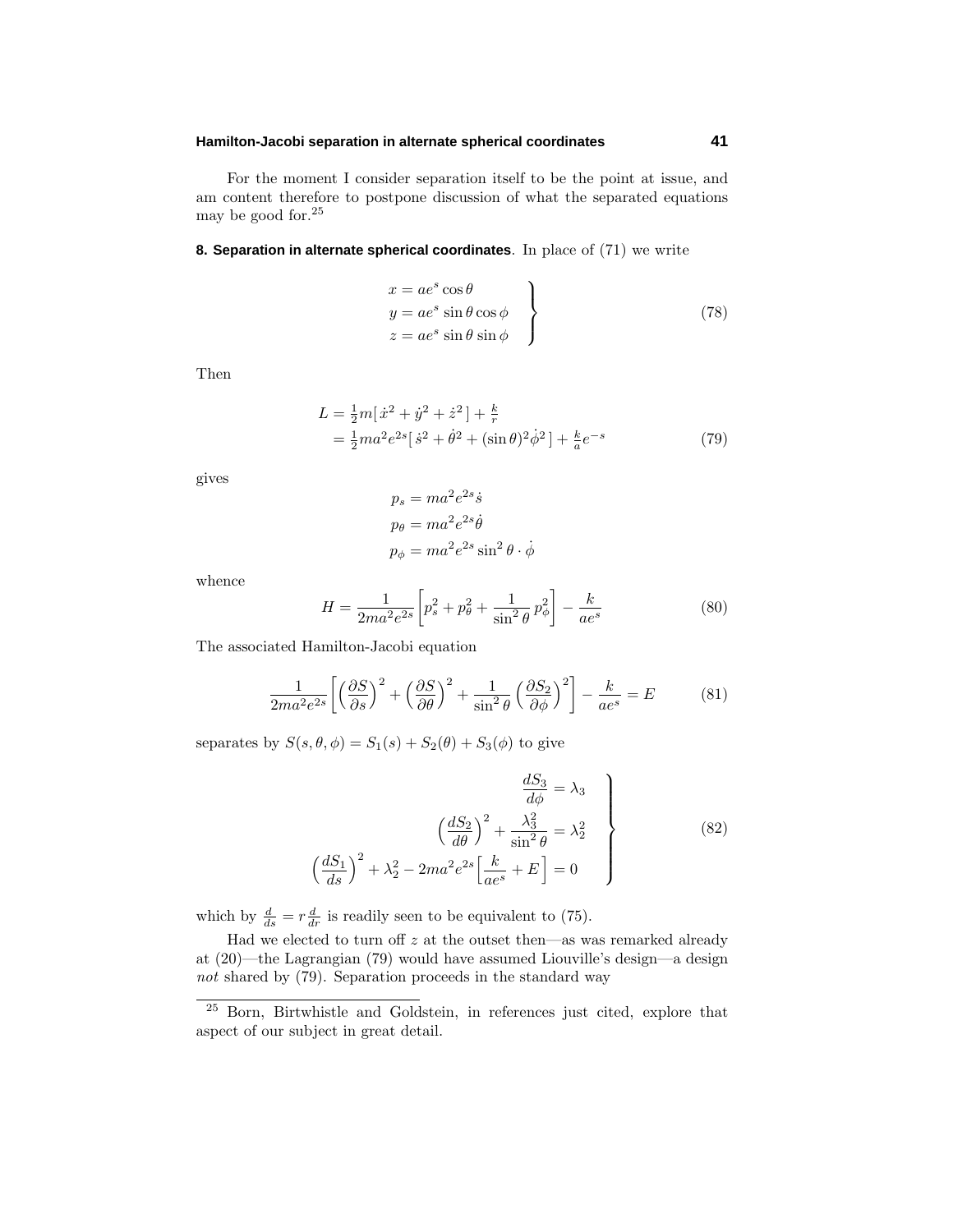For the moment I consider separation itself to be the point at issue, and am content therefore to postpone discussion of what the separated equations may be good for.[25]

**8. Separation in alternate spherical coordinates**. In place of (71) we write

$$\left.\begin{aligned} x &= ae^s\cos\theta \\ y &= ae^s\sin\theta\cos\phi \\ z &= ae^s\sin\theta\sin\phi \end{aligned}\right\}\tag{78}$$

Then

$$\begin{aligned} L &= \tfrac{1}{2}m[\,\dot{x}^2+\dot{y}^2+\dot{z}^2\,]+\tfrac{k}{r} \\ &= \tfrac{1}{2}ma^2e^{2s}[\,\dot{s}^2+\dot{\theta}^2+(\sin\theta)^2\dot{\phi}^2\,]+\tfrac{k}{a}e^{-s} \end{aligned}\tag{79}$$

gives

$$\begin{aligned} p_s &= ma^2e^{2s}\dot{s} \\ p_\theta &= ma^2e^{2s}\dot{\theta} \\ p_\phi &= ma^2e^{2s}\sin^2\theta\cdot\dot{\phi} \end{aligned}$$

whence

$$H=\frac{1}{2ma^2e^{2s}}\left[p_s^2+p_\theta^2+\frac{1}{\sin^2\theta}\,p_\phi^2\right]-\frac{k}{ae^s}\tag{80}$$

The associated Hamilton-Jacobi equation

$$\frac{1}{2ma^2e^{2s}}\left[\Big(\frac{\partial S}{\partial s}\Big)^2+\Big(\frac{\partial S}{\partial\theta}\Big)^2+\frac{1}{\sin^2\theta}\Big(\frac{\partial S_2}{\partial\phi}\Big)^2\right]-\frac{k}{ae^s}=E\tag{81}$$

separates by $S(s,\theta,\phi)=S_1(s)+S_2(\theta)+S_3(\phi)$ to give

$$\left.\begin{aligned} \frac{dS_3}{d\phi}&=\lambda_3 \\ \Big(\frac{dS_2}{d\theta}\Big)^2+\frac{\lambda_3^2}{\sin^2\theta}&=\lambda_2^2 \\ \Big(\frac{dS_1}{ds}\Big)^2+\lambda_2^2-2ma^2e^{2s}\Big[\frac{k}{ae^s}+E\Big]&=0 \end{aligned}\right\}\tag{82}$$

which by $\frac{d}{ds}=r\frac{d}{dr}$ is readily seen to be equivalent to (75).

Had we elected to turn off $z$ at the outset then—as was remarked already at (20)—the Lagrangian (79) would have assumed Liouville's design—a design *not* shared by (79). Separation proceeds in the standard way

[25] Born, Birtwhistle and Goldstein, in references just cited, explore that aspect of our subject in great detail.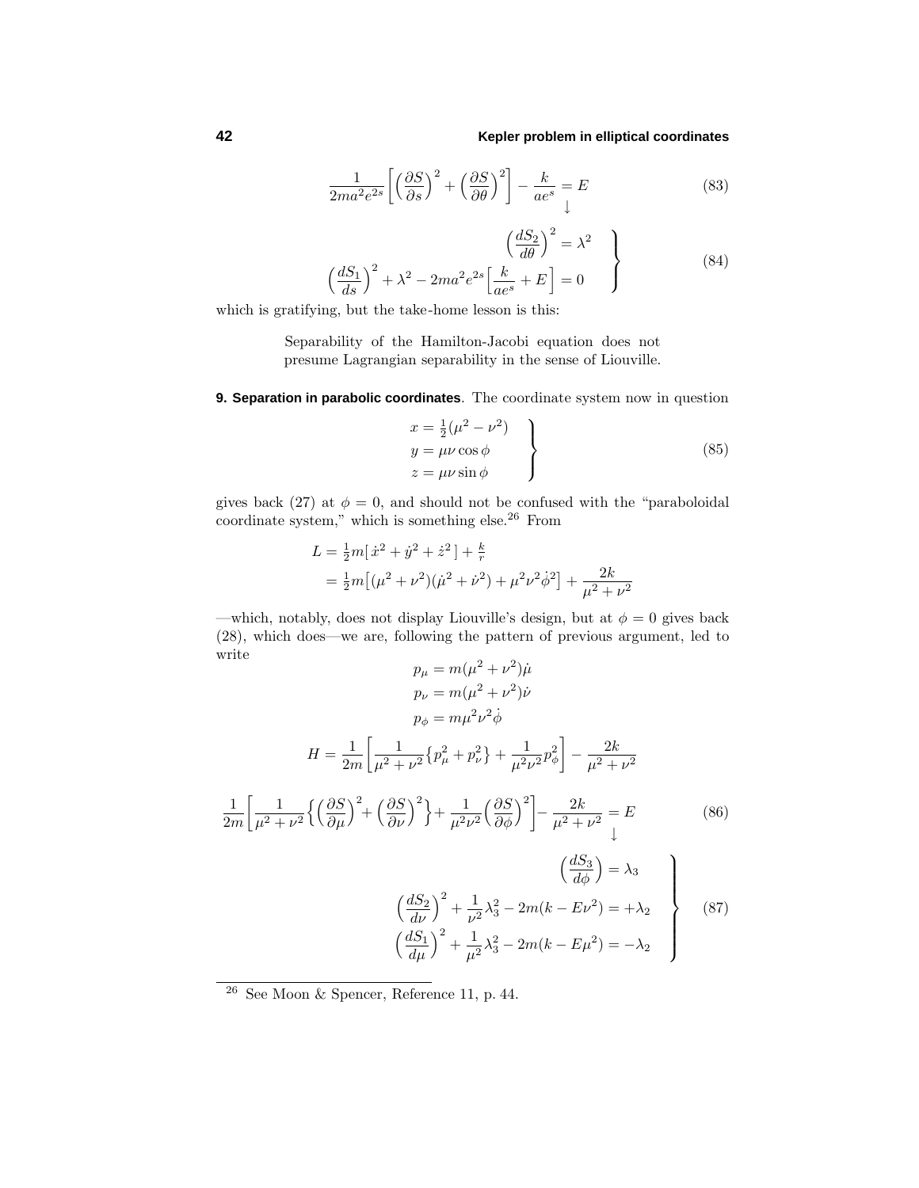$$\frac{1}{2ma^2e^{2s}}\bigg[\Big(\frac{\partial S}{\partial s}\Big)^2+\Big(\frac{\partial S}{\partial \theta}\Big)^2\bigg]-\frac{k}{ae^s}\underset{\downarrow}{=}E \tag{83}$$

$$\left.\begin{aligned}\Big(\frac{dS_2}{d\theta}\Big)^2&=\lambda^2\\ \Big(\frac{dS_1}{ds}\Big)^2+\lambda^2-2ma^2e^{2s}\Big[\frac{k}{ae^s}+E\Big]&=0\end{aligned}\right\} \tag{84}$$

which is gratifying, but the take-home lesson is this:

> Separability of the Hamilton-Jacobi equation does not presume Lagrangian separability in the sense of Liouville.

**9. Separation in parabolic coordinates**. The coordinate system now in question

$$\left.\begin{aligned}x&=\tfrac{1}{2}(\mu^2-\nu^2)\\ y&=\mu\nu\cos\phi\\ z&=\mu\nu\sin\phi\end{aligned}\right\} \tag{85}$$

gives back (27) at $\phi=0$, and should not be confused with the "paraboloidal coordinate system," which is something else.[26] From

$$\begin{aligned}L&=\tfrac{1}{2}m[\,\dot x^2+\dot y^2+\dot z^2\,]+\tfrac{k}{r}\\ &=\tfrac{1}{2}m\big[(\mu^2+\nu^2)(\dot\mu^2+\dot\nu^2)+\mu^2\nu^2\dot\phi^2\big]+\frac{2k}{\mu^2+\nu^2}\end{aligned}$$

—which, notably, does not display Liouville's design, but at $\phi=0$ gives back (28), which does—we are, following the pattern of previous argument, led to write

$$\begin{aligned}p_\mu&=m(\mu^2+\nu^2)\dot\mu\\ p_\nu&=m(\mu^2+\nu^2)\dot\nu\\ p_\phi&=m\mu^2\nu^2\dot\phi\end{aligned}$$

$$H=\frac{1}{2m}\bigg[\frac{1}{\mu^2+\nu^2}\big\{p_\mu^2+p_\nu^2\big\}+\frac{1}{\mu^2\nu^2}p_\phi^2\bigg]-\frac{2k}{\mu^2+\nu^2}$$

$$\frac{1}{2m}\bigg[\frac{1}{\mu^2+\nu^2}\Big\{\Big(\frac{\partial S}{\partial \mu}\Big)^2+\Big(\frac{\partial S}{\partial \nu}\Big)^2\Big\}+\frac{1}{\mu^2\nu^2}\Big(\frac{\partial S}{\partial \phi}\Big)^2\bigg]-\frac{2k}{\mu^2+\nu^2}\underset{\downarrow}{=}E \tag{86}$$

$$\left.\begin{aligned}\Big(\frac{dS_3}{d\phi}\Big)&=\lambda_3\\ \Big(\frac{dS_2}{d\nu}\Big)^2+\frac{1}{\nu^2}\lambda_3^2-2m(k-E\nu^2)&=+\lambda_2\\ \Big(\frac{dS_1}{d\mu}\Big)^2+\frac{1}{\mu^2}\lambda_3^2-2m(k-E\mu^2)&=-\lambda_2\end{aligned}\right\} \tag{87}$$

---

[26] See Moon & Spencer, Reference 11, p. 44.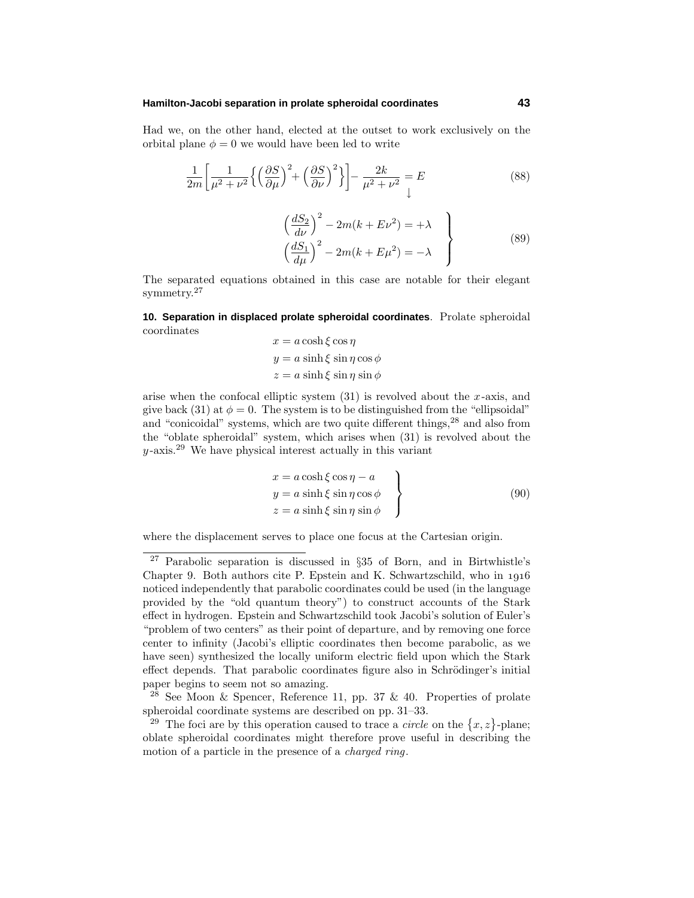Had we, on the other hand, elected at the outset to work exclusively on the orbital plane $\phi = 0$ we would have been led to write

$$\frac{1}{2m}\left[\frac{1}{\mu^2+\nu^2}\left\{\left(\frac{\partial S}{\partial \mu}\right)^2+\left(\frac{\partial S}{\partial \nu}\right)^2\right\}\right]-\frac{2k}{\mu^2+\nu^2}=E \tag{88}$$
$$\downarrow$$

$$\left.\begin{aligned}\left(\frac{dS_2}{d\nu}\right)^2-2m(k+E\nu^2)&=+\lambda\\ \left(\frac{dS_1}{d\mu}\right)^2-2m(k+E\mu^2)&=-\lambda\end{aligned}\right\} \tag{89}$$

The separated equations obtained in this case are notable for their elegant symmetry.[27]

**10. Separation in displaced prolate spheroidal coordinates**. Prolate spheroidal coordinates

$$\begin{aligned}x&=a\cosh\xi\cos\eta\\ y&=a\sinh\xi\sin\eta\cos\phi\\ z&=a\sinh\xi\sin\eta\sin\phi\end{aligned}$$

arise when the confocal elliptic system (31) is revolved about the $x$-axis, and give back (31) at $\phi = 0$. The system is to be distinguished from the "ellipsoidal" and "conicoidal" systems, which are two quite different things,[28] and also from the "oblate spheroidal" system, which arises when (31) is revolved about the $y$-axis.[29] We have physical interest actually in this variant

$$\left.\begin{aligned}x&=a\cosh\xi\cos\eta-a\\ y&=a\sinh\xi\sin\eta\cos\phi\\ z&=a\sinh\xi\sin\eta\sin\phi\end{aligned}\right\} \tag{90}$$

where the displacement serves to place one focus at the Cartesian origin.

---

[27] Parabolic separation is discussed in §35 of Born, and in Birtwhistle's Chapter 9. Both authors cite P. Epstein and K. Schwartzschild, who in 1916 noticed independently that parabolic coordinates could be used (in the language provided by the "old quantum theory") to construct accounts of the Stark effect in hydrogen. Epstein and Schwartzschild took Jacobi's solution of Euler's "problem of two centers" as their point of departure, and by removing one force center to infinity (Jacobi's elliptic coordinates then become parabolic, as we have seen) synthesized the locally uniform electric field upon which the Stark effect depends. That parabolic coordinates figure also in Schrödinger's initial paper begins to seem not so amazing.

[28] See Moon & Spencer, Reference 11, pp. 37 & 40. Properties of prolate spheroidal coordinate systems are described on pp. 31–33.

[29] The foci are by this operation caused to trace a *circle* on the $\{x,z\}$-plane; oblate spheroidal coordinates might therefore prove useful in describing the motion of a particle in the presence of a *charged ring*.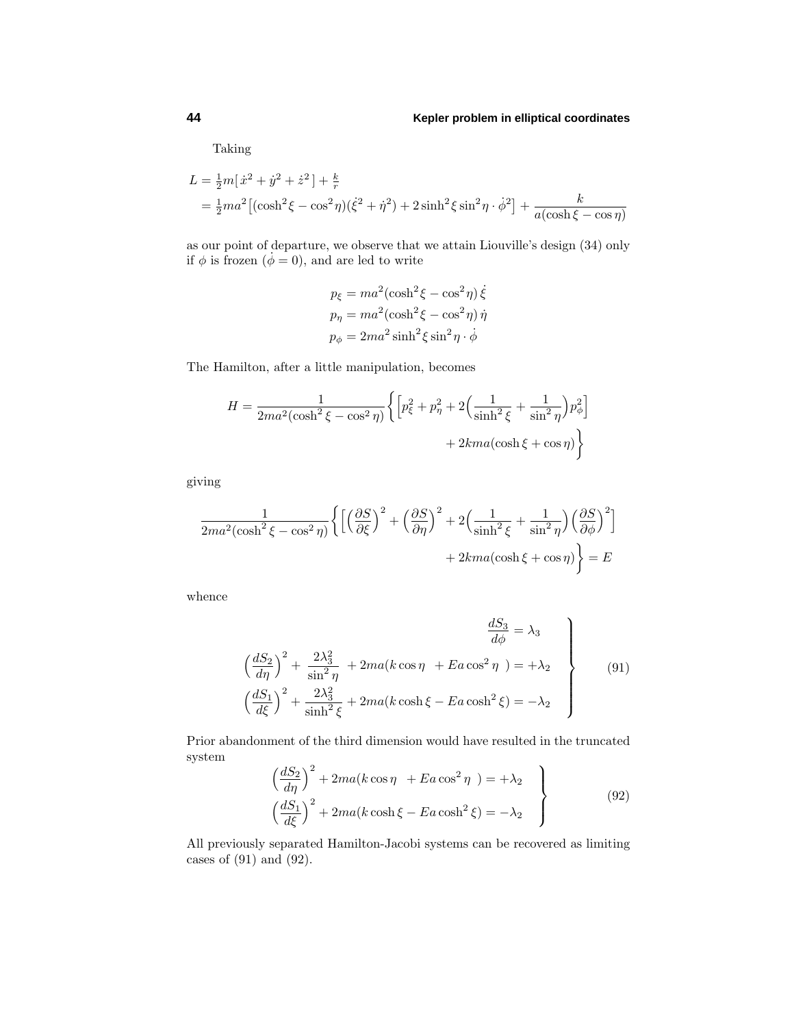Taking

$$
\begin{aligned}
L &= \tfrac{1}{2}m[\,\dot{x}^2+\dot{y}^2+\dot{z}^2\,]+\tfrac{k}{r}\\
&= \tfrac{1}{2}ma^2\big[(\cosh^2\xi-\cos^2\eta)(\dot{\xi}^2+\dot{\eta}^2)+2\sinh^2\xi\sin^2\eta\cdot\dot{\phi}^2\big]+\frac{k}{a(\cosh\xi-\cos\eta)}
\end{aligned}
$$

as our point of departure, we observe that we attain Liouville's design (34) only if $\phi$ is frozen ($\dot{\phi}=0$), and are led to write

$$
\begin{aligned}
p_\xi &= ma^2(\cosh^2\xi-\cos^2\eta)\,\dot{\xi}\\
p_\eta &= ma^2(\cosh^2\xi-\cos^2\eta)\,\dot{\eta}\\
p_\phi &= 2ma^2\sinh^2\xi\sin^2\eta\cdot\dot{\phi}
\end{aligned}
$$

The Hamilton, after a little manipulation, becomes

$$
H=\frac{1}{2ma^2(\cosh^2\xi-\cos^2\eta)}\bigg\{\Big[p_\xi^2+p_\eta^2+2\Big(\frac{1}{\sinh^2\xi}+\frac{1}{\sin^2\eta}\Big)p_\phi^2\Big]+2kma(\cosh\xi+\cos\eta)\bigg\}
$$

giving

$$
\frac{1}{2ma^2(\cosh^2\xi-\cos^2\eta)}\bigg\{\Big[\Big(\frac{\partial S}{\partial\xi}\Big)^2+\Big(\frac{\partial S}{\partial\eta}\Big)^2+2\Big(\frac{1}{\sinh^2\xi}+\frac{1}{\sin^2\eta}\Big)\Big(\frac{\partial S}{\partial\phi}\Big)^2\Big]+2kma(\cosh\xi+\cos\eta)\bigg\}=E
$$

whence

$$
\left.
\begin{aligned}
\frac{dS_3}{d\phi}&=\lambda_3\\
\Big(\frac{dS_2}{d\eta}\Big)^2+\frac{2\lambda_3^2}{\sin^2\eta}+2ma(k\cos\eta+Ea\cos^2\eta)&=+\lambda_2\\
\Big(\frac{dS_1}{d\xi}\Big)^2+\frac{2\lambda_3^2}{\sinh^2\xi}+2ma(k\cosh\xi-Ea\cosh^2\xi)&=-\lambda_2
\end{aligned}
\right\}\qquad(91)
$$

Prior abandonment of the third dimension would have resulted in the truncated system

$$
\left.
\begin{aligned}
\Big(\frac{dS_2}{d\eta}\Big)^2+2ma(k\cos\eta+Ea\cos^2\eta)&=+\lambda_2\\
\Big(\frac{dS_1}{d\xi}\Big)^2+2ma(k\cosh\xi-Ea\cosh^2\xi)&=-\lambda_2
\end{aligned}
\right\}\qquad(92)
$$

All previously separated Hamilton-Jacobi systems can be recovered as limiting cases of (91) and (92).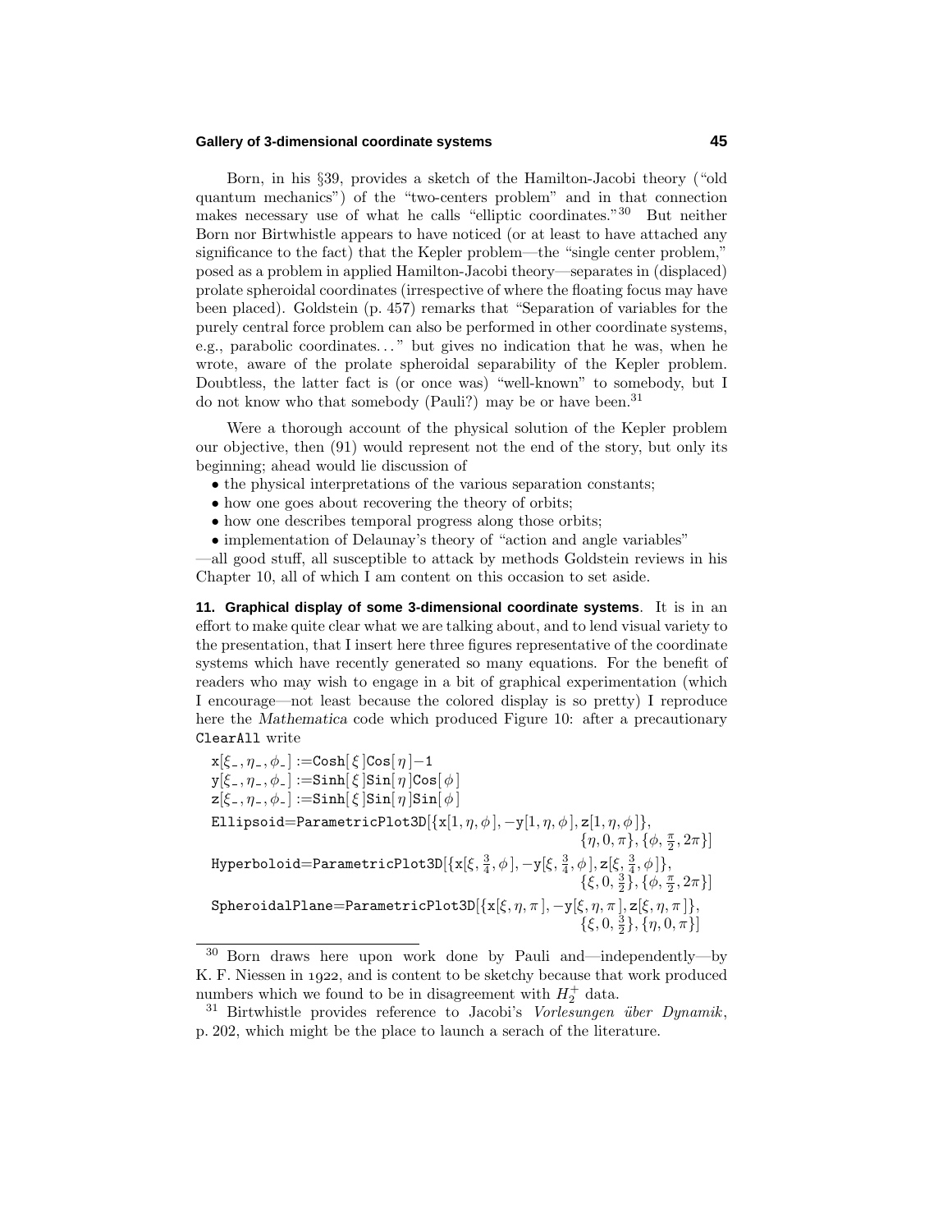Born, in his §39, provides a sketch of the Hamilton-Jacobi theory ("old quantum mechanics") of the "two-centers problem" and in that connection makes necessary use of what he calls "elliptic coordinates."[30] But neither Born nor Birtwhistle appears to have noticed (or at least to have attached any significance to the fact) that the Kepler problem—the "single center problem," posed as a problem in applied Hamilton-Jacobi theory—separates in (displaced) prolate spheroidal coordinates (irrespective of where the floating focus may have been placed). Goldstein (p. 457) remarks that "Separation of variables for the purely central force problem can also be performed in other coordinate systems, e.g., parabolic coordinates. . . " but gives no indication that he was, when he wrote, aware of the prolate spheroidal separability of the Kepler problem. Doubtless, the latter fact is (or once was) "well-known" to somebody, but I do not know who that somebody (Pauli?) may be or have been.[31]

Were a thorough account of the physical solution of the Kepler problem our objective, then (91) would represent not the end of the story, but only its beginning; ahead would lie discussion of

- the physical interpretations of the various separation constants;
- how one goes about recovering the theory of orbits;
- how one describes temporal progress along those orbits;
- implementation of Delaunay's theory of "action and angle variables"

—all good stuff, all susceptible to attack by methods Goldstein reviews in his Chapter 10, all of which I am content on this occasion to set aside.

**11. Graphical display of some 3-dimensional coordinate systems**. It is in an effort to make quite clear what we are talking about, and to lend visual variety to the presentation, that I insert here three figures representative of the coordinate systems which have recently generated so many equations. For the benefit of readers who may wish to engage in a bit of graphical experimentation (which I encourage—not least because the colored display is so pretty) I reproduce here the *Mathematica* code which produced Figure 10: after a precautionary `ClearAll` write

```
x[ξ_, η_, φ_] :=Cosh[ξ]Cos[η]−1
y[ξ_, η_, φ_] :=Sinh[ξ]Sin[η]Cos[φ]
z[ξ_, η_, φ_] :=Sinh[ξ]Sin[η]Sin[φ]
Ellipsoid=ParametricPlot3D[{x[1, η, φ], −y[1, η, φ], z[1, η, φ]},
                                        {η, 0, π}, {φ, π/2, 2π}]
Hyperboloid=ParametricPlot3D[{x[ξ, 3/4, φ], −y[ξ, 3/4, φ], z[ξ, 3/4, φ]},
                                        {ξ, 0, 3/2}, {φ, π/2, 2π}]
SpheroidalPlane=ParametricPlot3D[{x[ξ, η, π], −y[ξ, η, π], z[ξ, η, π]},
                                        {ξ, 0, 3/2}, {η, 0, π}]
```

---

[30] Born draws here upon work done by Pauli and—independently—by K. F. Niessen in 1922, and is content to be sketchy because that work produced numbers which we found to be in disagreement with $H_2^+$ data.

[31] Birtwhistle provides reference to Jacobi's *Vorlesungen über Dynamik*, p. 202, which might be the place to launch a serach of the literature.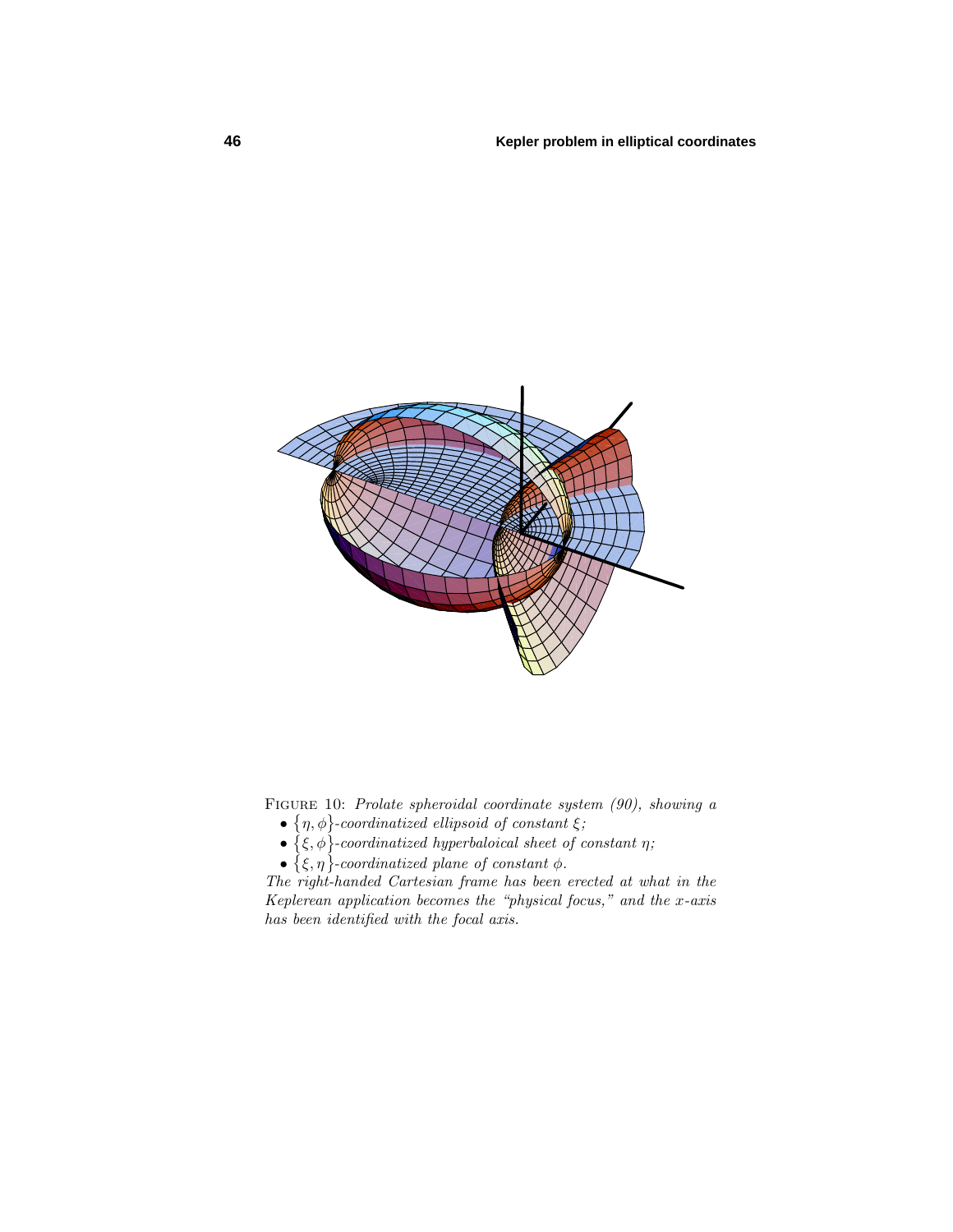FIGURE 10: *Prolate spheroidal coordinate system (90), showing a*

- $\{\eta,\phi\}$*-coordinatized ellipsoid of constant* $\xi$*;*
- $\{\xi,\phi\}$*-coordinatized hyperbaloical sheet of constant* $\eta$*;*
- $\{\xi,\eta\}$*-coordinatized plane of constant* $\phi$*.*

*The right-handed Cartesian frame has been erected at what in the Keplerean application becomes the "physical focus," and the* $x$*-axis has been identified with the focal axis.*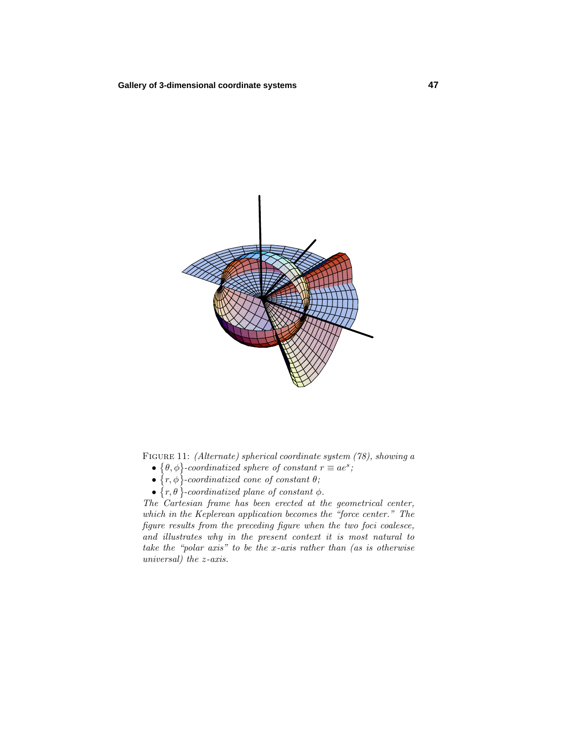FIGURE 11: *(Alternate) spherical coordinate system (78), showing a*

- $\{\theta,\phi\}$*-coordinatized sphere of constant* $r \equiv ae^s$*;*
- $\{r,\phi\}$*-coordinatized cone of constant* $\theta$*;*
- $\{r,\theta\}$*-coordinatized plane of constant* $\phi$*.*

*The Cartesian frame has been erected at the geometrical center, which in the Keplerean application becomes the "force center." The figure results from the preceding figure when the two foci coalesce, and illustrates why in the present context it is most natural to take the "polar axis" to be the* $x$*-axis rather than (as is otherwise universal) the* $z$*-axis.*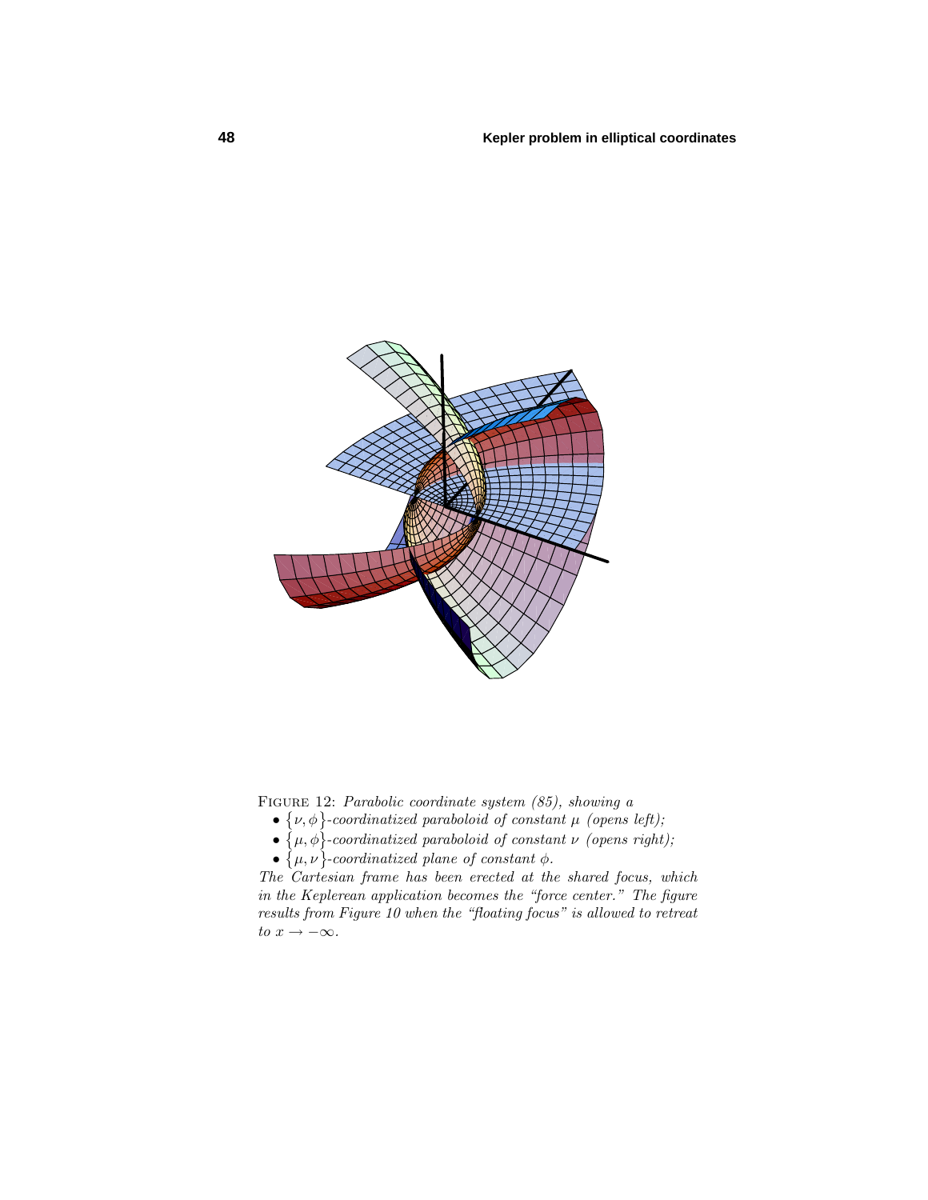FIGURE 12: *Parabolic coordinate system (85), showing a*

- $\{\nu, \phi\}$*-coordinatized paraboloid of constant* $\mu$ *(opens left);*
- $\{\mu, \phi\}$*-coordinatized paraboloid of constant* $\nu$ *(opens right);*
- $\{\mu, \nu\}$*-coordinatized plane of constant* $\phi$*.*

*The Cartesian frame has been erected at the shared focus, which in the Keplerean application becomes the "force center." The figure results from Figure 10 when the "floating focus" is allowed to retreat to* $x \to -\infty$*.*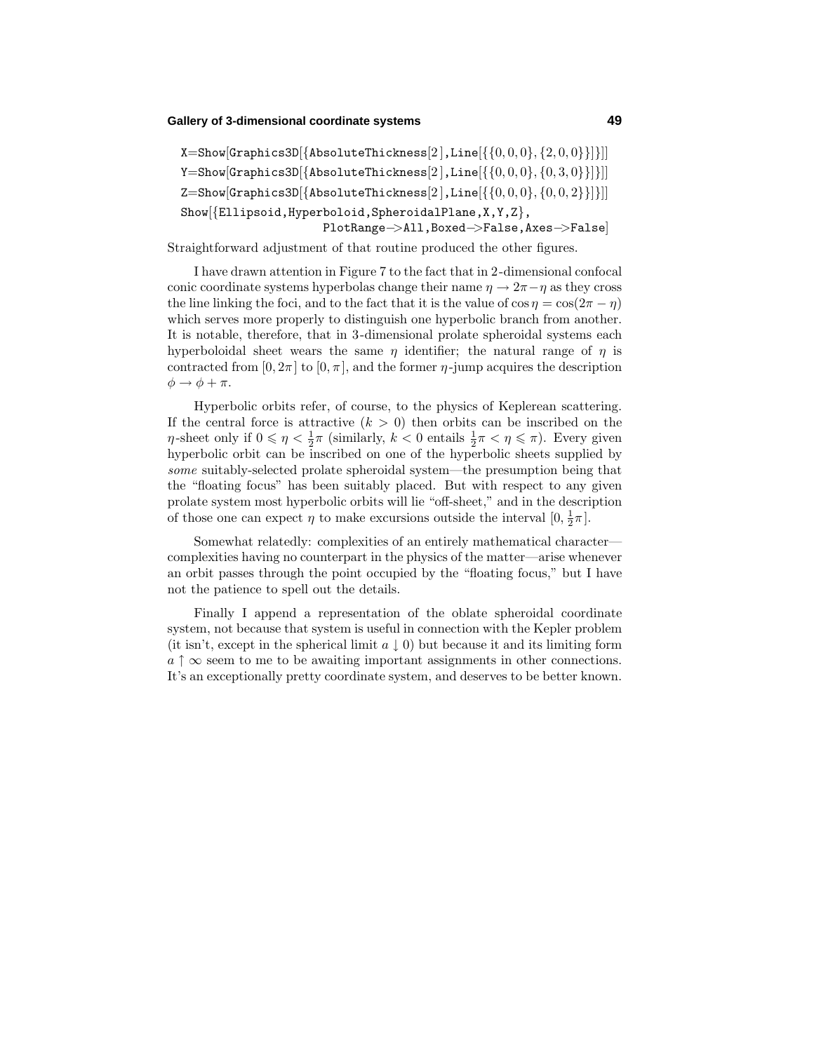```
X=Show[Graphics3D[{AbsoluteThickness[2],Line[{{0,0,0},{2,0,0}}]}]]
Y=Show[Graphics3D[{AbsoluteThickness[2],Line[{{0,0,0},{0,3,0}}]}]]
Z=Show[Graphics3D[{AbsoluteThickness[2],Line[{{0,0,0},{0,0,2}}]}]]
Show[{Ellipsoid,Hyperboloid,SpheroidalPlane,X,Y,Z},
                    PlotRange->All,Boxed->False,Axes->False]
```

Straightforward adjustment of that routine produced the other figures.

I have drawn attention in Figure 7 to the fact that in 2-dimensional confocal conic coordinate systems hyperbolas change their name $\eta \to 2\pi - \eta$ as they cross the line linking the foci, and to the fact that it is the value of $\cos\eta = \cos(2\pi - \eta)$ which serves more properly to distinguish one hyperbolic branch from another. It is notable, therefore, that in 3-dimensional prolate spheroidal systems each hyperboloidal sheet wears the same $\eta$ identifier; the natural range of $\eta$ is contracted from $[0, 2\pi]$ to $[0, \pi]$, and the former $\eta$-jump acquires the description $\phi \to \phi + \pi$.

Hyperbolic orbits refer, of course, to the physics of Keplerean scattering. If the central force is attractive ($k > 0$) then orbits can be inscribed on the $\eta$-sheet only if $0 \leqslant \eta < \frac{1}{2}\pi$ (similarly, $k < 0$ entails $\frac{1}{2}\pi < \eta \leqslant \pi$). Every given hyperbolic orbit can be inscribed on one of the hyperbolic sheets supplied by *some* suitably-selected prolate spheroidal system—the presumption being that the "floating focus" has been suitably placed. But with respect to any given prolate system most hyperbolic orbits will lie "off-sheet," and in the description of those one can expect $\eta$ to make excursions outside the interval $[0, \frac{1}{2}\pi]$.

Somewhat relatedly: complexities of an entirely mathematical character—complexities having no counterpart in the physics of the matter—arise whenever an orbit passes through the point occupied by the "floating focus," but I have not the patience to spell out the details.

Finally I append a representation of the oblate spheroidal coordinate system, not because that system is useful in connection with the Kepler problem (it isn't, except in the spherical limit $a \downarrow 0$) but because it and its limiting form $a \uparrow \infty$ seem to me to be awaiting important assignments in other connections. It's an exceptionally pretty coordinate system, and deserves to be better known.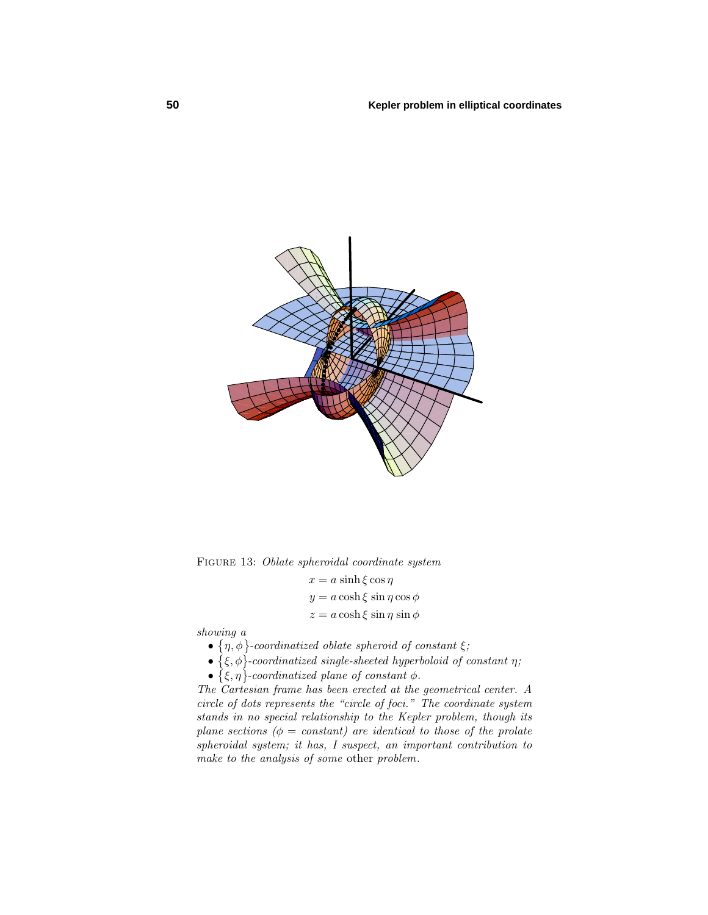FIGURE 13: *Oblate spheroidal coordinate system*

$$x = a \sinh\xi \cos\eta$$
$$y = a \cosh\xi \sin\eta \cos\phi$$
$$z = a \cosh\xi \sin\eta \sin\phi$$

*showing a*

- $\{\eta, \phi\}$*-coordinatized oblate spheroid of constant* $\xi$*;*
- $\{\xi, \phi\}$*-coordinatized single-sheeted hyperboloid of constant* $\eta$*;*
- $\{\xi, \eta\}$*-coordinatized plane of constant* $\phi$*.*

*The Cartesian frame has been erected at the geometrical center. A circle of dots represents the "circle of foci." The coordinate system stands in no special relationship to the Kepler problem, though its plane sections (*$\phi = $ *constant) are identical to those of the prolate spheroidal system; it has, I suspect, an important contribution to make to the analysis of some* other *problem.*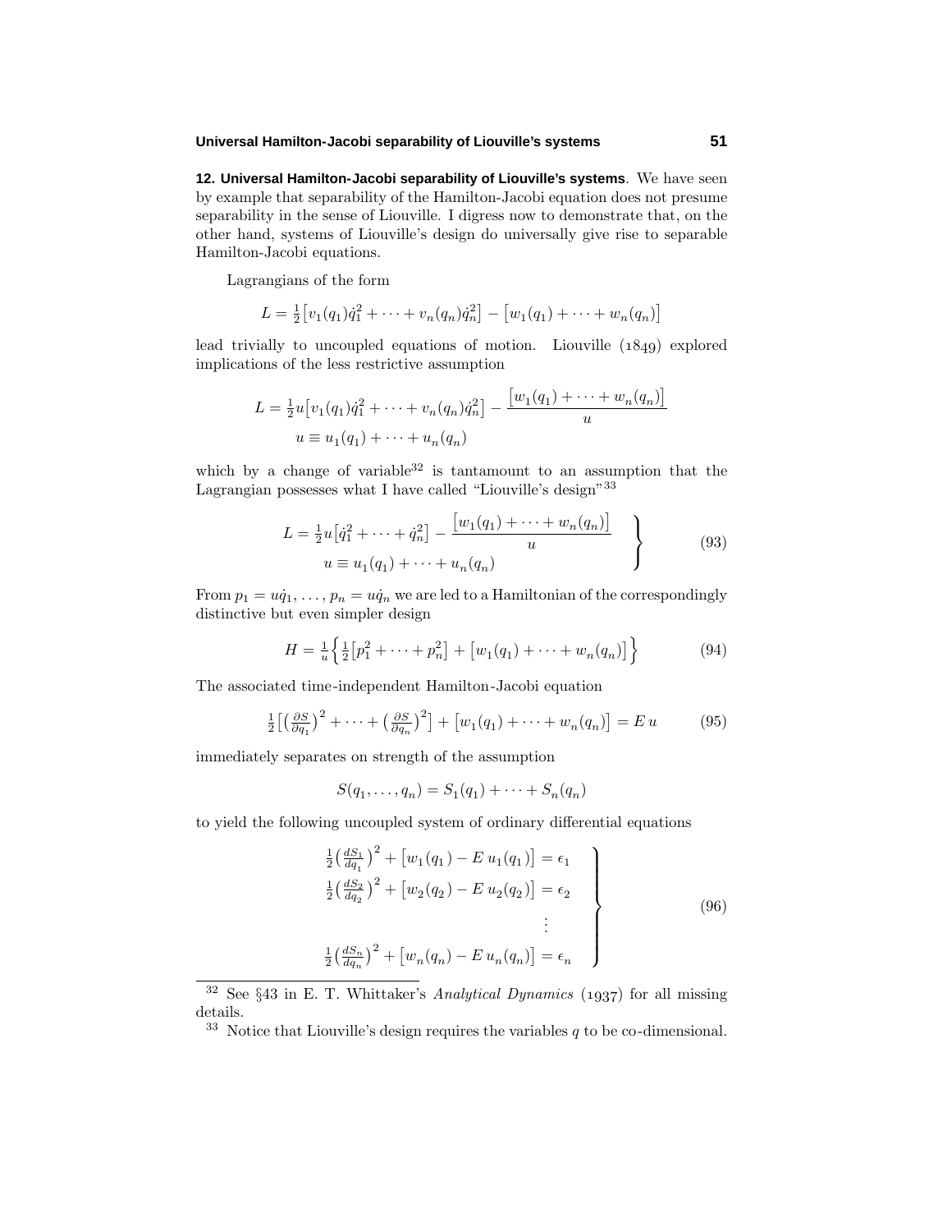**12. Universal Hamilton-Jacobi separability of Liouville's systems**. We have seen by example that separability of the Hamilton-Jacobi equation does not presume separability in the sense of Liouville. I digress now to demonstrate that, on the other hand, systems of Liouville's design do universally give rise to separable Hamilton-Jacobi equations.

Lagrangians of the form

$$L = \tfrac{1}{2}\big[v_1(q_1)\dot{q}_1^2 + \cdots + v_n(q_n)\dot{q}_n^2\big] - \big[w_1(q_1) + \cdots + w_n(q_n)\big]$$

lead trivially to uncoupled equations of motion. Liouville (1849) explored implications of the less restrictive assumption

$$\begin{aligned} L &= \tfrac{1}{2}u\big[v_1(q_1)\dot{q}_1^2 + \cdots + v_n(q_n)\dot{q}_n^2\big] - \frac{\big[w_1(q_1) + \cdots + w_n(q_n)\big]}{u} \\ u &\equiv u_1(q_1) + \cdots + u_n(q_n) \end{aligned}$$

which by a change of variable[32] is tantamount to an assumption that the Lagrangian possesses what I have called "Liouville's design"[33]

$$\left.\begin{aligned} L &= \tfrac{1}{2}u\big[\dot{q}_1^2 + \cdots + \dot{q}_n^2\big] - \frac{\big[w_1(q_1) + \cdots + w_n(q_n)\big]}{u} \\ u &\equiv u_1(q_1) + \cdots + u_n(q_n) \end{aligned}\right\} \tag{93}$$

From $p_1 = u\dot{q}_1, \ldots, p_n = u\dot{q}_n$ we are led to a Hamiltonian of the correspondingly distinctive but even simpler design

$$H = \tfrac{1}{u}\Big\{\tfrac{1}{2}\big[p_1^2 + \cdots + p_n^2\big] + \big[w_1(q_1) + \cdots + w_n(q_n)\big]\Big\} \tag{94}$$

The associated time-independent Hamilton-Jacobi equation

$$\tfrac{1}{2}\Big[\big(\tfrac{\partial S}{\partial q_1}\big)^2 + \cdots + \big(\tfrac{\partial S}{\partial q_n}\big)^2\Big] + \big[w_1(q_1) + \cdots + w_n(q_n)\big] = E\,u \tag{95}$$

immediately separates on strength of the assumption

$$S(q_1, \ldots, q_n) = S_1(q_1) + \cdots + S_n(q_n)$$

to yield the following uncoupled system of ordinary differential equations

$$\left.\begin{aligned} \tfrac{1}{2}\big(\tfrac{dS_1}{dq_1}\big)^2 + \big[w_1(q_1) - E\,u_1(q_1)\big] &= \epsilon_1 \\ \tfrac{1}{2}\big(\tfrac{dS_2}{dq_2}\big)^2 + \big[w_2(q_2) - E\,u_2(q_2)\big] &= \epsilon_2 \\ &\;\vdots \\ \tfrac{1}{2}\big(\tfrac{dS_n}{dq_n}\big)^2 + \big[w_n(q_n) - E\,u_n(q_n)\big] &= \epsilon_n \end{aligned}\right\} \tag{96}$$

---

[32] See §43 in E. T. Whittaker's *Analytical Dynamics* (1937) for all missing details.

[33] Notice that Liouville's design requires the variables $q$ to be co-dimensional.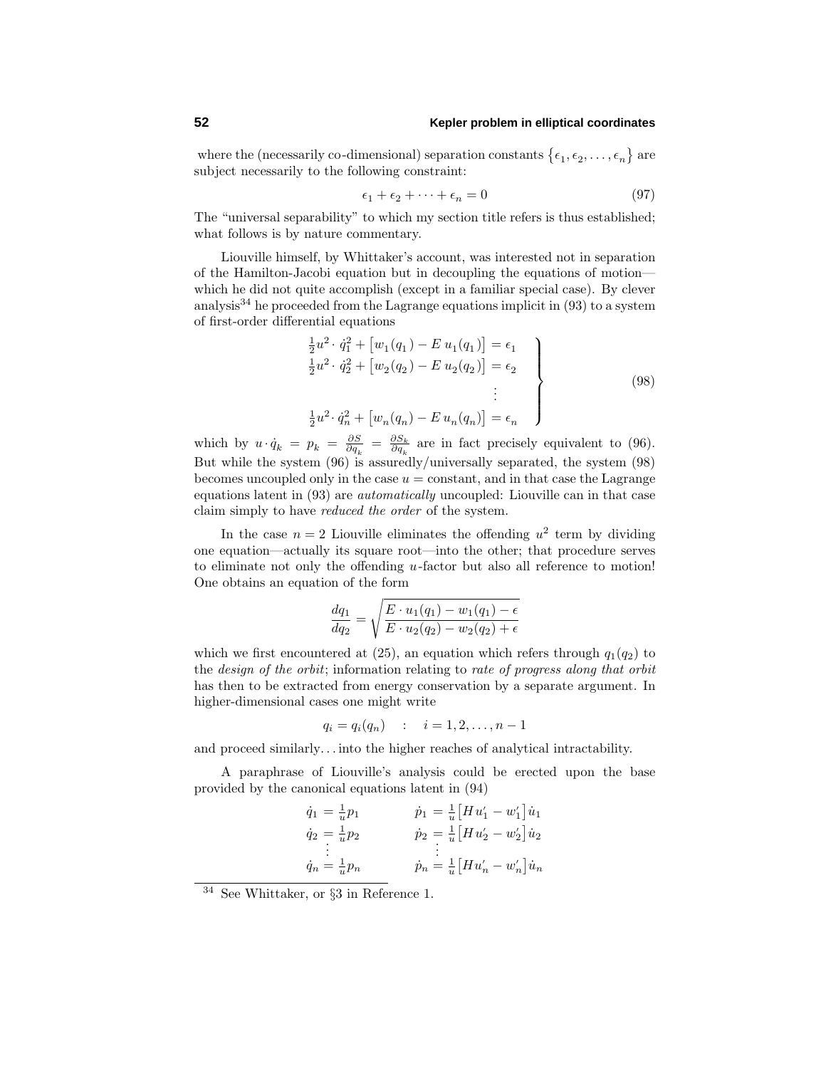where the (necessarily co-dimensional) separation constants $\{\epsilon_1, \epsilon_2, \ldots, \epsilon_n\}$ are subject necessarily to the following constraint:

$$\epsilon_1 + \epsilon_2 + \cdots + \epsilon_n = 0 \tag{97}$$

The "universal separability" to which my section title refers is thus established; what follows is by nature commentary.

Liouville himself, by Whittaker's account, was interested not in separation of the Hamilton-Jacobi equation but in decoupling the equations of motion—which he did not quite accomplish (except in a familiar special case). By clever analysis[34] he proceeded from the Lagrange equations implicit in (93) to a system of first-order differential equations

$$\left.\begin{aligned}
\tfrac{1}{2}u^2\cdot \dot{q}_1^2 + \big[w_1(q_1) - E\,u_1(q_1)\big] &= \epsilon_1\\
\tfrac{1}{2}u^2\cdot \dot{q}_2^2 + \big[w_2(q_2) - E\,u_2(q_2)\big] &= \epsilon_2\\
&\vdots\\
\tfrac{1}{2}u^2\cdot \dot{q}_n^2 + \big[w_n(q_n) - E\,u_n(q_n)\big] &= \epsilon_n
\end{aligned}\right\} \tag{98}$$

which by $u\cdot\dot{q}_k = p_k = \frac{\partial S}{\partial q_k} = \frac{\partial S_k}{\partial q_k}$ are in fact precisely equivalent to (96). But while the system (96) is assuredly/universally separated, the system (98) becomes uncoupled only in the case $u =$ constant, and in that case the Lagrange equations latent in (93) are *automatically* uncoupled: Liouville can in that case claim simply to have *reduced the order* of the system.

In the case $n = 2$ Liouville eliminates the offending $u^2$ term by dividing one equation—actually its square root—into the other; that procedure serves to eliminate not only the offending $u$-factor but also all reference to motion! One obtains an equation of the form

$$\frac{dq_1}{dq_2} = \sqrt{\frac{E\cdot u_1(q_1) - w_1(q_1) - \epsilon}{E\cdot u_2(q_2) - w_2(q_2) + \epsilon}}$$

which we first encountered at (25), an equation which refers through $q_1(q_2)$ to the *design of the orbit*; information relating to *rate of progress along that orbit* has then to be extracted from energy conservation by a separate argument. In higher-dimensional cases one might write

$$q_i = q_i(q_n) \quad : \quad i = 1, 2, \ldots, n-1$$

and proceed similarly... into the higher reaches of analytical intractability.

A paraphrase of Liouville's analysis could be erected upon the base provided by the canonical equations latent in (94)

$$\begin{aligned}
\dot{q}_1 &= \tfrac{1}{u}p_1 & \qquad \dot{p}_1 &= \tfrac{1}{u}\big[Hu_1' - w_1'\big]\dot{u}_1\\
\dot{q}_2 &= \tfrac{1}{u}p_2 & \qquad \dot{p}_2 &= \tfrac{1}{u}\big[Hu_2' - w_2'\big]\dot{u}_2\\
&\vdots & &\vdots\\
\dot{q}_n &= \tfrac{1}{u}p_n & \qquad \dot{p}_n &= \tfrac{1}{u}\big[Hu_n' - w_n'\big]\dot{u}_n
\end{aligned}$$

[34] See Whittaker, or §3 in Reference 1.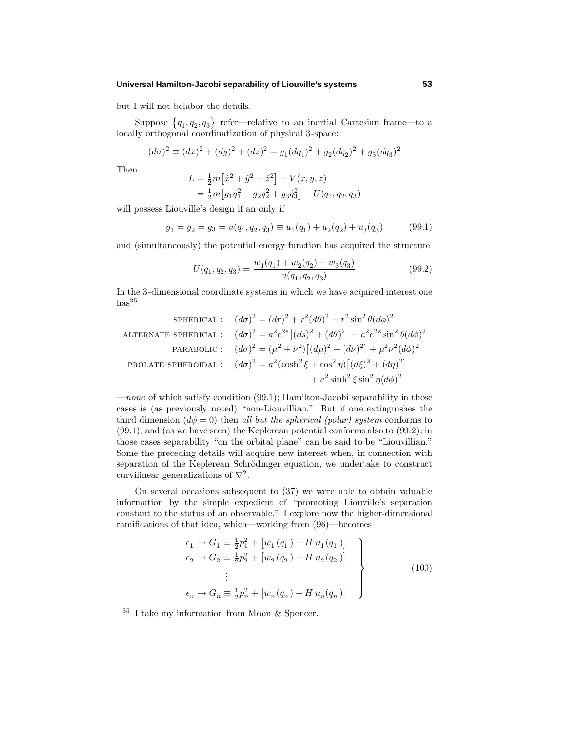but I will not belabor the details.

Suppose $\{q_1, q_2, q_3\}$ refer—relative to an inertial Cartesian frame—to a locally orthogonal coordinatization of physical 3-space:

$$(d\sigma)^2 \equiv (dx)^2 + (dy)^2 + (dz)^2 = g_1(dq_1)^2 + g_2(dq_2)^2 + g_3(dq_3)^2$$

Then

$$\begin{aligned} L &= \tfrac{1}{2}m\big[\dot{x}^2 + \dot{y}^2 + \dot{z}^2\big] - V(x, y, z) \\ &= \tfrac{1}{2}m\big[g_1\dot{q}_1^2 + g_2\dot{q}_2^2 + g_3\dot{q}_3^2\big] - U(q_1, q_2, q_3) \end{aligned}$$

will possess Liouville's design if an only if

$$g_1 = g_2 = g_3 = u(q_1, q_2, q_3) \equiv u_1(q_1) + u_2(q_2) + u_3(q_3) \tag{99.1}$$

and (simultaneously) the potential energy function has acquired the structure

$$U(q_1, q_2, q_3) = \frac{w_1(q_1) + w_2(q_2) + w_3(q_3)}{u(q_1, q_2, q_3)} \tag{99.2}$$

In the 3-dimensional coordinate systems in which we have acquired interest one has[35]

$$\begin{aligned} \text{SPHERICAL}: &\quad (d\sigma)^2 = (dr)^2 + r^2(d\theta)^2 + r^2\sin^2\theta(d\phi)^2 \\ \text{ALTERNATE SPHERICAL}: &\quad (d\sigma)^2 = a^2e^{2s}\big[(ds)^2 + (d\theta)^2\big] + a^2e^{2s}\sin^2\theta(d\phi)^2 \\ \text{PARABOLIC}: &\quad (d\sigma)^2 = (\mu^2 + \nu^2)\big[(d\mu)^2 + (d\nu)^2\big] + \mu^2\nu^2(d\phi)^2 \\ \text{PROLATE SPHEROIDAL}: &\quad (d\sigma)^2 = a^2(\cosh^2\xi + \cos^2\eta)\big[(d\xi)^2 + (d\eta)^2\big] \\ &\qquad\qquad + a^2\sinh^2\xi\sin^2\eta(d\phi)^2 \end{aligned}$$

—*none* of which satisfy condition (99.1); Hamilton-Jacobi separability in those cases is (as previously noted) "non-Liouvillian." But if one extinguishes the third dimension ($d\phi = 0$) then *all but the spherical (polar) system* conforms to (99.1), and (as we have seen) the Keplerean potential conforms also to (99.2); in those cases separability "on the orbital plane" can be said to be "Liouvillian." Some the preceding details will acquire new interest when, in connection with separation of the Keplerean Schrödinger equation, we undertake to construct curvilinear generalizations of $\nabla^2$.

On several occasions subsequent to (37) we were able to obtain valuable information by the simple expedient of "promoting Liouville's separation constant to the status of an observable." I explore now the higher-dimensional ramifications of that idea, which—working from (96)—becomes

$$\left.\begin{aligned} \epsilon_1 \to G_1 &\equiv \tfrac{1}{2}p_1^2 + \big[w_1(q_1) - H\,u_1(q_1)\big] \\ \epsilon_2 \to G_2 &\equiv \tfrac{1}{2}p_2^2 + \big[w_2(q_2) - H\,u_2(q_2)\big] \\ &\;\;\vdots \\ \epsilon_n \to G_n &\equiv \tfrac{1}{2}p_n^2 + \big[w_n(q_n) - H\,u_n(q_n)\big] \end{aligned}\right\} \tag{100}$$

---

[35] I take my information from Moon & Spencer.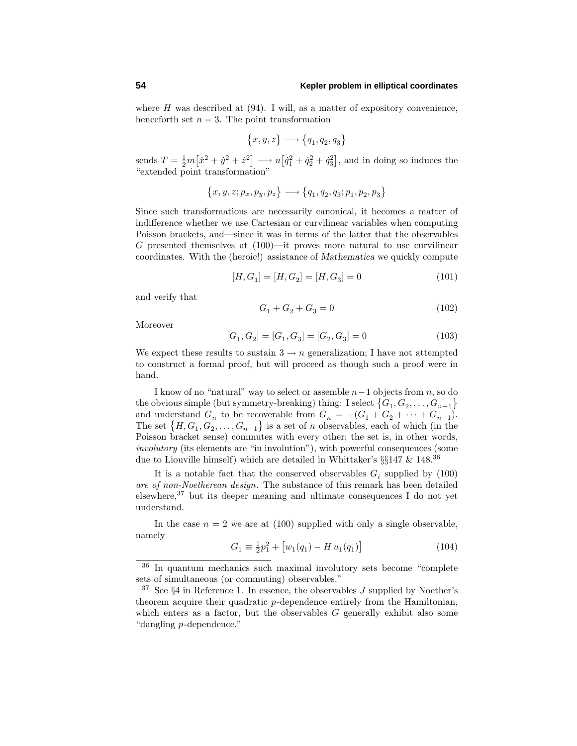where $H$ was described at (94). I will, as a matter of expository convenience, henceforth set $n = 3$. The point transformation

$$\{x, y, z\} \longrightarrow \{q_1, q_2, q_3\}$$

sends $T = \frac{1}{2}m[\dot{x}^2 + \dot{y}^2 + \dot{z}^2] \longrightarrow u[\dot{q}_1^2 + \dot{q}_2^2 + \dot{q}_3^2]$, and in doing so induces the "extended point transformation"

$$\{x, y, z; p_x, p_y, p_z\} \longrightarrow \{q_1, q_2, q_3; p_1, p_2, p_3\}$$

Since such transformations are necessarily canonical, it becomes a matter of indifference whether we use Cartesian or curvilinear variables when computing Poisson brackets, and—since it was in terms of the latter that the observables $G$ presented themselves at (100)—it proves more natural to use curvilinear coordinates. With the (heroic!) assistance of *Mathematica* we quickly compute

$$[H, G_1] = [H, G_2] = [H, G_3] = 0 \tag{101}$$

and verify that

$$G_1 + G_2 + G_3 = 0 \tag{102}$$

Moreover

$$[G_1, G_2] = [G_1, G_3] = [G_2, G_3] = 0 \tag{103}$$

We expect these results to sustain $3 \rightarrow n$ generalization; I have not attempted to construct a formal proof, but will proceed as though such a proof were in hand.

I know of no "natural" way to select or assemble $n-1$ objects from $n$, so do the obvious simple (but symmetry-breaking) thing: I select $\{G_1, G_2, \ldots, G_{n-1}\}$ and understand $G_n$ to be recoverable from $G_n = -(G_1 + G_2 + \cdots + G_{n-1})$. The set $\{H, G_1, G_2, \ldots, G_{n-1}\}$ is a set of $n$ observables, each of which (in the Poisson bracket sense) commutes with every other; the set is, in other words, *involutory* (its elements are "in involution"), with powerful consequences (some due to Liouville himself) which are detailed in Whittaker's §§147 & 148.[36]

It is a notable fact that the conserved observables $G_i$ supplied by (100) *are of non-Noetherean design*. The substance of this remark has been detailed elsewhere,[37] but its deeper meaning and ultimate consequences I do not yet understand.

In the case $n = 2$ we are at (100) supplied with only a single observable, namely

$$G_1 \equiv \tfrac{1}{2}p_1^2 + \big[w_1(q_1) - H\, u_1(q_1)\big] \tag{104}$$

---

[36] In quantum mechanics such maximal involutory sets become "complete sets of simultaneous (or commuting) observables."

[37] See §4 in Reference 1. In essence, the observables $J$ supplied by Noether's theorem acquire their quadratic $p$-dependence entirely from the Hamiltonian, which enters as a factor, but the observables $G$ generally exhibit also some "dangling $p$-dependence."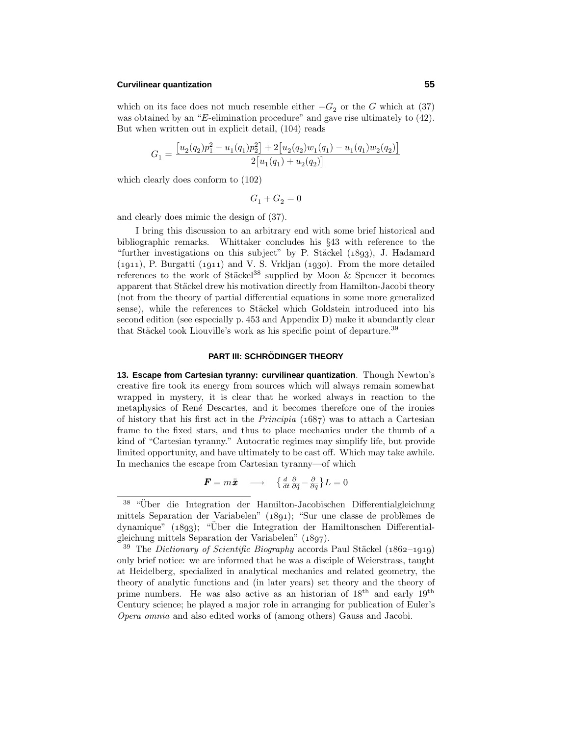which on its face does not much resemble either $-G_2$ or the $G$ which at (37) was obtained by an "$E$-elimination procedure" and gave rise ultimately to (42). But when written out in explicit detail, (104) reads

$$G_1 = \frac{\big[u_2(q_2)p_1^2 - u_1(q_1)p_2^2\big] + 2\big[u_2(q_2)w_1(q_1) - u_1(q_1)w_2(q_2)\big]}{2\big[u_1(q_1) + u_2(q_2)\big]}$$

which clearly does conform to (102)

$$G_1 + G_2 = 0$$

and clearly does mimic the design of (37).

I bring this discussion to an arbitrary end with some brief historical and bibliographic remarks. Whittaker concludes his §43 with reference to the "further investigations on this subject" by P. Stäckel (1893), J. Hadamard (1911), P. Burgatti (1911) and V. S. Vrkljan (1930). From the more detailed references to the work of Stäckel[38] supplied by Moon & Spencer it becomes apparent that Stäckel drew his motivation directly from Hamilton-Jacobi theory (not from the theory of partial differential equations in some more generalized sense), while the references to Stäckel which Goldstein introduced into his second edition (see especially p. 453 and Appendix D) make it abundantly clear that Stäckel took Liouville's work as his specific point of departure.[39]

## PART III: SCHRÖDINGER THEORY

**13. Escape from Cartesian tyranny: curvilinear quantization**. Though Newton's creative fire took its energy from sources which will always remain somewhat wrapped in mystery, it is clear that he worked always in reaction to the metaphysics of René Descartes, and it becomes therefore one of the ironies of history that his first act in the *Principia* (1687) was to attach a Cartesian frame to the fixed stars, and thus to place mechanics under the thumb of a kind of "Cartesian tyranny." Autocratic regimes may simplify life, but provide limited opportunity, and have ultimately to be cast off. Which may take awhile. In mechanics the escape from Cartesian tyranny—of which

$$\boldsymbol{F} = m\ddot{\boldsymbol{x}} \quad \longrightarrow \quad \big\{\tfrac{d}{dt}\tfrac{\partial}{\partial \dot{q}} - \tfrac{\partial}{\partial q}\big\}L = 0$$

---

[38] "Über die Integration der Hamilton-Jacobischen Differentialgleichung mittels Separation der Variabelen" (1891); "Sur une classe de problèmes de dynamique" (1893); "Über die Integration der Hamiltonschen Differentialgleichung mittels Separation der Variabelen" (1897).

[39] The *Dictionary of Scientific Biography* accords Paul Stäckel (1862–1919) only brief notice: we are informed that he was a disciple of Weierstrass, taught at Heidelberg, specialized in analytical mechanics and related geometry, the theory of analytic functions and (in later years) set theory and the theory of prime numbers. He was also active as an historian of 18th and early 19th Century science; he played a major role in arranging for publication of Euler's *Opera omnia* and also edited works of (among others) Gauss and Jacobi.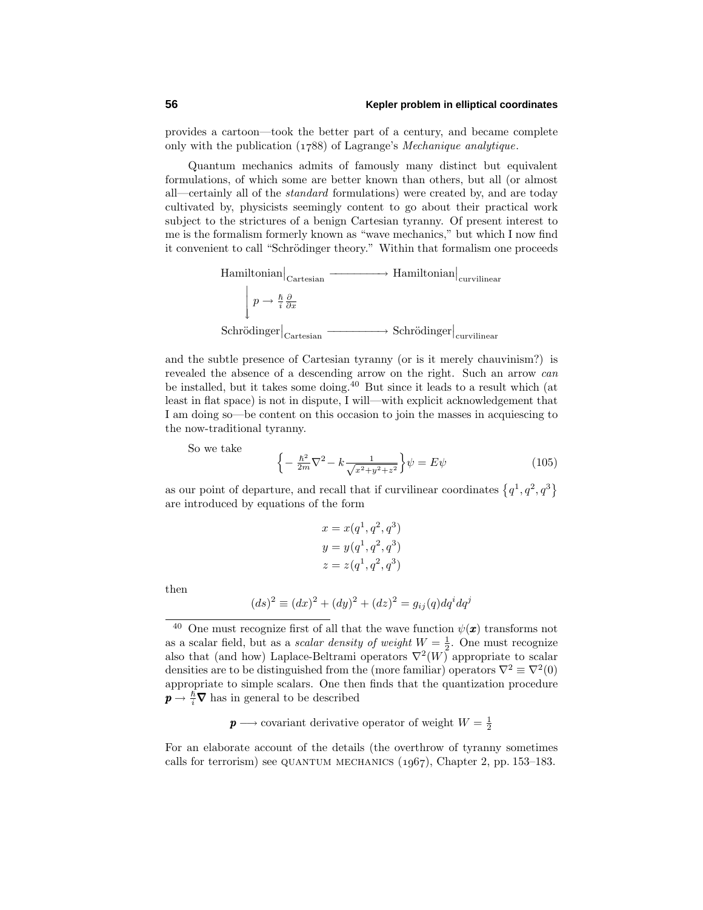provides a cartoon—took the better part of a century, and became complete only with the publication (1788) of Lagrange's *Mechanique analytique*.

Quantum mechanics admits of famously many distinct but equivalent formulations, of which some are better known than others, but all (or almost all—certainly all of the *standard* formulations) were created by, and are today cultivated by, physicists seemingly content to go about their practical work subject to the strictures of a benign Cartesian tyranny. Of present interest to me is the formalism formerly known as "wave mechanics," but which I now find it convenient to call "Schrödinger theory." Within that formalism one proceeds

$$\begin{array}{ccc} \text{Hamiltonian}\big|_{\text{Cartesian}} & \longrightarrow & \text{Hamiltonian}\big|_{\text{curvilinear}} \\ \Big\downarrow \, p \to \frac{\hbar}{i}\frac{\partial}{\partial x} & & \\ \text{Schrödinger}\big|_{\text{Cartesian}} & \longrightarrow & \text{Schrödinger}\big|_{\text{curvilinear}} \end{array}$$

and the subtle presence of Cartesian tyranny (or is it merely chauvinism?) is revealed the absence of a descending arrow on the right. Such an arrow *can* be installed, but it takes some doing.[40] But since it leads to a result which (at least in flat space) is not in dispute, I will—with explicit acknowledgement that I am doing so—be content on this occasion to join the masses in acquiescing to the now-traditional tyranny.

So we take

$$\Big\{-\tfrac{\hbar^2}{2m}\nabla^2 - k\tfrac{1}{\sqrt{x^2+y^2+z^2}}\Big\}\psi = E\psi \tag{105}$$

as our point of departure, and recall that if curvilinear coordinates $\{q^1, q^2, q^3\}$ are introduced by equations of the form

$$\begin{aligned} x &= x(q^1, q^2, q^3) \\ y &= y(q^1, q^2, q^3) \\ z &= z(q^1, q^2, q^3) \end{aligned}$$

then

$$(ds)^2 \equiv (dx)^2 + (dy)^2 + (dz)^2 = g_{ij}(q)dq^i dq^j$$

---

[40] One must recognize first of all that the wave function $\psi(\boldsymbol{x})$ transforms not as a scalar field, but as a *scalar density of weight* $W = \frac{1}{2}$. One must recognize also that (and how) Laplace-Beltrami operators $\nabla^2(W)$ appropriate to scalar densities are to be distinguished from the (more familiar) operators $\nabla^2 \equiv \nabla^2(0)$ appropriate to simple scalars. One then finds that the quantization procedure $\boldsymbol{p} \to \frac{\hbar}{i}\boldsymbol{\nabla}$ has in general to be described

$$\boldsymbol{p} \longrightarrow \text{covariant derivative operator of weight } W = \tfrac{1}{2}$$

For an elaborate account of the details (the overthrow of tyranny sometimes calls for terrorism) see QUANTUM MECHANICS (1967), Chapter 2, pp. 153–183.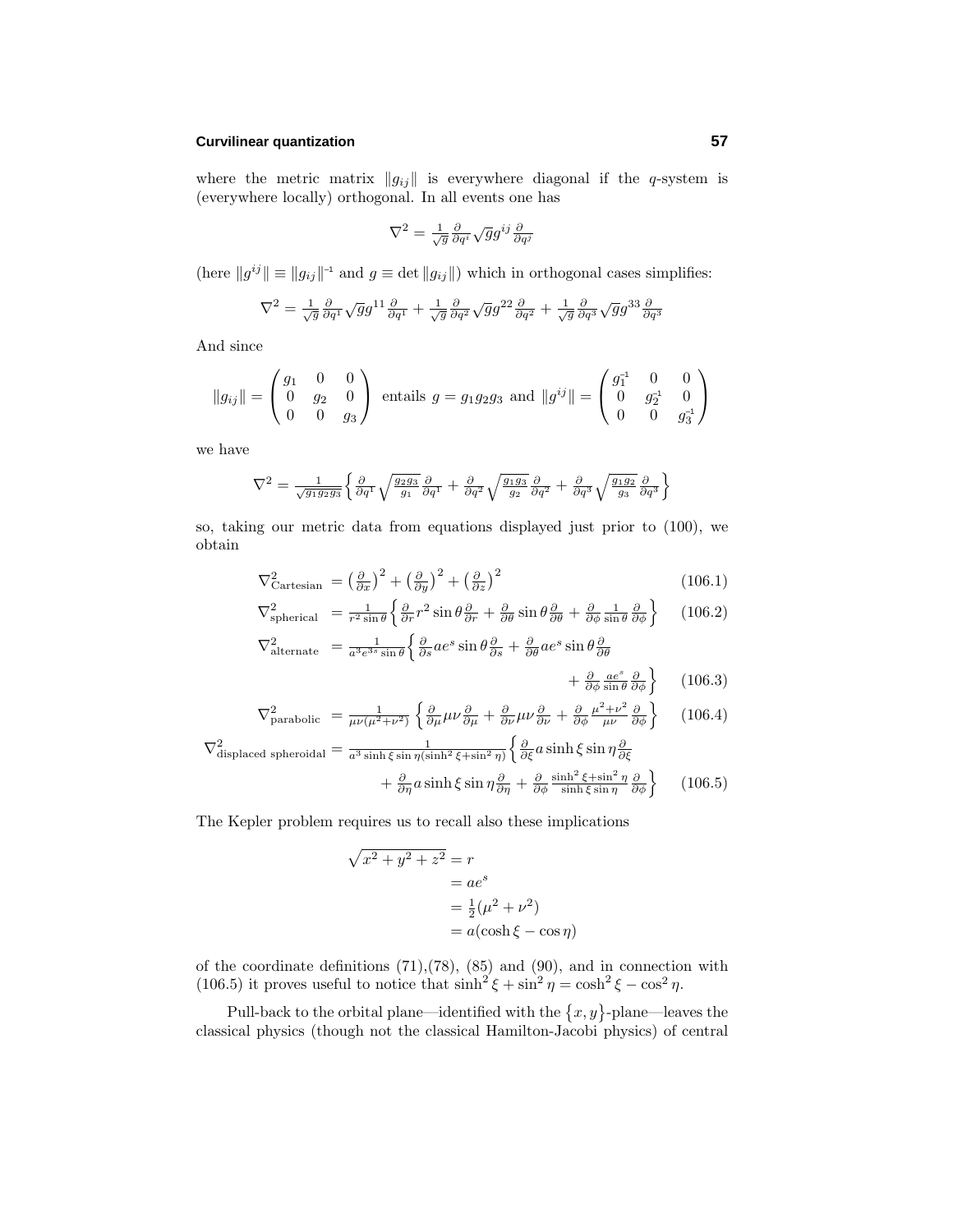where the metric matrix $\|g_{ij}\|$ is everywhere diagonal if the $q$-system is (everywhere locally) orthogonal. In all events one has

$$\nabla^2 = \tfrac{1}{\sqrt{g}}\tfrac{\partial}{\partial q^i}\sqrt{g}g^{ij}\tfrac{\partial}{\partial q^j}$$

(here $\|g^{ij}\| \equiv \|g_{ij}\|^{-1}$ and $g \equiv \det\|g_{ij}\|$) which in orthogonal cases simplifies:

$$\nabla^2 = \tfrac{1}{\sqrt{g}}\tfrac{\partial}{\partial q^1}\sqrt{g}g^{11}\tfrac{\partial}{\partial q^1} + \tfrac{1}{\sqrt{g}}\tfrac{\partial}{\partial q^2}\sqrt{g}g^{22}\tfrac{\partial}{\partial q^2} + \tfrac{1}{\sqrt{g}}\tfrac{\partial}{\partial q^3}\sqrt{g}g^{33}\tfrac{\partial}{\partial q^3}$$

And since

$$\|g_{ij}\| = \begin{pmatrix} g_1 & 0 & 0 \\ 0 & g_2 & 0 \\ 0 & 0 & g_3 \end{pmatrix} \text{ entails } g = g_1g_2g_3 \text{ and } \|g^{ij}\| = \begin{pmatrix} g_1^{-1} & 0 & 0 \\ 0 & g_2^{-1} & 0 \\ 0 & 0 & g_3^{-1} \end{pmatrix}$$

we have

$$\nabla^2 = \tfrac{1}{\sqrt{g_1g_2g_3}}\Big\{\tfrac{\partial}{\partial q^1}\sqrt{\tfrac{g_2g_3}{g_1}}\tfrac{\partial}{\partial q^1} + \tfrac{\partial}{\partial q^2}\sqrt{\tfrac{g_1g_3}{g_2}}\tfrac{\partial}{\partial q^2} + \tfrac{\partial}{\partial q^3}\sqrt{\tfrac{g_1g_2}{g_3}}\tfrac{\partial}{\partial q^3}\Big\}$$

so, taking our metric data from equations displayed just prior to (100), we obtain

$$\nabla^2_{\text{Cartesian}} = \left(\tfrac{\partial}{\partial x}\right)^2 + \left(\tfrac{\partial}{\partial y}\right)^2 + \left(\tfrac{\partial}{\partial z}\right)^2 \tag{106.1}$$

$$\nabla^2_{\text{spherical}} = \tfrac{1}{r^2\sin\theta}\Big\{\tfrac{\partial}{\partial r}r^2\sin\theta\tfrac{\partial}{\partial r} + \tfrac{\partial}{\partial\theta}\sin\theta\tfrac{\partial}{\partial\theta} + \tfrac{\partial}{\partial\phi}\tfrac{1}{\sin\theta}\tfrac{\partial}{\partial\phi}\Big\} \tag{106.2}$$

$$\nabla^2_{\text{alternate}} = \tfrac{1}{a^3e^{3s}\sin\theta}\Big\{\tfrac{\partial}{\partial s}ae^s\sin\theta\tfrac{\partial}{\partial s} + \tfrac{\partial}{\partial\theta}ae^s\sin\theta\tfrac{\partial}{\partial\theta} + \tfrac{\partial}{\partial\phi}\tfrac{ae^s}{\sin\theta}\tfrac{\partial}{\partial\phi}\Big\} \tag{106.3}$$

$$\nabla^2_{\text{parabolic}} = \tfrac{1}{\mu\nu(\mu^2+\nu^2)}\Big\{\tfrac{\partial}{\partial\mu}\mu\nu\tfrac{\partial}{\partial\mu} + \tfrac{\partial}{\partial\nu}\mu\nu\tfrac{\partial}{\partial\nu} + \tfrac{\partial}{\partial\phi}\tfrac{\mu^2+\nu^2}{\mu\nu}\tfrac{\partial}{\partial\phi}\Big\} \tag{106.4}$$

$$\nabla^2_{\text{displaced spheroidal}} = \tfrac{1}{a^3\sinh\xi\sin\eta(\sinh^2\xi+\sin^2\eta)}\Big\{\tfrac{\partial}{\partial\xi}a\sinh\xi\sin\eta\tfrac{\partial}{\partial\xi} + \tfrac{\partial}{\partial\eta}a\sinh\xi\sin\eta\tfrac{\partial}{\partial\eta} + \tfrac{\partial}{\partial\phi}\tfrac{\sinh^2\xi+\sin^2\eta}{\sinh\xi\sin\eta}\tfrac{\partial}{\partial\phi}\Big\} \tag{106.5}$$

The Kepler problem requires us to recall also these implications

$$\begin{aligned}\sqrt{x^2+y^2+z^2} &= r \\ &= ae^s \\ &= \tfrac{1}{2}(\mu^2+\nu^2) \\ &= a(\cosh\xi - \cos\eta)\end{aligned}$$

of the coordinate definitions (71),(78), (85) and (90), and in connection with (106.5) it proves useful to notice that $\sinh^2\xi + \sin^2\eta = \cosh^2\xi - \cos^2\eta$.

Pull-back to the orbital plane—identified with the $\{x, y\}$-plane—leaves the classical physics (though not the classical Hamilton-Jacobi physics) of central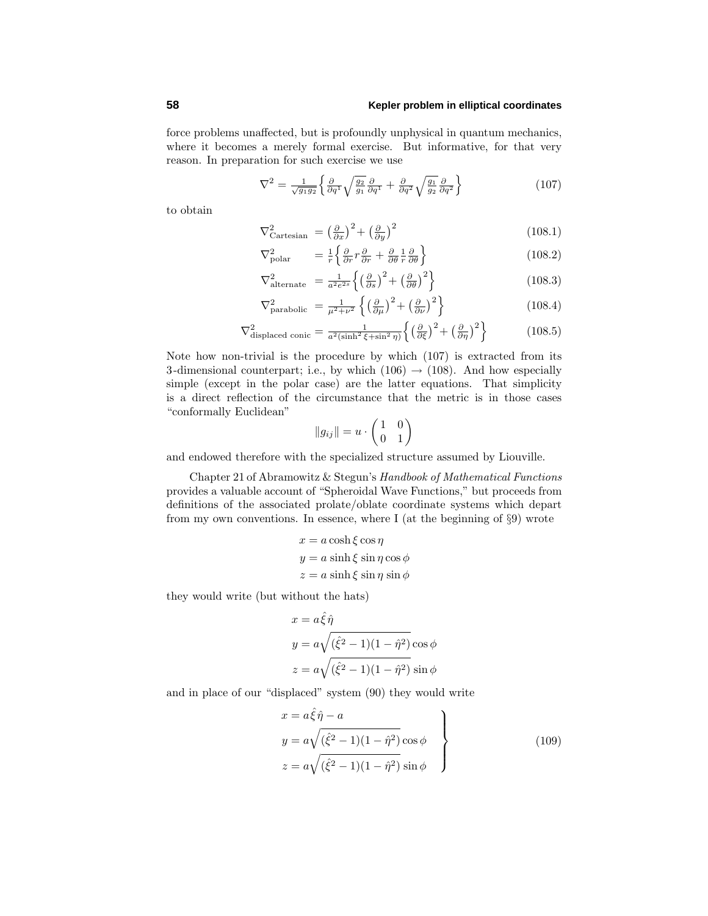force problems unaffected, but is profoundly unphysical in quantum mechanics, where it becomes a merely formal exercise. But informative, for that very reason. In preparation for such exercise we use

$$\nabla^2 = \frac{1}{\sqrt{g_1 g_2}}\left\{\frac{\partial}{\partial q^1}\sqrt{\frac{g_2}{g_1}}\frac{\partial}{\partial q^1} + \frac{\partial}{\partial q^2}\sqrt{\frac{g_1}{g_2}}\frac{\partial}{\partial q^2}\right\} \tag{107}$$

to obtain

$$\nabla^2_{\text{Cartesian}} = \left(\tfrac{\partial}{\partial x}\right)^2 + \left(\tfrac{\partial}{\partial y}\right)^2 \tag{108.1}$$

$$\nabla^2_{\text{polar}} = \frac{1}{r}\left\{\frac{\partial}{\partial r}r\frac{\partial}{\partial r} + \frac{\partial}{\partial \theta}\frac{1}{r}\frac{\partial}{\partial \theta}\right\} \tag{108.2}$$

$$\nabla^2_{\text{alternate}} = \frac{1}{a^2 e^{2s}}\left\{\left(\tfrac{\partial}{\partial s}\right)^2 + \left(\tfrac{\partial}{\partial \theta}\right)^2\right\} \tag{108.3}$$

$$\nabla^2_{\text{parabolic}} = \frac{1}{\mu^2+\nu^2}\left\{\left(\tfrac{\partial}{\partial \mu}\right)^2 + \left(\tfrac{\partial}{\partial \nu}\right)^2\right\} \tag{108.4}$$

$$\nabla^2_{\text{displaced conic}} = \frac{1}{a^2(\sinh^2\xi + \sin^2\eta)}\left\{\left(\tfrac{\partial}{\partial \xi}\right)^2 + \left(\tfrac{\partial}{\partial \eta}\right)^2\right\} \tag{108.5}$$

Note how non-trivial is the procedure by which (107) is extracted from its 3-dimensional counterpart; i.e., by which (106) → (108). And how especially simple (except in the polar case) are the latter equations. That simplicity is a direct reflection of the circumstance that the metric is in those cases "conformally Euclidean"

$$\|g_{ij}\| = u\cdot\begin{pmatrix}1 & 0\\ 0 & 1\end{pmatrix}$$

and endowed therefore with the specialized structure assumed by Liouville.

Chapter 21 of Abramowitz & Stegun's *Handbook of Mathematical Functions* provides a valuable account of "Spheroidal Wave Functions," but proceeds from definitions of the associated prolate/oblate coordinate systems which depart from my own conventions. In essence, where I (at the beginning of §9) wrote

$$\begin{aligned}
x &= a\cosh\xi\cos\eta\\
y &= a\sinh\xi\sin\eta\cos\phi\\
z &= a\sinh\xi\sin\eta\sin\phi
\end{aligned}$$

they would write (but without the hats)

$$\begin{aligned}
x &= a\hat{\xi}\hat{\eta}\\
y &= a\sqrt{(\hat{\xi}^2-1)(1-\hat{\eta}^2)}\cos\phi\\
z &= a\sqrt{(\hat{\xi}^2-1)(1-\hat{\eta}^2)}\sin\phi
\end{aligned}$$

and in place of our "displaced" system (90) they would write

$$\left.\begin{aligned}
x &= a\hat{\xi}\hat{\eta} - a\\
y &= a\sqrt{(\hat{\xi}^2-1)(1-\hat{\eta}^2)}\cos\phi\\
z &= a\sqrt{(\hat{\xi}^2-1)(1-\hat{\eta}^2)}\sin\phi
\end{aligned}\right\} \tag{109}$$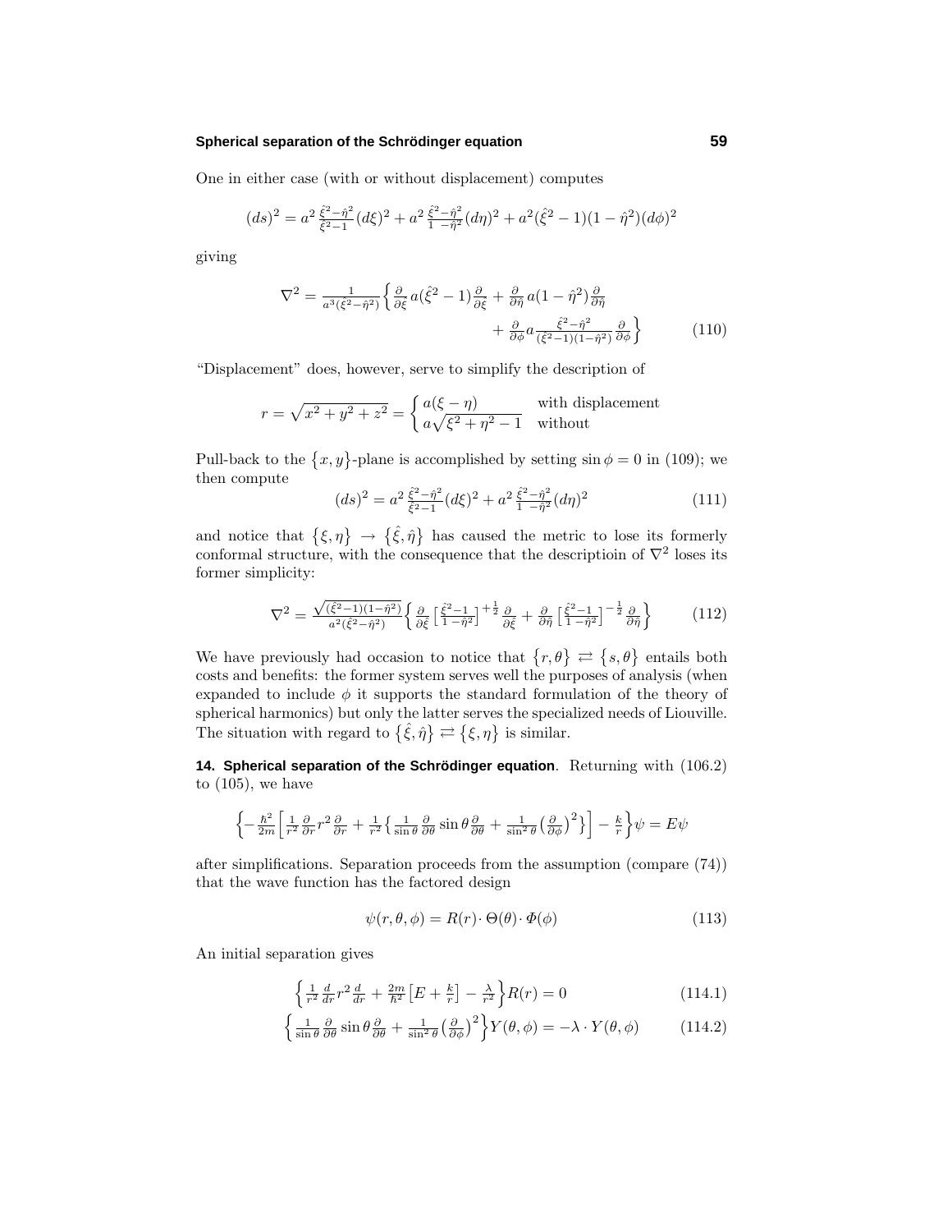One in either case (with or without displacement) computes

$$(ds)^2 = a^2\,\tfrac{\hat\xi^2-\hat\eta^2}{\hat\xi^2-1}(d\xi)^2 + a^2\,\tfrac{\hat\xi^2-\hat\eta^2}{1\ -\hat\eta^2}(d\eta)^2 + a^2(\hat\xi^2-1)(1-\hat\eta^2)(d\phi)^2$$

giving

$$\begin{aligned}\nabla^2 = \tfrac{1}{a^3(\hat\xi^2-\hat\eta^2)}\Big\{ \tfrac{\partial}{\partial\hat\xi}\,a(\hat\xi^2-1)\tfrac{\partial}{\partial\hat\xi} + \tfrac{\partial}{\partial\hat\eta}\,a(1-\hat\eta^2)\tfrac{\partial}{\partial\hat\eta}\\ + \tfrac{\partial}{\partial\phi}a\tfrac{\hat\xi^2-\hat\eta^2}{(\hat\xi^2-1)(1-\hat\eta^2)}\tfrac{\partial}{\partial\phi}\Big\}\end{aligned} \tag{110}$$

"Displacement" does, however, serve to simplify the description of

$$r = \sqrt{x^2+y^2+z^2} = \begin{cases} a(\xi-\eta) & \text{with displacement}\\ a\sqrt{\xi^2+\eta^2-1} & \text{without}\end{cases}$$

Pull-back to the $\{x,y\}$-plane is accomplished by setting $\sin\phi = 0$ in (109); we then compute

$$(ds)^2 = a^2\,\tfrac{\hat\xi^2-\hat\eta^2}{\hat\xi^2-1}(d\xi)^2 + a^2\,\tfrac{\hat\xi^2-\hat\eta^2}{1\ -\hat\eta^2}(d\eta)^2 \tag{111}$$

and notice that $\{\xi,\eta\} \to \{\hat\xi,\hat\eta\}$ has caused the metric to lose its formerly conformal structure, with the consequence that the descriptioin of $\nabla^2$ loses its former simplicity:

$$\nabla^2 = \tfrac{\sqrt{(\hat\xi^2-1)(1-\hat\eta^2)}}{a^2(\hat\xi^2-\hat\eta^2)}\Big\{ \tfrac{\partial}{\partial\hat\xi}\big[\tfrac{\hat\xi^2-1}{1\ -\hat\eta^2}\big]^{+\frac{1}{2}}\tfrac{\partial}{\partial\hat\xi} + \tfrac{\partial}{\partial\hat\eta}\big[\tfrac{\hat\xi^2-1}{1\ -\hat\eta^2}\big]^{-\frac{1}{2}}\tfrac{\partial}{\partial\hat\eta}\Big\} \tag{112}$$

We have previously had occasion to notice that $\{r,\theta\} \rightleftarrows \{s,\theta\}$ entails both costs and benefits: the former system serves well the purposes of analysis (when expanded to include $\phi$ it supports the standard formulation of the theory of spherical harmonics) but only the latter serves the specialized needs of Liouville. The situation with regard to $\{\hat\xi,\hat\eta\} \rightleftarrows \{\xi,\eta\}$ is similar.

**14. Spherical separation of the Schrödinger equation**. Returning with (106.2) to (105), we have

$$\Big\{-\tfrac{\hbar^2}{2m}\Big[\tfrac{1}{r^2}\tfrac{\partial}{\partial r}r^2\tfrac{\partial}{\partial r} + \tfrac{1}{r^2}\big\{\tfrac{1}{\sin\theta}\tfrac{\partial}{\partial\theta}\sin\theta\tfrac{\partial}{\partial\theta} + \tfrac{1}{\sin^2\theta}\big(\tfrac{\partial}{\partial\phi}\big)^2\big\}\Big] - \tfrac{k}{r}\Big\}\psi = E\psi$$

after simplifications. Separation proceeds from the assumption (compare (74)) that the wave function has the factored design

$$\psi(r,\theta,\phi) = R(r)\cdot\Theta(\theta)\cdot\Phi(\phi) \tag{113}$$

An initial separation gives

$$\Big\{\tfrac{1}{r^2}\tfrac{d}{dr}r^2\tfrac{d}{dr} + \tfrac{2m}{\hbar^2}\big[E+\tfrac{k}{r}\big] - \tfrac{\lambda}{r^2}\Big\}R(r) = 0 \tag{114.1}$$

$$\Big\{\tfrac{1}{\sin\theta}\tfrac{\partial}{\partial\theta}\sin\theta\tfrac{\partial}{\partial\theta} + \tfrac{1}{\sin^2\theta}\big(\tfrac{\partial}{\partial\phi}\big)^2\Big\}Y(\theta,\phi) = -\lambda\cdot Y(\theta,\phi) \tag{114.2}$$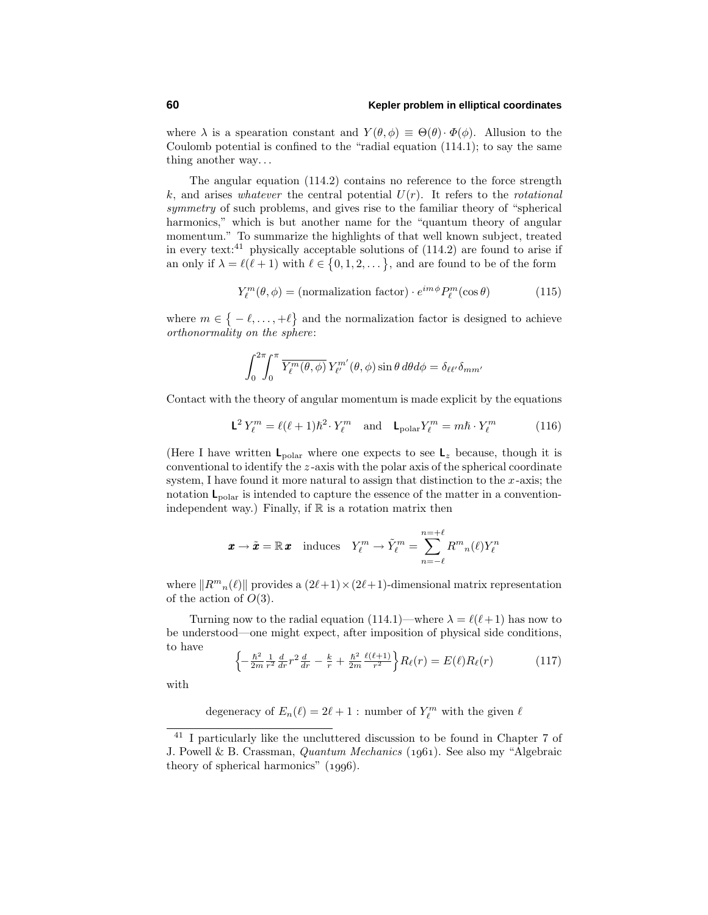where $\lambda$ is a spearation constant and $Y(\theta, \phi) \equiv \Theta(\theta) \cdot \Phi(\phi)$. Allusion to the Coulomb potential is confined to the "radial equation (114.1); to say the same thing another way...

The angular equation (114.2) contains no reference to the force strength $k$, and arises *whatever* the central potential $U(r)$. It refers to the *rotational symmetry* of such problems, and gives rise to the familiar theory of "spherical harmonics," which is but another name for the "quantum theory of angular momentum." To summarize the highlights of that well known subject, treated in every text:[41] physically acceptable solutions of (114.2) are found to arise if an only if $\lambda = \ell(\ell + 1)$ with $\ell \in \{0, 1, 2, \dots\}$, and are found to be of the form

$$Y_\ell^m(\theta, \phi) = (\text{normalization factor}) \cdot e^{im\phi} P_\ell^m(\cos\theta) \tag{115}$$

where $m \in \{-\ell, \dots, +\ell\}$ and the normalization factor is designed to achieve *orthonormality on the sphere*:

$$\int_0^{2\pi}\!\!\int_0^{\pi} \overline{Y_\ell^m(\theta, \phi)}\, Y_{\ell'}^{m'}(\theta, \phi) \sin\theta\, d\theta d\phi = \delta_{\ell\ell'}\delta_{mm'}$$

Contact with the theory of angular momentum is made explicit by the equations

$$\mathbf{L}^2\, Y_\ell^m = \ell(\ell+1)\hbar^2 \cdot Y_\ell^m \quad \text{and} \quad \mathbf{L}_{\text{polar}} Y_\ell^m = m\hbar \cdot Y_\ell^m \tag{116}$$

(Here I have written $\mathbf{L}_{\text{polar}}$ where one expects to see $\mathbf{L}_z$ because, though it is conventional to identify the $z$-axis with the polar axis of the spherical coordinate system, I have found it more natural to assign that distinction to the $x$-axis; the notation $\mathbf{L}_{\text{polar}}$ is intended to capture the essence of the matter in a convention-independent way.) Finally, if $\mathbb{R}$ is a rotation matrix then

$$\boldsymbol{x} \to \tilde{\boldsymbol{x}} = \mathbb{R}\,\boldsymbol{x} \quad \text{induces} \quad Y_\ell^m \to \tilde{Y}_\ell^m = \sum_{n=-\ell}^{n=+\ell} R^m{}_n(\ell) Y_\ell^n$$

where $\|R^m{}_n(\ell)\|$ provides a $(2\ell+1)\times(2\ell+1)$-dimensional matrix representation of the action of $O(3)$.

Turning now to the radial equation (114.1)—where $\lambda = \ell(\ell+1)$ has now to be understood—one might expect, after imposition of physical side conditions, to have

$$\Big\{-\tfrac{\hbar^2}{2m}\tfrac{1}{r^2}\tfrac{d}{dr}r^2\tfrac{d}{dr} - \tfrac{k}{r} + \tfrac{\hbar^2}{2m}\tfrac{\ell(\ell+1)}{r^2}\Big\}R_\ell(r) = E(\ell)R_\ell(r) \tag{117}$$

with

$$\text{degeneracy of } E_n(\ell) = 2\ell + 1 : \text{ number of } Y_\ell^m \text{ with the given } \ell$$

---

[41] I particularly like the uncluttered discussion to be found in Chapter 7 of J. Powell & B. Crassman, *Quantum Mechanics* (1961). See also my "Algebraic theory of spherical harmonics" (1996).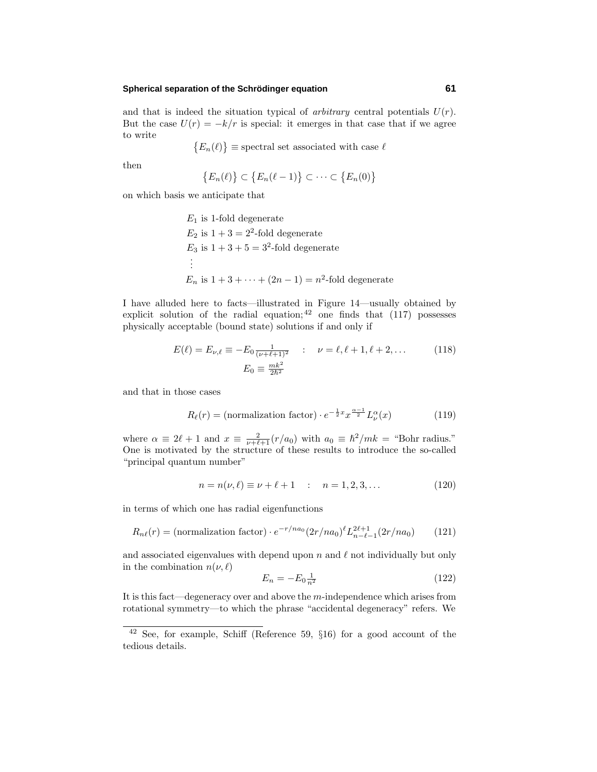and that is indeed the situation typical of *arbitrary* central potentials $U(r)$. But the case $U(r) = -k/r$ is special: it emerges in that case that if we agree to write

$$\{E_n(\ell)\} \equiv \text{spectral set associated with case } \ell$$

then

$$\{E_n(\ell)\} \subset \{E_n(\ell-1)\} \subset \cdots \subset \{E_n(0)\}$$

on which basis we anticipate that

$$\begin{aligned}
&E_1 \text{ is 1-fold degenerate}\\
&E_2 \text{ is } 1+3 = 2^2\text{-fold degenerate}\\
&E_3 \text{ is } 1+3+5 = 3^2\text{-fold degenerate}\\
&\vdots\\
&E_n \text{ is } 1+3+\cdots+(2n-1) = n^2\text{-fold degenerate}
\end{aligned}$$

I have alluded here to facts—illustrated in Figure 14—usually obtained by explicit solution of the radial equation;[42] one finds that (117) possesses physically acceptable (bound state) solutions if and only if

$$E(\ell) = E_{\nu,\ell} \equiv -E_0 \tfrac{1}{(\nu+\ell+1)^2} \quad : \quad \nu = \ell, \ell+1, \ell+2, \ldots \tag{118}$$
$$E_0 \equiv \tfrac{mk^2}{2\hbar^2}$$

and that in those cases

$$R_\ell(r) = (\text{normalization factor}) \cdot e^{-\frac{1}{2}x} x^{\frac{\alpha-1}{2}} L_\nu^\alpha(x) \tag{119}$$

where $\alpha \equiv 2\ell + 1$ and $x \equiv \frac{2}{\nu+\ell+1}(r/a_0)$ with $a_0 \equiv \hbar^2/mk =$ "Bohr radius." One is motivated by the structure of these results to introduce the so-called "principal quantum number"

$$n = n(\nu, \ell) \equiv \nu + \ell + 1 \quad : \quad n = 1, 2, 3, \ldots \tag{120}$$

in terms of which one has radial eigenfunctions

$$R_{n\ell}(r) = (\text{normalization factor}) \cdot e^{-r/na_0}(2r/na_0)^\ell L_{n-\ell-1}^{2\ell+1}(2r/na_0) \tag{121}$$

and associated eigenvalues with depend upon $n$ and $\ell$ not individually but only in the combination $n(\nu, \ell)$

$$E_n = -E_0 \tfrac{1}{n^2} \tag{122}$$

It is this fact—degeneracy over and above the $m$-independence which arises from rotational symmetry—to which the phrase "accidental degeneracy" refers. We

[42] See, for example, Schiff (Reference 59, §16) for a good account of the tedious details.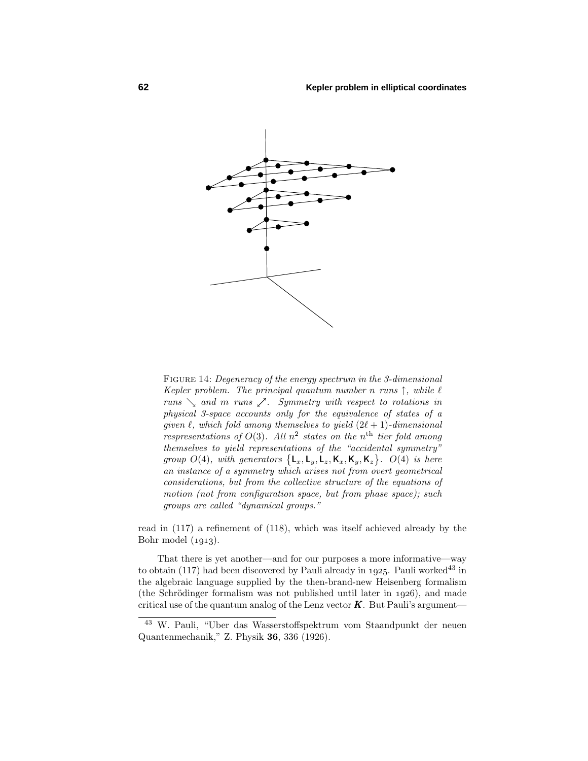FIGURE 14: *Degeneracy of the energy spectrum in the 3-dimensional Kepler problem. The principal quantum number $n$ runs $\uparrow$, while $\ell$ runs $\searrow$ and $m$ runs $\swarrow\!\!\nearrow$. Symmetry with respect to rotations in physical 3-space accounts only for the equivalence of states of a given $\ell$, which fold among themselves to yield $(2\ell+1)$-dimensional respresentations of $O(3)$. All $n^2$ states on the $n^{\text{th}}$ tier fold among themselves to yield representations of the "accidental symmetry" group $O(4)$, with generators $\{\mathsf{L}_x, \mathsf{L}_y, \mathsf{L}_z, \mathsf{K}_x, \mathsf{K}_y, \mathsf{K}_z\}$. $O(4)$ is here an instance of a symmetry which arises not from overt geometrical considerations, but from the collective structure of the equations of motion (not from configuration space, but from phase space); such groups are called "dynamical groups."*

read in (117) a refinement of (118), which was itself achieved already by the Bohr model (1913).

That there is yet another—and for our purposes a more informative—way to obtain (117) had been discovered by Pauli already in 1925. Pauli worked[43] in the algebraic language supplied by the then-brand-new Heisenberg formalism (the Schrödinger formalism was not published until later in 1926), and made critical use of the quantum analog of the Lenz vector $\boldsymbol{K}$. But Pauli's argument—

---

[43] W. Pauli, "Uber das Wasserstoffspektrum vom Staandpunkt der neuen Quantenmechanik," Z. Physik **36**, 336 (1926).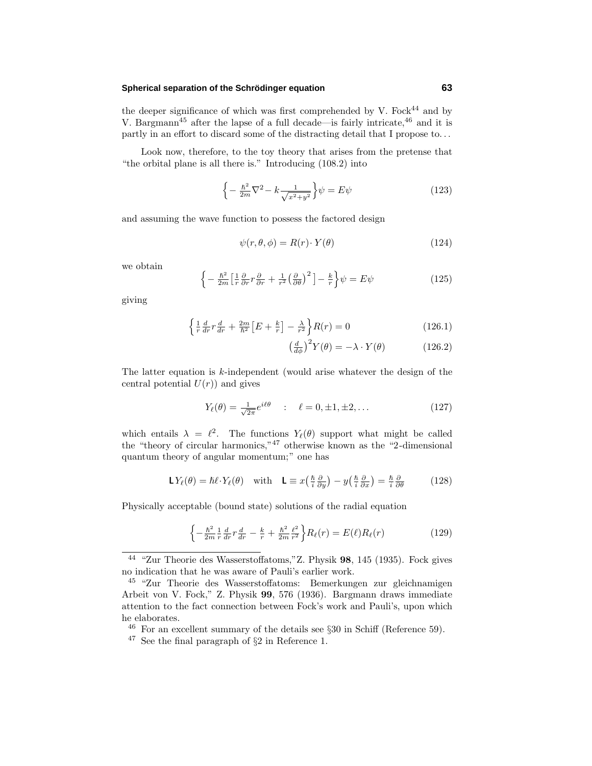the deeper significance of which was first comprehended by V. Fock[44] and by V. Bargmann[45] after the lapse of a full decade—is fairly intricate,[46] and it is partly in an effort to discard some of the distracting detail that I propose to. . .

Look now, therefore, to the toy theory that arises from the pretense that "the orbital plane is all there is." Introducing (108.2) into

$$\Big\{-\tfrac{\hbar^2}{2m}\nabla^2 - k\tfrac{1}{\sqrt{x^2+y^2}}\Big\}\psi = E\psi \tag{123}$$

and assuming the wave function to possess the factored design

$$\psi(r,\theta,\phi) = R(r)\cdot Y(\theta) \tag{124}$$

we obtain

$$\Big\{-\tfrac{\hbar^2}{2m}\big[\tfrac{1}{r}\tfrac{\partial}{\partial r}r\tfrac{\partial}{\partial r} + \tfrac{1}{r^2}\big(\tfrac{\partial}{\partial\theta}\big)^2\big] - \tfrac{k}{r}\Big\}\psi = E\psi \tag{125}$$

giving

$$\Big\{\tfrac{1}{r}\tfrac{d}{dr}r\tfrac{d}{dr} + \tfrac{2m}{\hbar^2}\big[E + \tfrac{k}{r}\big] - \tfrac{\lambda}{r^2}\Big\}R(r) = 0 \tag{126.1}$$

$$\big(\tfrac{d}{d\phi}\big)^2 Y(\theta) = -\lambda\cdot Y(\theta) \tag{126.2}$$

The latter equation is $k$-independent (would arise whatever the design of the central potential $U(r)$) and gives

$$Y_\ell(\theta) = \tfrac{1}{\sqrt{2\pi}}e^{i\ell\theta} \quad : \quad \ell = 0, \pm1, \pm2, \ldots \tag{127}$$

which entails $\lambda = \ell^2$. The functions $Y_\ell(\theta)$ support what might be called the "theory of circular harmonics,"[47] otherwise known as the "2-dimensional quantum theory of angular momentum;" one has

$$\mathsf{L}\,Y_\ell(\theta) = \hbar\ell\cdot Y_\ell(\theta) \quad\text{with}\quad \mathsf{L} \equiv x\big(\tfrac{\hbar}{i}\tfrac{\partial}{\partial y}\big) - y\big(\tfrac{\hbar}{i}\tfrac{\partial}{\partial x}\big) = \tfrac{\hbar}{i}\tfrac{\partial}{\partial\theta} \tag{128}$$

Physically acceptable (bound state) solutions of the radial equation

$$\Big\{-\tfrac{\hbar^2}{2m}\tfrac{1}{r}\tfrac{d}{dr}r\tfrac{d}{dr} - \tfrac{k}{r} + \tfrac{\hbar^2}{2m}\tfrac{\ell^2}{r^2}\Big\}R_\ell(r) = E(\ell)R_\ell(r) \tag{129}$$

---

[44] "Zur Theorie des Wasserstoffatoms,"Z. Physik **98**, 145 (1935). Fock gives no indication that he was aware of Pauli's earlier work.

[45] "Zur Theorie des Wasserstoffatoms: Bemerkungen zur gleichnamigen Arbeit von V. Fock," Z. Physik **99**, 576 (1936). Bargmann draws immediate attention to the fact connection between Fock's work and Pauli's, upon which he elaborates.

[46] For an excellent summary of the details see §30 in Schiff (Reference 59).

[47] See the final paragraph of §2 in Reference 1.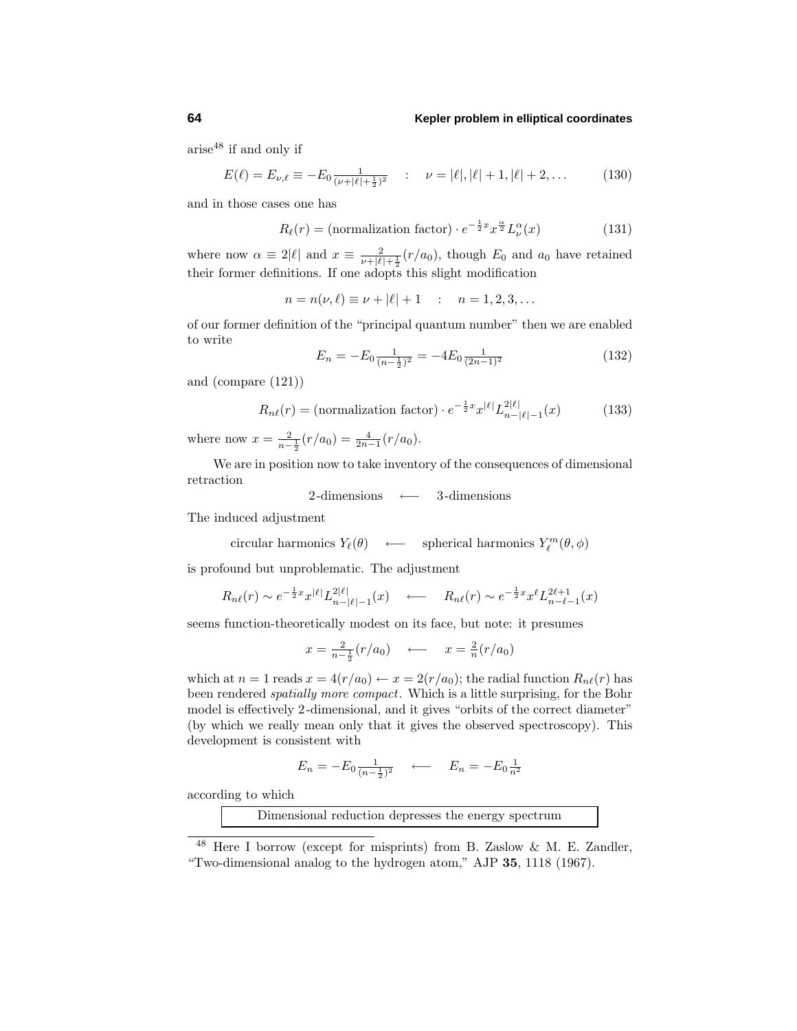arise[48] if and only if

$$E(\ell) = E_{\nu,\ell} \equiv -E_0 \tfrac{1}{(\nu+|\ell|+\frac{1}{2})^2} \quad : \quad \nu = |\ell|, |\ell|+1, |\ell|+2, \ldots \tag{130}$$

and in those cases one has

$$R_\ell(r) = (\text{normalization factor}) \cdot e^{-\frac{1}{2}x} x^{\frac{\alpha}{2}} L_\nu^\alpha(x) \tag{131}$$

where now $\alpha \equiv 2|\ell|$ and $x \equiv \frac{2}{\nu+|\ell|+\frac{1}{2}}(r/a_0)$, though $E_0$ and $a_0$ have retained their former definitions. If one adopts this slight modification

$$n = n(\nu, \ell) \equiv \nu + |\ell| + 1 \quad : \quad n = 1, 2, 3, \ldots$$

of our former definition of the "principal quantum number" then we are enabled to write

$$E_n = -E_0 \tfrac{1}{(n-\frac{1}{2})^2} = -4E_0 \tfrac{1}{(2n-1)^2} \tag{132}$$

and (compare (121))

$$R_{n\ell}(r) = (\text{normalization factor}) \cdot e^{-\frac{1}{2}x} x^{|\ell|} L_{n-|\ell|-1}^{2|\ell|}(x) \tag{133}$$

where now $x = \frac{2}{n-\frac{1}{2}}(r/a_0) = \frac{4}{2n-1}(r/a_0)$.

We are in position now to take inventory of the consequences of dimensional retraction

$$\text{2-dimensions} \quad \longleftarrow \quad \text{3-dimensions}$$

The induced adjustment

$$\text{circular harmonics } Y_\ell(\theta) \quad \longleftarrow \quad \text{spherical harmonics } Y_\ell^m(\theta, \phi)$$

is profound but unproblematic. The adjustment

$$R_{n\ell}(r) \sim e^{-\frac{1}{2}x} x^{|\ell|} L_{n-|\ell|-1}^{2|\ell|}(x) \quad \longleftarrow \quad R_{n\ell}(r) \sim e^{-\frac{1}{2}x} x^\ell L_{n-\ell-1}^{2\ell+1}(x)$$

seems function-theoretically modest on its face, but note: it presumes

$$x = \tfrac{2}{n-\frac{1}{2}}(r/a_0) \quad \longleftarrow \quad x = \tfrac{2}{n}(r/a_0)$$

which at $n = 1$ reads $x = 4(r/a_0) \leftarrow x = 2(r/a_0)$; the radial function $R_{n\ell}(r)$ has been rendered *spatially more compact*. Which is a little surprising, for the Bohr model is effectively 2-dimensional, and it gives "orbits of the correct diameter" (by which we really mean only that it gives the observed spectroscopy). This development is consistent with

$$E_n = -E_0 \tfrac{1}{(n-\frac{1}{2})^2} \quad \longleftarrow \quad E_n = -E_0 \tfrac{1}{n^2}$$

according to which

> Dimensional reduction depresses the energy spectrum

---

[48] Here I borrow (except for misprints) from B. Zaslow & M. E. Zandler, "Two-dimensional analog to the hydrogen atom," AJP **35**, 1118 (1967).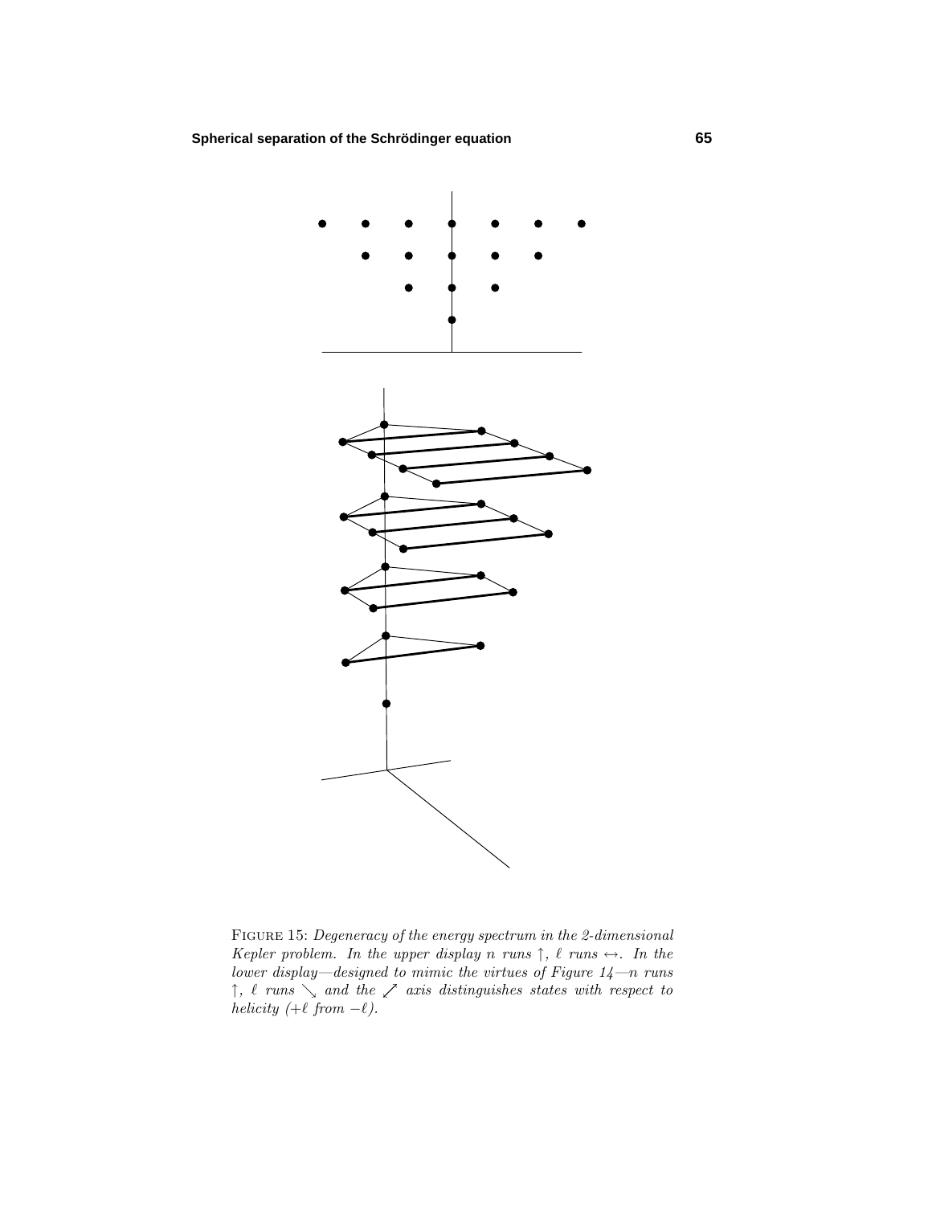FIGURE 15: *Degeneracy of the energy spectrum in the 2-dimensional Kepler problem. In the upper display $n$ runs $\uparrow$, $\ell$ runs $\leftrightarrow$. In the lower display—designed to mimic the virtues of Figure 14—$n$ runs $\uparrow$, $\ell$ runs $\searrow$ and the $\nearrow$ axis distinguishes states with respect to helicity ($+\ell$ from $-\ell$).*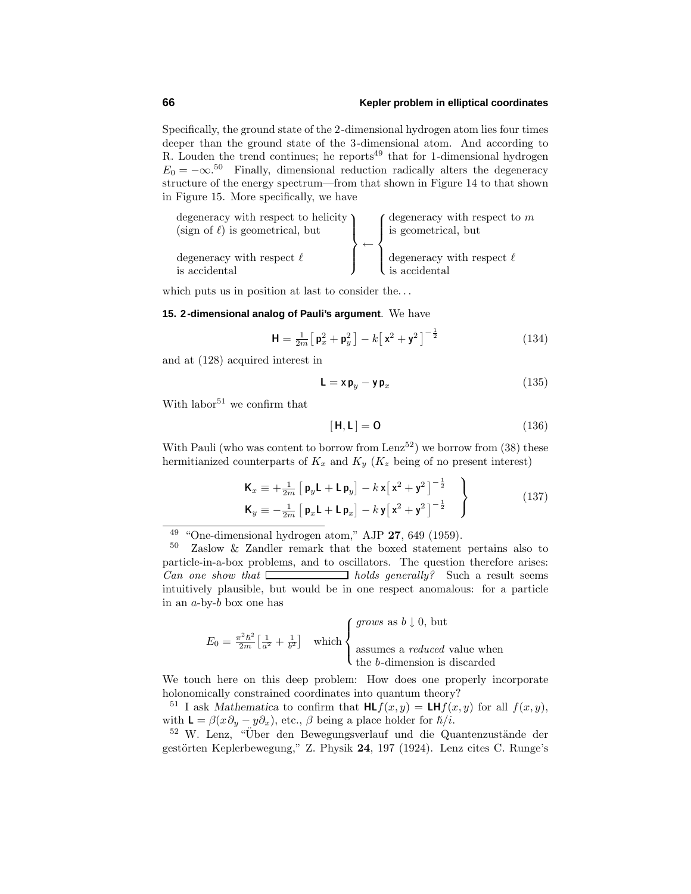Specifically, the ground state of the 2-dimensional hydrogen atom lies four times deeper than the ground state of the 3-dimensional atom. And according to R. Louden the trend continues; he reports[49] that for 1-dimensional hydrogen $E_0 = -\infty$.[50] Finally, dimensional reduction radically alters the degeneracy structure of the energy spectrum—from that shown in Figure 14 to that shown in Figure 15. More specifically, we have

$$\left.\begin{array}{l}\text{degeneracy with respect to helicity}\\ \text{(sign of } \ell\text{) is geometrical, but}\\ \\ \text{degeneracy with respect } \ell\\ \text{is accidental}\end{array}\right\} \leftarrow \left\{\begin{array}{l}\text{degeneracy with respect to } m\\ \text{is geometrical, but}\\ \\ \text{degeneracy with respect } \ell\\ \text{is accidental}\end{array}\right.$$

which puts us in position at last to consider the. . .

**15. 2-dimensional analog of Pauli's argument**. We have

$$\mathsf{H} = \tfrac{1}{2m}\big[\,\mathsf{p}_x^2 + \mathsf{p}_y^2\,\big] - k\big[\,\mathsf{x}^2 + \mathsf{y}^2\,\big]^{-\frac{1}{2}} \tag{134}$$

and at (128) acquired interest in

$$\mathsf{L} = \mathsf{x}\,\mathsf{p}_y - \mathsf{y}\,\mathsf{p}_x \tag{135}$$

With labor[51] we confirm that

$$[\,\mathsf{H}, \mathsf{L}\,] = \mathsf{O} \tag{136}$$

With Pauli (who was content to borrow from Lenz[52]) we borrow from (38) these hermitianized counterparts of $K_x$ and $K_y$ ($K_z$ being of no present interest)

$$\left.\begin{aligned}\mathsf{K}_x &\equiv +\tfrac{1}{2m}\big[\,\mathsf{p}_y\mathsf{L} + \mathsf{L}\,\mathsf{p}_y\big] - k\,\mathsf{x}\big[\,\mathsf{x}^2 + \mathsf{y}^2\,\big]^{-\frac{1}{2}}\\ \mathsf{K}_y &\equiv -\tfrac{1}{2m}\big[\,\mathsf{p}_x\mathsf{L} + \mathsf{L}\,\mathsf{p}_x\big] - k\,\mathsf{y}\big[\,\mathsf{x}^2 + \mathsf{y}^2\,\big]^{-\frac{1}{2}}\end{aligned}\right\} \tag{137}$$

---

[49] "One-dimensional hydrogen atom," AJP **27**, 649 (1959).

[50] Zaslow & Zandler remark that the boxed statement pertains also to particle-in-a-box problems, and to oscillators. The question therefore arises: *Can one show that* $\boxed{\phantom{xxxxxxxxxxxx}}$ *holds generally?* Such a result seems intuitively plausible, but would be in one respect anomalous: for a particle in an $a$-by-$b$ box one has

$$E_0 = \tfrac{\pi^2\hbar^2}{2m}\big[\tfrac{1}{a^2} + \tfrac{1}{b^2}\big] \quad \text{which} \left\{\begin{array}{l}\textit{grows} \text{ as } b \downarrow 0, \text{ but}\\ \\ \text{assumes a } \textit{reduced} \text{ value when}\\ \text{the } b\text{-dimension is discarded}\end{array}\right.$$

We touch here on this deep problem: How does one properly incorporate holonomically constrained coordinates into quantum theory?

[51] I ask *Mathematica* to confirm that $\mathsf{HL}f(x,y) = \mathsf{LH}f(x,y)$ for all $f(x,y)$, with $\mathsf{L} = \beta(x\partial_y - y\partial_x)$, etc., $\beta$ being a place holder for $\hbar/i$.

[52] W. Lenz, "Über den Bewegungsverlauf und die Quantenzustände der gestörten Keplerbewegung," Z. Physik **24**, 197 (1924). Lenz cites C. Runge's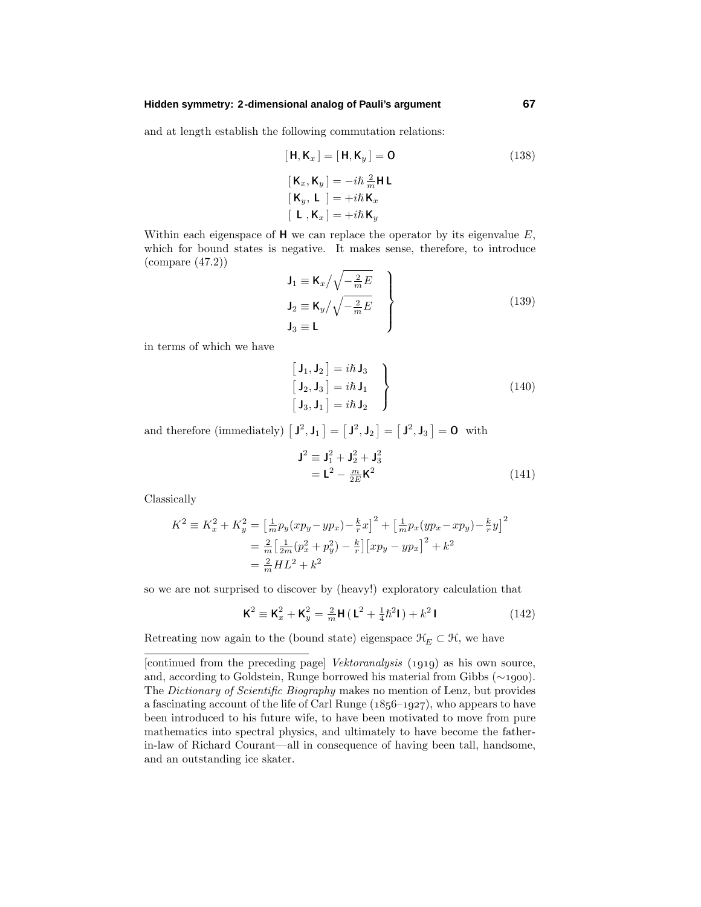and at length establish the following commutation relations:

$$[\,\mathsf{H},\mathsf{K}_x\,] = [\,\mathsf{H},\mathsf{K}_y\,] = \mathsf{O} \tag{138}$$

$$\begin{aligned}
[\,\mathsf{K}_x,\mathsf{K}_y\,] &= -i\hbar\,\tfrac{2}{m}\mathsf{H}\,\mathsf{L}\\
[\,\mathsf{K}_y,\ \mathsf{L}\ \,] &= +i\hbar\,\mathsf{K}_x\\
[\ \mathsf{L}\ ,\mathsf{K}_x\,] &= +i\hbar\,\mathsf{K}_y
\end{aligned}$$

Within each eigenspace of $\mathsf{H}$ we can replace the operator by its eigenvalue $E$, which for bound states is negative. It makes sense, therefore, to introduce (compare (47.2))

$$\left.\begin{aligned}
\mathsf{J}_1 &\equiv \mathsf{K}_x\Big/\sqrt{-\tfrac{2}{m}E}\\
\mathsf{J}_2 &\equiv \mathsf{K}_y\Big/\sqrt{-\tfrac{2}{m}E}\\
\mathsf{J}_3 &\equiv \mathsf{L}
\end{aligned}\right\} \tag{139}$$

in terms of which we have

$$\left.\begin{aligned}
\big[\,\mathsf{J}_1,\mathsf{J}_2\,\big] &= i\hbar\,\mathsf{J}_3\\
\big[\,\mathsf{J}_2,\mathsf{J}_3\,\big] &= i\hbar\,\mathsf{J}_1\\
\big[\,\mathsf{J}_3,\mathsf{J}_1\,\big] &= i\hbar\,\mathsf{J}_2
\end{aligned}\right\} \tag{140}$$

and therefore (immediately) $\big[\,\mathsf{J}^2,\mathsf{J}_1\,\big] = \big[\,\mathsf{J}^2,\mathsf{J}_2\,\big] = \big[\,\mathsf{J}^2,\mathsf{J}_3\,\big] = \mathsf{O}$ with

$$\begin{aligned}
\mathsf{J}^2 &\equiv \mathsf{J}_1^2 + \mathsf{J}_2^2 + \mathsf{J}_3^2\\
&= \mathsf{L}^2 - \tfrac{m}{2E}\mathsf{K}^2
\end{aligned} \tag{141}$$

Classically

$$\begin{aligned}
K^2 \equiv K_x^2 + K_y^2 &= \big[\tfrac{1}{m}p_y(xp_y - yp_x) - \tfrac{k}{r}x\big]^2 + \big[\tfrac{1}{m}p_x(yp_x - xp_y) - \tfrac{k}{r}y\big]^2\\
&= \tfrac{2}{m}\big[\tfrac{1}{2m}(p_x^2 + p_y^2) - \tfrac{k}{r}\big]\big[xp_y - yp_x\big]^2 + k^2\\
&= \tfrac{2}{m}HL^2 + k^2
\end{aligned}$$

so we are not surprised to discover by (heavy!) exploratory calculation that

$$\mathsf{K}^2 \equiv \mathsf{K}_x^2 + \mathsf{K}_y^2 = \tfrac{2}{m}\mathsf{H}\,(\,\mathsf{L}^2 + \tfrac{1}{4}\hbar^2\mathsf{I}\,) + k^2\,\mathsf{I} \tag{142}$$

Retreating now again to the (bound state) eigenspace $\mathcal{H}_E \subset \mathcal{H}$, we have

---

[continued from the preceding page] *Vektoranalysis* (1919) as his own source, and, according to Goldstein, Runge borrowed his material from Gibbs (∼1900). The *Dictionary of Scientific Biography* makes no mention of Lenz, but provides a fascinating account of the life of Carl Runge (1856–1927), who appears to have been introduced to his future wife, to have been motivated to move from pure mathematics into spectral physics, and ultimately to have become the father-in-law of Richard Courant—all in consequence of having been tall, handsome, and an outstanding ice skater.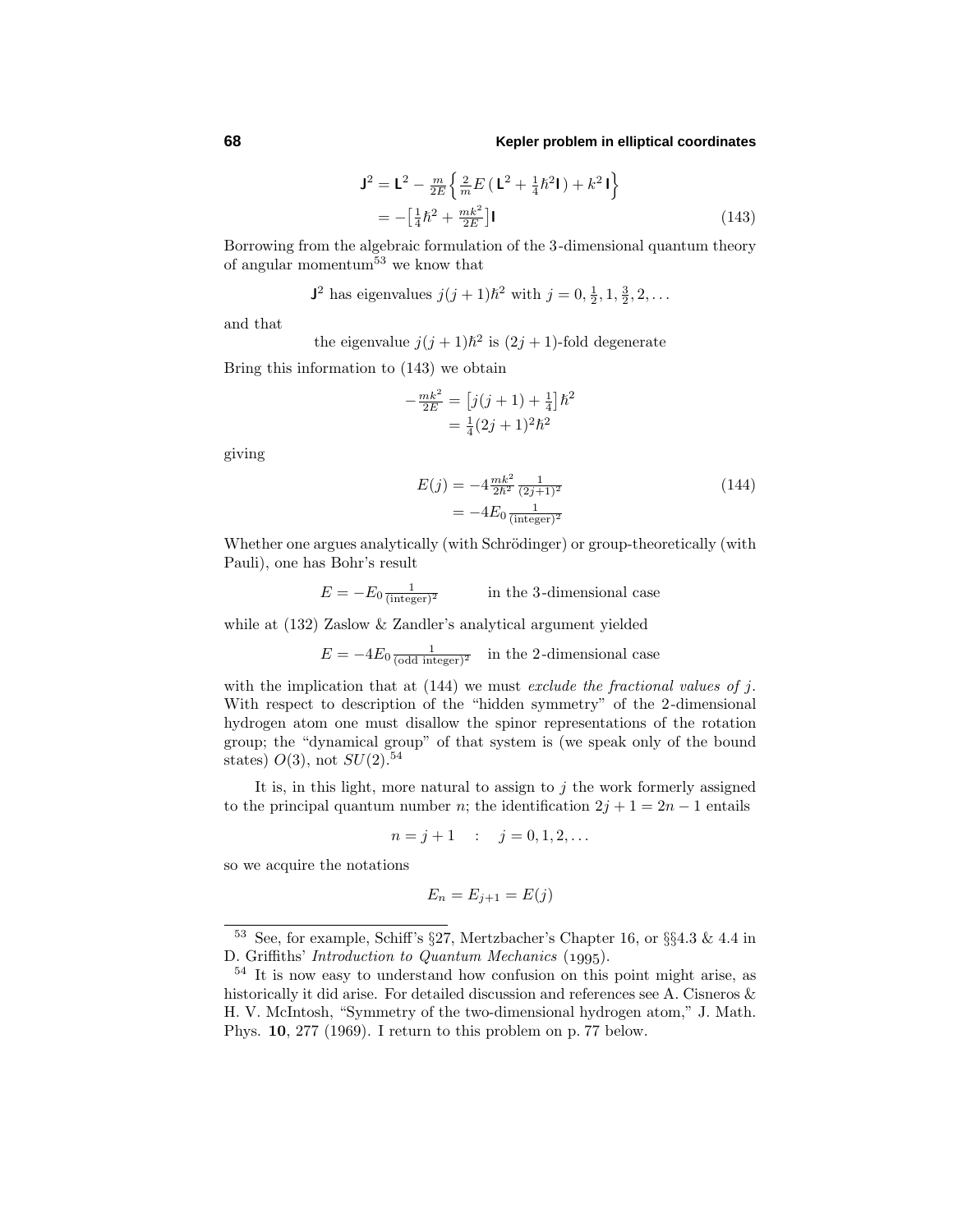$$
\begin{aligned}
\mathbf{J}^2 &= \mathbf{L}^2 - \tfrac{m}{2E}\Big\{ \tfrac{2}{m}E\,(\,\mathbf{L}^2 + \tfrac{1}{4}\hbar^2\mathbf{I}\,) + k^2\,\mathbf{I}\Big\} \\
&= -\big[\tfrac{1}{4}\hbar^2 + \tfrac{mk^2}{2E}\big]\mathbf{I} \qquad\qquad (143)
\end{aligned}
$$

Borrowing from the algebraic formulation of the 3-dimensional quantum theory of angular momentum[53] we know that

$\mathbf{J}^2$ has eigenvalues $j(j+1)\hbar^2$ with $j = 0, \frac{1}{2}, 1, \frac{3}{2}, 2, \ldots$

and that

the eigenvalue $j(j+1)\hbar^2$ is $(2j+1)$-fold degenerate

Bring this information to (143) we obtain

$$
\begin{aligned}
-\tfrac{mk^2}{2E} &= \big[j(j+1) + \tfrac{1}{4}\big]\hbar^2 \\
&= \tfrac{1}{4}(2j+1)^2\hbar^2
\end{aligned}
$$

giving

$$
\begin{aligned}
E(j) &= -4\tfrac{mk^2}{2\hbar^2}\tfrac{1}{(2j+1)^2} \qquad\qquad (144) \\
&= -4E_0\tfrac{1}{(\text{integer})^2}
\end{aligned}
$$

Whether one argues analytically (with Schrödinger) or group-theoretically (with Pauli), one has Bohr's result

$$E = -E_0\tfrac{1}{(\text{integer})^2} \qquad \text{in the 3-dimensional case}$$

while at (132) Zaslow & Zandler's analytical argument yielded

$$E = -4E_0\tfrac{1}{(\text{odd integer})^2} \quad \text{in the 2-dimensional case}$$

with the implication that at (144) we must *exclude the fractional values of $j$*. With respect to description of the "hidden symmetry" of the 2-dimensional hydrogen atom one must disallow the spinor representations of the rotation group; the "dynamical group" of that system is (we speak only of the bound states) $O(3)$, not $SU(2)$.[54]

It is, in this light, more natural to assign to $j$ the work formerly assigned to the principal quantum number $n$; the identification $2j + 1 = 2n - 1$ entails

$$n = j + 1 \quad : \quad j = 0, 1, 2, \ldots$$

so we acquire the notations

$$E_n = E_{j+1} = E(j)$$

---

[53] See, for example, Schiff's §27, Mertzbacher's Chapter 16, or §§4.3 & 4.4 in D. Griffiths' *Introduction to Quantum Mechanics* (1995).

[54] It is now easy to understand how confusion on this point might arise, as historically it did arise. For detailed discussion and references see A. Cisneros & H. V. McIntosh, "Symmetry of the two-dimensional hydrogen atom," J. Math. Phys. **10**, 277 (1969). I return to this problem on p. 77 below.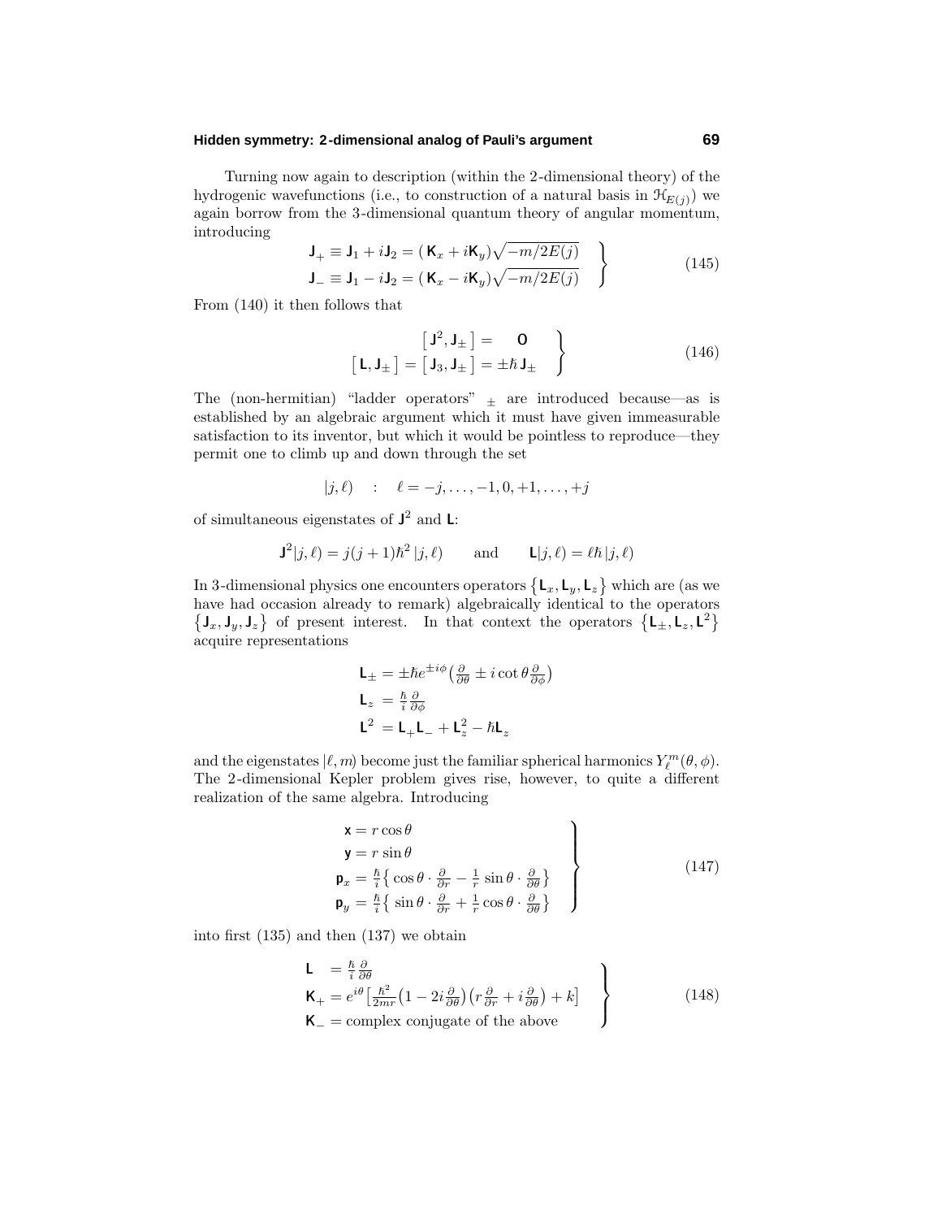Turning now again to description (within the 2-dimensional theory) of the hydrogenic wavefunctions (i.e., to construction of a natural basis in $\mathcal{H}_{E(j)}$) we again borrow from the 3-dimensional quantum theory of angular momentum, introducing

$$\left.\begin{aligned}
\mathbf{J}_+ &\equiv \mathbf{J}_1 + i\mathbf{J}_2 = (\,\mathbf{K}_x + i\mathbf{K}_y)\sqrt{-m/2E(j)}\\
\mathbf{J}_- &\equiv \mathbf{J}_1 - i\mathbf{J}_2 = (\,\mathbf{K}_x - i\mathbf{K}_y)\sqrt{-m/2E(j)}
\end{aligned}\right\} \tag{145}$$

From (140) it then follows that

$$\left.\begin{aligned}
\big[\,\mathbf{J}^2, \mathbf{J}_\pm\,\big] &= \quad \mathbf{O}\\
\big[\,\mathbf{L}, \mathbf{J}_\pm\,\big] = \big[\,\mathbf{J}_3, \mathbf{J}_\pm\,\big] &= \pm\hbar\,\mathbf{J}_\pm
\end{aligned}\right\} \tag{146}$$

The (non-hermitian) "ladder operators" $_\pm$ are introduced because—as is established by an algebraic argument which it must have given immeasurable satisfaction to its inventor, but which it would be pointless to reproduce—they permit one to climb up and down through the set

$$|j,\ell) \quad : \quad \ell = -j,\ldots,-1,0,+1,\ldots,+j$$

of simultaneous eigenstates of $\mathbf{J}^2$ and $\mathbf{L}$:

$$\mathbf{J}^2|j,\ell) = j(j+1)\hbar^2\,|j,\ell) \qquad \text{and} \qquad \mathbf{L}|j,\ell) = \ell\hbar\,|j,\ell)$$

In 3-dimensional physics one encounters operators $\{\mathbf{L}_x, \mathbf{L}_y, \mathbf{L}_z\}$ which are (as we have had occasion already to remark) algebraically identical to the operators $\{\mathbf{J}_x, \mathbf{J}_y, \mathbf{J}_z\}$ of present interest. In that context the operators $\{\mathbf{L}_\pm, \mathbf{L}_z, \mathbf{L}^2\}$ acquire representations

$$\begin{aligned}
\mathbf{L}_\pm &= \pm\hbar e^{\pm i\phi}\big(\tfrac{\partial}{\partial\theta} \pm i\cot\theta\tfrac{\partial}{\partial\phi}\big)\\
\mathbf{L}_z &= \tfrac{\hbar}{i}\tfrac{\partial}{\partial\phi}\\
\mathbf{L}^2 &= \mathbf{L}_+\mathbf{L}_- + \mathbf{L}_z^2 - \hbar\mathbf{L}_z
\end{aligned}$$

and the eigenstates $|\ell, m)$ become just the familiar spherical harmonics $Y_\ell^m(\theta,\phi)$. The 2-dimensional Kepler problem gives rise, however, to quite a different realization of the same algebra. Introducing

$$\left.\begin{aligned}
\mathbf{x} &= r\cos\theta\\
\mathbf{y} &= r\sin\theta\\
\mathbf{p}_x &= \tfrac{\hbar}{i}\big\{\cos\theta\cdot\tfrac{\partial}{\partial r} - \tfrac{1}{r}\sin\theta\cdot\tfrac{\partial}{\partial\theta}\big\}\\
\mathbf{p}_y &= \tfrac{\hbar}{i}\big\{\sin\theta\cdot\tfrac{\partial}{\partial r} + \tfrac{1}{r}\cos\theta\cdot\tfrac{\partial}{\partial\theta}\big\}
\end{aligned}\right\} \tag{147}$$

into first (135) and then (137) we obtain

$$\left.\begin{aligned}
\mathbf{L} \;\; &= \tfrac{\hbar}{i}\tfrac{\partial}{\partial\theta}\\
\mathbf{K}_+ &= e^{i\theta}\big[\tfrac{\hbar^2}{2mr}\big(1 - 2i\tfrac{\partial}{\partial\theta}\big)\big(r\tfrac{\partial}{\partial r} + i\tfrac{\partial}{\partial\theta}\big) + k\big]\\
\mathbf{K}_- &= \text{complex conjugate of the above}
\end{aligned}\right\} \tag{148}$$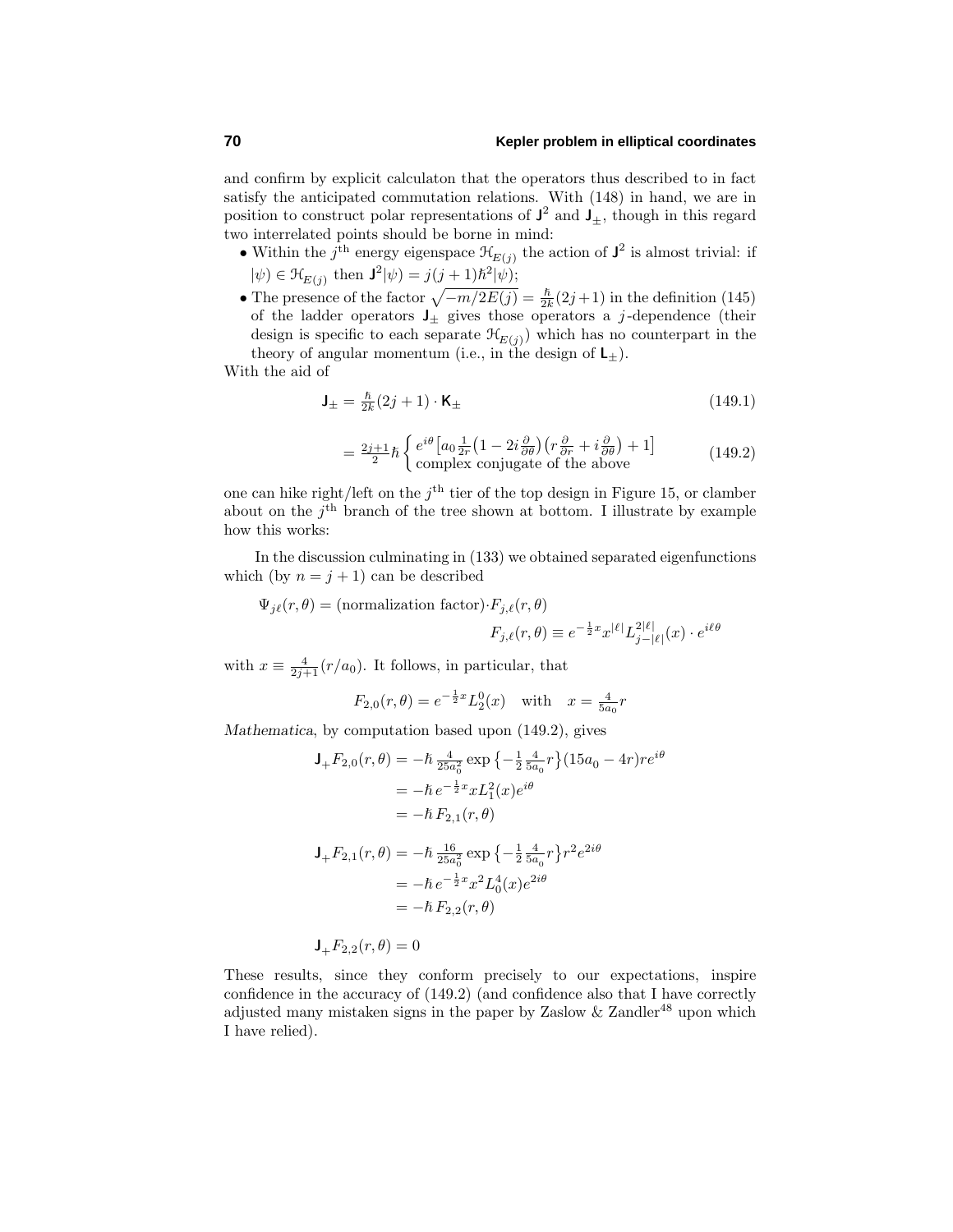and confirm by explicit calculaton that the operators thus described to in fact satisfy the anticipated commutation relations. With (148) in hand, we are in position to construct polar representations of $\mathsf{J}^2$ and $\mathsf{J}_\pm$, though in this regard two interrelated points should be borne in mind:

- Within the $j^{\text{th}}$ energy eigenspace $\mathcal{H}_{E(j)}$ the action of $\mathsf{J}^2$ is almost trivial: if $|\psi) \in \mathcal{H}_{E(j)}$ then $\mathsf{J}^2|\psi) = j(j+1)\hbar^2|\psi)$;
- The presence of the factor $\sqrt{-m/2E(j)} = \frac{\hbar}{2k}(2j+1)$ in the definition (145) of the ladder operators $\mathsf{J}_\pm$ gives those operators a $j$-dependence (their design is specific to each separate $\mathcal{H}_{E(j)}$) which has no counterpart in the theory of angular momentum (i.e., in the design of $\mathsf{L}_\pm$).

With the aid of

$$\mathsf{J}_\pm = \tfrac{\hbar}{2k}(2j+1)\cdot \mathsf{K}_\pm \tag{149.1}$$

$$= \tfrac{2j+1}{2}\hbar \begin{cases} e^{i\theta}\big[a_0 \frac{1}{2r}\big(1-2i\frac{\partial}{\partial\theta}\big)\big(r\frac{\partial}{\partial r}+i\frac{\partial}{\partial\theta}\big)+1\big] \\ \text{complex conjugate of the above}\end{cases} \tag{149.2}$$

one can hike right/left on the $j^{\text{th}}$ tier of the top design in Figure 15, or clamber about on the $j^{\text{th}}$ branch of the tree shown at bottom. I illustrate by example how this works:

In the discussion culminating in (133) we obtained separated eigenfunctions which (by $n = j+1$) can be described

$$\Psi_{j\ell}(r,\theta) = (\text{normalization factor})\cdot F_{j,\ell}(r,\theta)$$

$$F_{j,\ell}(r,\theta) \equiv e^{-\frac{1}{2}x}x^{|\ell|}L^{2|\ell|}_{j-|\ell|}(x)\cdot e^{i\ell\theta}$$

with $x \equiv \frac{4}{2j+1}(r/a_0)$. It follows, in particular, that

$$F_{2,0}(r,\theta) = e^{-\frac{1}{2}x}L^0_2(x) \quad \text{with} \quad x = \tfrac{4}{5a_0}r$$

*Mathematica*, by computation based upon (149.2), gives

$$\begin{aligned}
\mathsf{J}_+F_{2,0}(r,\theta) &= -\hbar\,\tfrac{4}{25a_0^2}\exp\big\{-\tfrac{1}{2}\tfrac{4}{5a_0}r\big\}(15a_0-4r)re^{i\theta} \\
&= -\hbar\, e^{-\frac{1}{2}x}xL^2_1(x)e^{i\theta} \\
&= -\hbar\, F_{2,1}(r,\theta)
\end{aligned}$$

$$\begin{aligned}
\mathsf{J}_+F_{2,1}(r,\theta) &= -\hbar\,\tfrac{16}{25a_0^2}\exp\big\{-\tfrac{1}{2}\tfrac{4}{5a_0}r\big\}r^2e^{2i\theta} \\
&= -\hbar\, e^{-\frac{1}{2}x}x^2L^4_0(x)e^{2i\theta} \\
&= -\hbar\, F_{2,2}(r,\theta)
\end{aligned}$$

$$\mathsf{J}_+F_{2,2}(r,\theta) = 0$$

These results, since they conform precisely to our expectations, inspire confidence in the accuracy of (149.2) (and confidence also that I have correctly adjusted many mistaken signs in the paper by Zaslow & Zandler[48] upon which I have relied).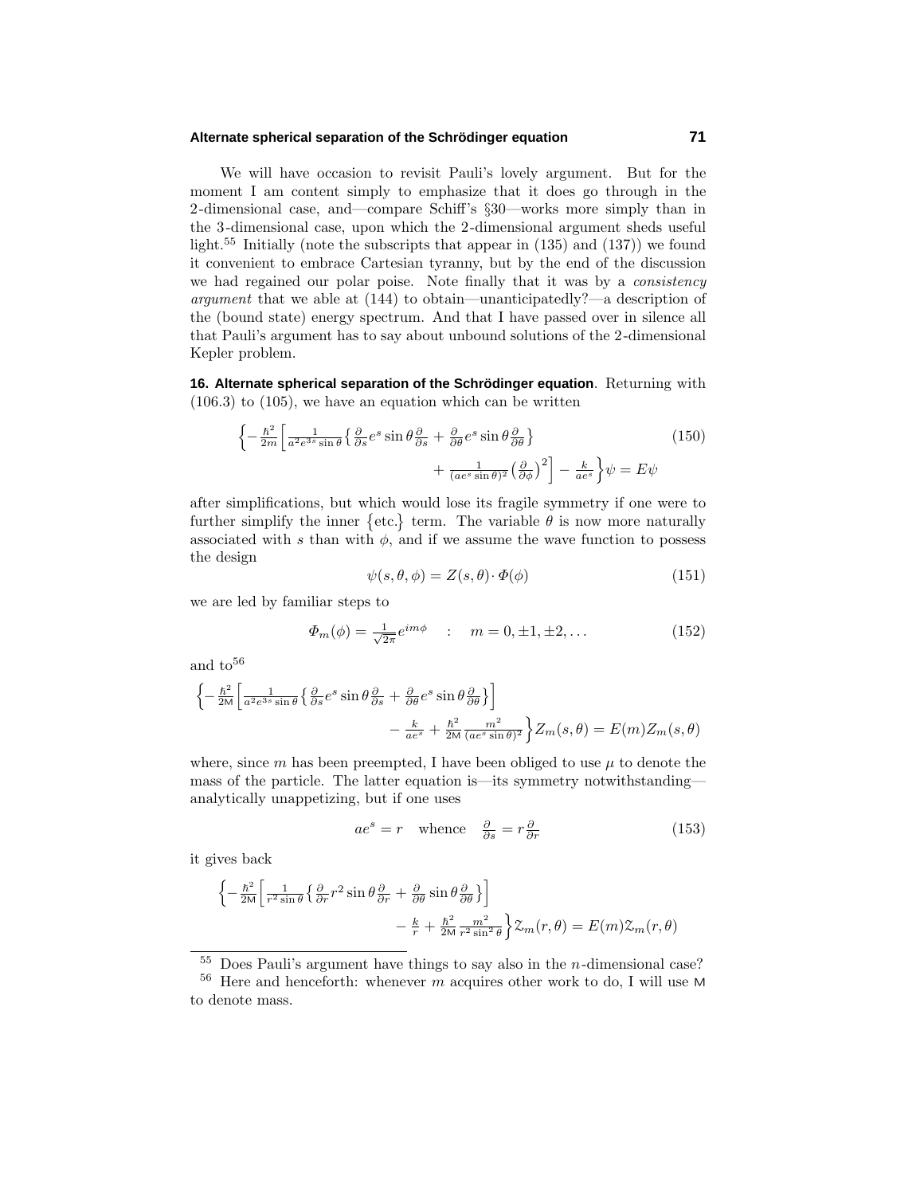We will have occasion to revisit Pauli's lovely argument. But for the moment I am content simply to emphasize that it does go through in the 2-dimensional case, and—compare Schiff's §30—works more simply than in the 3-dimensional case, upon which the 2-dimensional argument sheds useful light.[55] Initially (note the subscripts that appear in (135) and (137)) we found it convenient to embrace Cartesian tyranny, but by the end of the discussion we had regained our polar poise. Note finally that it was by a *consistency argument* that we able at (144) to obtain—unanticipatedly?—a description of the (bound state) energy spectrum. And that I have passed over in silence all that Pauli's argument has to say about unbound solutions of the 2-dimensional Kepler problem.

**16. Alternate spherical separation of the Schrödinger equation**. Returning with (106.3) to (105), we have an equation which can be written

$$\Big\{-\tfrac{\hbar^2}{2m}\Big[\tfrac{1}{a^2e^{3s}\sin\theta}\big\{\tfrac{\partial}{\partial s}e^s\sin\theta\tfrac{\partial}{\partial s}+\tfrac{\partial}{\partial\theta}e^s\sin\theta\tfrac{\partial}{\partial\theta}\big\} + \tfrac{1}{(ae^s\sin\theta)^2}\big(\tfrac{\partial}{\partial\phi}\big)^2\Big]-\tfrac{k}{ae^s}\Big\}\psi = E\psi \tag{150}$$

after simplifications, but which would lose its fragile symmetry if one were to further simplify the inner $\{\text{etc.}\}$ term. The variable $\theta$ is now more naturally associated with $s$ than with $\phi$, and if we assume the wave function to possess the design

$$\psi(s,\theta,\phi) = Z(s,\theta)\cdot\Phi(\phi) \tag{151}$$

we are led by familiar steps to

$$\Phi_m(\phi) = \tfrac{1}{\sqrt{2\pi}}e^{im\phi} \quad : \quad m = 0,\pm1,\pm2,\ldots \tag{152}$$

and to[56]

$$\Big\{-\tfrac{\hbar^2}{2\mathsf{M}}\Big[\tfrac{1}{a^2e^{3s}\sin\theta}\big\{\tfrac{\partial}{\partial s}e^s\sin\theta\tfrac{\partial}{\partial s}+\tfrac{\partial}{\partial\theta}e^s\sin\theta\tfrac{\partial}{\partial\theta}\big\}\Big] - \tfrac{k}{ae^s}+\tfrac{\hbar^2}{2\mathsf{M}}\tfrac{m^2}{(ae^s\sin\theta)^2}\Big\}Z_m(s,\theta) = E(m)Z_m(s,\theta)$$

where, since $m$ has been preempted, I have been obliged to use $\mu$ to denote the mass of the particle. The latter equation is—its symmetry notwithstanding—analytically unappetizing, but if one uses

$$ae^s = r \quad \text{whence} \quad \tfrac{\partial}{\partial s} = r\tfrac{\partial}{\partial r} \tag{153}$$

it gives back

$$\Big\{-\tfrac{\hbar^2}{2\mathsf{M}}\Big[\tfrac{1}{r^2\sin\theta}\big\{\tfrac{\partial}{\partial r}r^2\sin\theta\tfrac{\partial}{\partial r}+\tfrac{\partial}{\partial\theta}\sin\theta\tfrac{\partial}{\partial\theta}\big\}\Big] - \tfrac{k}{r}+\tfrac{\hbar^2}{2\mathsf{M}}\tfrac{m^2}{r^2\sin^2\theta}\Big\}\mathcal{Z}_m(r,\theta) = E(m)\mathcal{Z}_m(r,\theta)$$

---

[55] Does Pauli's argument have things to say also in the $n$-dimensional case?

[56] Here and henceforth: whenever $m$ acquires other work to do, I will use $\mathsf{M}$ to denote mass.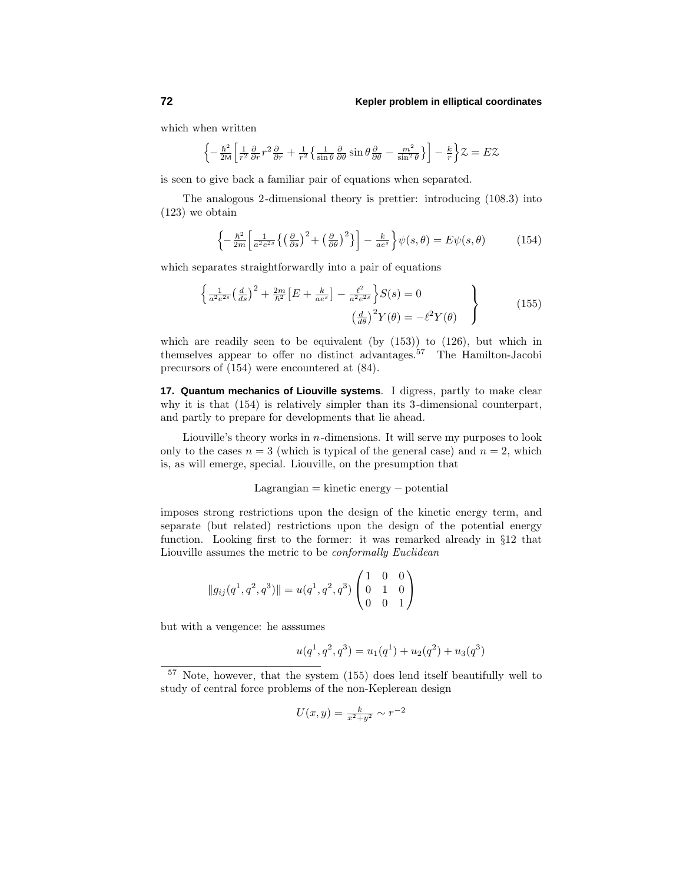which when written

$$\Big\{-\tfrac{\hbar^2}{2\text{M}}\Big[\tfrac{1}{r^2}\tfrac{\partial}{\partial r}r^2\tfrac{\partial}{\partial r}+\tfrac{1}{r^2}\big\{\tfrac{1}{\sin\theta}\tfrac{\partial}{\partial\theta}\sin\theta\tfrac{\partial}{\partial\theta}-\tfrac{m^2}{\sin^2\theta}\big\}\Big]-\tfrac{k}{r}\Big\}\mathcal{Z}=E\mathcal{Z}$$

is seen to give back a familiar pair of equations when separated.

The analogous 2-dimensional theory is prettier: introducing (108.3) into (123) we obtain

$$\Big\{-\tfrac{\hbar^2}{2m}\Big[\tfrac{1}{a^2e^{2s}}\big\{\big(\tfrac{\partial}{\partial s}\big)^2+\big(\tfrac{\partial}{\partial\theta}\big)^2\big\}\Big]-\tfrac{k}{ae^s}\Big\}\psi(s,\theta)=E\psi(s,\theta)\tag{154}$$

which separates straightforwardly into a pair of equations

$$\left.\begin{aligned}\Big\{\tfrac{1}{a^2e^{2s}}\big(\tfrac{d}{ds}\big)^2+\tfrac{2m}{\hbar^2}\big[E+\tfrac{k}{ae^s}\big]-\tfrac{\ell^2}{a^2e^{2s}}\Big\}S(s)&=0\\ \big(\tfrac{d}{d\theta}\big)^2Y(\theta)&=-\ell^2Y(\theta)\end{aligned}\right\}\tag{155}$$

which are readily seen to be equivalent (by (153)) to (126), but which in themselves appear to offer no distinct advantages.[57] The Hamilton-Jacobi precursors of (154) were encountered at (84).

**17. Quantum mechanics of Liouville systems**. I digress, partly to make clear why it is that (154) is relatively simpler than its 3-dimensional counterpart, and partly to prepare for developments that lie ahead.

Liouville's theory works in $n$-dimensions. It will serve my purposes to look only to the cases $n = 3$ (which is typical of the general case) and $n = 2$, which is, as will emerge, special. Liouville, on the presumption that

$$\text{Lagrangian} = \text{kinetic energy} - \text{potential}$$

imposes strong restrictions upon the design of the kinetic energy term, and separate (but related) restrictions upon the design of the potential energy function. Looking first to the former: it was remarked already in §12 that Liouville assumes the metric to be *conformally Euclidean*

$$\|g_{ij}(q^1,q^2,q^3)\| = u(q^1,q^2,q^3)\begin{pmatrix}1&0&0\\0&1&0\\0&0&1\end{pmatrix}$$

but with a vengence: he asssumes

$$u(q^1,q^2,q^3) = u_1(q^1)+u_2(q^2)+u_3(q^3)$$

[57] Note, however, that the system (155) does lend itself beautifully well to study of central force problems of the non-Keplerean design

$$U(x,y) = \tfrac{k}{x^2+y^2}\sim r^{-2}$$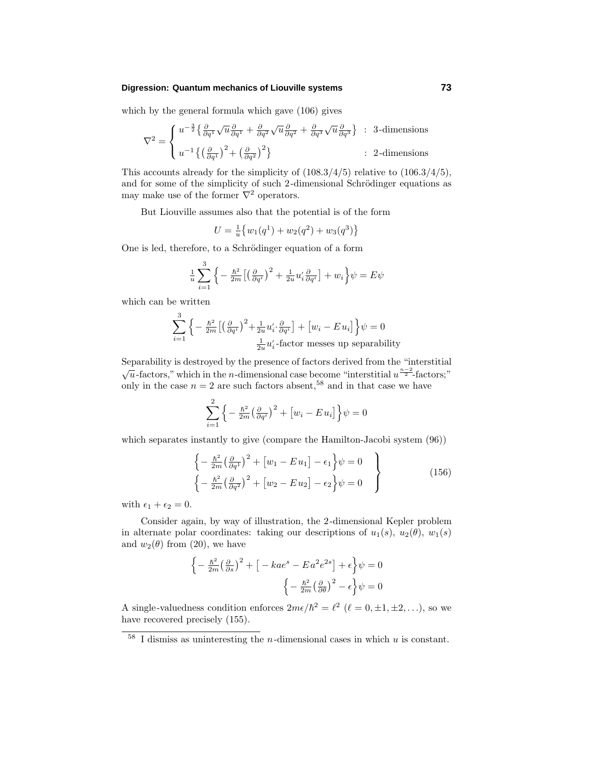which by the general formula which gave (106) gives

$$\nabla^2 = \begin{cases} u^{-\frac{3}{2}}\left\{\frac{\partial}{\partial q^1}\sqrt{u}\frac{\partial}{\partial q^1} + \frac{\partial}{\partial q^2}\sqrt{u}\frac{\partial}{\partial q^2} + \frac{\partial}{\partial q^3}\sqrt{u}\frac{\partial}{\partial q^3}\right\} & : \text{ 3-dimensions} \\ u^{-1}\left\{\left(\frac{\partial}{\partial q^1}\right)^2 + \left(\frac{\partial}{\partial q^2}\right)^2\right\} & : \text{ 2-dimensions} \end{cases}$$

This accounts already for the simplicity of (108.3/4/5) relative to (106.3/4/5), and for some of the simplicity of such 2-dimensional Schrödinger equations as may make use of the former $\nabla^2$ operators.

But Liouville assumes also that the potential is of the form

$$U = \tfrac{1}{u}\left\{w_1(q^1) + w_2(q^2) + w_3(q^3)\right\}$$

One is led, therefore, to a Schrödinger equation of a form

$$\tfrac{1}{u}\sum_{i=1}^{3}\left\{-\tfrac{\hbar^2}{2m}\left[\left(\tfrac{\partial}{\partial q^i}\right)^2 + \tfrac{1}{2u}u_i'\tfrac{\partial}{\partial q^i}\right] + w_i\right\}\psi = E\psi$$

which can be written

$$\sum_{i=1}^{3}\left\{-\tfrac{\hbar^2}{2m}\left[\left(\tfrac{\partial}{\partial q^i}\right)^2 + \tfrac{1}{2u}u_i'\cdot\tfrac{\partial}{\partial q^i}\right] + \left[w_i - E\,u_i\right]\right\}\psi = 0$$

$\tfrac{1}{2u}u_i'$-factor messes up separability

Separability is destroyed by the presence of factors derived from the "interstitial $\sqrt{u}$-factors," which in the $n$-dimensional case become "interstitial $u^{\frac{n-2}{2}}$-factors;" only in the case $n = 2$ are such factors absent,[58] and in that case we have

$$\sum_{i=1}^{2}\left\{-\tfrac{\hbar^2}{2m}\left(\tfrac{\partial}{\partial q^i}\right)^2 + \left[w_i - E\,u_i\right]\right\}\psi = 0$$

which separates instantly to give (compare the Hamilton-Jacobi system (96))

$$\left.\begin{aligned} &\left\{-\tfrac{\hbar^2}{2m}\left(\tfrac{\partial}{\partial q^1}\right)^2 + \left[w_1 - E\,u_1\right] - \epsilon_1\right\}\psi = 0 \\ &\left\{-\tfrac{\hbar^2}{2m}\left(\tfrac{\partial}{\partial q^2}\right)^2 + \left[w_2 - E\,u_2\right] - \epsilon_2\right\}\psi = 0 \end{aligned}\right\} \tag{156}$$

with $\epsilon_1 + \epsilon_2 = 0$.

Consider again, by way of illustration, the 2-dimensional Kepler problem in alternate polar coordinates: taking our descriptions of $u_1(s)$, $u_2(\theta)$, $w_1(s)$ and $w_2(\theta)$ from (20), we have

$$\left\{-\tfrac{\hbar^2}{2m}\left(\tfrac{\partial}{\partial s}\right)^2 + \left[-kae^s - Ea^2e^{2s}\right] + \epsilon\right\}\psi = 0$$

$$\left\{-\tfrac{\hbar^2}{2m}\left(\tfrac{\partial}{\partial \theta}\right)^2 - \epsilon\right\}\psi = 0$$

A single-valuedness condition enforces $2m\epsilon/\hbar^2 = \ell^2$ ($\ell = 0, \pm1, \pm2, \ldots$), so we have recovered precisely (155).

---

[58] I dismiss as uninteresting the $n$-dimensional cases in which $u$ is constant.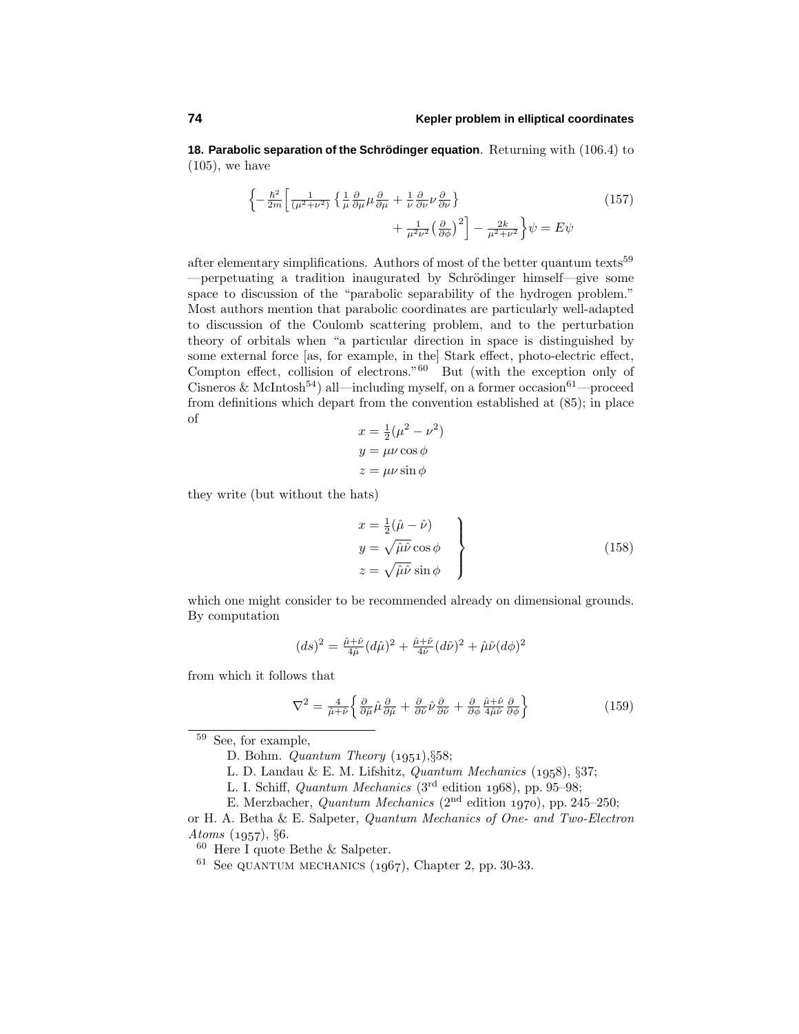**18. Parabolic separation of the Schrödinger equation**. Returning with (106.4) to (105), we have

$$\Big\{-\tfrac{\hbar^2}{2m}\Big[\tfrac{1}{(\mu^2+\nu^2)}\left\{\tfrac{1}{\mu}\tfrac{\partial}{\partial\mu}\mu\tfrac{\partial}{\partial\mu}+\tfrac{1}{\nu}\tfrac{\partial}{\partial\nu}\nu\tfrac{\partial}{\partial\nu}\right\} + \tfrac{1}{\mu^2\nu^2}\big(\tfrac{\partial}{\partial\phi}\big)^2\Big]-\tfrac{2k}{\mu^2+\nu^2}\Big\}\psi=E\psi \tag{157}$$

after elementary simplifications. Authors of most of the better quantum texts[59] —perpetuating a tradition inaugurated by Schrödinger himself—give some space to discussion of the "parabolic separability of the hydrogen problem." Most authors mention that parabolic coordinates are particularly well-adapted to discussion of the Coulomb scattering problem, and to the perturbation theory of orbitals when "a particular direction in space is distinguished by some external force [as, for example, in the] Stark effect, photo-electric effect, Compton effect, collision of electrons."[60] But (with the exception only of Cisneros & McIntosh[54]) all—including myself, on a former occasion[61]—proceed from definitions which depart from the convention established at (85); in place of

$$\begin{aligned}x&=\tfrac{1}{2}(\mu^2-\nu^2)\\ y&=\mu\nu\cos\phi\\ z&=\mu\nu\sin\phi\end{aligned}$$

they write (but without the hats)

$$\left.\begin{aligned}x&=\tfrac{1}{2}(\hat\mu-\hat\nu)\\ y&=\sqrt{\hat\mu\hat\nu}\cos\phi\\ z&=\sqrt{\hat\mu\hat\nu}\sin\phi\end{aligned}\right\} \tag{158}$$

which one might consider to be recommended already on dimensional grounds. By computation

$$(ds)^2=\tfrac{\hat\mu+\hat\nu}{4\hat\mu}(d\hat\mu)^2+\tfrac{\hat\mu+\hat\nu}{4\hat\nu}(d\hat\nu)^2+\hat\mu\hat\nu(d\phi)^2$$

from which it follows that

$$\nabla^2=\tfrac{4}{\hat\mu+\hat\nu}\Big\{\tfrac{\partial}{\partial\hat\mu}\hat\mu\tfrac{\partial}{\partial\hat\mu}+\tfrac{\partial}{\partial\hat\nu}\hat\nu\tfrac{\partial}{\partial\hat\nu}+\tfrac{\partial}{\partial\phi}\tfrac{\hat\mu+\hat\nu}{4\hat\mu\hat\nu}\tfrac{\partial}{\partial\phi}\Big\} \tag{159}$$

---

[59] See, for example,

D. Bohm. *Quantum Theory* (1951),§58;

L. D. Landau & E. M. Lifshitz, *Quantum Mechanics* (1958), §37;

L. I. Schiff, *Quantum Mechanics* (3rd edition 1968), pp. 95–98;

E. Merzbacher, *Quantum Mechanics* (2nd edition 1970), pp. 245–250;

or H. A. Betha & E. Salpeter, *Quantum Mechanics of One- and Two-Electron Atoms* (1957), §6.

[60] Here I quote Bethe & Salpeter.

[61] See QUANTUM MECHANICS (1967), Chapter 2, pp. 30-33.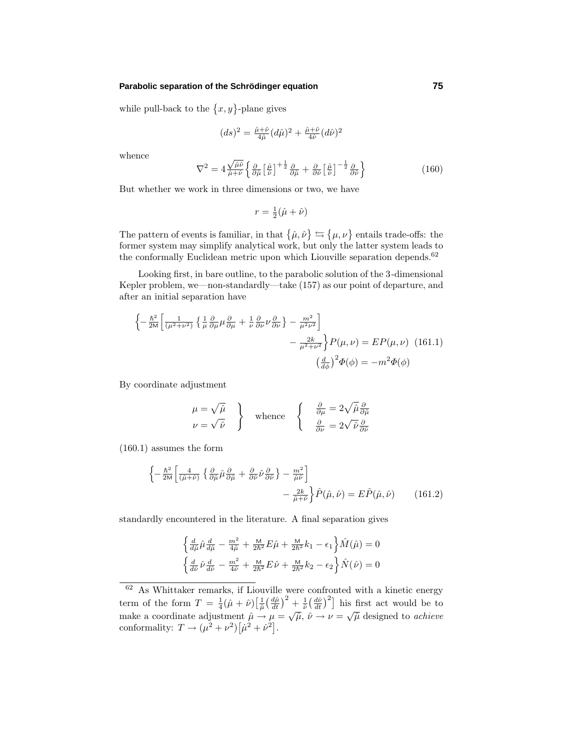while pull-back to the $\{x, y\}$-plane gives

$$(ds)^2 = \tfrac{\hat{\mu}+\hat{\nu}}{4\hat{\mu}}(d\hat{\mu})^2 + \tfrac{\hat{\mu}+\hat{\nu}}{4\hat{\nu}}(d\hat{\nu})^2$$

whence

$$\nabla^2 = 4\tfrac{\sqrt{\hat{\mu}\hat{\nu}}}{\hat{\mu}+\hat{\nu}}\Big\{\tfrac{\partial}{\partial\hat{\mu}}\big[\tfrac{\hat{\mu}}{\hat{\nu}}\big]^{+\frac{1}{2}}\tfrac{\partial}{\partial\hat{\mu}} + \tfrac{\partial}{\partial\hat{\nu}}\big[\tfrac{\hat{\mu}}{\hat{\nu}}\big]^{-\frac{1}{2}}\tfrac{\partial}{\partial\hat{\nu}}\Big\} \tag{160}$$

But whether we work in three dimensions or two, we have

$$r = \tfrac{1}{2}(\hat{\mu}+\hat{\nu})$$

The pattern of events is familiar, in that $\{\hat{\mu}, \hat{\nu}\} \leftrightarrows \{\mu, \nu\}$ entails trade-offs: the former system may simplify analytical work, but only the latter system leads to the conformally Euclidean metric upon which Liouville separation depends.[62]

Looking first, in bare outline, to the parabolic solution of the 3-dimensional Kepler problem, we—non-standardly—take (157) as our point of departure, and after an initial separation have

$$\Big\{-\tfrac{\hbar^2}{2\mathsf{M}}\Big[\tfrac{1}{(\mu^2+\nu^2)}\big\{\tfrac{1}{\mu}\tfrac{\partial}{\partial\mu}\mu\tfrac{\partial}{\partial\mu} + \tfrac{1}{\nu}\tfrac{\partial}{\partial\nu}\nu\tfrac{\partial}{\partial\nu}\big\} - \tfrac{m^2}{\mu^2\nu^2}\Big] - \tfrac{2k}{\mu^2+\nu^2}\Big\}P(\mu,\nu) = EP(\mu,\nu) \tag{161.1}$$

$$\big(\tfrac{d}{d\phi}\big)^2\Phi(\phi) = -m^2\Phi(\phi)$$

By coordinate adjustment

$$\left.\begin{array}{l}\mu = \sqrt{\hat{\mu}}\\ \nu = \sqrt{\hat{\nu}}\end{array}\right\} \quad \text{whence} \quad \left\{\begin{array}{l}\frac{\partial}{\partial\mu} = 2\sqrt{\hat{\mu}}\frac{\partial}{\partial\hat{\mu}}\\ \frac{\partial}{\partial\nu} = 2\sqrt{\hat{\nu}}\frac{\partial}{\partial\hat{\nu}}\end{array}\right.$$

(160.1) assumes the form

$$\Big\{-\tfrac{\hbar^2}{2\mathsf{M}}\Big[\tfrac{4}{(\hat{\mu}+\hat{\nu})}\big\{\tfrac{\partial}{\partial\hat{\mu}}\hat{\mu}\tfrac{\partial}{\partial\hat{\mu}} + \tfrac{\partial}{\partial\hat{\nu}}\hat{\nu}\tfrac{\partial}{\partial\hat{\nu}}\big\} - \tfrac{m^2}{\hat{\mu}\hat{\nu}}\Big] - \tfrac{2k}{\hat{\mu}+\hat{\nu}}\Big\}\hat{P}(\hat{\mu},\hat{\nu}) = E\hat{P}(\hat{\mu},\hat{\nu}) \tag{161.2}$$

standardly encountered in the literature. A final separation gives

$$\Big\{\tfrac{d}{d\hat{\mu}}\hat{\mu}\tfrac{d}{d\hat{\mu}} - \tfrac{m^2}{4\hat{\mu}} + \tfrac{\mathsf{M}}{2\hbar^2}E\hat{\mu} + \tfrac{\mathsf{M}}{2\hbar^2}k_1 - \epsilon_1\Big\}\hat{M}(\hat{\mu}) = 0$$

$$\Big\{\tfrac{d}{d\hat{\nu}}\hat{\nu}\tfrac{d}{d\hat{\nu}} - \tfrac{m^2}{4\hat{\nu}} + \tfrac{\mathsf{M}}{2\hbar^2}E\hat{\nu} + \tfrac{\mathsf{M}}{2\hbar^2}k_2 - \epsilon_2\Big\}\hat{N}(\hat{\nu}) = 0$$

---

[62] As Whittaker remarks, if Liouville were confronted with a kinetic energy term of the form $T = \frac{1}{4}(\hat{\mu}+\hat{\nu})\big[\frac{1}{\hat{\mu}}\big(\frac{d\hat{\mu}}{dt}\big)^2 + \frac{1}{\hat{\nu}}\big(\frac{d\hat{\nu}}{dt}\big)^2\big]$ his first act would be to make a coordinate adjustment $\hat{\mu} \to \mu = \sqrt{\hat{\mu}}$, $\hat{\nu} \to \nu = \sqrt{\hat{\mu}}$ designed to *achieve* conformality: $T \to (\mu^2+\nu^2)\big[\dot{\mu}^2 + \dot{\nu}^2\big]$.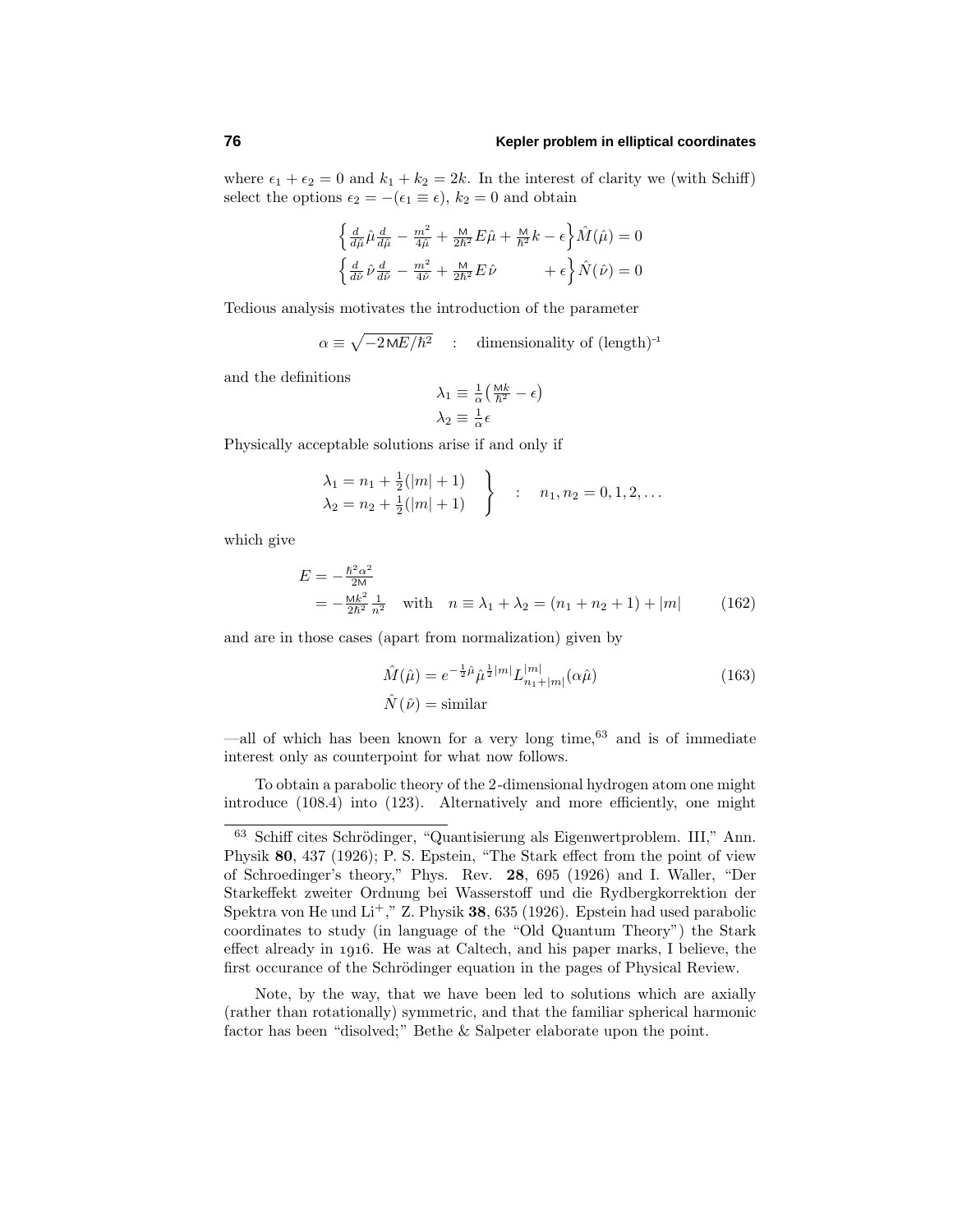where $\epsilon_1 + \epsilon_2 = 0$ and $k_1 + k_2 = 2k$. In the interest of clarity we (with Schiff) select the options $\epsilon_2 = -(\epsilon_1 \equiv \epsilon)$, $k_2 = 0$ and obtain

$$
\begin{aligned}
\Big\{\tfrac{d}{d\hat{\mu}}\hat{\mu}\tfrac{d}{d\hat{\mu}} - \tfrac{m^2}{4\hat{\mu}} + \tfrac{\mathsf{M}}{2\hbar^2}E\hat{\mu} + \tfrac{\mathsf{M}}{\hbar^2}k - \epsilon\Big\}\hat{M}(\hat{\mu}) &= 0\\
\Big\{\tfrac{d}{d\hat{\nu}}\hat{\nu}\tfrac{d}{d\hat{\nu}} - \tfrac{m^2}{4\hat{\nu}} + \tfrac{\mathsf{M}}{2\hbar^2}E\hat{\nu} \qquad\quad + \epsilon\Big\}\hat{N}(\hat{\nu}) &= 0
\end{aligned}
$$

Tedious analysis motivates the introduction of the parameter

$$
\alpha \equiv \sqrt{-2\mathsf{M}E/\hbar^2} \quad : \quad \text{dimensionality of (length)}^{-1}
$$

and the definitions

$$
\begin{aligned}
\lambda_1 &\equiv \tfrac{1}{\alpha}\big(\tfrac{\mathsf{M}k}{\hbar^2} - \epsilon\big)\\
\lambda_2 &\equiv \tfrac{1}{\alpha}\epsilon
\end{aligned}
$$

Physically acceptable solutions arise if and only if

$$
\left.
\begin{aligned}
\lambda_1 &= n_1 + \tfrac{1}{2}(|m|+1)\\
\lambda_2 &= n_2 + \tfrac{1}{2}(|m|+1)
\end{aligned}
\right\} \quad : \quad n_1, n_2 = 0, 1, 2, \ldots
$$

which give

$$
\begin{aligned}
E &= -\tfrac{\hbar^2\alpha^2}{2\mathsf{M}}\\
&= -\tfrac{\mathsf{M}k^2}{2\hbar^2}\tfrac{1}{n^2} \quad \text{with} \quad n \equiv \lambda_1 + \lambda_2 = (n_1 + n_2 + 1) + |m| \qquad (162)
\end{aligned}
$$

and are in those cases (apart from normalization) given by

$$
\begin{aligned}
\hat{M}(\hat{\mu}) &= e^{-\frac{1}{2}\hat{\mu}}\hat{\mu}^{\frac{1}{2}|m|}L^{|m|}_{n_1+|m|}(\alpha\hat{\mu}) \qquad (163)\\
\hat{N}(\hat{\nu}) &= \text{similar}
\end{aligned}
$$

—all of which has been known for a very long time,[63] and is of immediate interest only as counterpoint for what now follows.

To obtain a parabolic theory of the 2-dimensional hydrogen atom one might introduce (108.4) into (123). Alternatively and more efficiently, one might

---

[63] Schiff cites Schrödinger, "Quantisierung als Eigenwertproblem. III," Ann. Physik **80**, 437 (1926); P. S. Epstein, "The Stark effect from the point of view of Schroedinger's theory," Phys. Rev. **28**, 695 (1926) and I. Waller, "Der Starkeffekt zweiter Ordnung bei Wasserstoff und die Rydbergkorrektion der Spektra von He und Li$^+$," Z. Physik **38**, 635 (1926). Epstein had used parabolic coordinates to study (in language of the "Old Quantum Theory") the Stark effect already in 1916. He was at Caltech, and his paper marks, I believe, the first occurance of the Schrödinger equation in the pages of Physical Review.

Note, by the way, that we have been led to solutions which are axially (rather than rotationally) symmetric, and that the familiar spherical harmonic factor has been "disolved;" Bethe & Salpeter elaborate upon the point.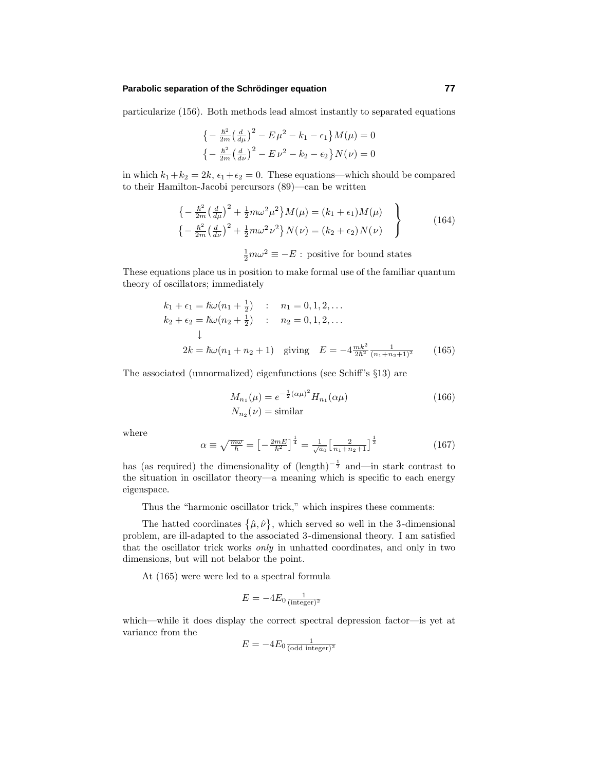particularize (156). Both methods lead almost instantly to separated equations

$$\big\{-\tfrac{\hbar^2}{2m}\big(\tfrac{d}{d\mu}\big)^2 - E\,\mu^2 - k_1 - \epsilon_1\big\}M(\mu) = 0$$
$$\big\{-\tfrac{\hbar^2}{2m}\big(\tfrac{d}{d\nu}\big)^2 - E\,\nu^2 - k_2 - \epsilon_2\big\}N(\nu) = 0$$

in which $k_1 + k_2 = 2k$, $\epsilon_1 + \epsilon_2 = 0$. These equations—which should be compared to their Hamilton-Jacobi percursors (89)—can be written

$$\left.\begin{aligned}
\big\{-\tfrac{\hbar^2}{2m}\big(\tfrac{d}{d\mu}\big)^2 + \tfrac{1}{2}m\omega^2\mu^2\big\}M(\mu) &= (k_1+\epsilon_1)M(\mu)\\
\big\{-\tfrac{\hbar^2}{2m}\big(\tfrac{d}{d\nu}\big)^2 + \tfrac{1}{2}m\omega^2\nu^2\big\}N(\nu) &= (k_2+\epsilon_2)N(\nu)
\end{aligned}\right\}\tag{164}$$

$$\tfrac{1}{2}m\omega^2 \equiv -E : \text{ positive for bound states}$$

These equations place us in position to make formal use of the familiar quantum theory of oscillators; immediately

$$\begin{aligned}
k_1 + \epsilon_1 &= \hbar\omega(n_1 + \tfrac{1}{2}) \quad : \quad n_1 = 0, 1, 2, \ldots\\
k_2 + \epsilon_2 &= \hbar\omega(n_2 + \tfrac{1}{2}) \quad : \quad n_2 = 0, 1, 2, \ldots\\
&\downarrow\\
2k &= \hbar\omega(n_1 + n_2 + 1) \quad \text{giving} \quad E = -4\tfrac{mk^2}{2\hbar^2}\tfrac{1}{(n_1+n_2+1)^2}
\end{aligned}\tag{165}$$

The associated (unnormalized) eigenfunctions (see Schiff's §13) are

$$\begin{aligned}
M_{n_1}(\mu) &= e^{-\frac{1}{2}(\alpha\mu)^2}H_{n_1}(\alpha\mu)\\
N_{n_2}(\nu) &= \text{similar}
\end{aligned}\tag{166}$$

where

$$\alpha \equiv \sqrt{\tfrac{m\omega}{\hbar}} = \big[-\tfrac{2mE}{\hbar^2}\big]^{\frac{1}{4}} = \tfrac{1}{\sqrt{a_0}}\big[\tfrac{2}{n_1+n_2+1}\big]^{\frac{1}{2}}\tag{167}$$

has (as required) the dimensionality of $(\text{length})^{-\frac{1}{2}}$ and—in stark contrast to the situation in oscillator theory—a meaning which is specific to each energy eigenspace.

Thus the "harmonic oscillator trick," which inspires these comments:

The hatted coordinates $\{\hat{\mu}, \hat{\nu}\}$, which served so well in the 3-dimensional problem, are ill-adapted to the associated 3-dimensional theory. I am satisfied that the oscillator trick works *only* in unhatted coordinates, and only in two dimensions, but will not belabor the point.

At (165) were were led to a spectral formula

$$E = -4E_0\,\tfrac{1}{(\text{integer})^2}$$

which—while it does display the correct spectral depression factor—is yet at variance from the

$$E = -4E_0\,\tfrac{1}{(\text{odd integer})^2}$$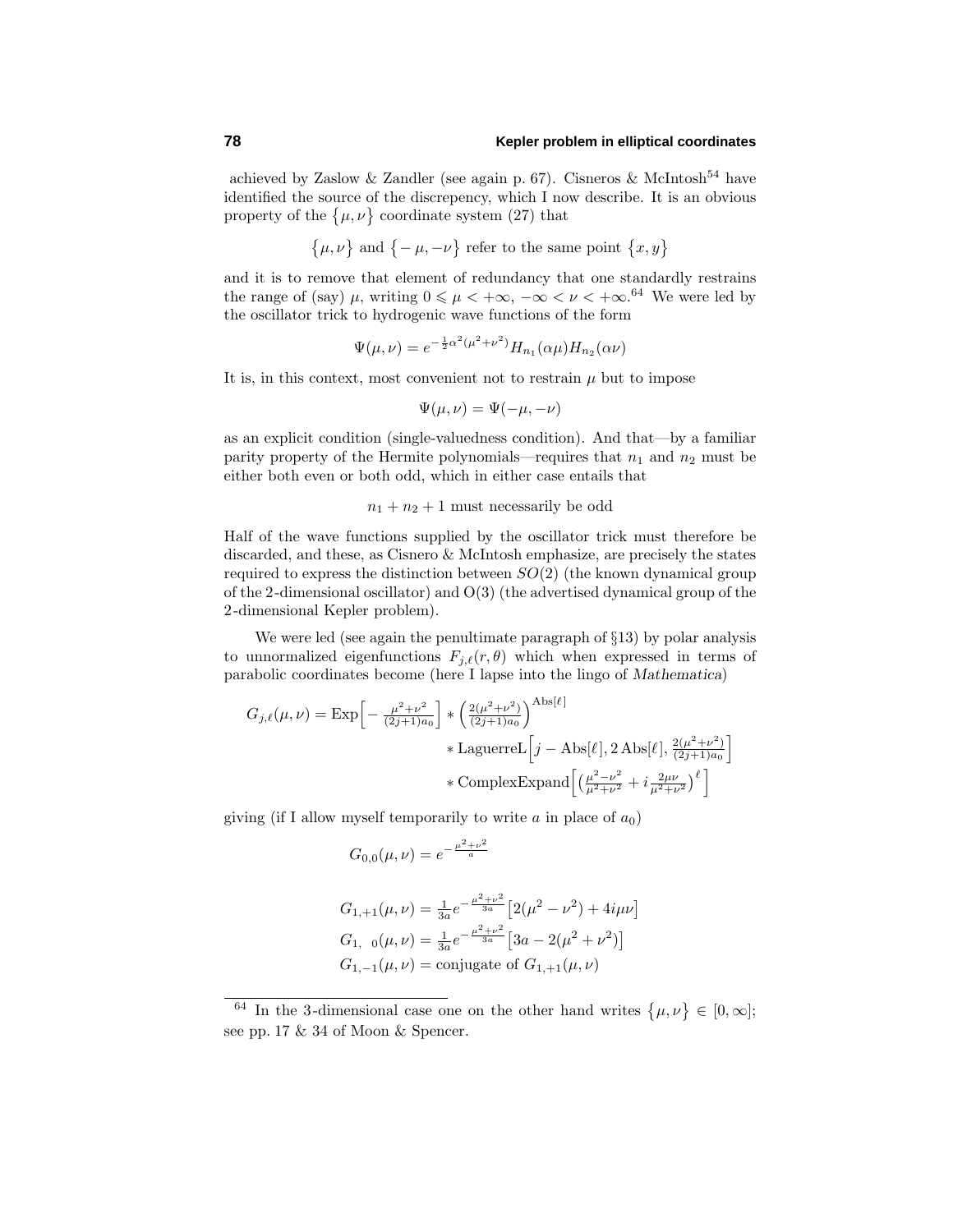achieved by Zaslow & Zandler (see again p. 67). Cisneros & McIntosh[54] have identified the source of the discrepency, which I now describe. It is an obvious property of the $\{\mu,\nu\}$ coordinate system (27) that

$$\{\mu,\nu\} \text{ and } \{-\mu,-\nu\} \text{ refer to the same point } \{x,y\}$$

and it is to remove that element of redundancy that one standardly restrains the range of (say) $\mu$, writing $0 \leqslant \mu < +\infty$, $-\infty < \nu < +\infty$.[64] We were led by the oscillator trick to hydrogenic wave functions of the form

$$\Psi(\mu,\nu) = e^{-\frac{1}{2}\alpha^2(\mu^2+\nu^2)} H_{n_1}(\alpha\mu) H_{n_2}(\alpha\nu)$$

It is, in this context, most convenient not to restrain $\mu$ but to impose

$$\Psi(\mu,\nu) = \Psi(-\mu,-\nu)$$

as an explicit condition (single-valuedness condition). And that—by a familiar parity property of the Hermite polynomials—requires that $n_1$ and $n_2$ must be either both even or both odd, which in either case entails that

$$n_1 + n_2 + 1 \text{ must necessarily be odd}$$

Half of the wave functions supplied by the oscillator trick must therefore be discarded, and these, as Cisnero & McIntosh emphasize, are precisely the states required to express the distinction between $SO(2)$ (the known dynamical group of the 2-dimensional oscillator) and O(3) (the advertised dynamical group of the 2-dimensional Kepler problem).

We were led (see again the penultimate paragraph of §13) by polar analysis to unnormalized eigenfunctions $F_{j,\ell}(r,\theta)$ which when expressed in terms of parabolic coordinates become (here I lapse into the lingo of *Mathematica*)

$$\begin{aligned}
G_{j,\ell}(\mu,\nu) = \text{Exp}\Big[-\tfrac{\mu^2+\nu^2}{(2j+1)a_0}\Big] * \Big(\tfrac{2(\mu^2+\nu^2)}{(2j+1)a_0}\Big)^{\text{Abs}[\ell]} \\
* \,\text{LaguerreL}\Big[j-\text{Abs}[\ell], 2\,\text{Abs}[\ell], \tfrac{2(\mu^2+\nu^2)}{(2j+1)a_0}\Big] \\
* \,\text{ComplexExpand}\Big[\Big(\tfrac{\mu^2-\nu^2}{\mu^2+\nu^2} + i\tfrac{2\mu\nu}{\mu^2+\nu^2}\Big)^{\ell}\Big]
\end{aligned}$$

giving (if I allow myself temporarily to write $a$ in place of $a_0$)

$$G_{0,0}(\mu,\nu) = e^{-\frac{\mu^2+\nu^2}{a}}$$

$$\begin{aligned}
G_{1,+1}(\mu,\nu) &= \tfrac{1}{3a}e^{-\frac{\mu^2+\nu^2}{3a}}\big[2(\mu^2-\nu^2) + 4i\mu\nu\big] \\
G_{1,\ \ 0}(\mu,\nu) &= \tfrac{1}{3a}e^{-\frac{\mu^2+\nu^2}{3a}}\big[3a - 2(\mu^2+\nu^2)\big] \\
G_{1,-1}(\mu,\nu) &= \text{conjugate of } G_{1,+1}(\mu,\nu)
\end{aligned}$$

---

[64] In the 3-dimensional case one on the other hand writes $\{\mu,\nu\} \in [0,\infty]$; see pp. 17 & 34 of Moon & Spencer.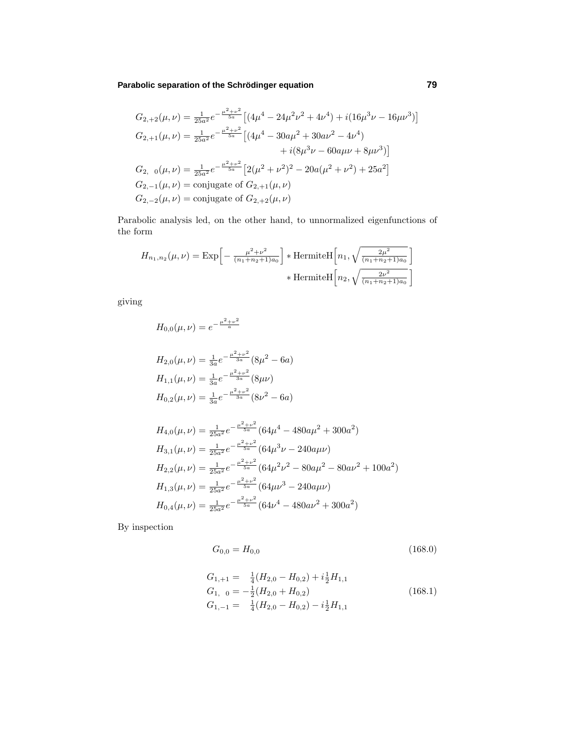$$
\begin{aligned}
G_{2,+2}(\mu,\nu) &= \tfrac{1}{25a^2} e^{-\frac{\mu^2+\nu^2}{5a}} \big[(4\mu^4 - 24\mu^2\nu^2 + 4\nu^4) + i(16\mu^3\nu - 16\mu\nu^3)\big] \\
G_{2,+1}(\mu,\nu) &= \tfrac{1}{25a^2} e^{-\frac{\mu^2+\nu^2}{5a}} \big[(4\mu^4 - 30a\mu^2 + 30a\nu^2 - 4\nu^4) \\
&\qquad\qquad\qquad\qquad + i(8\mu^3\nu - 60a\mu\nu + 8\mu\nu^3)\big] \\
G_{2,\ \ 0}(\mu,\nu) &= \tfrac{1}{25a^2} e^{-\frac{\mu^2+\nu^2}{5a}} \big[2(\mu^2+\nu^2)^2 - 20a(\mu^2+\nu^2) + 25a^2\big] \\
G_{2,-1}(\mu,\nu) &= \text{conjugate of } G_{2,+1}(\mu,\nu) \\
G_{2,-2}(\mu,\nu) &= \text{conjugate of } G_{2,+2}(\mu,\nu)
\end{aligned}
$$

Parabolic analysis led, on the other hand, to unnormalized eigenfunctions of the form

$$
\begin{aligned}
H_{n_1,n_2}(\mu,\nu) = \text{Exp}\Big[-\tfrac{\mu^2+\nu^2}{(n_1+n_2+1)a_0}\Big] &* \text{HermiteH}\Big[n_1, \sqrt{\tfrac{2\mu^2}{(n_1+n_2+1)a_0}}\,\Big] \\
&* \text{HermiteH}\Big[n_2, \sqrt{\tfrac{2\nu^2}{(n_1+n_2+1)a_0}}\,\Big]
\end{aligned}
$$

giving

$$
H_{0,0}(\mu,\nu) = e^{-\frac{\mu^2+\nu^2}{a}}
$$

$$
\begin{aligned}
H_{2,0}(\mu,\nu) &= \tfrac{1}{3a} e^{-\frac{\mu^2+\nu^2}{3a}} (8\mu^2 - 6a) \\
H_{1,1}(\mu,\nu) &= \tfrac{1}{3a} e^{-\frac{\mu^2+\nu^2}{3a}} (8\mu\nu) \\
H_{0,2}(\mu,\nu) &= \tfrac{1}{3a} e^{-\frac{\mu^2+\nu^2}{3a}} (8\nu^2 - 6a)
\end{aligned}
$$

$$
\begin{aligned}
H_{4,0}(\mu,\nu) &= \tfrac{1}{25a^2} e^{-\frac{\mu^2+\nu^2}{5a}} (64\mu^4 - 480a\mu^2 + 300a^2) \\
H_{3,1}(\mu,\nu) &= \tfrac{1}{25a^2} e^{-\frac{\mu^2+\nu^2}{5a}} (64\mu^3\nu - 240a\mu\nu) \\
H_{2,2}(\mu,\nu) &= \tfrac{1}{25a^2} e^{-\frac{\mu^2+\nu^2}{5a}} (64\mu^2\nu^2 - 80a\mu^2 - 80a\nu^2 + 100a^2) \\
H_{1,3}(\mu,\nu) &= \tfrac{1}{25a^2} e^{-\frac{\mu^2+\nu^2}{5a}} (64\mu\nu^3 - 240a\mu\nu) \\
H_{0,4}(\mu,\nu) &= \tfrac{1}{25a^2} e^{-\frac{\mu^2+\nu^2}{5a}} (64\nu^4 - 480a\nu^2 + 300a^2)
\end{aligned}
$$

By inspection

$$
G_{0,0} = H_{0,0} \tag{168.0}
$$

$$
\begin{aligned}
G_{1,+1} &= \ \ \tfrac{1}{4}(H_{2,0} - H_{0,2}) + i\tfrac{1}{2}H_{1,1} \\
G_{1,\ \ 0} &= -\tfrac{1}{2}(H_{2,0} + H_{0,2}) \\
G_{1,-1} &= \ \ \tfrac{1}{4}(H_{2,0} - H_{0,2}) - i\tfrac{1}{2}H_{1,1}
\end{aligned} \tag{168.1}
$$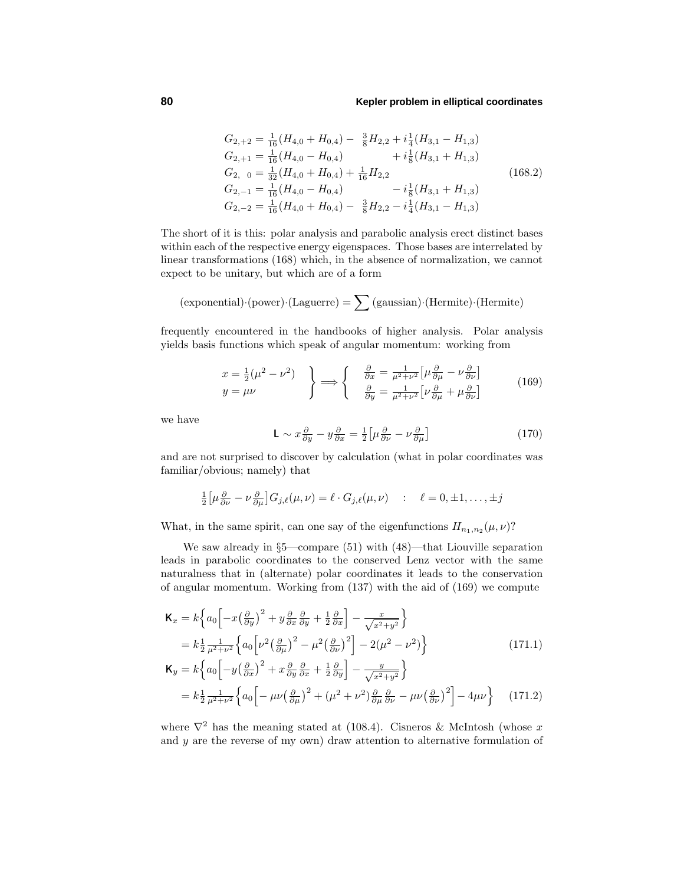$$
\begin{aligned}
G_{2,+2} &= \tfrac{1}{16}(H_{4,0}+H_{0,4}) - \tfrac{3}{8}H_{2,2} + i\tfrac{1}{4}(H_{3,1}-H_{1,3})\\
G_{2,+1} &= \tfrac{1}{16}(H_{4,0}-H_{0,4}) \qquad\qquad\;\; + i\tfrac{1}{8}(H_{3,1}+H_{1,3})\\
G_{2,\ 0} &= \tfrac{1}{32}(H_{4,0}+H_{0,4}) + \tfrac{1}{16}H_{2,2}\\
G_{2,-1} &= \tfrac{1}{16}(H_{4,0}-H_{0,4}) \qquad\qquad\;\; - i\tfrac{1}{8}(H_{3,1}+H_{1,3})\\
G_{2,-2} &= \tfrac{1}{16}(H_{4,0}+H_{0,4}) - \tfrac{3}{8}H_{2,2} - i\tfrac{1}{4}(H_{3,1}-H_{1,3})
\end{aligned}
\tag{168.2}
$$

The short of it is this: polar analysis and parabolic analysis erect distinct bases within each of the respective energy eigenspaces. Those bases are interrelated by linear transformations (168) which, in the absence of normalization, we cannot expect to be unitary, but which are of a form

$$
(\text{exponential})\cdot(\text{power})\cdot(\text{Laguerre}) = \sum (\text{gaussian})\cdot(\text{Hermite})\cdot(\text{Hermite})
$$

frequently encountered in the handbooks of higher analysis. Polar analysis yields basis functions which speak of angular momentum: working from

$$
\left.\begin{array}{l} x = \tfrac{1}{2}(\mu^2-\nu^2)\\ y = \mu\nu \end{array}\right\} \Longrightarrow \left\{\begin{array}{l} \frac{\partial}{\partial x} = \frac{1}{\mu^2+\nu^2}\big[\mu\frac{\partial}{\partial\mu} - \nu\frac{\partial}{\partial\nu}\big]\\ \frac{\partial}{\partial y} = \frac{1}{\mu^2+\nu^2}\big[\nu\frac{\partial}{\partial\mu} + \mu\frac{\partial}{\partial\nu}\big] \end{array}\right. \tag{169}
$$

we have

$$
\mathsf{L} \sim x\tfrac{\partial}{\partial y} - y\tfrac{\partial}{\partial x} = \tfrac{1}{2}\big[\mu\tfrac{\partial}{\partial\nu} - \nu\tfrac{\partial}{\partial\mu}\big] \tag{170}
$$

and are not surprised to discover by calculation (what in polar coordinates was familiar/obvious; namely) that

$$
\tfrac{1}{2}\big[\mu\tfrac{\partial}{\partial\nu} - \nu\tfrac{\partial}{\partial\mu}\big]G_{j,\ell}(\mu,\nu) = \ell\cdot G_{j,\ell}(\mu,\nu) \quad : \quad \ell = 0, \pm1, \ldots, \pm j
$$

What, in the same spirit, can one say of the eigenfunctions $H_{n_1,n_2}(\mu,\nu)$?

We saw already in §5—compare (51) with (48)—that Liouville separation leads in parabolic coordinates to the conserved Lenz vector with the same naturalness that in (alternate) polar coordinates it leads to the conservation of angular momentum. Working from (137) with the aid of (169) we compute

$$
\begin{aligned}
\mathsf{K}_x &= k\Big\{a_0\Big[-x\big(\tfrac{\partial}{\partial y}\big)^2 + y\tfrac{\partial}{\partial x}\tfrac{\partial}{\partial y} + \tfrac{1}{2}\tfrac{\partial}{\partial x}\Big] - \tfrac{x}{\sqrt{x^2+y^2}}\Big\}\\
&= k\tfrac{1}{2}\tfrac{1}{\mu^2+\nu^2}\Big\{a_0\Big[\nu^2\big(\tfrac{\partial}{\partial\mu}\big)^2 - \mu^2\big(\tfrac{\partial}{\partial\nu}\big)^2\Big] - 2(\mu^2-\nu^2)\Big\}
\end{aligned}
\tag{171.1}
$$

$$
\begin{aligned}
\mathsf{K}_y &= k\Big\{a_0\Big[-y\big(\tfrac{\partial}{\partial x}\big)^2 + x\tfrac{\partial}{\partial y}\tfrac{\partial}{\partial x} + \tfrac{1}{2}\tfrac{\partial}{\partial y}\Big] - \tfrac{y}{\sqrt{x^2+y^2}}\Big\}\\
&= k\tfrac{1}{2}\tfrac{1}{\mu^2+\nu^2}\Big\{a_0\Big[-\mu\nu\big(\tfrac{\partial}{\partial\mu}\big)^2 + (\mu^2+\nu^2)\tfrac{\partial}{\partial\mu}\tfrac{\partial}{\partial\nu} - \mu\nu\big(\tfrac{\partial}{\partial\nu}\big)^2\Big] - 4\mu\nu\Big\}
\end{aligned}
\tag{171.2}
$$

where $\nabla^2$ has the meaning stated at (108.4). Cisneros & McIntosh (whose $x$ and $y$ are the reverse of my own) draw attention to alternative formulation of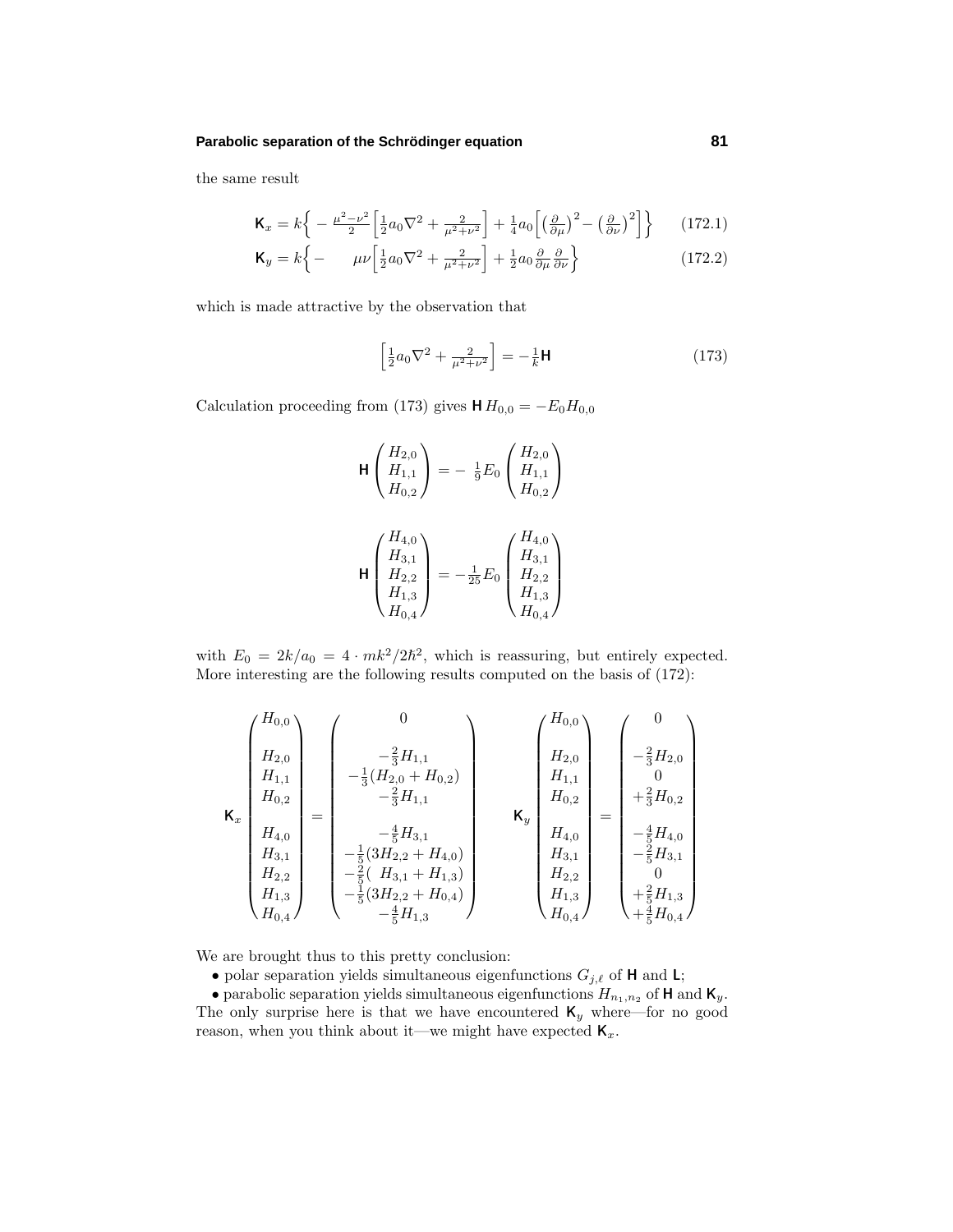the same result

$$\mathsf{K}_x = k\Big\{ -\tfrac{\mu^2-\nu^2}{2}\Big[\tfrac{1}{2}a_0\nabla^2 + \tfrac{2}{\mu^2+\nu^2}\Big] + \tfrac{1}{4}a_0\Big[\big(\tfrac{\partial}{\partial\mu}\big)^2 - \big(\tfrac{\partial}{\partial\nu}\big)^2\Big]\Big\} \tag{172.1}$$

$$\mathsf{K}_y = k\Big\{ -\qquad \mu\nu\Big[\tfrac{1}{2}a_0\nabla^2 + \tfrac{2}{\mu^2+\nu^2}\Big] + \tfrac{1}{2}a_0\tfrac{\partial}{\partial\mu}\tfrac{\partial}{\partial\nu}\Big\} \tag{172.2}$$

which is made attractive by the observation that

$$\Big[\tfrac{1}{2}a_0\nabla^2 + \tfrac{2}{\mu^2+\nu^2}\Big] = -\tfrac{1}{k}\mathsf{H} \tag{173}$$

Calculation proceeding from (173) gives $\mathsf{H}\,H_{0,0} = -E_0 H_{0,0}$

$$\mathsf{H}\begin{pmatrix} H_{2,0} \\ H_{1,1} \\ H_{0,2} \end{pmatrix} = -\,\tfrac{1}{9}E_0\begin{pmatrix} H_{2,0} \\ H_{1,1} \\ H_{0,2} \end{pmatrix}$$

$$\mathsf{H}\begin{pmatrix} H_{4,0} \\ H_{3,1} \\ H_{2,2} \\ H_{1,3} \\ H_{0,4} \end{pmatrix} = -\tfrac{1}{25}E_0\begin{pmatrix} H_{4,0} \\ H_{3,1} \\ H_{2,2} \\ H_{1,3} \\ H_{0,4} \end{pmatrix}$$

with $E_0 = 2k/a_0 = 4\cdot mk^2/2\hbar^2$, which is reassuring, but entirely expected. More interesting are the following results computed on the basis of (172):

$$\mathsf{K}_x\begin{pmatrix} H_{0,0} \\ \\ H_{2,0} \\ H_{1,1} \\ H_{0,2} \\ \\ H_{4,0} \\ H_{3,1} \\ H_{2,2} \\ H_{1,3} \\ H_{0,4} \end{pmatrix} = \begin{pmatrix} 0 \\ \\ -\frac{2}{3}H_{1,1} \\ -\frac{1}{3}(H_{2,0}+H_{0,2}) \\ -\frac{2}{3}H_{1,1} \\ \\ -\frac{4}{5}H_{3,1} \\ -\frac{1}{5}(3H_{2,2}+H_{4,0}) \\ -\frac{2}{5}(\ H_{3,1}+H_{1,3}) \\ -\frac{1}{5}(3H_{2,2}+H_{0,4}) \\ -\frac{4}{5}H_{1,3} \end{pmatrix} \qquad \mathsf{K}_y\begin{pmatrix} H_{0,0} \\ \\ H_{2,0} \\ H_{1,1} \\ H_{0,2} \\ \\ H_{4,0} \\ H_{3,1} \\ H_{2,2} \\ H_{1,3} \\ H_{0,4} \end{pmatrix} = \begin{pmatrix} 0 \\ \\ -\frac{2}{3}H_{2,0} \\ 0 \\ +\frac{2}{3}H_{0,2} \\ \\ -\frac{4}{5}H_{4,0} \\ -\frac{2}{5}H_{3,1} \\ 0 \\ +\frac{2}{5}H_{1,3} \\ +\frac{4}{5}H_{0,4} \end{pmatrix}$$

We are brought thus to this pretty conclusion:

- polar separation yields simultaneous eigenfunctions $G_{j,\ell}$ of $\mathsf{H}$ and $\mathsf{L}$;
- parabolic separation yields simultaneous eigenfunctions $H_{n_1,n_2}$ of $\mathsf{H}$ and $\mathsf{K}_y$.

The only surprise here is that we have encountered $\mathsf{K}_y$ where—for no good reason, when you think about it—we might have expected $\mathsf{K}_x$.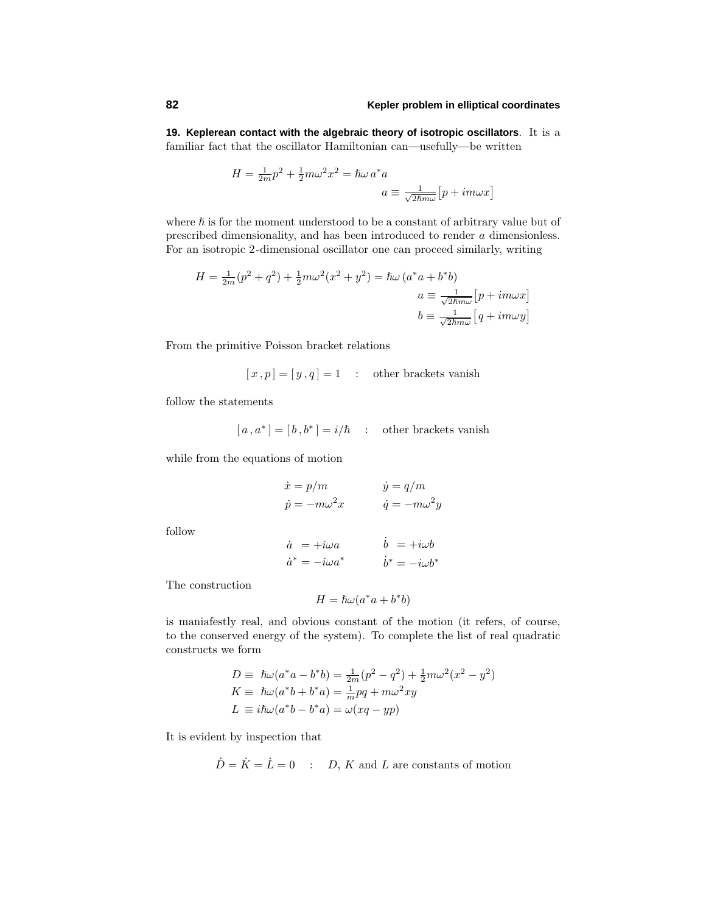**19. Keplerean contact with the algebraic theory of isotropic oscillators**. It is a familiar fact that the oscillator Hamiltonian can—usefully—be written

$$H = \tfrac{1}{2m}p^2 + \tfrac{1}{2}m\omega^2 x^2 = \hbar\omega\, a^* a$$

$$a \equiv \tfrac{1}{\sqrt{2\hbar m\omega}}\big[p + im\omega x\big]$$

where $\hbar$ is for the moment understood to be a constant of arbitrary value but of prescribed dimensionality, and has been introduced to render $a$ dimensionless. For an isotropic 2-dimensional oscillator one can proceed similarly, writing

$$H = \tfrac{1}{2m}(p^2 + q^2) + \tfrac{1}{2}m\omega^2(x^2 + y^2) = \hbar\omega\,(a^*a + b^*b)$$

$$a \equiv \tfrac{1}{\sqrt{2\hbar m\omega}}\big[p + im\omega x\big]$$

$$b \equiv \tfrac{1}{\sqrt{2\hbar m\omega}}\big[q + im\omega y\big]$$

From the primitive Poisson bracket relations

$$[\,x\,,p\,] = [\,y\,,q\,] = 1 \quad : \quad \text{other brackets vanish}$$

follow the statements

$$[\,a\,,a^*\,] = [\,b\,,b^*\,] = i/\hbar \quad : \quad \text{other brackets vanish}$$

while from the equations of motion

$$\begin{aligned} \dot{x} &= p/m & \dot{y} &= q/m \\ \dot{p} &= -m\omega^2 x & \dot{q} &= -m\omega^2 y \end{aligned}$$

follow

$$\begin{aligned} \dot{a} &= +i\omega a & \dot{b} &= +i\omega b \\ \dot{a}^* &= -i\omega a^* & \dot{b}^* &= -i\omega b^* \end{aligned}$$

The construction

$$H = \hbar\omega(a^*a + b^*b)$$

is maniafestly real, and obvious constant of the motion (it refers, of course, to the conserved energy of the system). To complete the list of real quadratic constructs we form

$$\begin{aligned} D &\equiv \hbar\omega(a^*a - b^*b) = \tfrac{1}{2m}(p^2 - q^2) + \tfrac{1}{2}m\omega^2(x^2 - y^2) \\ K &\equiv \hbar\omega(a^*b + b^*a) = \tfrac{1}{m}pq + m\omega^2 xy \\ L &\equiv i\hbar\omega(a^*b - b^*a) = \omega(xq - yp) \end{aligned}$$

It is evident by inspection that

$$\dot{D} = \dot{K} = \dot{L} = 0 \quad : \quad D,\ K \text{ and } L \text{ are constants of motion}$$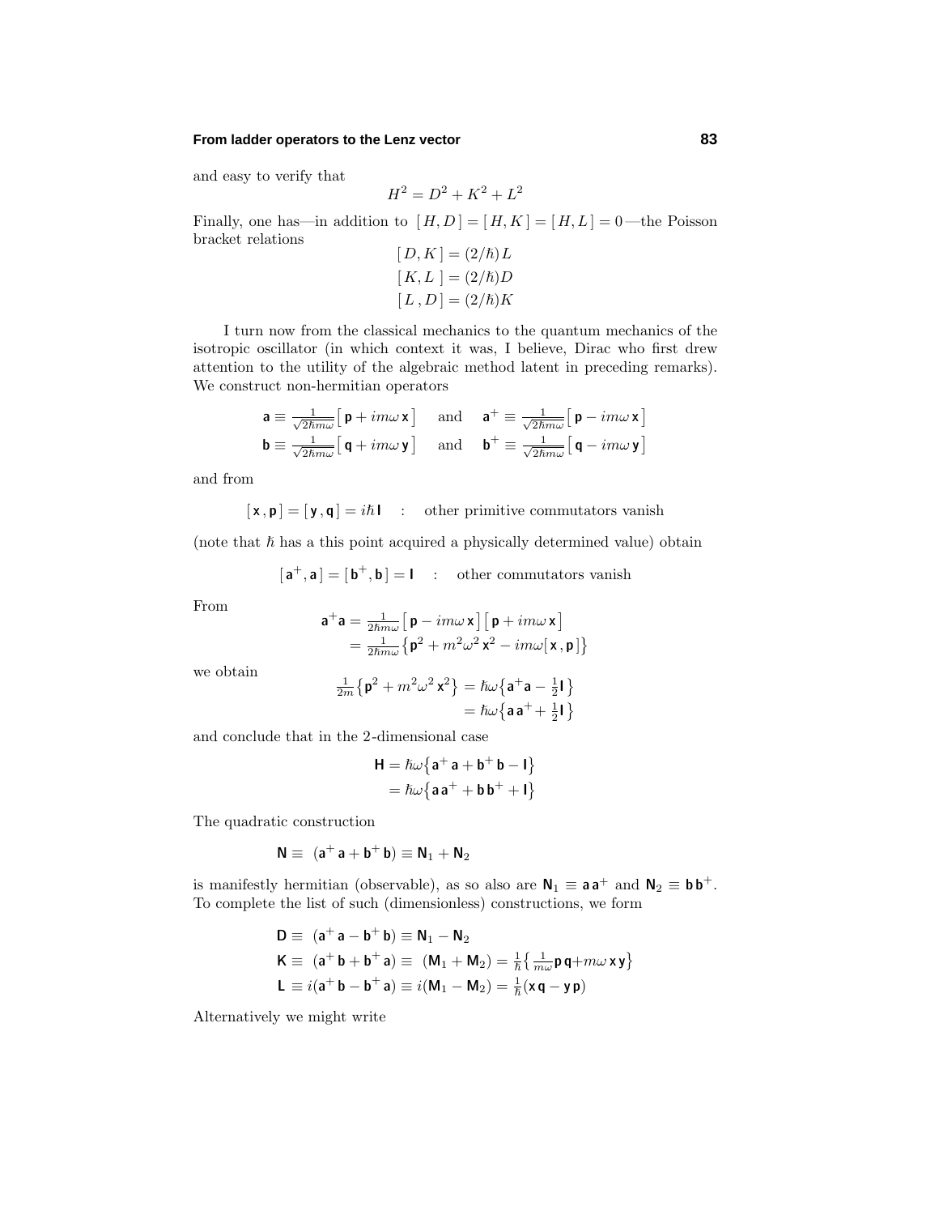and easy to verify that

$$H^2 = D^2 + K^2 + L^2$$

Finally, one has—in addition to $[H, D] = [H, K] = [H, L] = 0$—the Poisson bracket relations

$$\begin{aligned}
[D, K] &= (2/\hbar)L \\
[K, L\,] &= (2/\hbar)D \\
[L\,, D] &= (2/\hbar)K
\end{aligned}$$

I turn now from the classical mechanics to the quantum mechanics of the isotropic oscillator (in which context it was, I believe, Dirac who first drew attention to the utility of the algebraic method latent in preceding remarks). We construct non-hermitian operators

$$\begin{aligned}
\mathsf{a} &\equiv \tfrac{1}{\sqrt{2\hbar m\omega}}\big[\,\mathsf{p} + im\omega\,\mathsf{x}\,\big] \quad \text{and} \quad \mathsf{a}^+ \equiv \tfrac{1}{\sqrt{2\hbar m\omega}}\big[\,\mathsf{p} - im\omega\,\mathsf{x}\,\big] \\
\mathsf{b} &\equiv \tfrac{1}{\sqrt{2\hbar m\omega}}\big[\,\mathsf{q} + im\omega\,\mathsf{y}\,\big] \quad \text{and} \quad \mathsf{b}^+ \equiv \tfrac{1}{\sqrt{2\hbar m\omega}}\big[\,\mathsf{q} - im\omega\,\mathsf{y}\,\big]
\end{aligned}$$

and from

$$[\,\mathsf{x}\,,\mathsf{p}\,] = [\,\mathsf{y}\,,\mathsf{q}\,] = i\hbar\,\mathsf{I} \quad : \quad \text{other primitive commutators vanish}$$

(note that $\hbar$ has a this point acquired a physically determined value) obtain

$$[\,\mathsf{a}^+, \mathsf{a}\,] = [\,\mathsf{b}^+, \mathsf{b}\,] = \mathsf{I} \quad : \quad \text{other commutators vanish}$$

From

$$\begin{aligned}
\mathsf{a}^+\mathsf{a} &= \tfrac{1}{2\hbar m\omega}\big[\,\mathsf{p} - im\omega\,\mathsf{x}\,\big]\big[\,\mathsf{p} + im\omega\,\mathsf{x}\,\big] \\
&= \tfrac{1}{2\hbar m\omega}\big\{\mathsf{p}^2 + m^2\omega^2\,\mathsf{x}^2 - im\omega[\,\mathsf{x}\,,\mathsf{p}\,]\big\}
\end{aligned}$$

we obtain

$$\begin{aligned}
\tfrac{1}{2m}\big\{\mathsf{p}^2 + m^2\omega^2\,\mathsf{x}^2\big\} &= \hbar\omega\big\{\mathsf{a}^+\mathsf{a} - \tfrac{1}{2}\mathsf{I}\,\big\} \\
&= \hbar\omega\big\{\mathsf{a}\,\mathsf{a}^+ + \tfrac{1}{2}\mathsf{I}\,\big\}
\end{aligned}$$

and conclude that in the 2-dimensional case

$$\begin{aligned}
\mathsf{H} &= \hbar\omega\big\{\mathsf{a}^+\,\mathsf{a} + \mathsf{b}^+\,\mathsf{b} - \mathsf{I}\big\} \\
&= \hbar\omega\big\{\mathsf{a}\,\mathsf{a}^+ + \mathsf{b}\,\mathsf{b}^+ + \mathsf{I}\big\}
\end{aligned}$$

The quadratic construction

$$\mathsf{N} \equiv\ (\mathsf{a}^+\,\mathsf{a} + \mathsf{b}^+\,\mathsf{b}) \equiv \mathsf{N}_1 + \mathsf{N}_2$$

is manifestly hermitian (observable), as so also are $\mathsf{N}_1 \equiv \mathsf{a}\,\mathsf{a}^+$ and $\mathsf{N}_2 \equiv \mathsf{b}\,\mathsf{b}^+$. To complete the list of such (dimensionless) constructions, we form

$$\begin{aligned}
\mathsf{D} &\equiv\ (\mathsf{a}^+\,\mathsf{a} - \mathsf{b}^+\,\mathsf{b}) \equiv \mathsf{N}_1 - \mathsf{N}_2 \\
\mathsf{K} &\equiv\ (\mathsf{a}^+\,\mathsf{b} + \mathsf{b}^+\,\mathsf{a}) \equiv\ (\mathsf{M}_1 + \mathsf{M}_2) = \tfrac{1}{\hbar}\big\{\tfrac{1}{m\omega}\mathsf{p}\,\mathsf{q} + m\omega\,\mathsf{x}\,\mathsf{y}\big\} \\
\mathsf{L} &\equiv i(\mathsf{a}^+\,\mathsf{b} - \mathsf{b}^+\,\mathsf{a}) \equiv i(\mathsf{M}_1 - \mathsf{M}_2) = \tfrac{1}{\hbar}(\mathsf{x}\,\mathsf{q} - \mathsf{y}\,\mathsf{p})
\end{aligned}$$

Alternatively we might write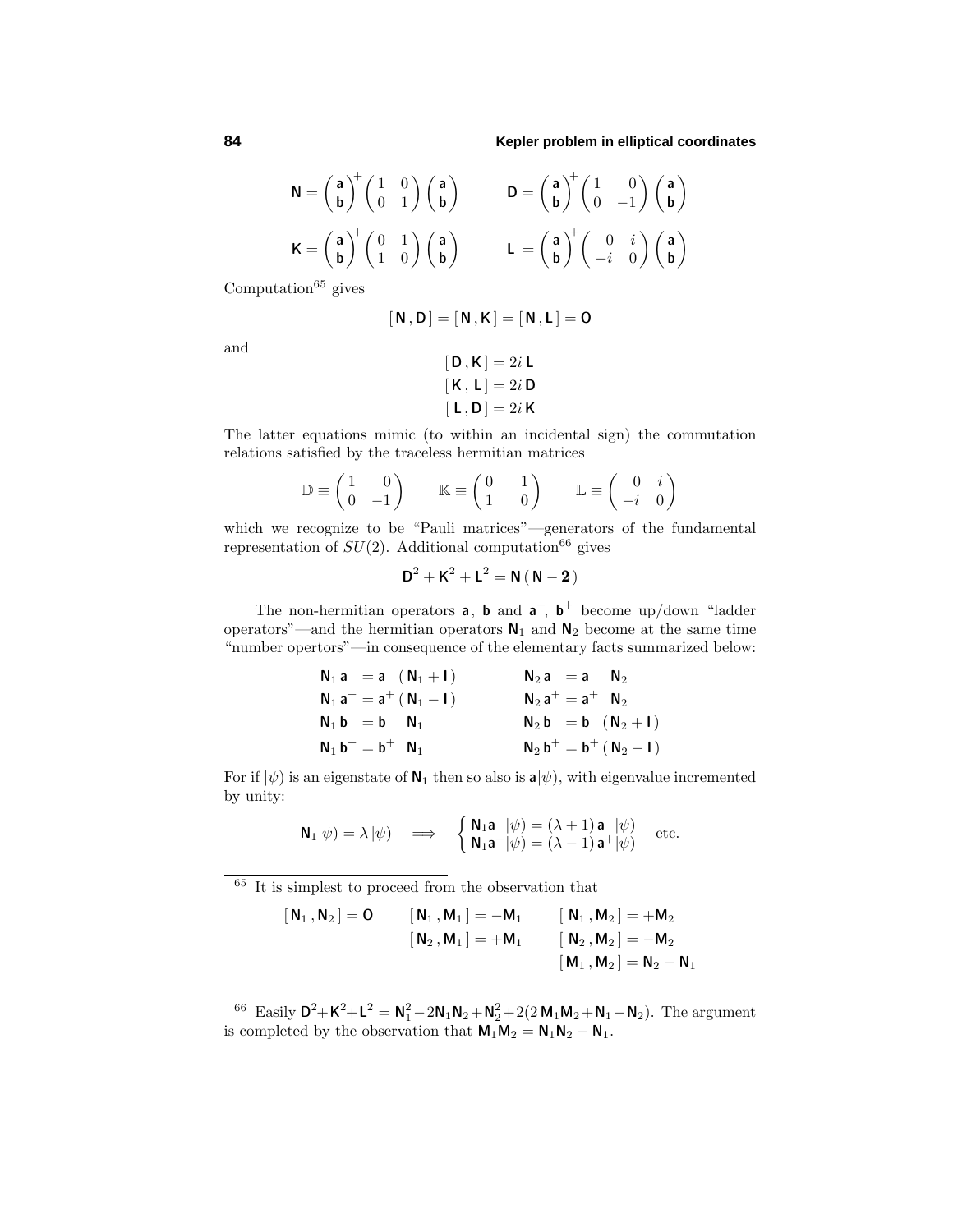$$\mathsf{N} = \begin{pmatrix} \mathsf{a} \\ \mathsf{b} \end{pmatrix}^{+} \begin{pmatrix} 1 & 0 \\ 0 & 1 \end{pmatrix} \begin{pmatrix} \mathsf{a} \\ \mathsf{b} \end{pmatrix} \qquad \mathsf{D} = \begin{pmatrix} \mathsf{a} \\ \mathsf{b} \end{pmatrix}^{+} \begin{pmatrix} 1 & 0 \\ 0 & -1 \end{pmatrix} \begin{pmatrix} \mathsf{a} \\ \mathsf{b} \end{pmatrix}$$

$$\mathsf{K} = \begin{pmatrix} \mathsf{a} \\ \mathsf{b} \end{pmatrix}^{+} \begin{pmatrix} 0 & 1 \\ 1 & 0 \end{pmatrix} \begin{pmatrix} \mathsf{a} \\ \mathsf{b} \end{pmatrix} \qquad \mathsf{L} = \begin{pmatrix} \mathsf{a} \\ \mathsf{b} \end{pmatrix}^{+} \begin{pmatrix} 0 & i \\ -i & 0 \end{pmatrix} \begin{pmatrix} \mathsf{a} \\ \mathsf{b} \end{pmatrix}$$

Computation[65] gives

$$[\,\mathsf{N}\,,\mathsf{D}\,] = [\,\mathsf{N}\,,\mathsf{K}\,] = [\,\mathsf{N}\,,\mathsf{L}\,] = \mathsf{O}$$

and

$$\begin{aligned} [\,\mathsf{D}\,,\mathsf{K}\,] &= 2i\,\mathsf{L} \\ [\,\mathsf{K}\,,\,\mathsf{L}\,] &= 2i\,\mathsf{D} \\ [\,\mathsf{L}\,,\mathsf{D}\,] &= 2i\,\mathsf{K} \end{aligned}$$

The latter equations mimic (to within an incidental sign) the commutation relations satisfied by the traceless hermitian matrices

$$\mathbb{D} \equiv \begin{pmatrix} 1 & 0 \\ 0 & -1 \end{pmatrix} \qquad \mathbb{K} \equiv \begin{pmatrix} 0 & 1 \\ 1 & 0 \end{pmatrix} \qquad \mathbb{L} \equiv \begin{pmatrix} 0 & i \\ -i & 0 \end{pmatrix}$$

which we recognize to be "Pauli matrices"—generators of the fundamental representation of $SU(2)$. Additional computation[66] gives

$$\mathsf{D}^2 + \mathsf{K}^2 + \mathsf{L}^2 = \mathsf{N}\,(\,\mathsf{N} - \mathbf{2}\,)$$

The non-hermitian operators $\mathsf{a}$, $\mathsf{b}$ and $\mathsf{a}^+$, $\mathsf{b}^+$ become up/down "ladder operators"—and the hermitian operators $\mathsf{N}_1$ and $\mathsf{N}_2$ become at the same time "number opertors"—in consequence of the elementary facts summarized below:

$$\begin{aligned} \mathsf{N}_1\,\mathsf{a} &= \mathsf{a}\;\;(\,\mathsf{N}_1 + \mathsf{I}\,) & \qquad \mathsf{N}_2\,\mathsf{a} &= \mathsf{a}\;\;\;\mathsf{N}_2 \\ \mathsf{N}_1\,\mathsf{a}^+ &= \mathsf{a}^+\,(\,\mathsf{N}_1 - \mathsf{I}\,) & \qquad \mathsf{N}_2\,\mathsf{a}^+ &= \mathsf{a}^+\;\;\mathsf{N}_2 \\ \mathsf{N}_1\,\mathsf{b} &= \mathsf{b}\;\;\;\mathsf{N}_1 & \qquad \mathsf{N}_2\,\mathsf{b} &= \mathsf{b}\;\;(\,\mathsf{N}_2 + \mathsf{I}\,) \\ \mathsf{N}_1\,\mathsf{b}^+ &= \mathsf{b}^+\;\;\mathsf{N}_1 & \qquad \mathsf{N}_2\,\mathsf{b}^+ &= \mathsf{b}^+\,(\,\mathsf{N}_2 - \mathsf{I}\,) \end{aligned}$$

For if $|\psi)$ is an eigenstate of $\mathsf{N}_1$ then so also is $\mathsf{a}|\psi)$, with eigenvalue incremented by unity:

$$\mathsf{N}_1|\psi) = \lambda\,|\psi) \quad \Longrightarrow \quad \begin{cases} \mathsf{N}_1\mathsf{a}\;\;|\psi) = (\lambda+1)\,\mathsf{a}\;\;|\psi) \\ \mathsf{N}_1\mathsf{a}^+|\psi) = (\lambda-1)\,\mathsf{a}^+|\psi) \end{cases} \quad \text{etc.}$$

---

[65] It is simplest to proceed from the observation that

$$\begin{aligned} [\,\mathsf{N}_1\,,\mathsf{N}_2\,] = \mathsf{O} \qquad & [\,\mathsf{N}_1\,,\mathsf{M}_1\,] = -\mathsf{M}_1 \qquad & [\,\mathsf{N}_1\,,\mathsf{M}_2\,] &= +\mathsf{M}_2 \\ & [\,\mathsf{N}_2\,,\mathsf{M}_1\,] = +\mathsf{M}_1 \qquad & [\,\mathsf{N}_2\,,\mathsf{M}_2\,] &= -\mathsf{M}_2 \\ & & [\,\mathsf{M}_1\,,\mathsf{M}_2\,] &= \mathsf{N}_2 - \mathsf{N}_1 \end{aligned}$$

[66] Easily $\mathsf{D}^2 + \mathsf{K}^2 + \mathsf{L}^2 = \mathsf{N}_1^2 - 2\mathsf{N}_1\mathsf{N}_2 + \mathsf{N}_2^2 + 2(2\,\mathsf{M}_1\mathsf{M}_2 + \mathsf{N}_1 - \mathsf{N}_2)$. The argument is completed by the observation that $\mathsf{M}_1\mathsf{M}_2 = \mathsf{N}_1\mathsf{N}_2 - \mathsf{N}_1$.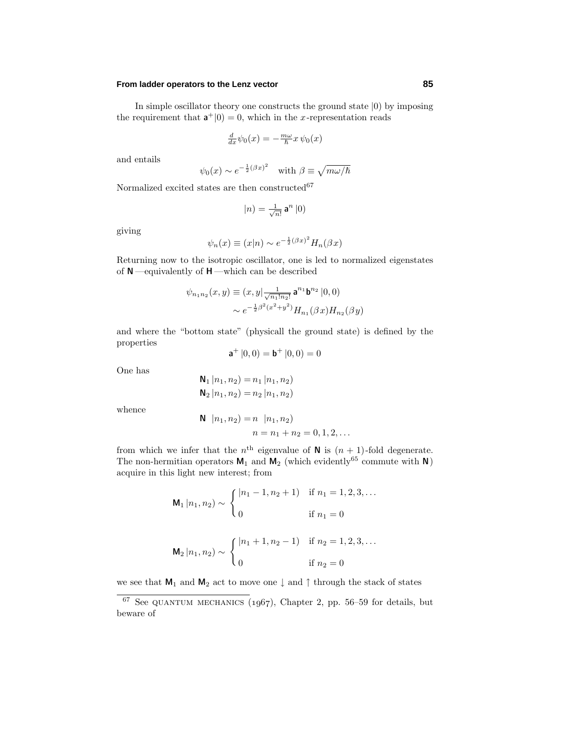In simple oscillator theory one constructs the ground state $|0)$ by imposing the requirement that $\mathsf{a}^+|0) = 0$, which in the $x$-representation reads

$$\tfrac{d}{dx}\psi_0(x) = -\tfrac{m\omega}{\hbar}x\,\psi_0(x)$$

and entails

$$\psi_0(x) \sim e^{-\frac{1}{2}(\beta x)^2} \quad \text{with } \beta \equiv \sqrt{m\omega/\hbar}$$

Normalized excited states are then constructed[67]

$$|n) = \tfrac{1}{\sqrt{n!}}\,\mathsf{a}^n\,|0)$$

giving

$$\psi_n(x) \equiv (x|n) \sim e^{-\frac{1}{2}(\beta x)^2} H_n(\beta x)$$

Returning now to the isotropic oscillator, one is led to normalized eigenstates of $\mathsf{N}$—equivalently of $\mathsf{H}$—which can be described

$$\begin{aligned}\psi_{n_1 n_2}(x,y) &\equiv (x,y|\tfrac{1}{\sqrt{n_1!n_2!}}\,\mathsf{a}^{n_1}\mathsf{b}^{n_2}\,|0,0)\\ &\sim e^{-\frac{1}{2}\beta^2(x^2+y^2)} H_{n_1}(\beta x) H_{n_2}(\beta y)\end{aligned}$$

and where the "bottom state" (physicall the ground state) is defined by the properties

$$\mathsf{a}^+\,|0,0) = \mathsf{b}^+\,|0,0) = 0$$

One has

$$\begin{aligned}\mathsf{N}_1\,|n_1,n_2) &= n_1\,|n_1,n_2)\\ \mathsf{N}_2\,|n_1,n_2) &= n_2\,|n_1,n_2)\end{aligned}$$

whence

$$\begin{aligned}\mathsf{N}\;\;|n_1,n_2) &= n\;\;|n_1,n_2)\\ n &= n_1+n_2 = 0,1,2,\ldots\end{aligned}$$

from which we infer that the $n^{\text{th}}$ eigenvalue of $\mathsf{N}$ is $(n+1)$-fold degenerate. The non-hermitian operators $\mathsf{M}_1$ and $\mathsf{M}_2$ (which evidently[65] commute with $\mathsf{N}$) acquire in this light new interest; from

$$\mathsf{M}_1\,|n_1,n_2) \sim \begin{cases} |n_1-1,n_2+1) & \text{if } n_1 = 1,2,3,\ldots\\ 0 & \text{if } n_1 = 0\end{cases}$$

$$\mathsf{M}_2\,|n_1,n_2) \sim \begin{cases} |n_1+1,n_2-1) & \text{if } n_2 = 1,2,3,\ldots\\ 0 & \text{if } n_2 = 0\end{cases}$$

we see that $\mathsf{M}_1$ and $\mathsf{M}_2$ act to move one $\downarrow$ and $\uparrow$ through the stack of states

---

[67] See QUANTUM MECHANICS (1967), Chapter 2, pp. 56–59 for details, but beware of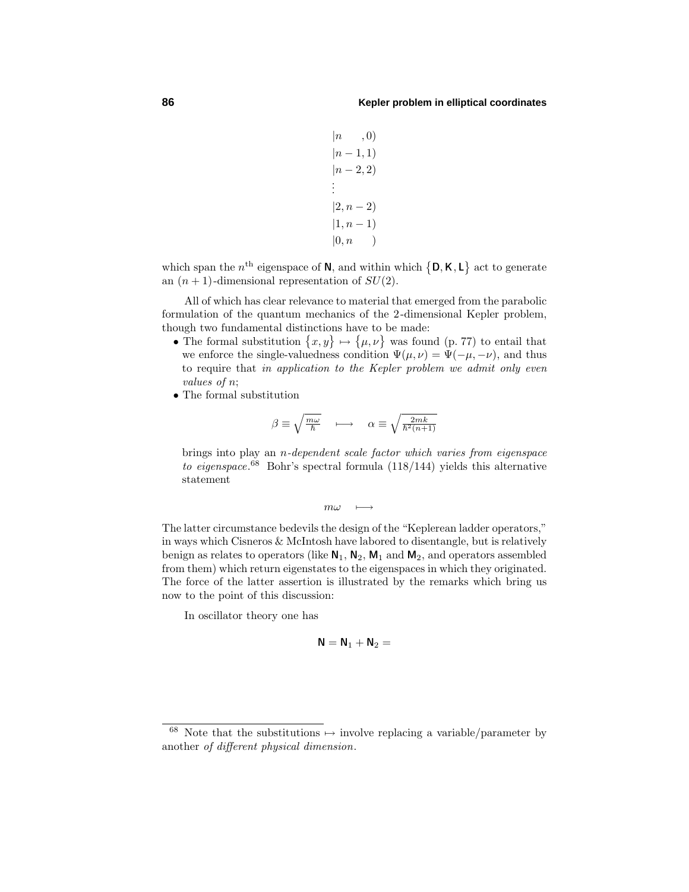$$
\begin{aligned}
&|n \quad\;\; ,0)\\
&|n-1,1)\\
&|n-2,2)\\
&\;\vdots\\
&|2,n-2)\\
&|1,n-1)\\
&|0,n \quad\;\; )
\end{aligned}
$$

which span the $n^{\text{th}}$ eigenspace of $\mathbf{N}$, and within which $\{\mathbf{D}, \mathbf{K}, \mathbf{L}\}$ act to generate an $(n+1)$-dimensional representation of $SU(2)$.

All of which has clear relevance to material that emerged from the parabolic formulation of the quantum mechanics of the 2-dimensional Kepler problem, though two fundamental distinctions have to be made:

- The formal substitution $\{x, y\} \mapsto \{\mu, \nu\}$ was found (p. 77) to entail that we enforce the single-valuedness condition $\Psi(\mu,\nu) = \Psi(-\mu,-\nu)$, and thus to require that *in application to the Kepler problem we admit only even values of $n$*;
- The formal substitution

$$
\beta \equiv \sqrt{\tfrac{m\omega}{\hbar}} \quad \longmapsto \quad \alpha \equiv \sqrt{\tfrac{2mk}{\hbar^2(n+1)}}
$$

  brings into play an *$n$-dependent scale factor which varies from eigenspace to eigenspace*.[68] Bohr's spectral formula (118/144) yields this alternative statement

$$
m\omega \quad \longmapsto
$$

The latter circumstance bedevils the design of the "Keplerean ladder operators," in ways which Cisneros & McIntosh have labored to disentangle, but is relatively benign as relates to operators (like $\mathbf{N}_1$, $\mathbf{N}_2$, $\mathbf{M}_1$ and $\mathbf{M}_2$, and operators assembled from them) which return eigenstates to the eigenspaces in which they originated. The force of the latter assertion is illustrated by the remarks which bring us now to the point of this discussion:

In oscillator theory one has

$$
\mathbf{N} = \mathbf{N}_1 + \mathbf{N}_2 =
$$

[68] Note that the substitutions $\mapsto$ involve replacing a variable/parameter by another *of different physical dimension*.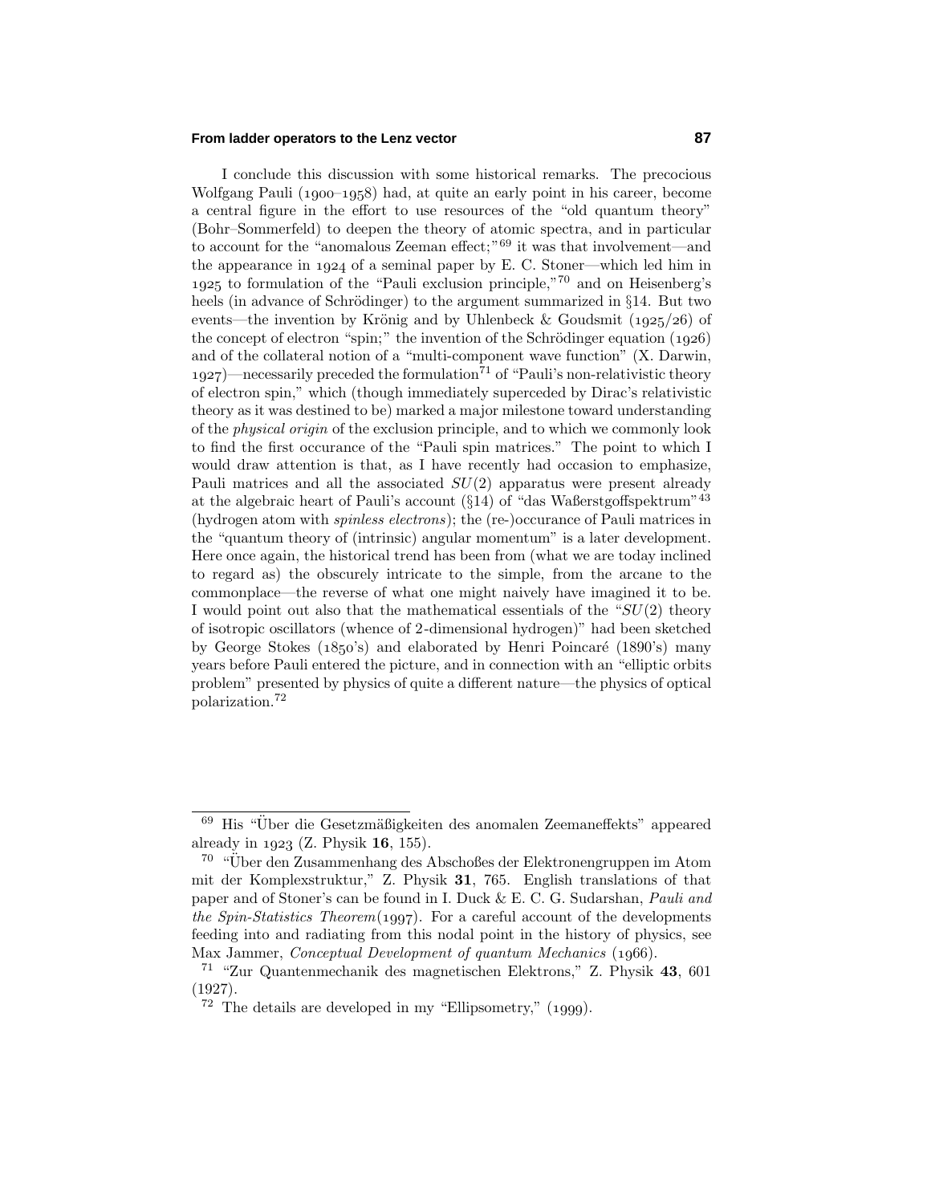I conclude this discussion with some historical remarks. The precocious Wolfgang Pauli (1900–1958) had, at quite an early point in his career, become a central figure in the effort to use resources of the "old quantum theory" (Bohr–Sommerfeld) to deepen the theory of atomic spectra, and in particular to account for the "anomalous Zeeman effect;"[69] it was that involvement—and the appearance in 1924 of a seminal paper by E. C. Stoner—which led him in 1925 to formulation of the "Pauli exclusion principle,"[70] and on Heisenberg's heels (in advance of Schrödinger) to the argument summarized in §14. But two events—the invention by Krönig and by Uhlenbeck & Goudsmit (1925/26) of the concept of electron "spin;" the invention of the Schrödinger equation (1926) and of the collateral notion of a "multi-component wave function" (X. Darwin, 1927)—necessarily preceded the formulation[71] of "Pauli's non-relativistic theory of electron spin," which (though immediately superceded by Dirac's relativistic theory as it was destined to be) marked a major milestone toward understanding of the *physical origin* of the exclusion principle, and to which we commonly look to find the first occurance of the "Pauli spin matrices." The point to which I would draw attention is that, as I have recently had occasion to emphasize, Pauli matrices and all the associated $SU(2)$ apparatus were present already at the algebraic heart of Pauli's account (§14) of "das Waßerstgoffspektrum"[43] (hydrogen atom with *spinless electrons*); the (re-)occurance of Pauli matrices in the "quantum theory of (intrinsic) angular momentum" is a later development. Here once again, the historical trend has been from (what we are today inclined to regard as) the obscurely intricate to the simple, from the arcane to the commonplace—the reverse of what one might naively have imagined it to be. I would point out also that the mathematical essentials of the "$SU(2)$ theory of isotropic oscillators (whence of 2-dimensional hydrogen)" had been sketched by George Stokes (1850's) and elaborated by Henri Poincaré (1890's) many years before Pauli entered the picture, and in connection with an "elliptic orbits problem" presented by physics of quite a different nature—the physics of optical polarization.[72]

---

[69] His "Über die Gesetzmäßigkeiten des anomalen Zeemaneffekts" appeared already in 1923 (Z. Physik **16**, 155).

[70] "Über den Zusammenhang des Abschoßes der Elektronengruppen im Atom mit der Komplexstruktur," Z. Physik **31**, 765. English translations of that paper and of Stoner's can be found in I. Duck & E. C. G. Sudarshan, *Pauli and the Spin-Statistics Theorem*(1997). For a careful account of the developments feeding into and radiating from this nodal point in the history of physics, see Max Jammer, *Conceptual Development of quantum Mechanics* (1966).

[71] "Zur Quantenmechanik des magnetischen Elektrons," Z. Physik **43**, 601 (1927).

[72] The details are developed in my "Ellipsometry," (1999).